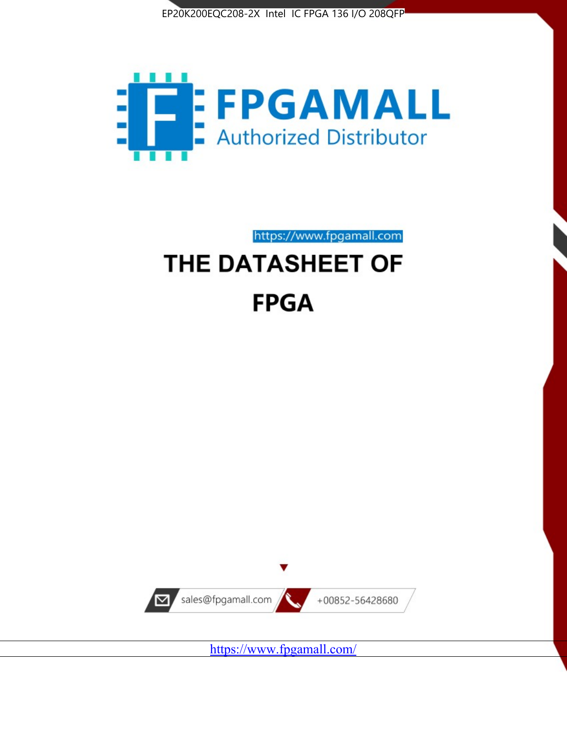EP20K200EQC208-2X Intel IC FPGA 136 I/O 208QFP

FPGAMALL

Authorized Distributor

https://www.fpgamall.com

# THE DATASHEET OF

# FPGA

sales@fpgamall.com

+00852-56428680

https://www.fpgamall.com/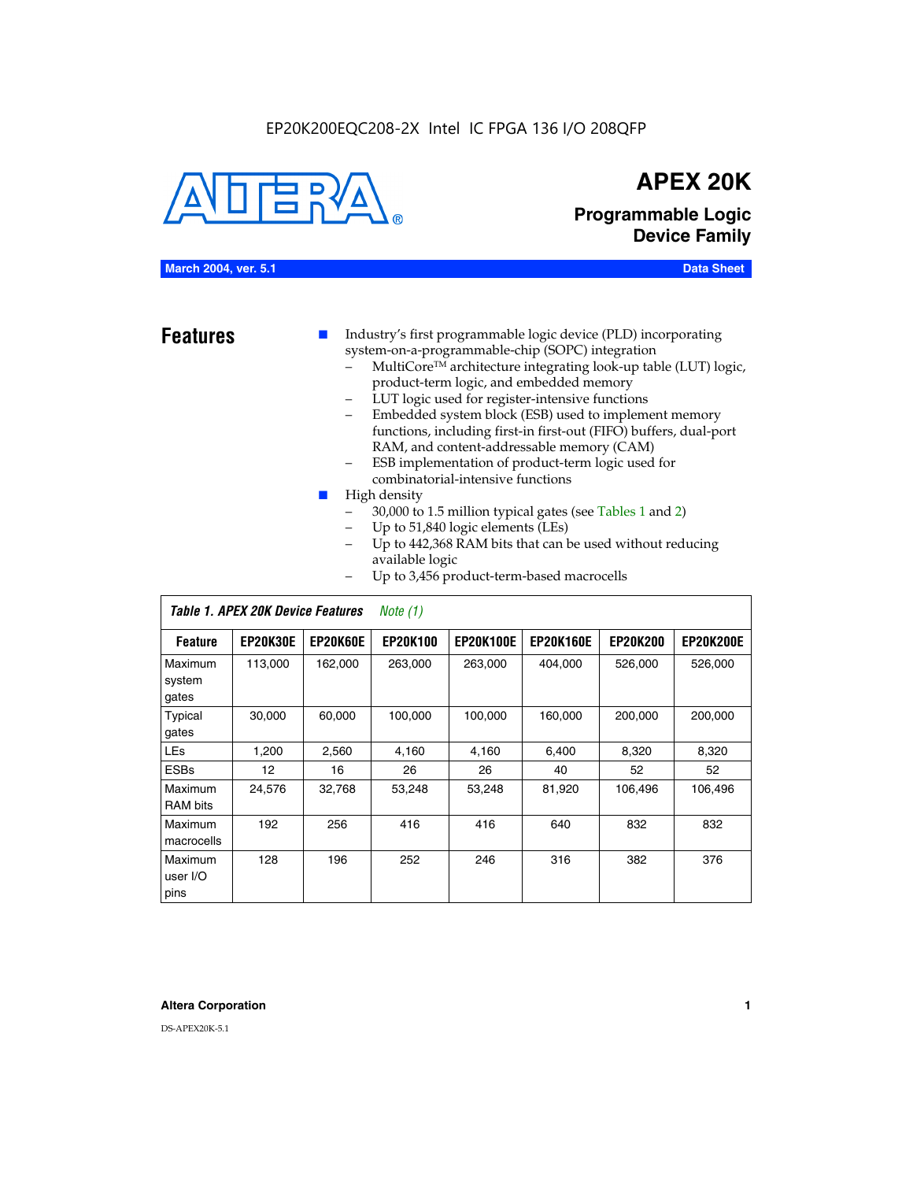EP20K200EQC208-2X Intel IC FPGA 136 I/O 208QFP

# APEX 20K

## Programmable Logic Device Family

**March 2004, ver. 5.1** **Data Sheet**

## Features

- Industry's first programmable logic device (PLD) incorporating system-on-a-programmable-chip (SOPC) integration
  - MultiCore™ architecture integrating look-up table (LUT) logic, product-term logic, and embedded memory
  - LUT logic used for register-intensive functions
  - Embedded system block (ESB) used to implement memory functions, including first-in first-out (FIFO) buffers, dual-port RAM, and content-addressable memory (CAM)
  - ESB implementation of product-term logic used for combinatorial-intensive functions
- High density
  - 30,000 to 1.5 million typical gates (see Tables 1 and 2)
  - Up to 51,840 logic elements (LEs)
  - Up to 442,368 RAM bits that can be used without reducing available logic
  - Up to 3,456 product-term-based macrocells

*Table 1. APEX 20K Device Features* *Note (1)*

| Feature | EP20K30E | EP20K60E | EP20K100 | EP20K100E | EP20K160E | EP20K200 | EP20K200E |
|---|---|---|---|---|---|---|---|
| Maximum system gates | 113,000 | 162,000 | 263,000 | 263,000 | 404,000 | 526,000 | 526,000 |
| Typical gates | 30,000 | 60,000 | 100,000 | 100,000 | 160,000 | 200,000 | 200,000 |
| LEs | 1,200 | 2,560 | 4,160 | 4,160 | 6,400 | 8,320 | 8,320 |
| ESBs | 12 | 16 | 26 | 26 | 40 | 52 | 52 |
| Maximum RAM bits | 24,576 | 32,768 | 53,248 | 53,248 | 81,920 | 106,496 | 106,496 |
| Maximum macrocells | 192 | 256 | 416 | 416 | 640 | 832 | 832 |
| Maximum user I/O pins | 128 | 196 | 252 | 246 | 316 | 382 | 376 |

**Altera Corporation**

DS-APEX20K-5.1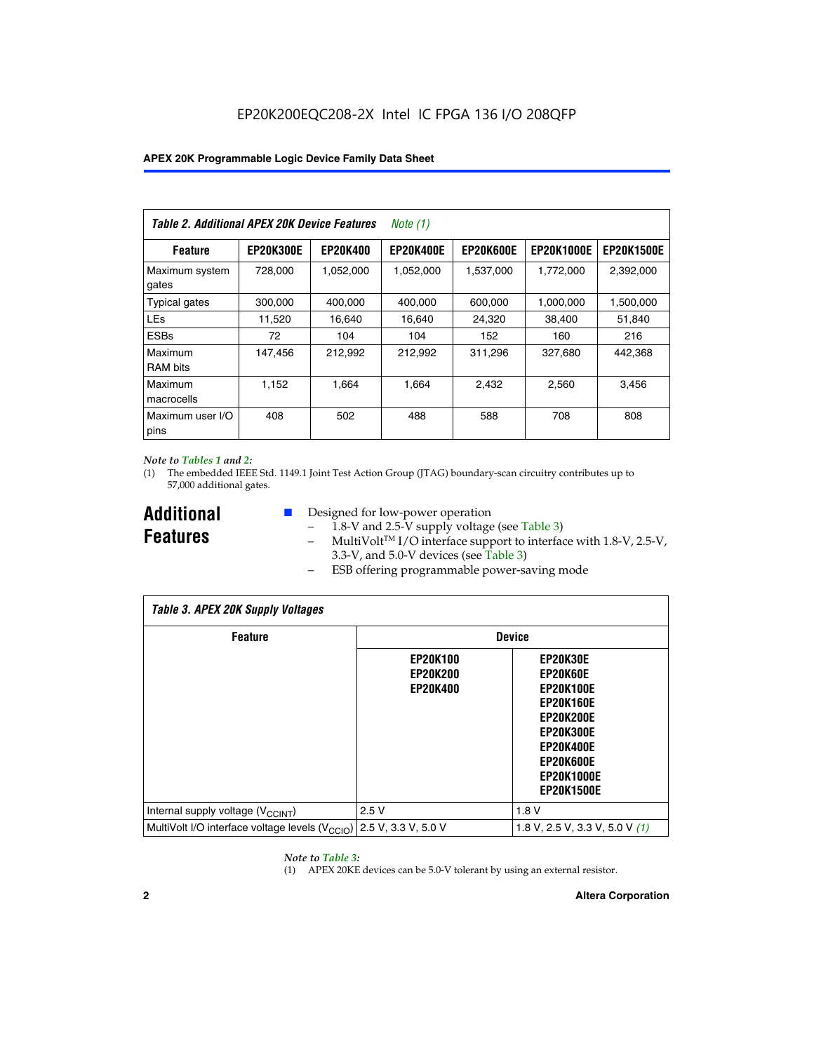*Table 2. Additional APEX 20K Device Features Note (1)*

| Feature | EP20K300E | EP20K400 | EP20K400E | EP20K600E | EP20K1000E | EP20K1500E |
|---|---|---|---|---|---|---|
| Maximum system gates | 728,000 | 1,052,000 | 1,052,000 | 1,537,000 | 1,772,000 | 2,392,000 |
| Typical gates | 300,000 | 400,000 | 400,000 | 600,000 | 1,000,000 | 1,500,000 |
| LEs | 11,520 | 16,640 | 16,640 | 24,320 | 38,400 | 51,840 |
| ESBs | 72 | 104 | 104 | 152 | 160 | 216 |
| Maximum RAM bits | 147,456 | 212,992 | 212,992 | 311,296 | 327,680 | 442,368 |
| Maximum macrocells | 1,152 | 1,664 | 1,664 | 2,432 | 2,560 | 3,456 |
| Maximum user I/O pins | 408 | 502 | 488 | 588 | 708 | 808 |

*Note to Tables 1 and 2:*

(1) The embedded IEEE Std. 1149.1 Joint Test Action Group (JTAG) boundary-scan circuitry contributes up to 57,000 additional gates.

## Additional Features

- Designed for low-power operation
  - 1.8-V and 2.5-V supply voltage (see Table 3)
  - MultiVolt™ I/O interface support to interface with 1.8-V, 2.5-V, 3.3-V, and 5.0-V devices (see Table 3)
  - ESB offering programmable power-saving mode

*Table 3. APEX 20K Supply Voltages*

| Feature | Device | |
|---|---|---|
| | EP20K100<br>EP20K200<br>EP20K400 | EP20K30E<br>EP20K60E<br>EP20K100E<br>EP20K160E<br>EP20K200E<br>EP20K300E<br>EP20K400E<br>EP20K600E<br>EP20K1000E<br>EP20K1500E |
| Internal supply voltage ($V_{CCINT}$) | 2.5 V | 1.8 V |
| MultiVolt I/O interface voltage levels ($V_{CCIO}$) | 2.5 V, 3.3 V, 5.0 V | 1.8 V, 2.5 V, 3.3 V, 5.0 V (1) |

*Note to Table 3:*

(1) APEX 20KE devices can be 5.0-V tolerant by using an external resistor.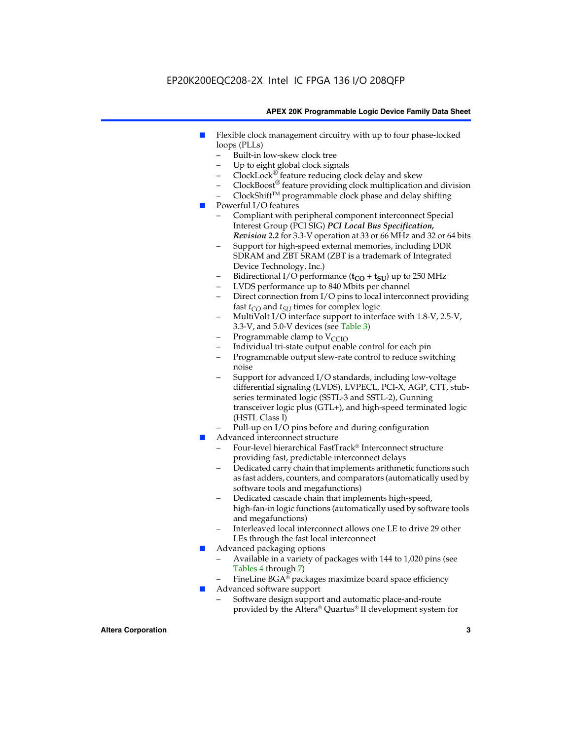- Flexible clock management circuitry with up to four phase-locked loops (PLLs)
  - Built-in low-skew clock tree
  - Up to eight global clock signals
  - ClockLock® feature reducing clock delay and skew
  - ClockBoost® feature providing clock multiplication and division
  - ClockShift™ programmable clock phase and delay shifting
- Powerful I/O features
  - Compliant with peripheral component interconnect Special Interest Group (PCI SIG) ***PCI Local Bus Specification, Revision 2.2*** for 3.3-V operation at 33 or 66 MHz and 32 or 64 bits
  - Support for high-speed external memories, including DDR SDRAM and ZBT SRAM (ZBT is a trademark of Integrated Device Technology, Inc.)
  - Bidirectional I/O performance ($\mathbf{t_{CO}} + \mathbf{t_{SU}}$) up to 250 MHz
  - LVDS performance up to 840 Mbits per channel
  - Direct connection from I/O pins to local interconnect providing fast $t_{CO}$ and $t_{SU}$ times for complex logic
  - MultiVolt I/O interface support to interface with 1.8-V, 2.5-V, 3.3-V, and 5.0-V devices (see Table 3)
  - Programmable clamp to $V_{CCIO}$
  - Individual tri-state output enable control for each pin
  - Programmable output slew-rate control to reduce switching noise
  - Support for advanced I/O standards, including low-voltage differential signaling (LVDS), LVPECL, PCI-X, AGP, CTT, stub-series terminated logic (SSTL-3 and SSTL-2), Gunning transceiver logic plus (GTL+), and high-speed terminated logic (HSTL Class I)
  - Pull-up on I/O pins before and during configuration
- Advanced interconnect structure
  - Four-level hierarchical FastTrack® Interconnect structure providing fast, predictable interconnect delays
  - Dedicated carry chain that implements arithmetic functions such as fast adders, counters, and comparators (automatically used by software tools and megafunctions)
  - Dedicated cascade chain that implements high-speed, high-fan-in logic functions (automatically used by software tools and megafunctions)
  - Interleaved local interconnect allows one LE to drive 29 other LEs through the fast local interconnect
- Advanced packaging options
  - Available in a variety of packages with 144 to 1,020 pins (see Tables 4 through 7)
  - FineLine BGA® packages maximize board space efficiency
- Advanced software support
  - Software design support and automatic place-and-route provided by the Altera® Quartus® II development system for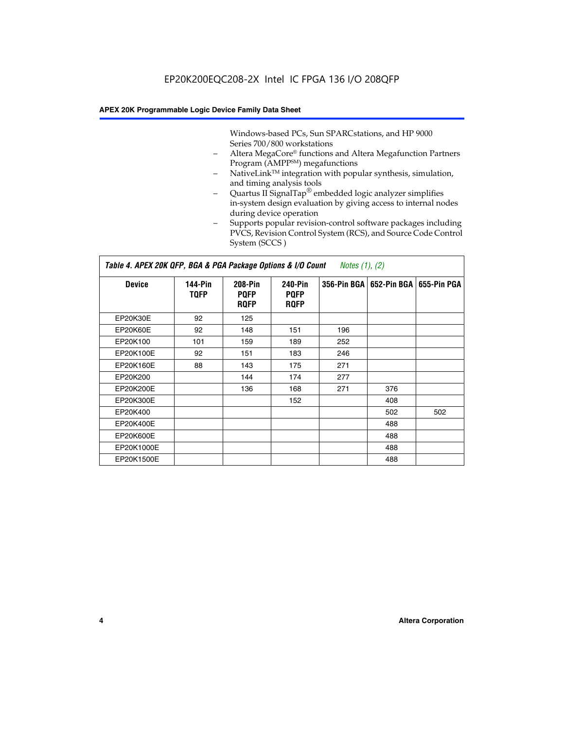Windows-based PCs, Sun SPARCstations, and HP 9000 Series 700/800 workstations

- Altera MegaCore® functions and Altera Megafunction Partners Program (AMPP℠) megafunctions
- NativeLink™ integration with popular synthesis, simulation, and timing analysis tools
- Quartus II SignalTap® embedded logic analyzer simplifies in-system design evaluation by giving access to internal nodes during device operation
- Supports popular revision-control software packages including PVCS, Revision Control System (RCS), and Source Code Control System (SCCS )

**Table 4. APEX 20K QFP, BGA & PGA Package Options & I/O Count** *Notes (1), (2)*

| Device | 144-Pin TQFP | 208-Pin PQFP RQFP | 240-Pin PQFP RQFP | 356-Pin BGA | 652-Pin BGA | 655-Pin PGA |
|---|---|---|---|---|---|---|
| EP20K30E | 92 | 125 | | | | |
| EP20K60E | 92 | 148 | 151 | 196 | | |
| EP20K100 | 101 | 159 | 189 | 252 | | |
| EP20K100E | 92 | 151 | 183 | 246 | | |
| EP20K160E | 88 | 143 | 175 | 271 | | |
| EP20K200 | | 144 | 174 | 277 | | |
| EP20K200E | | 136 | 168 | 271 | 376 | |
| EP20K300E | | | 152 | | 408 | |
| EP20K400 | | | | | 502 | 502 |
| EP20K400E | | | | | 488 | |
| EP20K600E | | | | | 488 | |
| EP20K1000E | | | | | 488 | |
| EP20K1500E | | | | | 488 | |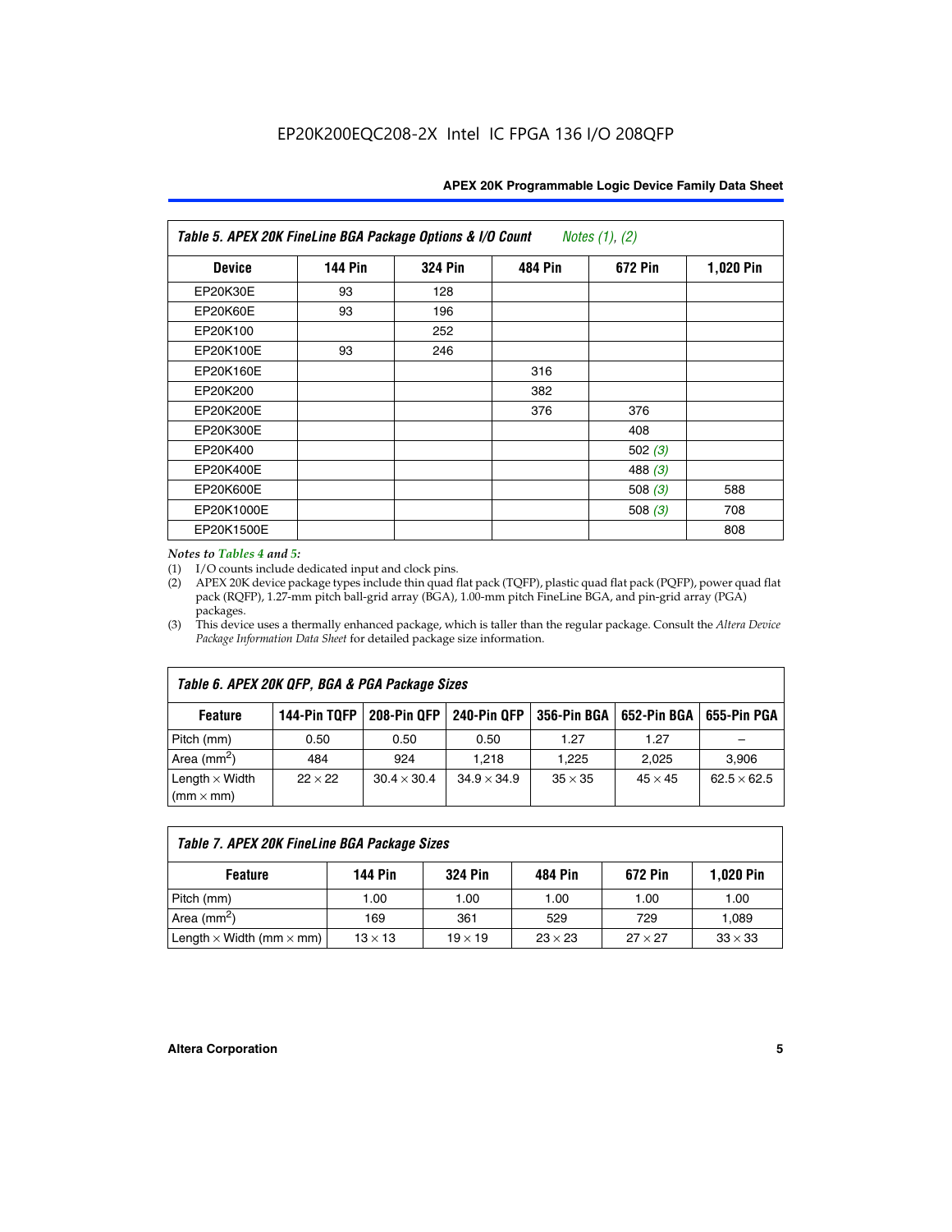EP20K200EQC208-2X Intel IC FPGA 136 I/O 208QFP

**Table 5. APEX 20K FineLine BGA Package Options & I/O Count** *Notes (1), (2)*

| Device | 144 Pin | 324 Pin | 484 Pin | 672 Pin | 1,020 Pin |
|---|---|---|---|---|---|
| EP20K30E | 93 | 128 | | | |
| EP20K60E | 93 | 196 | | | |
| EP20K100 | | 252 | | | |
| EP20K100E | 93 | 246 | | | |
| EP20K160E | | | 316 | | |
| EP20K200 | | | 382 | | |
| EP20K200E | | | 376 | 376 | |
| EP20K300E | | | | 408 | |
| EP20K400 | | | | 502 *(3)* | |
| EP20K400E | | | | 488 *(3)* | |
| EP20K600E | | | | 508 *(3)* | 588 |
| EP20K1000E | | | | 508 *(3)* | 708 |
| EP20K1500E | | | | | 808 |

*Notes to Tables 4 and 5:*

(1) I/O counts include dedicated input and clock pins.

(2) APEX 20K device package types include thin quad flat pack (TQFP), plastic quad flat pack (PQFP), power quad flat pack (RQFP), 1.27-mm pitch ball-grid array (BGA), 1.00-mm pitch FineLine BGA, and pin-grid array (PGA) packages.

(3) This device uses a thermally enhanced package, which is taller than the regular package. Consult the *Altera Device Package Information Data Sheet* for detailed package size information.

**Table 6. APEX 20K QFP, BGA & PGA Package Sizes**

| Feature | 144-Pin TQFP | 208-Pin QFP | 240-Pin QFP | 356-Pin BGA | 652-Pin BGA | 655-Pin PGA |
|---|---|---|---|---|---|---|
| Pitch (mm) | 0.50 | 0.50 | 0.50 | 1.27 | 1.27 | – |
| Area ($mm^2$) | 484 | 924 | 1,218 | 1,225 | 2,025 | 3,906 |
| Length × Width (mm × mm) | 22 × 22 | 30.4 × 30.4 | 34.9 × 34.9 | 35 × 35 | 45 × 45 | 62.5 × 62.5 |

**Table 7. APEX 20K FineLine BGA Package Sizes**

| Feature | 144 Pin | 324 Pin | 484 Pin | 672 Pin | 1,020 Pin |
|---|---|---|---|---|---|
| Pitch (mm) | 1.00 | 1.00 | 1.00 | 1.00 | 1.00 |
| Area ($mm^2$) | 169 | 361 | 529 | 729 | 1,089 |
| Length × Width (mm × mm) | 13 × 13 | 19 × 19 | 23 × 23 | 27 × 27 | 33 × 33 |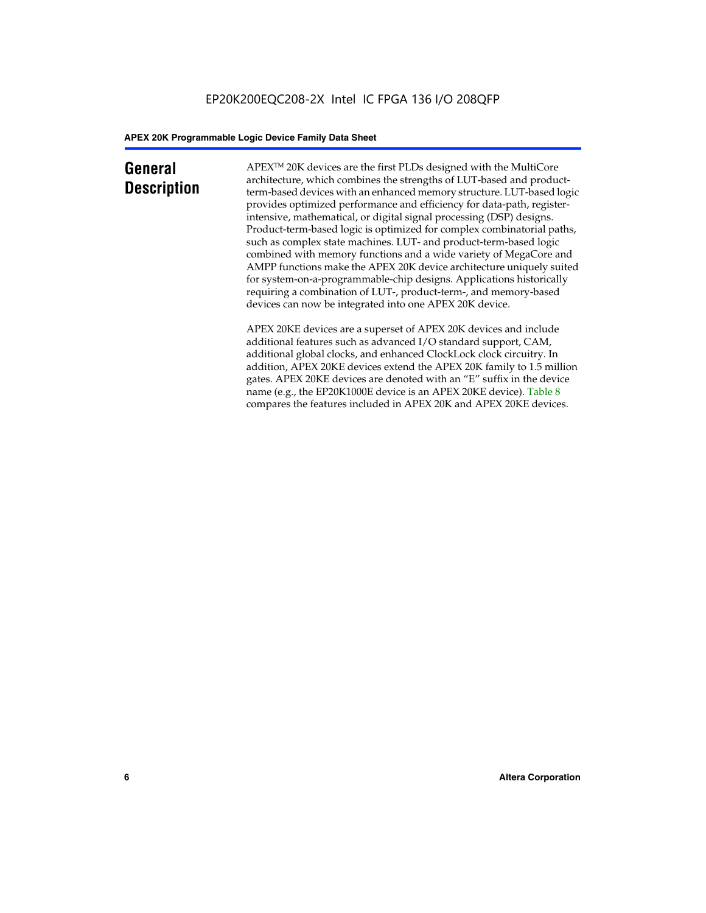## General Description

APEX™ 20K devices are the first PLDs designed with the MultiCore architecture, which combines the strengths of LUT-based and product-term-based devices with an enhanced memory structure. LUT-based logic provides optimized performance and efficiency for data-path, register-intensive, mathematical, or digital signal processing (DSP) designs. Product-term-based logic is optimized for complex combinatorial paths, such as complex state machines. LUT- and product-term-based logic combined with memory functions and a wide variety of MegaCore and AMPP functions make the APEX 20K device architecture uniquely suited for system-on-a-programmable-chip designs. Applications historically requiring a combination of LUT-, product-term-, and memory-based devices can now be integrated into one APEX 20K device.

APEX 20KE devices are a superset of APEX 20K devices and include additional features such as advanced I/O standard support, CAM, additional global clocks, and enhanced ClockLock clock circuitry. In addition, APEX 20KE devices extend the APEX 20K family to 1.5 million gates. APEX 20KE devices are denoted with an "E" suffix in the device name (e.g., the EP20K1000E device is an APEX 20KE device). Table 8 compares the features included in APEX 20K and APEX 20KE devices.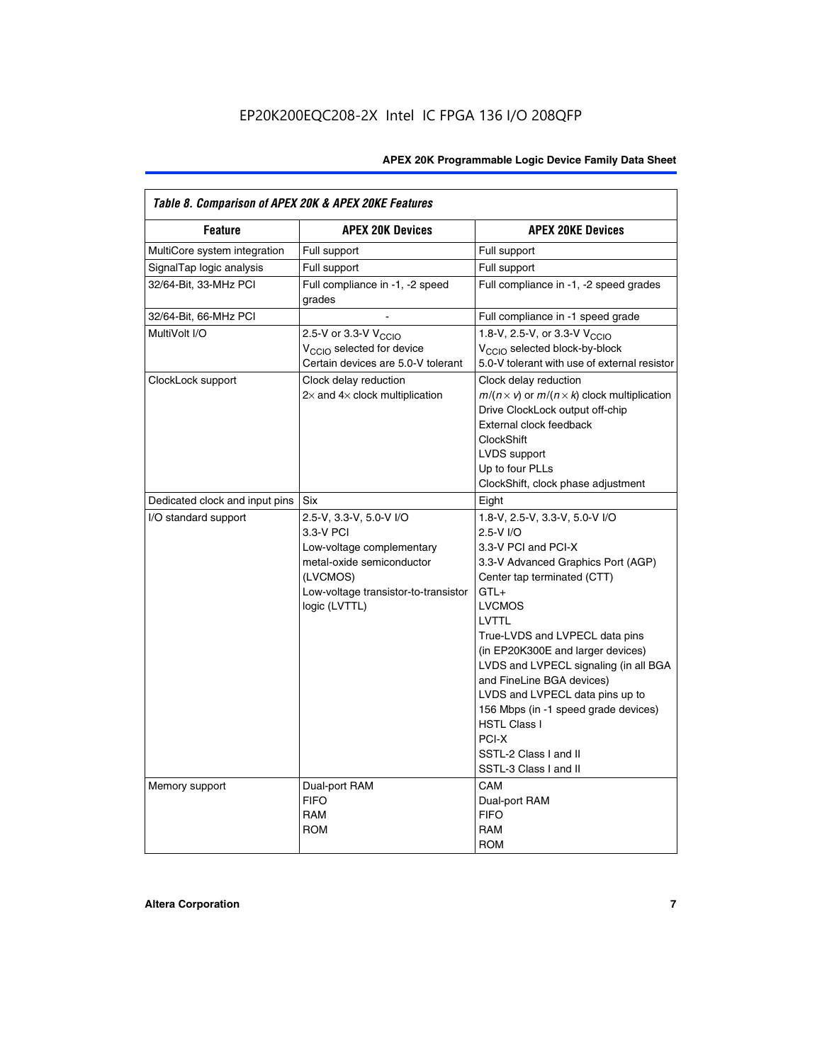*Table 8. Comparison of APEX 20K & APEX 20KE Features*

| Feature | APEX 20K Devices | APEX 20KE Devices |
|---|---|---|
| MultiCore system integration | Full support | Full support |
| SignalTap logic analysis | Full support | Full support |
| 32/64-Bit, 33-MHz PCI | Full compliance in -1, -2 speed grades | Full compliance in -1, -2 speed grades |
| 32/64-Bit, 66-MHz PCI | - | Full compliance in -1 speed grade |
| MultiVolt I/O | 2.5-V or 3.3-V $V_{CCIO}$<br>$V_{CCIO}$ selected for device<br>Certain devices are 5.0-V tolerant | 1.8-V, 2.5-V, or 3.3-V $V_{CCIO}$<br>$V_{CCIO}$ selected block-by-block<br>5.0-V tolerant with use of external resistor |
| ClockLock support | Clock delay reduction<br>2× and 4× clock multiplication | Clock delay reduction<br>$m/(n \times v)$ or $m/(n \times k)$ clock multiplication<br>Drive ClockLock output off-chip<br>External clock feedback<br>ClockShift<br>LVDS support<br>Up to four PLLs<br>ClockShift, clock phase adjustment |
| Dedicated clock and input pins | Six | Eight |
| I/O standard support | 2.5-V, 3.3-V, 5.0-V I/O<br>3.3-V PCI<br>Low-voltage complementary metal-oxide semiconductor (LVCMOS)<br>Low-voltage transistor-to-transistor logic (LVTTL) | 1.8-V, 2.5-V, 3.3-V, 5.0-V I/O<br>2.5-V I/O<br>3.3-V PCI and PCI-X<br>3.3-V Advanced Graphics Port (AGP)<br>Center tap terminated (CTT)<br>GTL+<br>LVCMOS<br>LVTTL<br>True-LVDS and LVPECL data pins (in EP20K300E and larger devices)<br>LVDS and LVPECL signaling (in all BGA and FineLine BGA devices)<br>LVDS and LVPECL data pins up to 156 Mbps (in -1 speed grade devices)<br>HSTL Class I<br>PCI-X<br>SSTL-2 Class I and II<br>SSTL-3 Class I and II |
| Memory support | Dual-port RAM<br>FIFO<br>RAM<br>ROM | CAM<br>Dual-port RAM<br>FIFO<br>RAM<br>ROM |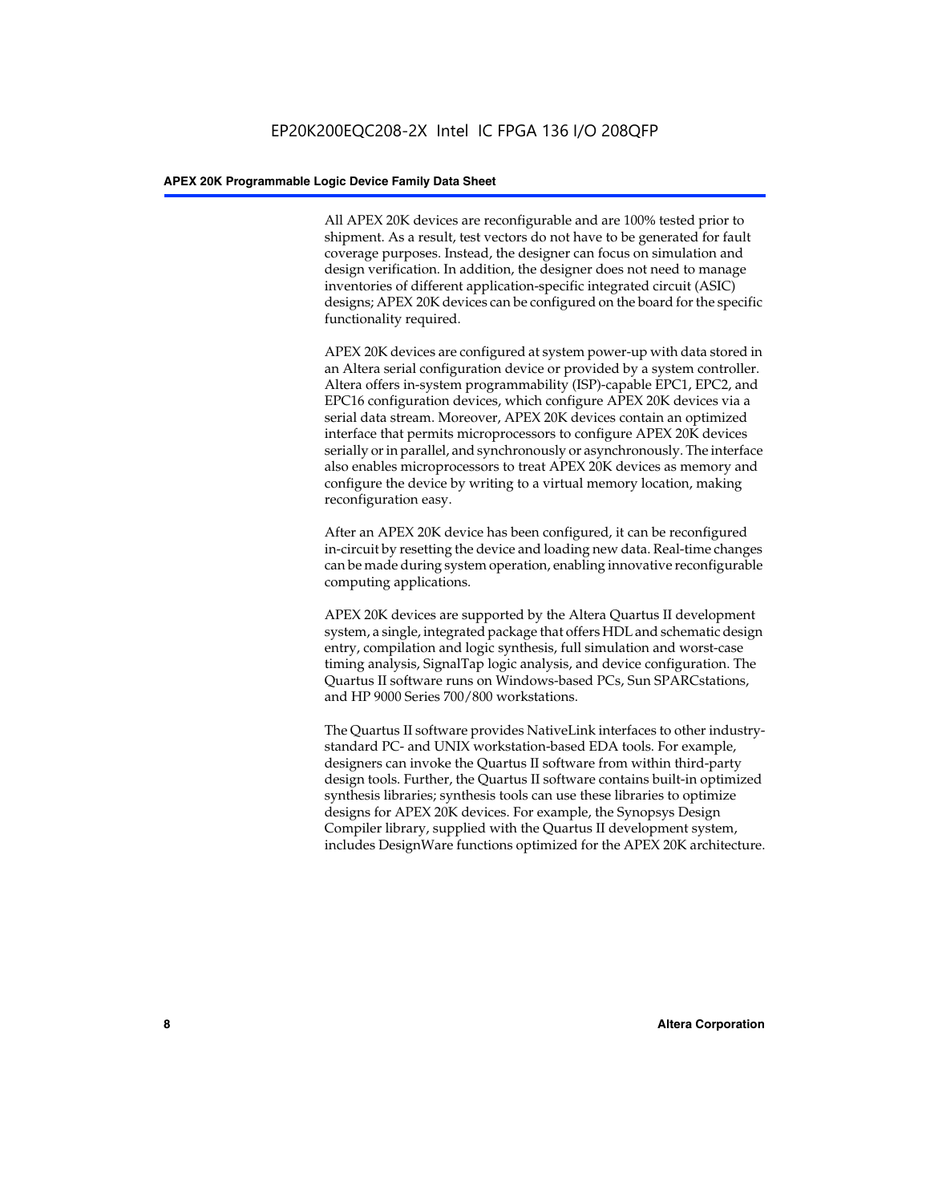All APEX 20K devices are reconfigurable and are 100% tested prior to shipment. As a result, test vectors do not have to be generated for fault coverage purposes. Instead, the designer can focus on simulation and design verification. In addition, the designer does not need to manage inventories of different application-specific integrated circuit (ASIC) designs; APEX 20K devices can be configured on the board for the specific functionality required.

APEX 20K devices are configured at system power-up with data stored in an Altera serial configuration device or provided by a system controller. Altera offers in-system programmability (ISP)-capable EPC1, EPC2, and EPC16 configuration devices, which configure APEX 20K devices via a serial data stream. Moreover, APEX 20K devices contain an optimized interface that permits microprocessors to configure APEX 20K devices serially or in parallel, and synchronously or asynchronously. The interface also enables microprocessors to treat APEX 20K devices as memory and configure the device by writing to a virtual memory location, making reconfiguration easy.

After an APEX 20K device has been configured, it can be reconfigured in-circuit by resetting the device and loading new data. Real-time changes can be made during system operation, enabling innovative reconfigurable computing applications.

APEX 20K devices are supported by the Altera Quartus II development system, a single, integrated package that offers HDL and schematic design entry, compilation and logic synthesis, full simulation and worst-case timing analysis, SignalTap logic analysis, and device configuration. The Quartus II software runs on Windows-based PCs, Sun SPARCstations, and HP 9000 Series 700/800 workstations.

The Quartus II software provides NativeLink interfaces to other industry-standard PC- and UNIX workstation-based EDA tools. For example, designers can invoke the Quartus II software from within third-party design tools. Further, the Quartus II software contains built-in optimized synthesis libraries; synthesis tools can use these libraries to optimize designs for APEX 20K devices. For example, the Synopsys Design Compiler library, supplied with the Quartus II development system, includes DesignWare functions optimized for the APEX 20K architecture.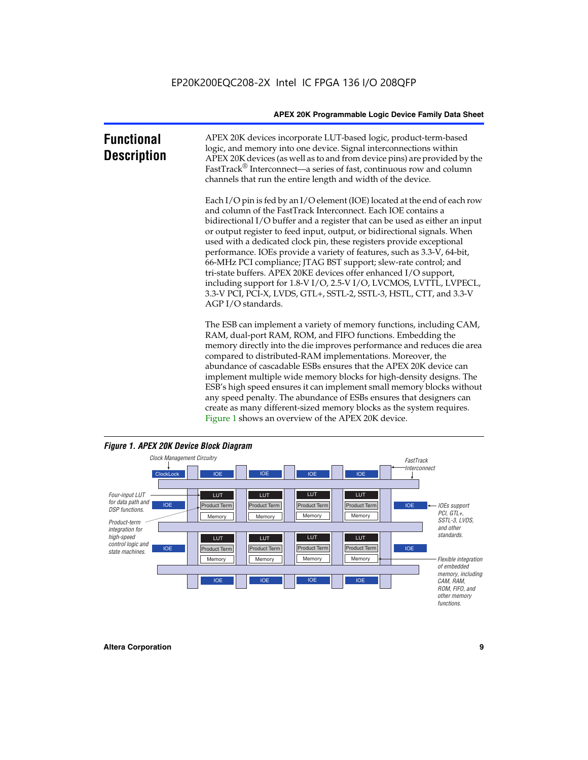## Functional Description

APEX 20K devices incorporate LUT-based logic, product-term-based logic, and memory into one device. Signal interconnections within APEX 20K devices (as well as to and from device pins) are provided by the FastTrack® Interconnect—a series of fast, continuous row and column channels that run the entire length and width of the device.

Each I/O pin is fed by an I/O element (IOE) located at the end of each row and column of the FastTrack Interconnect. Each IOE contains a bidirectional I/O buffer and a register that can be used as either an input or output register to feed input, output, or bidirectional signals. When used with a dedicated clock pin, these registers provide exceptional performance. IOEs provide a variety of features, such as 3.3-V, 64-bit, 66-MHz PCI compliance; JTAG BST support; slew-rate control; and tri-state buffers. APEX 20KE devices offer enhanced I/O support, including support for 1.8-V I/O, 2.5-V I/O, LVCMOS, LVTTL, LVPECL, 3.3-V PCI, PCI-X, LVDS, GTL+, SSTL-2, SSTL-3, HSTL, CTT, and 3.3-V AGP I/O standards.

The ESB can implement a variety of memory functions, including CAM, RAM, dual-port RAM, ROM, and FIFO functions. Embedding the memory directly into the die improves performance and reduces die area compared to distributed-RAM implementations. Moreover, the abundance of cascadable ESBs ensures that the APEX 20K device can implement multiple wide memory blocks for high-density designs. The ESB's high speed ensures it can implement small memory blocks without any speed penalty. The abundance of ESBs ensures that designers can create as many different-sized memory blocks as the system requires. Figure 1 shows an overview of the APEX 20K device.

*Figure 1. APEX 20K Device Block Diagram*

Clock Management Circuitry | FastTrack Interconnect | ClockLock | IOE | LUT | Product Term | Memory | Four-input LUT for data path and DSP functions. | Product-term integration for high-speed control logic and state machines. | IOEs support PCI, GTL+, SSTL-3, LVDS, and other standards. | Flexible integration of embedded memory, including CAM, RAM, ROM, FIFO, and other memory functions.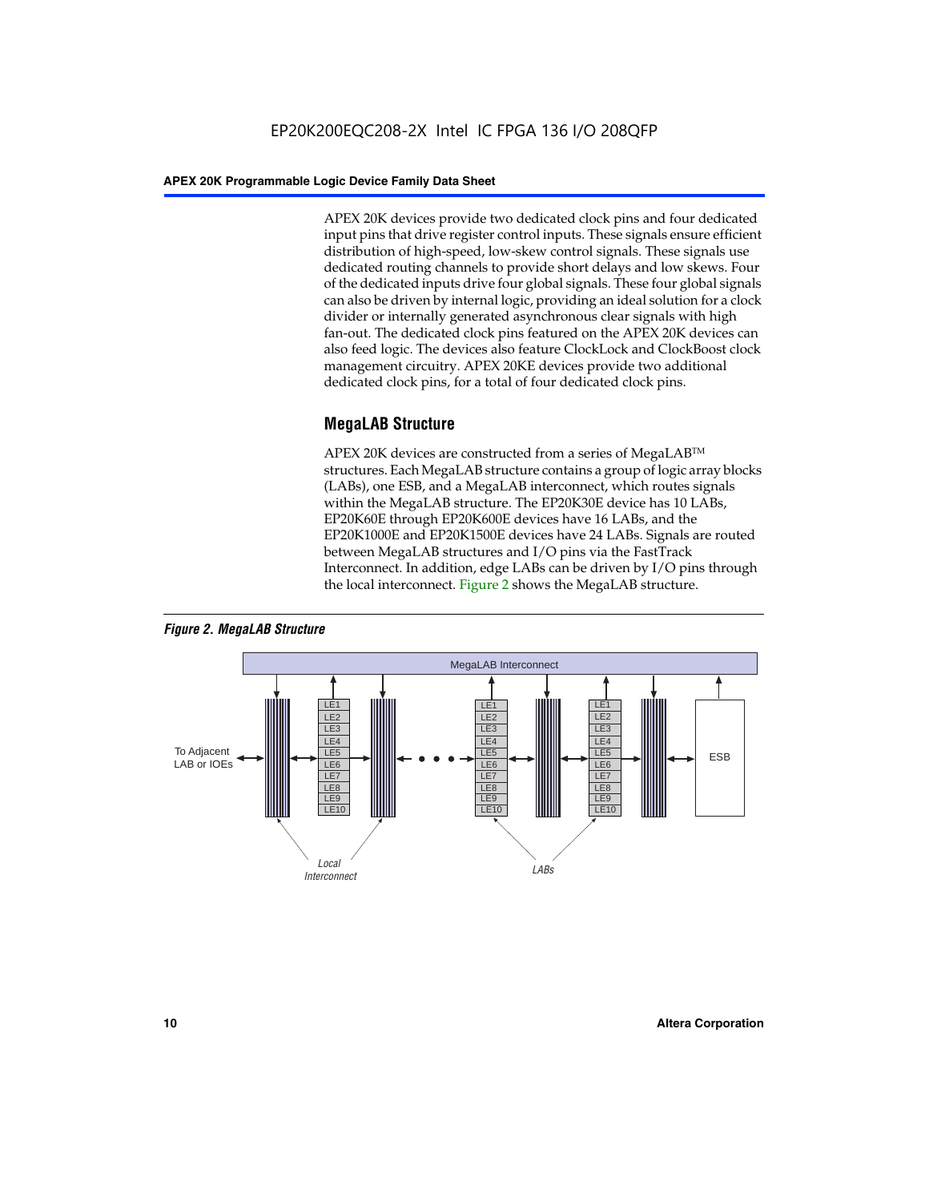APEX 20K devices provide two dedicated clock pins and four dedicated input pins that drive register control inputs. These signals ensure efficient distribution of high-speed, low-skew control signals. These signals use dedicated routing channels to provide short delays and low skews. Four of the dedicated inputs drive four global signals. These four global signals can also be driven by internal logic, providing an ideal solution for a clock divider or internally generated asynchronous clear signals with high fan-out. The dedicated clock pins featured on the APEX 20K devices can also feed logic. The devices also feature ClockLock and ClockBoost clock management circuitry. APEX 20KE devices provide two additional dedicated clock pins, for a total of four dedicated clock pins.

## MegaLAB Structure

APEX 20K devices are constructed from a series of MegaLAB™ structures. Each MegaLAB structure contains a group of logic array blocks (LABs), one ESB, and a MegaLAB interconnect, which routes signals within the MegaLAB structure. The EP20K30E device has 10 LABs, EP20K60E through EP20K600E devices have 16 LABs, and the EP20K1000E and EP20K1500E devices have 24 LABs. Signals are routed between MegaLAB structures and I/O pins via the FastTrack Interconnect. In addition, edge LABs can be driven by I/O pins through the local interconnect. Figure 2 shows the MegaLAB structure.

*Figure 2. MegaLAB Structure*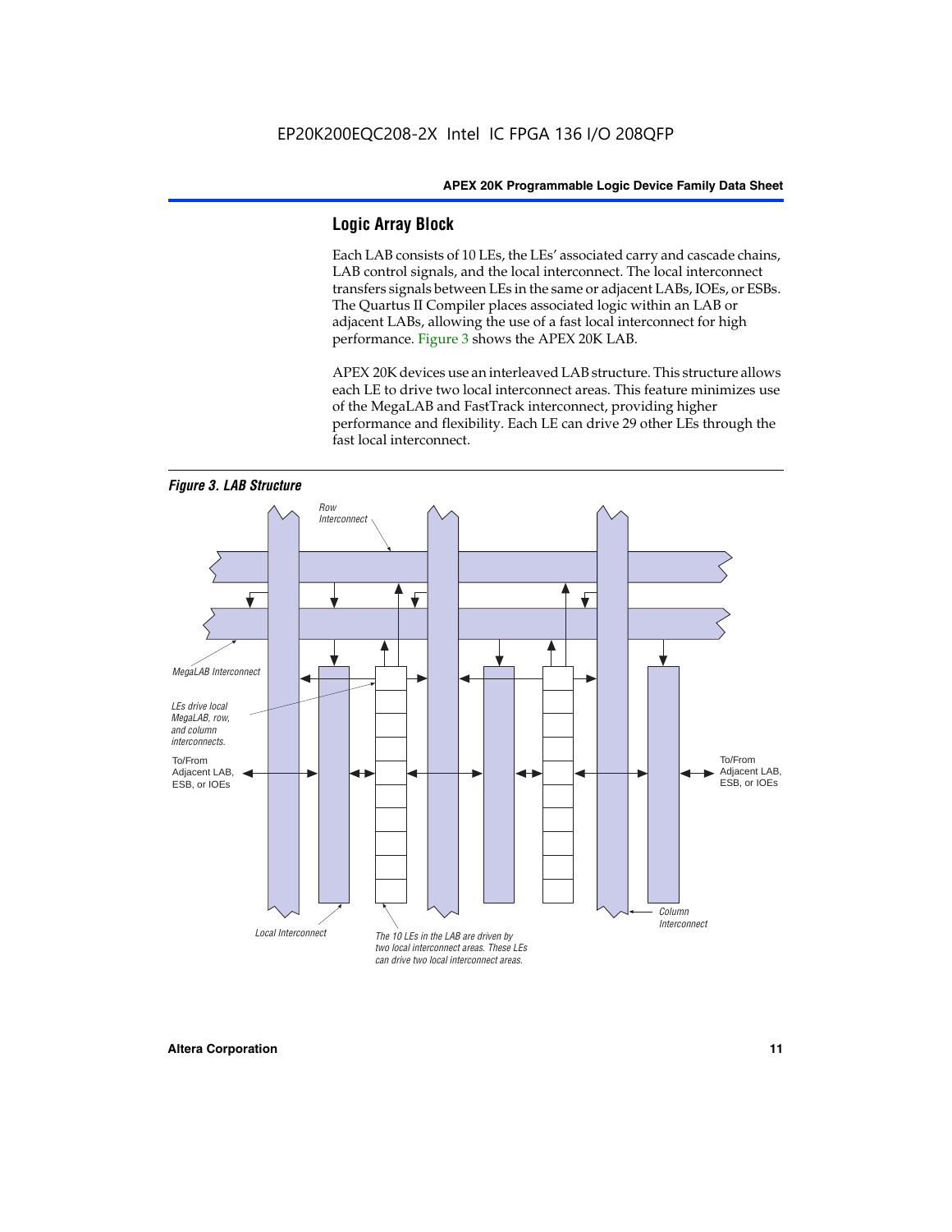## Logic Array Block

Each LAB consists of 10 LEs, the LEs' associated carry and cascade chains, LAB control signals, and the local interconnect. The local interconnect transfers signals between LEs in the same or adjacent LABs, IOEs, or ESBs. The Quartus II Compiler places associated logic within an LAB or adjacent LABs, allowing the use of a fast local interconnect for high performance. Figure 3 shows the APEX 20K LAB.

APEX 20K devices use an interleaved LAB structure. This structure allows each LE to drive two local interconnect areas. This feature minimizes use of the MegaLAB and FastTrack interconnect, providing higher performance and flexibility. Each LE can drive 29 other LEs through the fast local interconnect.

***Figure 3. LAB Structure***

Row Interconnect

MegaLAB Interconnect

*LEs drive local MegaLAB, row, and column interconnects.*

To/From Adjacent LAB, ESB, or IOEs

To/From Adjacent LAB, ESB, or IOEs

Local Interconnect

*The 10 LEs in the LAB are driven by two local interconnect areas. These LEs can drive two local interconnect areas.*

Column Interconnect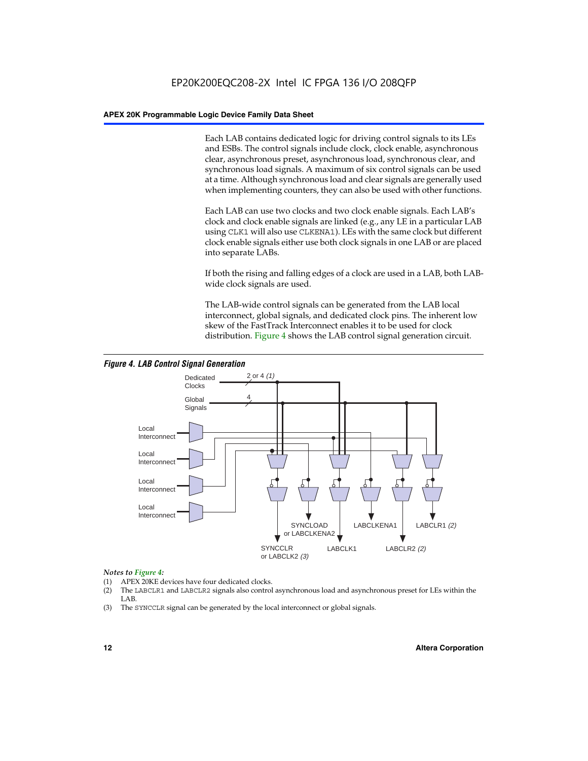Each LAB contains dedicated logic for driving control signals to its LEs and ESBs. The control signals include clock, clock enable, asynchronous clear, asynchronous preset, asynchronous load, synchronous clear, and synchronous load signals. A maximum of six control signals can be used at a time. Although synchronous load and clear signals are generally used when implementing counters, they can also be used with other functions.

Each LAB can use two clocks and two clock enable signals. Each LAB's clock and clock enable signals are linked (e.g., any LE in a particular LAB using CLK1 will also use CLKENA1). LEs with the same clock but different clock enable signals either use both clock signals in one LAB or are placed into separate LABs.

If both the rising and falling edges of a clock are used in a LAB, both LAB-wide clock signals are used.

The LAB-wide control signals can be generated from the LAB local interconnect, global signals, and dedicated clock pins. The inherent low skew of the FastTrack Interconnect enables it to be used for clock distribution. Figure 4 shows the LAB control signal generation circuit.

*Figure 4. LAB Control Signal Generation*

Dedicated Clocks — 2 or 4 *(1)*
Global Signals — 4
Local Interconnect
Local Interconnect
Local Interconnect
Local Interconnect

SYNCCLR or LABCLK2 *(3)*
SYNCLOAD or LABCLKENA2
LABCLK1
LABCLKENA1
LABCLR2 *(2)*
LABCLR1 *(2)*

*Notes to Figure 4:*

(1) APEX 20KE devices have four dedicated clocks.
(2) The LABCLR1 and LABCLR2 signals also control asynchronous load and asynchronous preset for LEs within the LAB.
(3) The SYNCCLR signal can be generated by the local interconnect or global signals.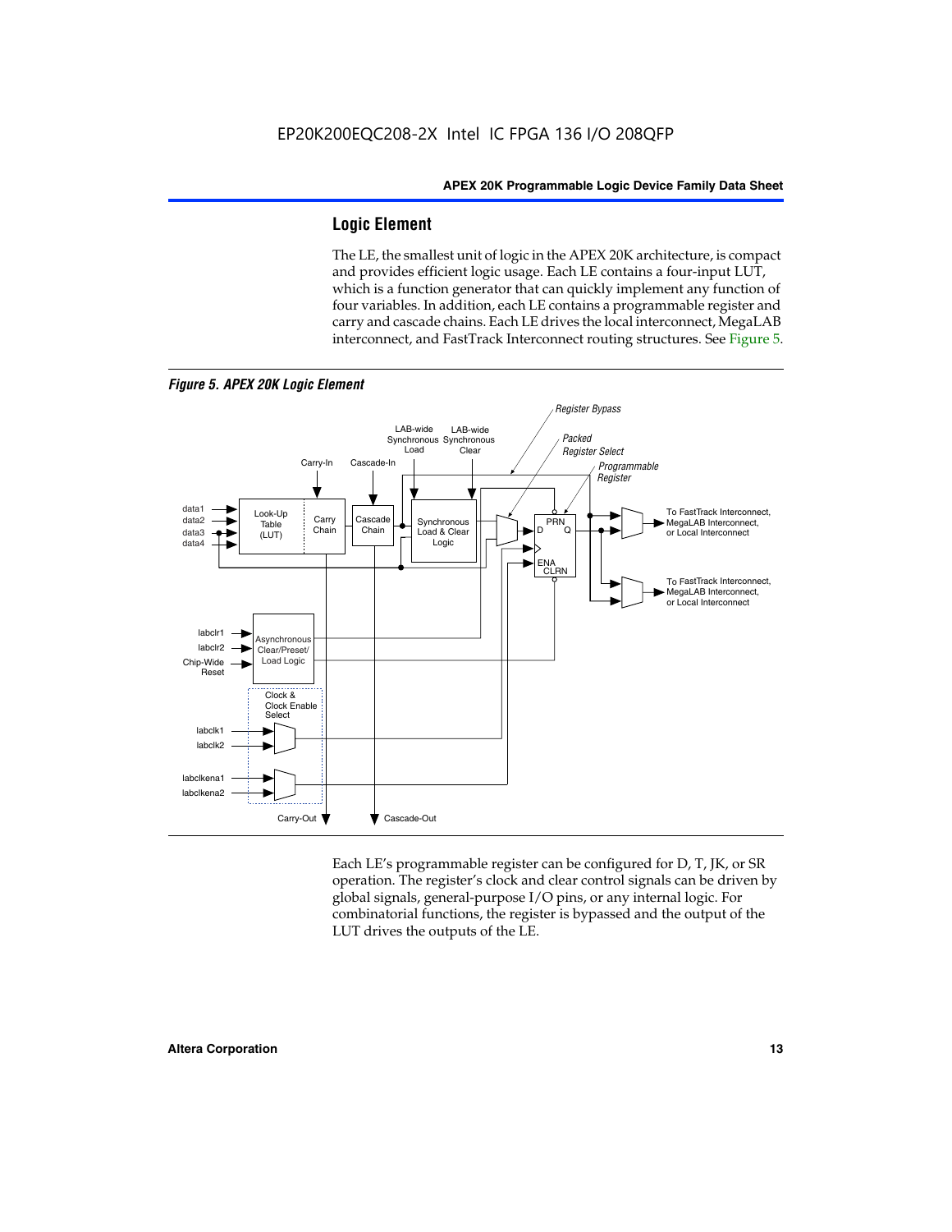## Logic Element

The LE, the smallest unit of logic in the APEX 20K architecture, is compact and provides efficient logic usage. Each LE contains a four-input LUT, which is a function generator that can quickly implement any function of four variables. In addition, each LE contains a programmable register and carry and cascade chains. Each LE drives the local interconnect, MegaLAB interconnect, and FastTrack Interconnect routing structures. See Figure 5.

*Figure 5. APEX 20K Logic Element*

Each LE's programmable register can be configured for D, T, JK, or SR operation. The register's clock and clear control signals can be driven by global signals, general-purpose I/O pins, or any internal logic. For combinatorial functions, the register is bypassed and the output of the LUT drives the outputs of the LE.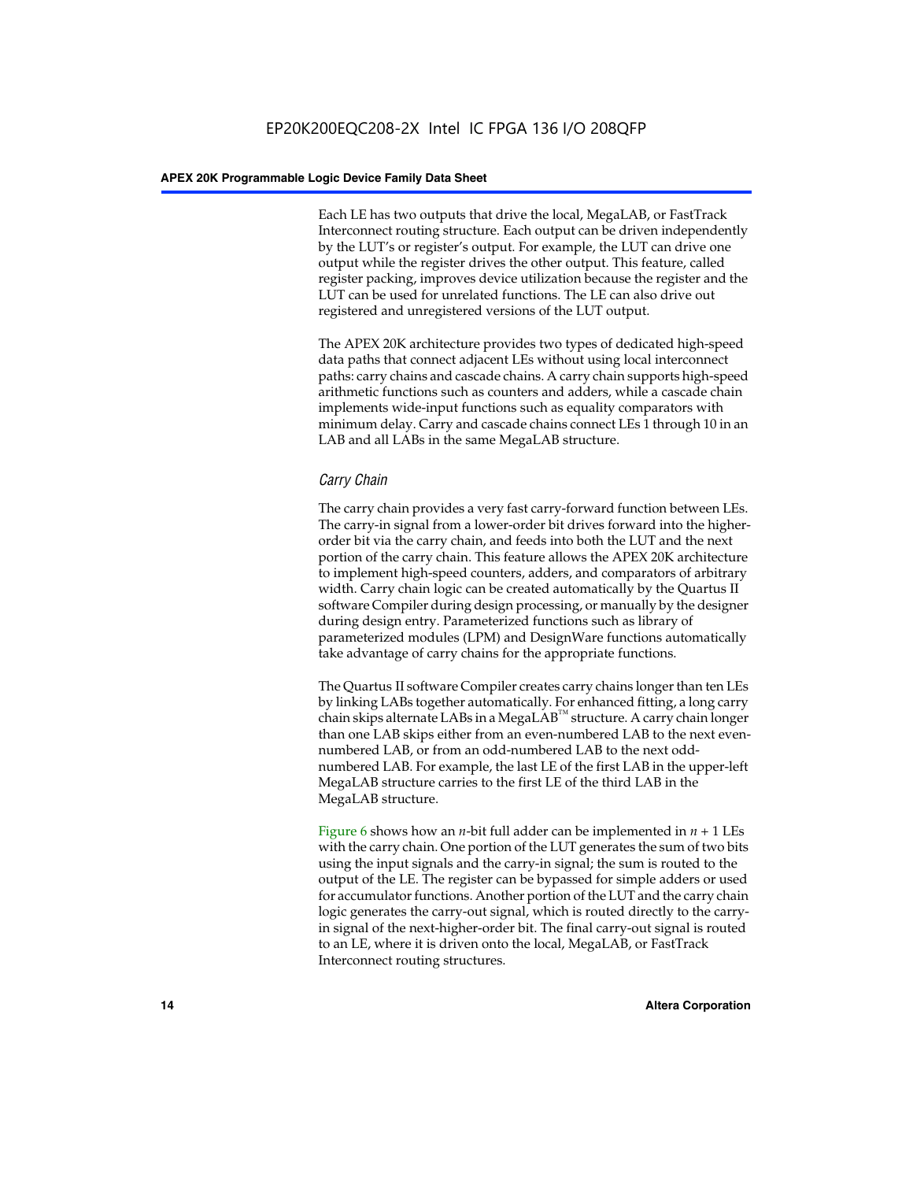Each LE has two outputs that drive the local, MegaLAB, or FastTrack Interconnect routing structure. Each output can be driven independently by the LUT's or register's output. For example, the LUT can drive one output while the register drives the other output. This feature, called register packing, improves device utilization because the register and the LUT can be used for unrelated functions. The LE can also drive out registered and unregistered versions of the LUT output.

The APEX 20K architecture provides two types of dedicated high-speed data paths that connect adjacent LEs without using local interconnect paths: carry chains and cascade chains. A carry chain supports high-speed arithmetic functions such as counters and adders, while a cascade chain implements wide-input functions such as equality comparators with minimum delay. Carry and cascade chains connect LEs 1 through 10 in an LAB and all LABs in the same MegaLAB structure.

### *Carry Chain*

The carry chain provides a very fast carry-forward function between LEs. The carry-in signal from a lower-order bit drives forward into the higher-order bit via the carry chain, and feeds into both the LUT and the next portion of the carry chain. This feature allows the APEX 20K architecture to implement high-speed counters, adders, and comparators of arbitrary width. Carry chain logic can be created automatically by the Quartus II software Compiler during design processing, or manually by the designer during design entry. Parameterized functions such as library of parameterized modules (LPM) and DesignWare functions automatically take advantage of carry chains for the appropriate functions.

The Quartus II software Compiler creates carry chains longer than ten LEs by linking LABs together automatically. For enhanced fitting, a long carry chain skips alternate LABs in a MegaLAB™ structure. A carry chain longer than one LAB skips either from an even-numbered LAB to the next even-numbered LAB, or from an odd-numbered LAB to the next odd-numbered LAB. For example, the last LE of the first LAB in the upper-left MegaLAB structure carries to the first LE of the third LAB in the MegaLAB structure.

Figure 6 shows how an $n$-bit full adder can be implemented in $n + 1$ LEs with the carry chain. One portion of the LUT generates the sum of two bits using the input signals and the carry-in signal; the sum is routed to the output of the LE. The register can be bypassed for simple adders or used for accumulator functions. Another portion of the LUT and the carry chain logic generates the carry-out signal, which is routed directly to the carry-in signal of the next-higher-order bit. The final carry-out signal is routed to an LE, where it is driven onto the local, MegaLAB, or FastTrack Interconnect routing structures.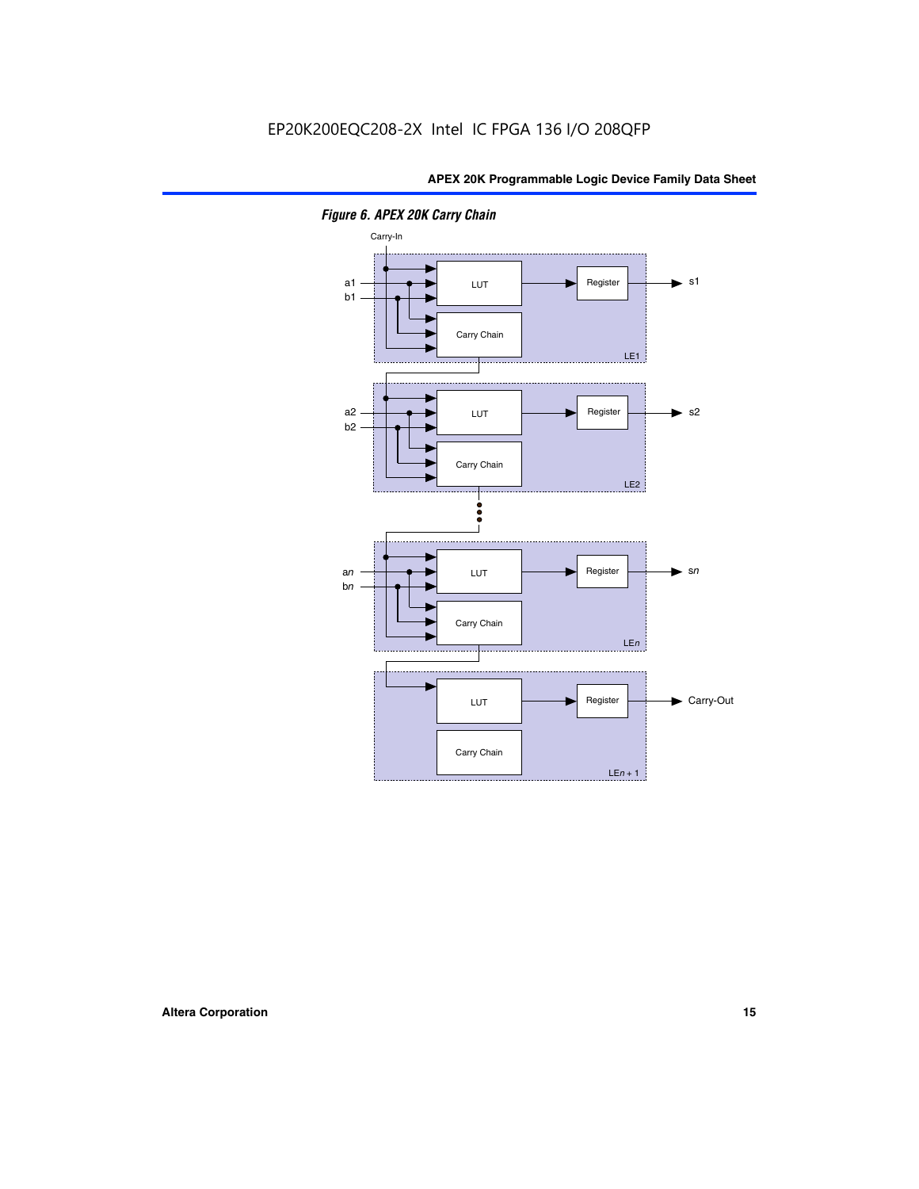*Figure 6. APEX 20K Carry Chain*

Carry-In

a1
b1

LUT

Register

s1

Carry Chain

LE1

a2
b2

LUT

Register

s2

Carry Chain

LE2

a*n*
b*n*

LUT

Register

s*n*

Carry Chain

LE*n*

LUT

Register

Carry-Out

Carry Chain

LE*n* + 1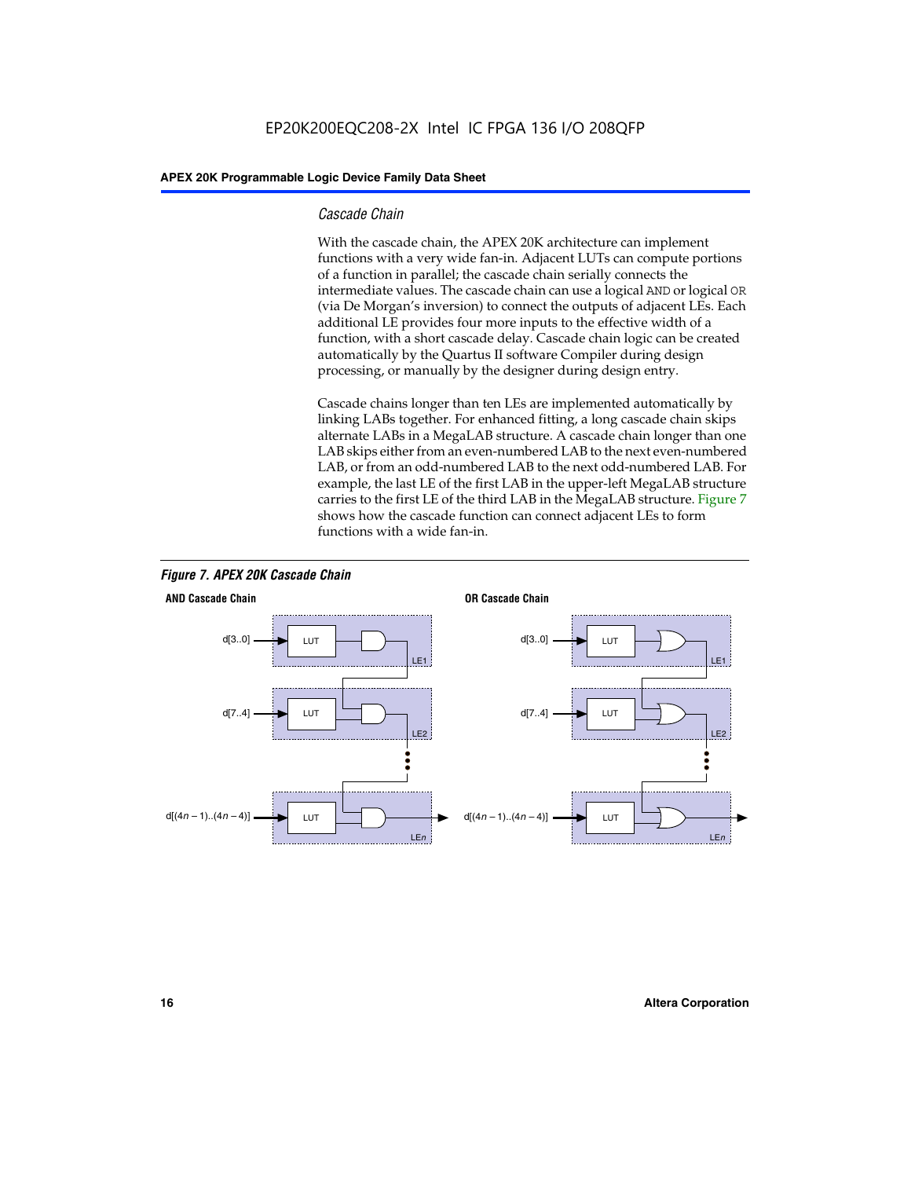### Cascade Chain

With the cascade chain, the APEX 20K architecture can implement functions with a very wide fan-in. Adjacent LUTs can compute portions of a function in parallel; the cascade chain serially connects the intermediate values. The cascade chain can use a logical AND or logical OR (via De Morgan's inversion) to connect the outputs of adjacent LEs. Each additional LE provides four more inputs to the effective width of a function, with a short cascade delay. Cascade chain logic can be created automatically by the Quartus II software Compiler during design processing, or manually by the designer during design entry.

Cascade chains longer than ten LEs are implemented automatically by linking LABs together. For enhanced fitting, a long cascade chain skips alternate LABs in a MegaLAB structure. A cascade chain longer than one LAB skips either from an even-numbered LAB to the next even-numbered LAB, or from an odd-numbered LAB to the next odd-numbered LAB. For example, the last LE of the first LAB in the upper-left MegaLAB structure carries to the first LE of the third LAB in the MegaLAB structure. Figure 7 shows how the cascade function can connect adjacent LEs to form functions with a wide fan-in.

*Figure 7. APEX 20K Cascade Chain*

**AND Cascade Chain**

d[3..0] → LUT → LE1

d[7..4] → LUT → LE2

d[(4n – 1)..(4n – 4)] → LUT → LEn

**OR Cascade Chain**

d[3..0] → LUT → LE1

d[7..4] → LUT → LE2

d[(4n – 1)..(4n – 4)] → LUT → LEn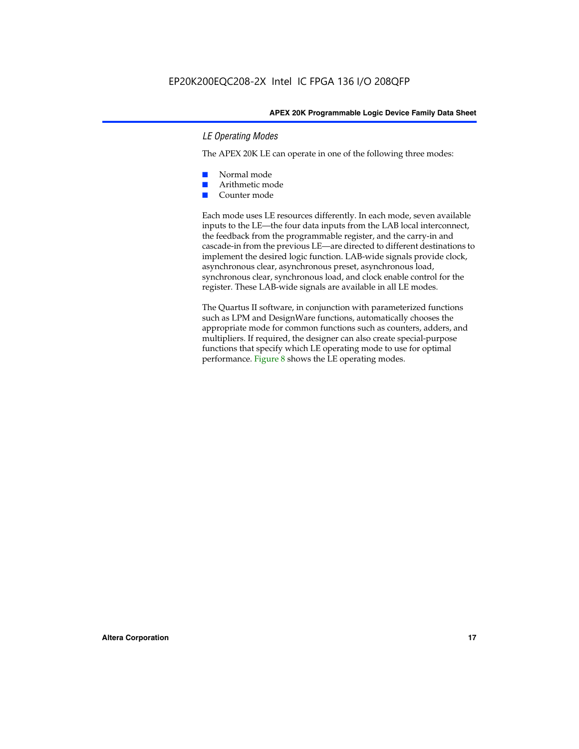### LE Operating Modes

The APEX 20K LE can operate in one of the following three modes:

- Normal mode
- Arithmetic mode
- Counter mode

Each mode uses LE resources differently. In each mode, seven available inputs to the LE—the four data inputs from the LAB local interconnect, the feedback from the programmable register, and the carry-in and cascade-in from the previous LE—are directed to different destinations to implement the desired logic function. LAB-wide signals provide clock, asynchronous clear, asynchronous preset, asynchronous load, synchronous clear, synchronous load, and clock enable control for the register. These LAB-wide signals are available in all LE modes.

The Quartus II software, in conjunction with parameterized functions such as LPM and DesignWare functions, automatically chooses the appropriate mode for common functions such as counters, adders, and multipliers. If required, the designer can also create special-purpose functions that specify which LE operating mode to use for optimal performance. Figure 8 shows the LE operating modes.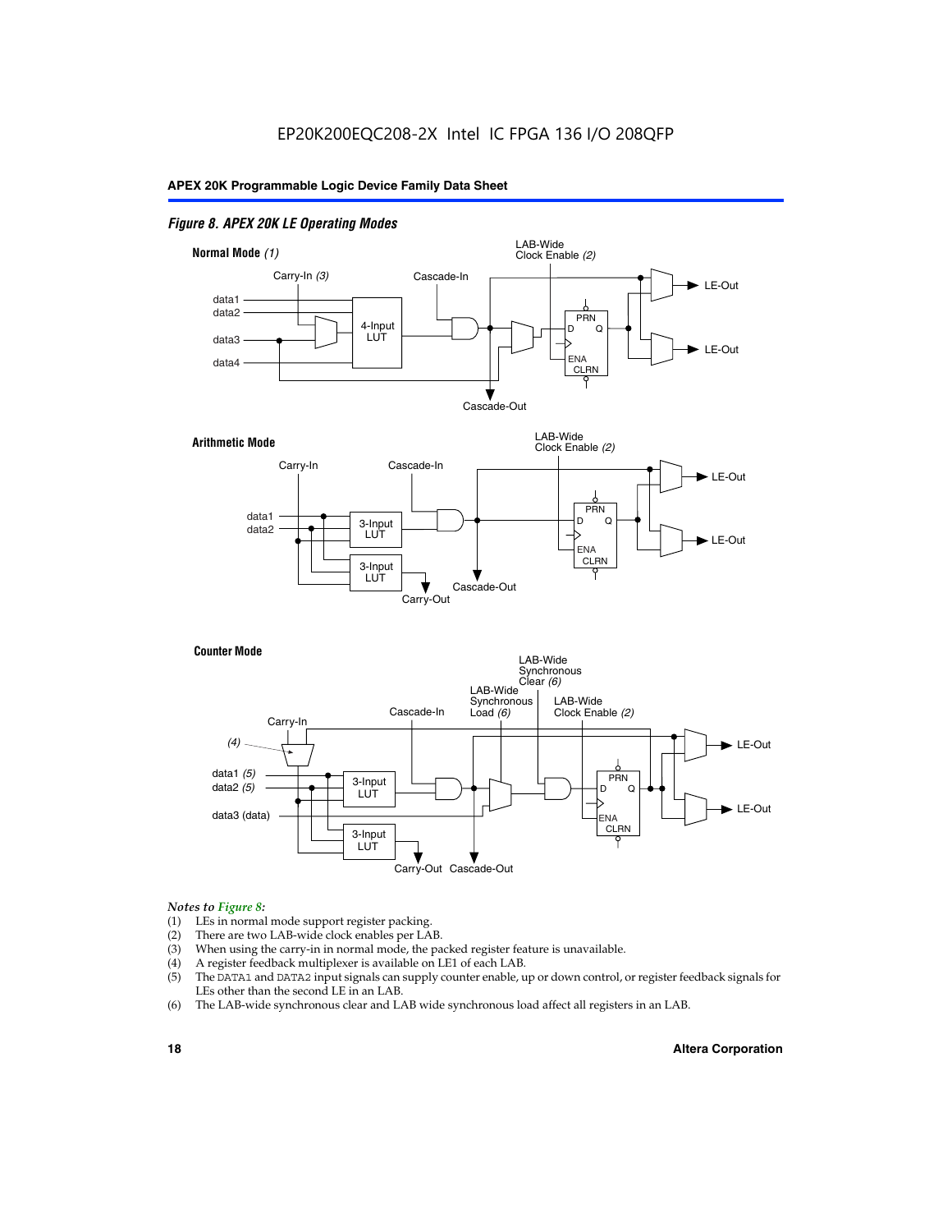*Figure 8. APEX 20K LE Operating Modes*

**Normal Mode** *(1)*

Carry-In *(3)* · Cascade-In · LAB-Wide Clock Enable *(2)* · data1 · data2 · data3 · data4 · 4-Input LUT · PRN · D · Q · ENA · CLRN · LE-Out · LE-Out · Cascade-Out

**Arithmetic Mode**

Carry-In · Cascade-In · LAB-Wide Clock Enable *(2)* · data1 · data2 · 3-Input LUT · 3-Input LUT · PRN · D · Q · ENA · CLRN · LE-Out · LE-Out · Carry-Out · Cascade-Out

**Counter Mode**

Carry-In · *(4)* · Cascade-In · LAB-Wide Synchronous Load *(6)* · LAB-Wide Synchronous Clear *(6)* · LAB-Wide Clock Enable *(2)* · data1 *(5)* · data2 *(5)* · data3 (data) · 3-Input LUT · 3-Input LUT · PRN · D · Q · ENA · CLRN · LE-Out · LE-Out · Carry-Out · Cascade-Out

*Notes to Figure 8:*

(1) LEs in normal mode support register packing.
(2) There are two LAB-wide clock enables per LAB.
(3) When using the carry-in in normal mode, the packed register feature is unavailable.
(4) A register feedback multiplexer is available on LE1 of each LAB.
(5) The DATA1 and DATA2 input signals can supply counter enable, up or down control, or register feedback signals for LEs other than the second LE in an LAB.
(6) The LAB-wide synchronous clear and LAB wide synchronous load affect all registers in an LAB.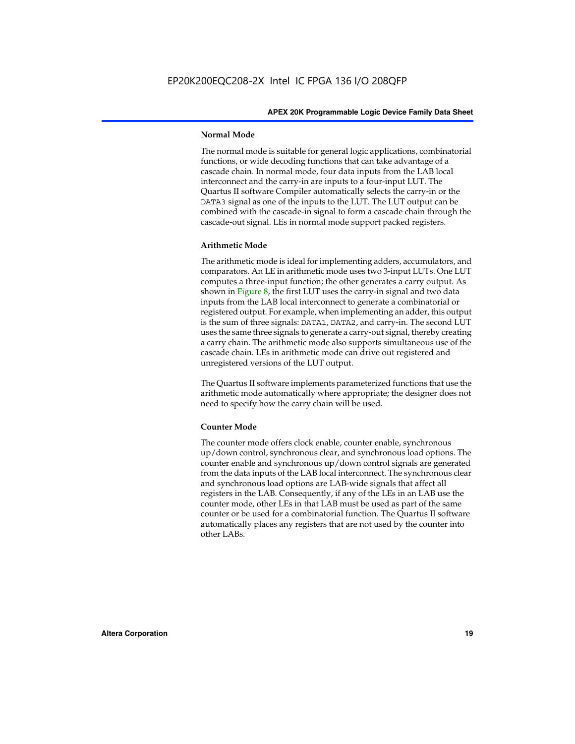### Normal Mode

The normal mode is suitable for general logic applications, combinatorial functions, or wide decoding functions that can take advantage of a cascade chain. In normal mode, four data inputs from the LAB local interconnect and the carry-in are inputs to a four-input LUT. The Quartus II software Compiler automatically selects the carry-in or the `DATA3` signal as one of the inputs to the LUT. The LUT output can be combined with the cascade-in signal to form a cascade chain through the cascade-out signal. LEs in normal mode support packed registers.

### Arithmetic Mode

The arithmetic mode is ideal for implementing adders, accumulators, and comparators. An LE in arithmetic mode uses two 3-input LUTs. One LUT computes a three-input function; the other generates a carry output. As shown in Figure 8, the first LUT uses the carry-in signal and two data inputs from the LAB local interconnect to generate a combinatorial or registered output. For example, when implementing an adder, this output is the sum of three signals: `DATA1`, `DATA2`, and carry-in. The second LUT uses the same three signals to generate a carry-out signal, thereby creating a carry chain. The arithmetic mode also supports simultaneous use of the cascade chain. LEs in arithmetic mode can drive out registered and unregistered versions of the LUT output.

The Quartus II software implements parameterized functions that use the arithmetic mode automatically where appropriate; the designer does not need to specify how the carry chain will be used.

### Counter Mode

The counter mode offers clock enable, counter enable, synchronous up/down control, synchronous clear, and synchronous load options. The counter enable and synchronous up/down control signals are generated from the data inputs of the LAB local interconnect. The synchronous clear and synchronous load options are LAB-wide signals that affect all registers in the LAB. Consequently, if any of the LEs in an LAB use the counter mode, other LEs in that LAB must be used as part of the same counter or be used for a combinatorial function. The Quartus II software automatically places any registers that are not used by the counter into other LABs.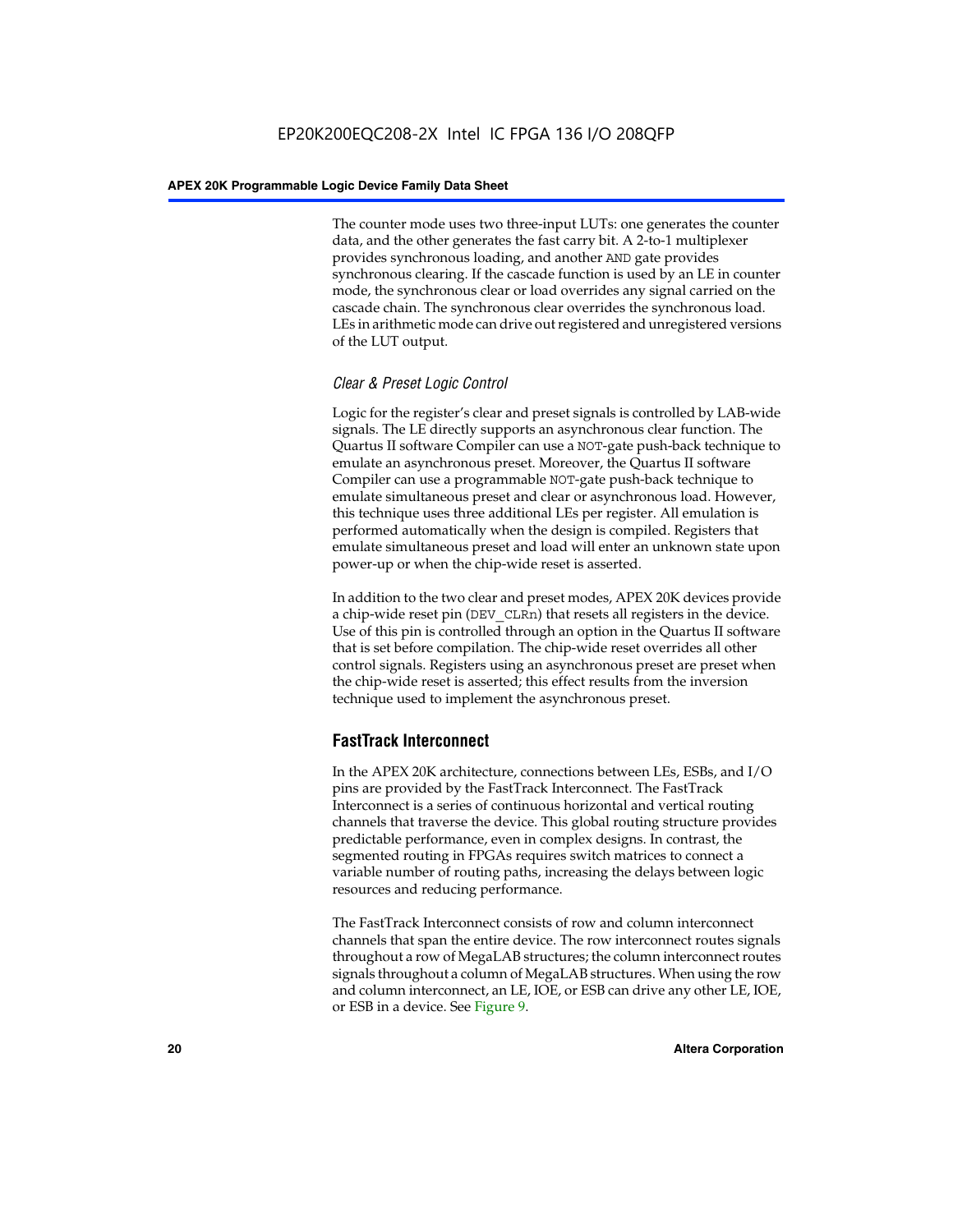The counter mode uses two three-input LUTs: one generates the counter data, and the other generates the fast carry bit. A 2-to-1 multiplexer provides synchronous loading, and another AND gate provides synchronous clearing. If the cascade function is used by an LE in counter mode, the synchronous clear or load overrides any signal carried on the cascade chain. The synchronous clear overrides the synchronous load. LEs in arithmetic mode can drive out registered and unregistered versions of the LUT output.

### *Clear & Preset Logic Control*

Logic for the register's clear and preset signals is controlled by LAB-wide signals. The LE directly supports an asynchronous clear function. The Quartus II software Compiler can use a NOT-gate push-back technique to emulate an asynchronous preset. Moreover, the Quartus II software Compiler can use a programmable NOT-gate push-back technique to emulate simultaneous preset and clear or asynchronous load. However, this technique uses three additional LEs per register. All emulation is performed automatically when the design is compiled. Registers that emulate simultaneous preset and load will enter an unknown state upon power-up or when the chip-wide reset is asserted.

In addition to the two clear and preset modes, APEX 20K devices provide a chip-wide reset pin (DEV_CLRn) that resets all registers in the device. Use of this pin is controlled through an option in the Quartus II software that is set before compilation. The chip-wide reset overrides all other control signals. Registers using an asynchronous preset are preset when the chip-wide reset is asserted; this effect results from the inversion technique used to implement the asynchronous preset.

## FastTrack Interconnect

In the APEX 20K architecture, connections between LEs, ESBs, and I/O pins are provided by the FastTrack Interconnect. The FastTrack Interconnect is a series of continuous horizontal and vertical routing channels that traverse the device. This global routing structure provides predictable performance, even in complex designs. In contrast, the segmented routing in FPGAs requires switch matrices to connect a variable number of routing paths, increasing the delays between logic resources and reducing performance.

The FastTrack Interconnect consists of row and column interconnect channels that span the entire device. The row interconnect routes signals throughout a row of MegaLAB structures; the column interconnect routes signals throughout a column of MegaLAB structures. When using the row and column interconnect, an LE, IOE, or ESB can drive any other LE, IOE, or ESB in a device. See Figure 9.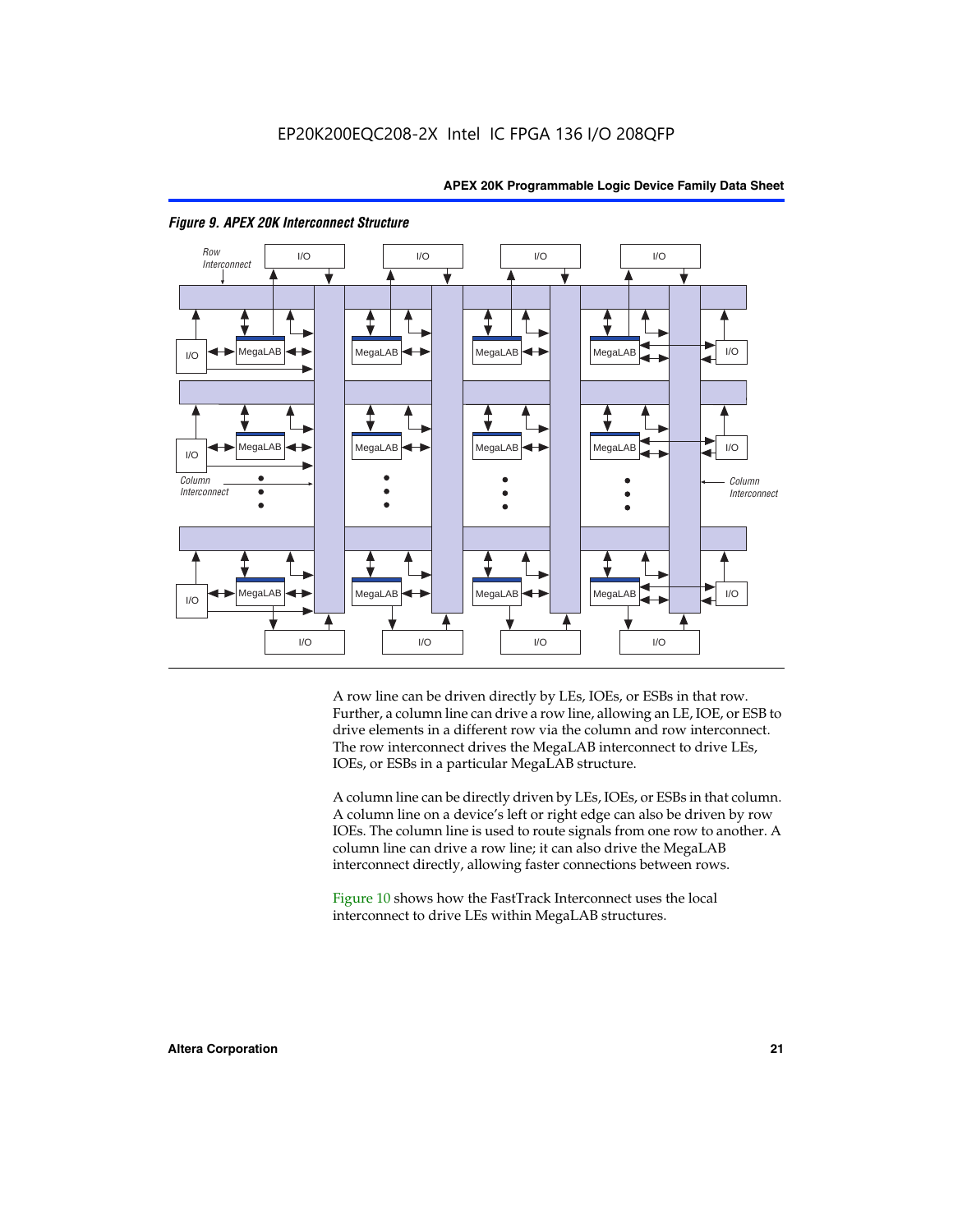EP20K200EQC208-2X Intel IC FPGA 136 I/O 208QFP

*Figure 9. APEX 20K Interconnect Structure*

A row line can be driven directly by LEs, IOEs, or ESBs in that row. Further, a column line can drive a row line, allowing an LE, IOE, or ESB to drive elements in a different row via the column and row interconnect. The row interconnect drives the MegaLAB interconnect to drive LEs, IOEs, or ESBs in a particular MegaLAB structure.

A column line can be directly driven by LEs, IOEs, or ESBs in that column. A column line on a device's left or right edge can also be driven by row IOEs. The column line is used to route signals from one row to another. A column line can drive a row line; it can also drive the MegaLAB interconnect directly, allowing faster connections between rows.

Figure 10 shows how the FastTrack Interconnect uses the local interconnect to drive LEs within MegaLAB structures.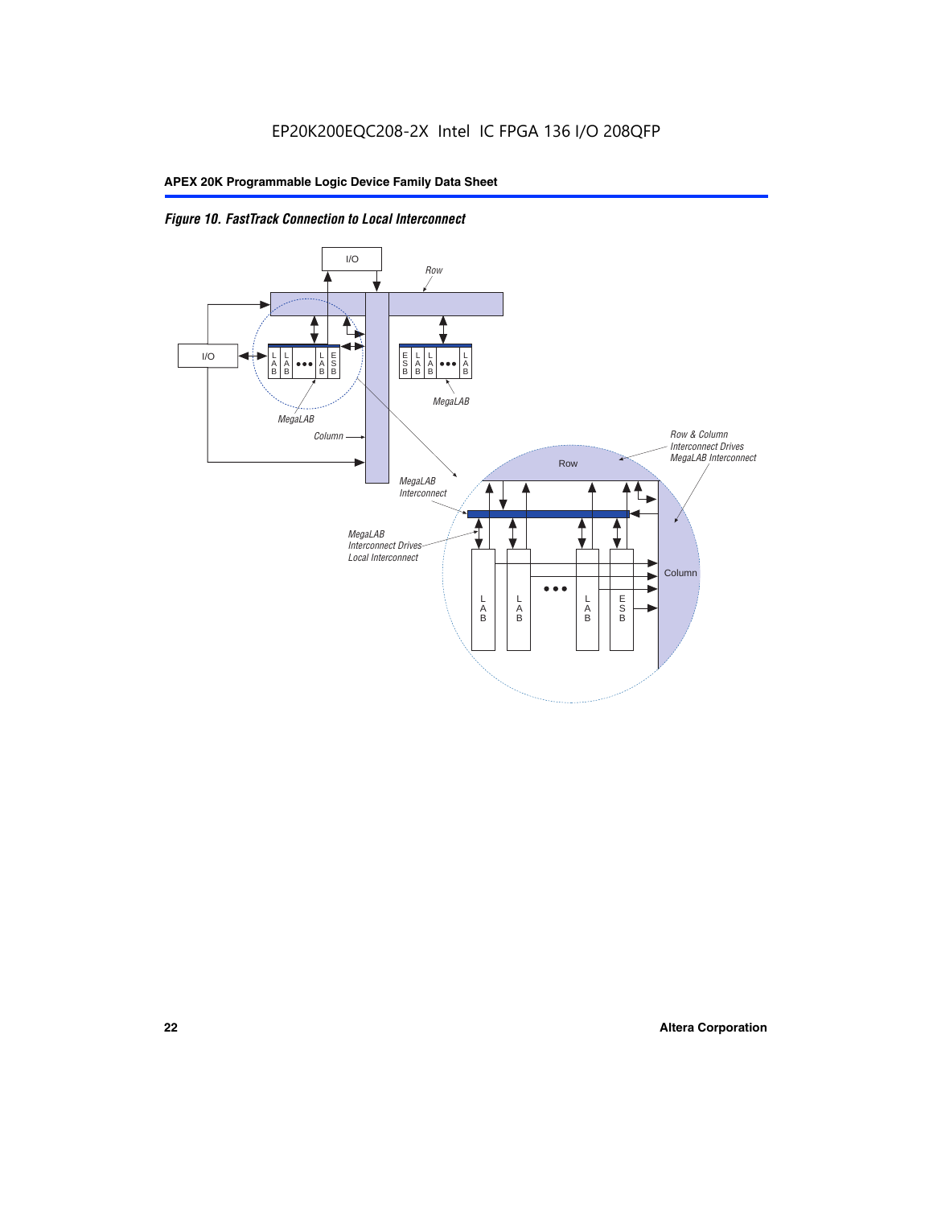*Figure 10. FastTrack Connection to Local Interconnect*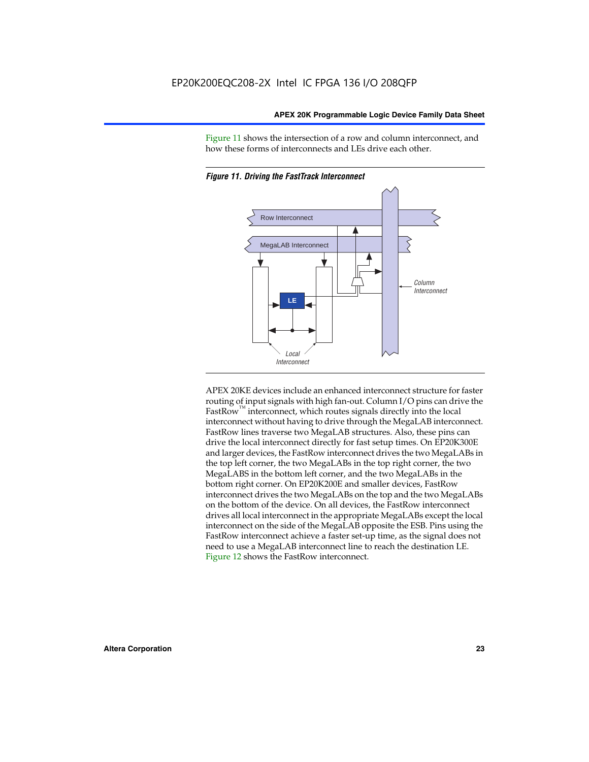Figure 11 shows the intersection of a row and column interconnect, and how these forms of interconnects and LEs drive each other.

*Figure 11. Driving the FastTrack Interconnect*

APEX 20KE devices include an enhanced interconnect structure for faster routing of input signals with high fan-out. Column I/O pins can drive the FastRow™ interconnect, which routes signals directly into the local interconnect without having to drive through the MegaLAB interconnect. FastRow lines traverse two MegaLAB structures. Also, these pins can drive the local interconnect directly for fast setup times. On EP20K300E and larger devices, the FastRow interconnect drives the two MegaLABs in the top left corner, the two MegaLABs in the top right corner, the two MegaLABS in the bottom left corner, and the two MegaLABs in the bottom right corner. On EP20K200E and smaller devices, FastRow interconnect drives the two MegaLABs on the top and the two MegaLABs on the bottom of the device. On all devices, the FastRow interconnect drives all local interconnect in the appropriate MegaLABs except the local interconnect on the side of the MegaLAB opposite the ESB. Pins using the FastRow interconnect achieve a faster set-up time, as the signal does not need to use a MegaLAB interconnect line to reach the destination LE. Figure 12 shows the FastRow interconnect.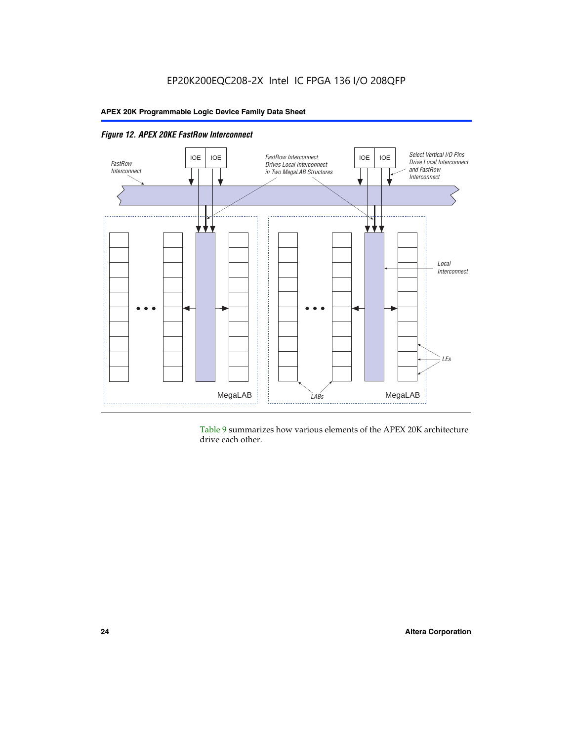*Figure 12. APEX 20KE FastRow Interconnect*

Table 9 summarizes how various elements of the APEX 20K architecture drive each other.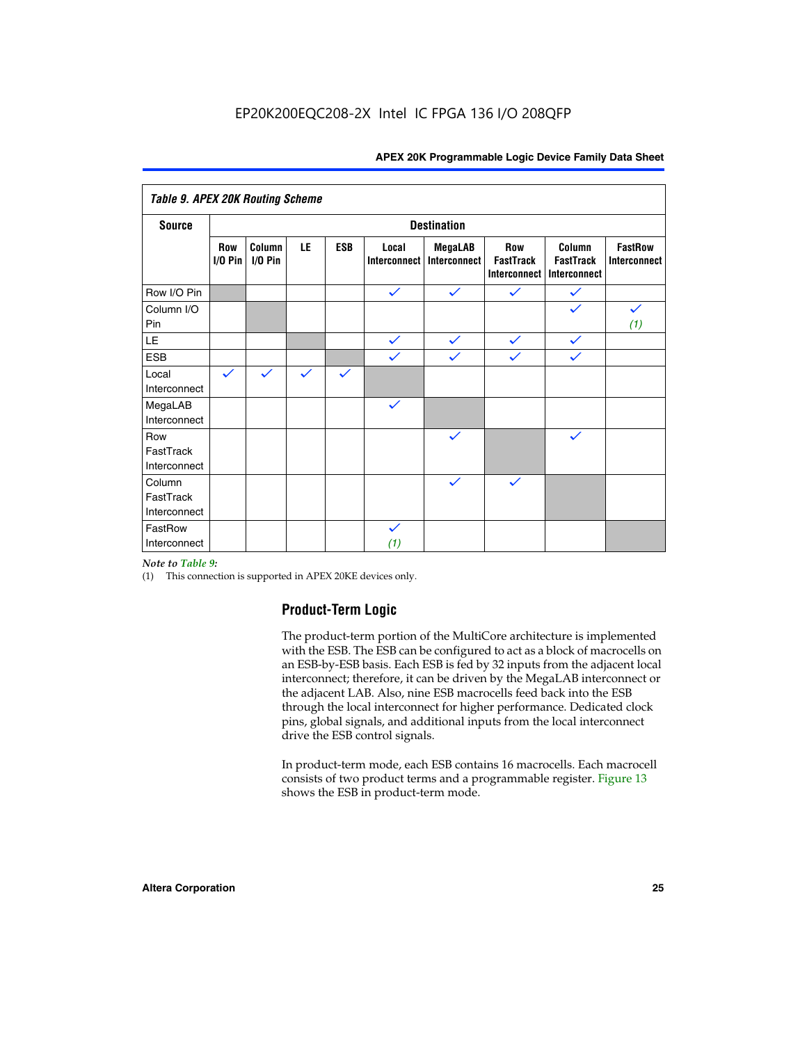EP20K200EQC208-2X Intel IC FPGA 136 I/O 208QFP

**Table 9. APEX 20K Routing Scheme**

| Source | Destination | | | | | | | | |
|---|---|---|---|---|---|---|---|---|---|
| | Row I/O Pin | Column I/O Pin | LE | ESB | Local Interconnect | MegaLAB Interconnect | Row FastTrack Interconnect | Column FastTrack Interconnect | FastRow Interconnect |
| Row I/O Pin | | | | | ✓ | ✓ | ✓ | ✓ | |
| Column I/O Pin | | | | | | | | ✓ | ✓ *(1)* |
| LE | | | | | ✓ | ✓ | ✓ | ✓ | |
| ESB | | | | | ✓ | ✓ | ✓ | ✓ | |
| Local Interconnect | ✓ | ✓ | ✓ | ✓ | | | | | |
| MegaLAB Interconnect | | | | | ✓ | | | | |
| Row FastTrack Interconnect | | | | | | ✓ | | ✓ | |
| Column FastTrack Interconnect | | | | | | ✓ | ✓ | | |
| FastRow Interconnect | | | | | ✓ *(1)* | | | | |

*Note to Table 9:*

(1) This connection is supported in APEX 20KE devices only.

## Product-Term Logic

The product-term portion of the MultiCore architecture is implemented with the ESB. The ESB can be configured to act as a block of macrocells on an ESB-by-ESB basis. Each ESB is fed by 32 inputs from the adjacent local interconnect; therefore, it can be driven by the MegaLAB interconnect or the adjacent LAB. Also, nine ESB macrocells feed back into the ESB through the local interconnect for higher performance. Dedicated clock pins, global signals, and additional inputs from the local interconnect drive the ESB control signals.

In product-term mode, each ESB contains 16 macrocells. Each macrocell consists of two product terms and a programmable register. Figure 13 shows the ESB in product-term mode.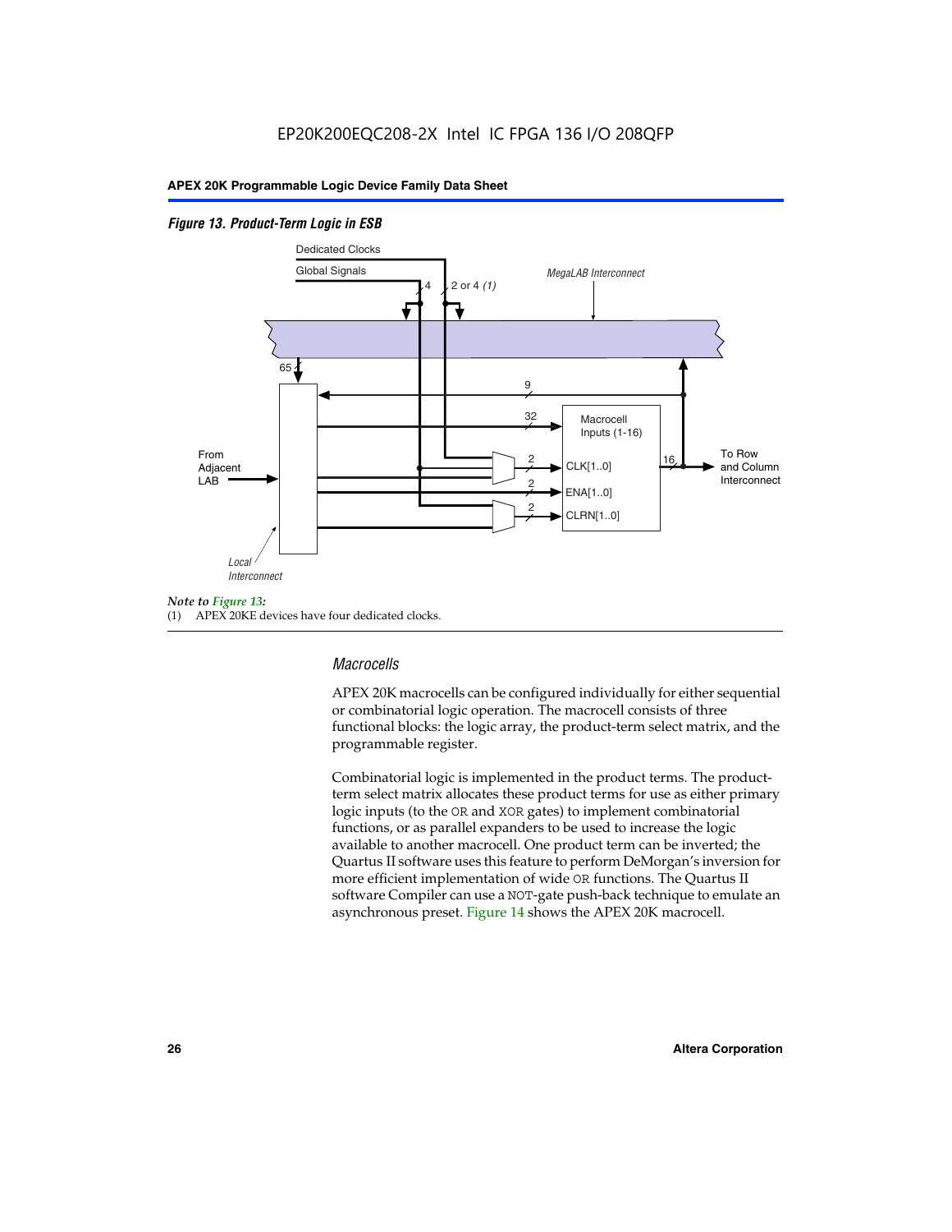*Figure 13. Product-Term Logic in ESB*

*Note to Figure 13:*
(1) APEX 20KE devices have four dedicated clocks.

### *Macrocells*

APEX 20K macrocells can be configured individually for either sequential or combinatorial logic operation. The macrocell consists of three functional blocks: the logic array, the product-term select matrix, and the programmable register.

Combinatorial logic is implemented in the product terms. The product-term select matrix allocates these product terms for use as either primary logic inputs (to the OR and XOR gates) to implement combinatorial functions, or as parallel expanders to be used to increase the logic available to another macrocell. One product term can be inverted; the Quartus II software uses this feature to perform DeMorgan's inversion for more efficient implementation of wide OR functions. The Quartus II software Compiler can use a NOT-gate push-back technique to emulate an asynchronous preset. Figure 14 shows the APEX 20K macrocell.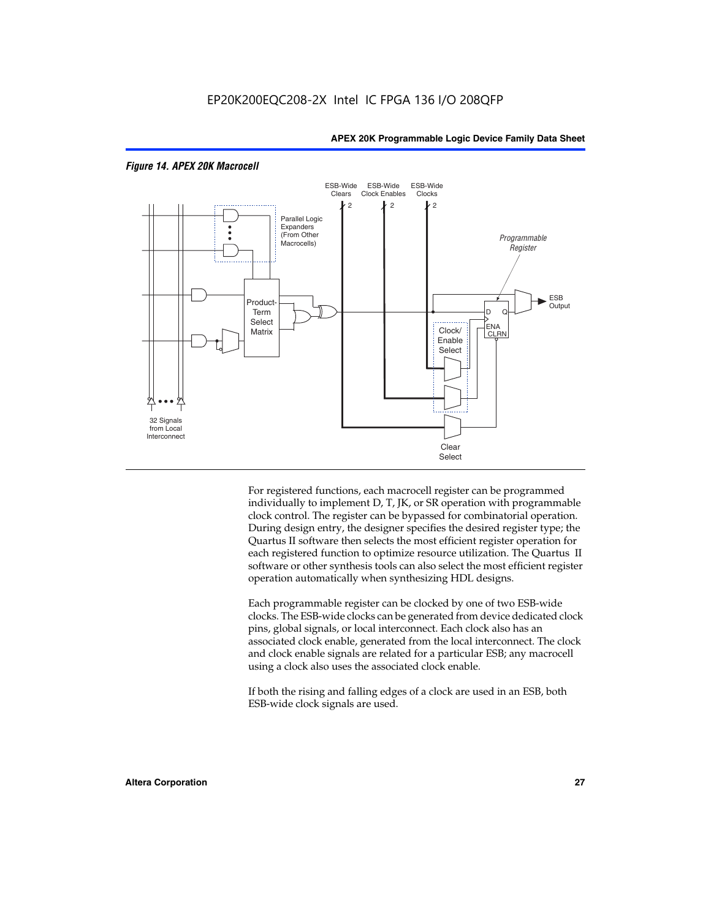*Figure 14. APEX 20K Macrocell*

For registered functions, each macrocell register can be programmed individually to implement D, T, JK, or SR operation with programmable clock control. The register can be bypassed for combinatorial operation. During design entry, the designer specifies the desired register type; the Quartus II software then selects the most efficient register operation for each registered function to optimize resource utilization. The Quartus II software or other synthesis tools can also select the most efficient register operation automatically when synthesizing HDL designs.

Each programmable register can be clocked by one of two ESB-wide clocks. The ESB-wide clocks can be generated from device dedicated clock pins, global signals, or local interconnect. Each clock also has an associated clock enable, generated from the local interconnect. The clock and clock enable signals are related for a particular ESB; any macrocell using a clock also uses the associated clock enable.

If both the rising and falling edges of a clock are used in an ESB, both ESB-wide clock signals are used.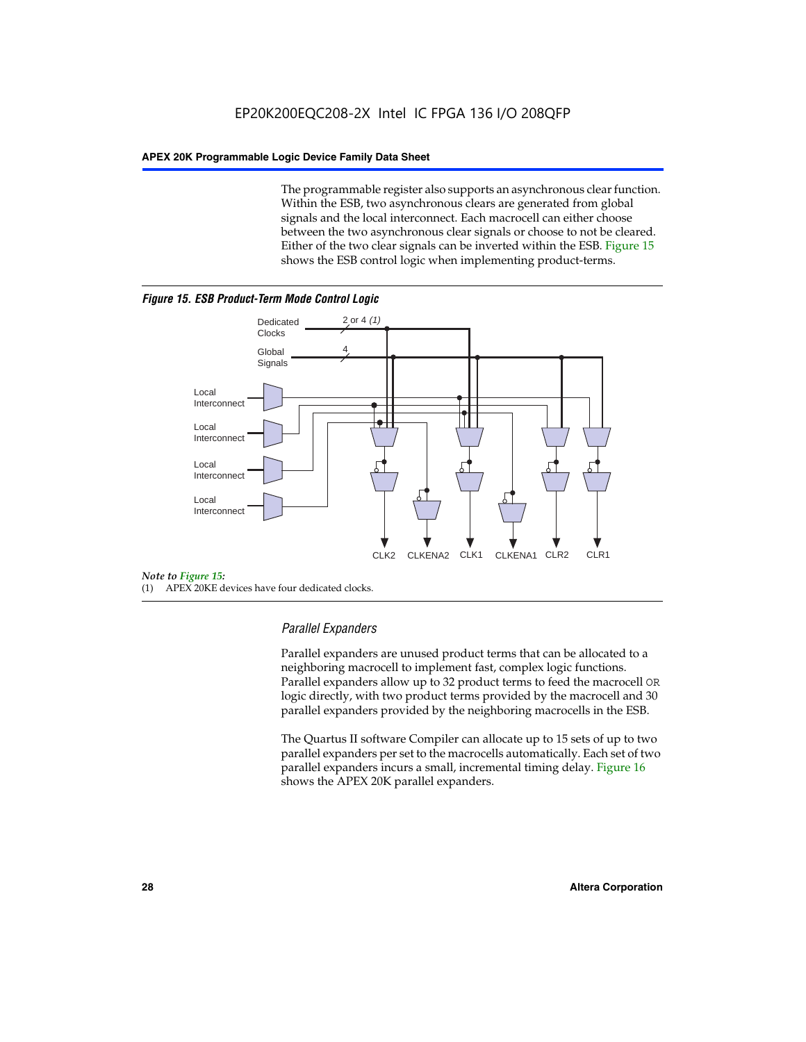The programmable register also supports an asynchronous clear function. Within the ESB, two asynchronous clears are generated from global signals and the local interconnect. Each macrocell can either choose between the two asynchronous clear signals or choose to not be cleared. Either of the two clear signals can be inverted within the ESB. Figure 15 shows the ESB control logic when implementing product-terms.

***Figure 15. ESB Product-Term Mode Control Logic***

*Note to Figure 15:*

(1) APEX 20KE devices have four dedicated clocks.

### *Parallel Expanders*

Parallel expanders are unused product terms that can be allocated to a neighboring macrocell to implement fast, complex logic functions. Parallel expanders allow up to 32 product terms to feed the macrocell OR logic directly, with two product terms provided by the macrocell and 30 parallel expanders provided by the neighboring macrocells in the ESB.

The Quartus II software Compiler can allocate up to 15 sets of up to two parallel expanders per set to the macrocells automatically. Each set of two parallel expanders incurs a small, incremental timing delay. Figure 16 shows the APEX 20K parallel expanders.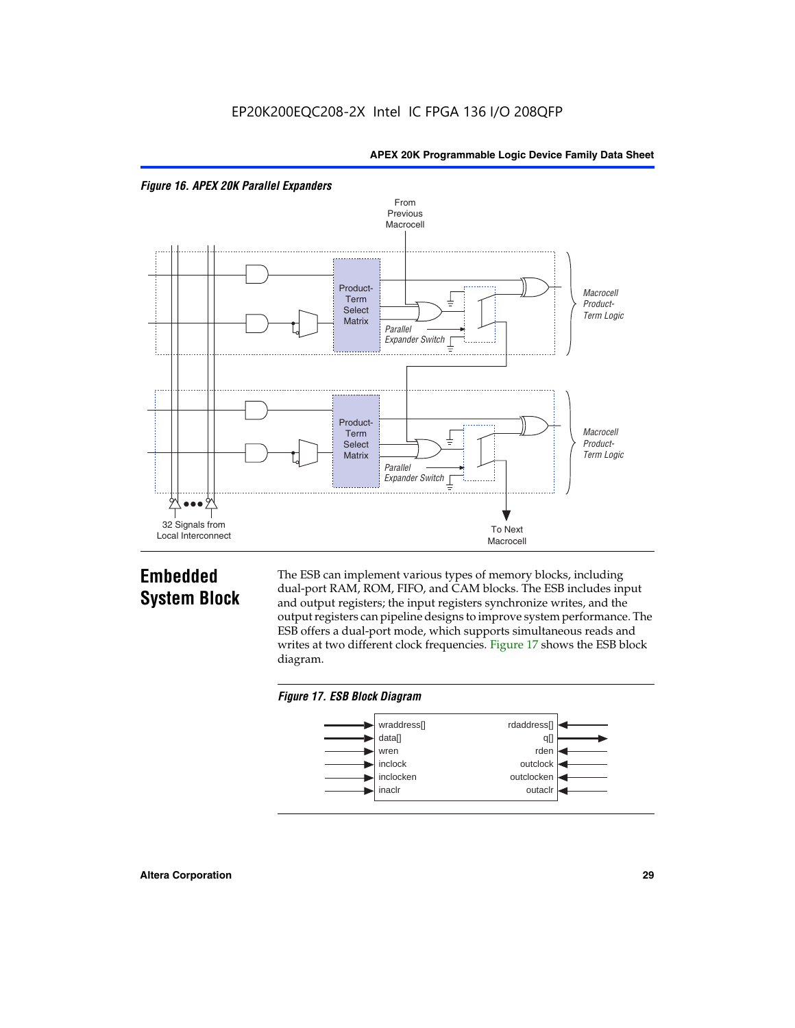*Figure 16. APEX 20K Parallel Expanders*

## Embedded System Block

The ESB can implement various types of memory blocks, including dual-port RAM, ROM, FIFO, and CAM blocks. The ESB includes input and output registers; the input registers synchronize writes, and the output registers can pipeline designs to improve system performance. The ESB offers a dual-port mode, which supports simultaneous reads and writes at two different clock frequencies. Figure 17 shows the ESB block diagram.

*Figure 17. ESB Block Diagram*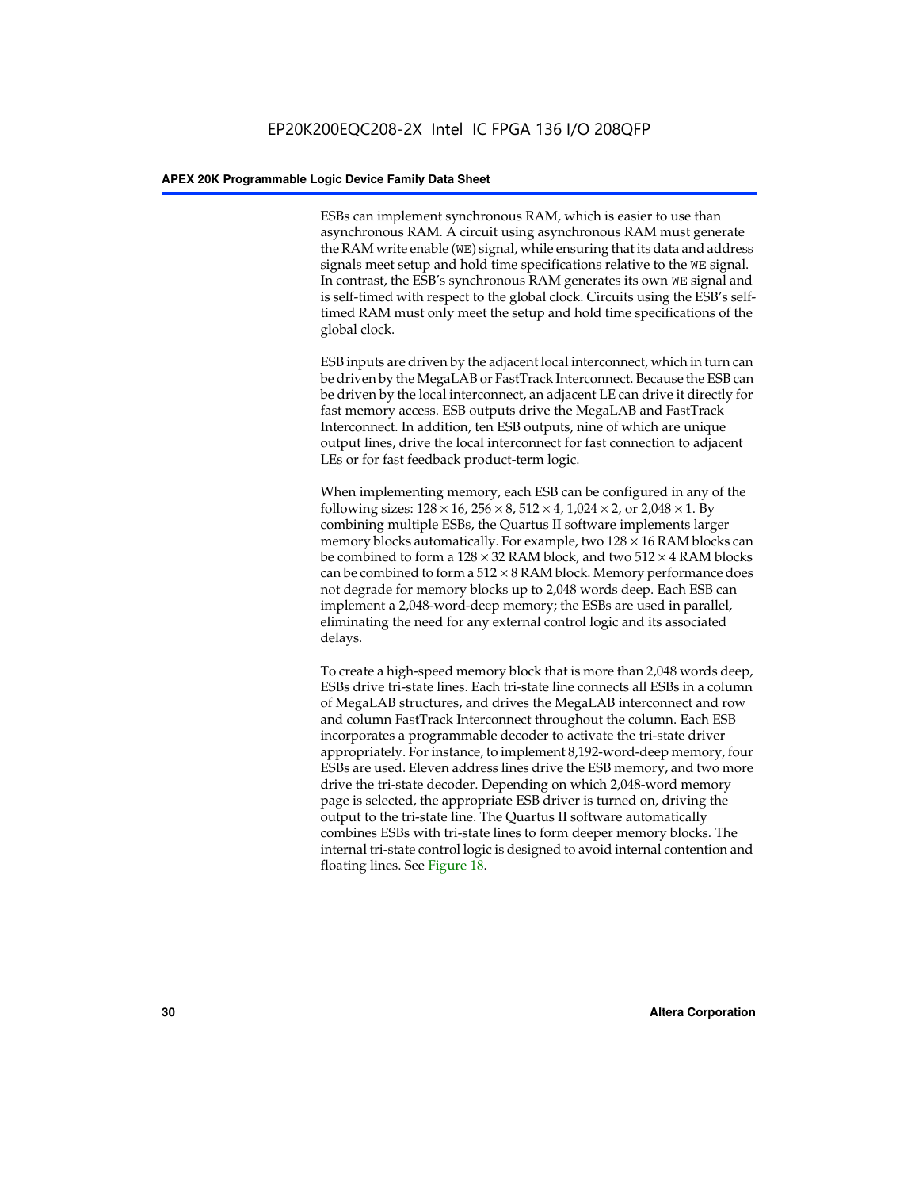ESBs can implement synchronous RAM, which is easier to use than asynchronous RAM. A circuit using asynchronous RAM must generate the RAM write enable (`WE`) signal, while ensuring that its data and address signals meet setup and hold time specifications relative to the `WE` signal. In contrast, the ESB's synchronous RAM generates its own `WE` signal and is self-timed with respect to the global clock. Circuits using the ESB's self-timed RAM must only meet the setup and hold time specifications of the global clock.

ESB inputs are driven by the adjacent local interconnect, which in turn can be driven by the MegaLAB or FastTrack Interconnect. Because the ESB can be driven by the local interconnect, an adjacent LE can drive it directly for fast memory access. ESB outputs drive the MegaLAB and FastTrack Interconnect. In addition, ten ESB outputs, nine of which are unique output lines, drive the local interconnect for fast connection to adjacent LEs or for fast feedback product-term logic.

When implementing memory, each ESB can be configured in any of the following sizes: $128 \times 16$, $256 \times 8$, $512 \times 4$, $1{,}024 \times 2$, or $2{,}048 \times 1$. By combining multiple ESBs, the Quartus II software implements larger memory blocks automatically. For example, two $128 \times 16$ RAM blocks can be combined to form a $128 \times 32$ RAM block, and two $512 \times 4$ RAM blocks can be combined to form a $512 \times 8$ RAM block. Memory performance does not degrade for memory blocks up to 2,048 words deep. Each ESB can implement a 2,048-word-deep memory; the ESBs are used in parallel, eliminating the need for any external control logic and its associated delays.

To create a high-speed memory block that is more than 2,048 words deep, ESBs drive tri-state lines. Each tri-state line connects all ESBs in a column of MegaLAB structures, and drives the MegaLAB interconnect and row and column FastTrack Interconnect throughout the column. Each ESB incorporates a programmable decoder to activate the tri-state driver appropriately. For instance, to implement 8,192-word-deep memory, four ESBs are used. Eleven address lines drive the ESB memory, and two more drive the tri-state decoder. Depending on which 2,048-word memory page is selected, the appropriate ESB driver is turned on, driving the output to the tri-state line. The Quartus II software automatically combines ESBs with tri-state lines to form deeper memory blocks. The internal tri-state control logic is designed to avoid internal contention and floating lines. See Figure 18.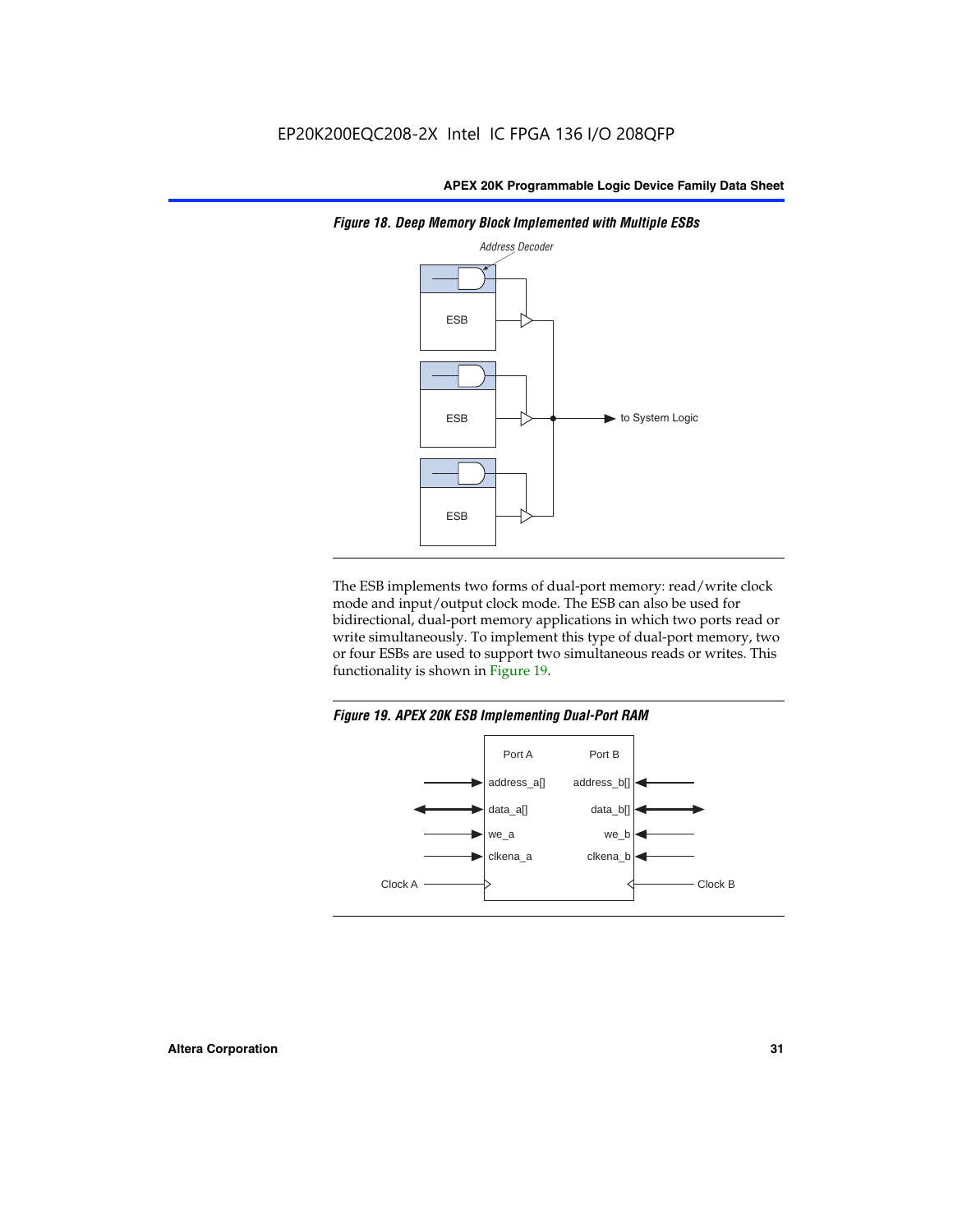**Figure 18. Deep Memory Block Implemented with Multiple ESBs**

The ESB implements two forms of dual-port memory: read/write clock mode and input/output clock mode. The ESB can also be used for bidirectional, dual-port memory applications in which two ports read or write simultaneously. To implement this type of dual-port memory, two or four ESBs are used to support two simultaneous reads or writes. This functionality is shown in Figure 19.

**Figure 19. APEX 20K ESB Implementing Dual-Port RAM**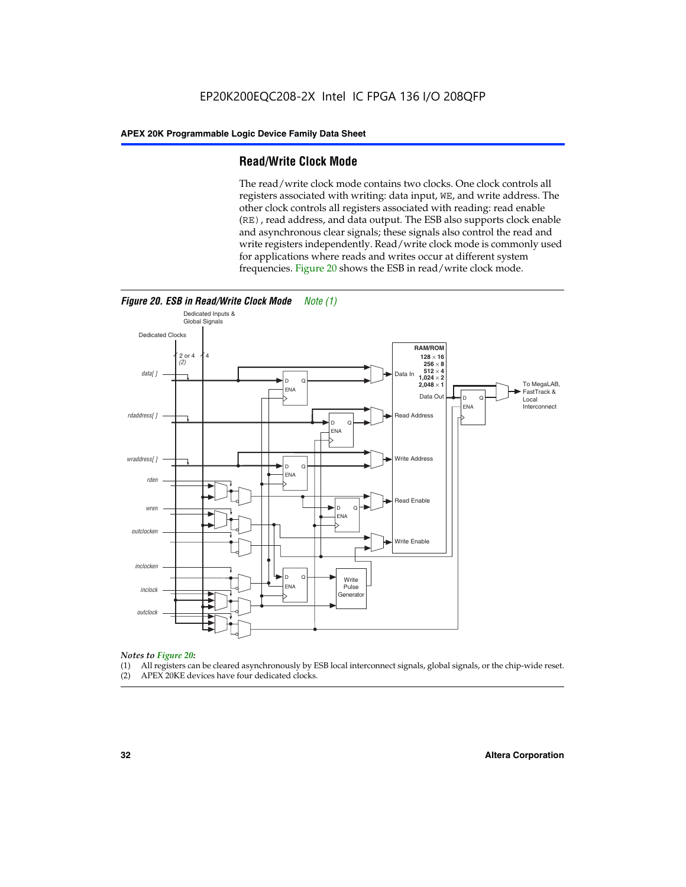## Read/Write Clock Mode

The read/write clock mode contains two clocks. One clock controls all registers associated with writing: data input, WE, and write address. The other clock controls all registers associated with reading: read enable (RE), read address, and data output. The ESB also supports clock enable and asynchronous clear signals; these signals also control the read and write registers independently. Read/write clock mode is commonly used for applications where reads and writes occur at different system frequencies. Figure 20 shows the ESB in read/write clock mode.

*Figure 20. ESB in Read/Write Clock Mode* Note (1)

Dedicated Inputs & Global Signals

Dedicated Clocks

2 or 4 (2)

4

data[ ]

rdaddress[ ]

wraddress[ ]

rden

wren

outclocken

inclocken

inclock

outclock

RAM/ROM
128 × 16
256 × 8
512 × 4
1,024 × 2
2,048 × 1

Data In

Data Out

Read Address

Write Address

Read Enable

Write Enable

Write Pulse Generator

To MegaLAB, FastTrack & Local Interconnect

*Notes to Figure 20:*

(1) All registers can be cleared asynchronously by ESB local interconnect signals, global signals, or the chip-wide reset.

(2) APEX 20KE devices have four dedicated clocks.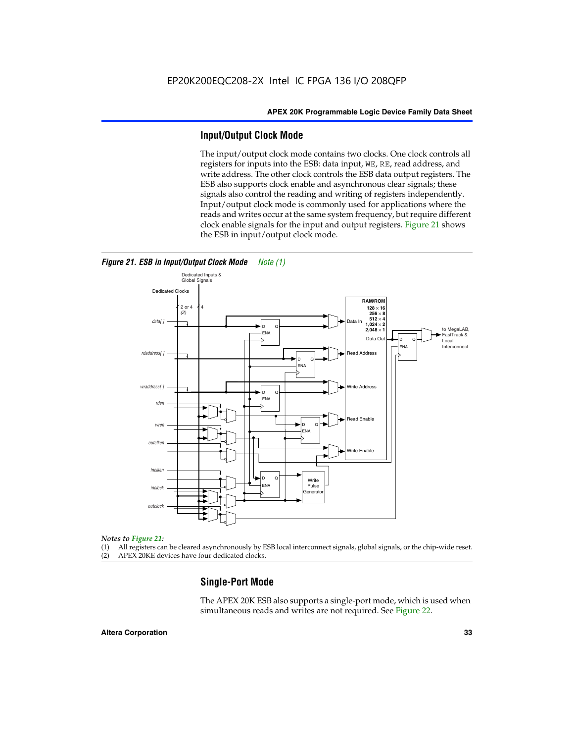## Input/Output Clock Mode

The input/output clock mode contains two clocks. One clock controls all registers for inputs into the ESB: data input, WE, RE, read address, and write address. The other clock controls the ESB data output registers. The ESB also supports clock enable and asynchronous clear signals; these signals also control the reading and writing of registers independently. Input/output clock mode is commonly used for applications where the reads and writes occur at the same system frequency, but require different clock enable signals for the input and output registers. Figure 21 shows the ESB in input/output clock mode.

*Figure 21. ESB in Input/Output Clock Mode* *Note (1)*

*Notes to Figure 21:*

(1) All registers can be cleared asynchronously by ESB local interconnect signals, global signals, or the chip-wide reset.
(2) APEX 20KE devices have four dedicated clocks.

## Single-Port Mode

The APEX 20K ESB also supports a single-port mode, which is used when simultaneous reads and writes are not required. See Figure 22.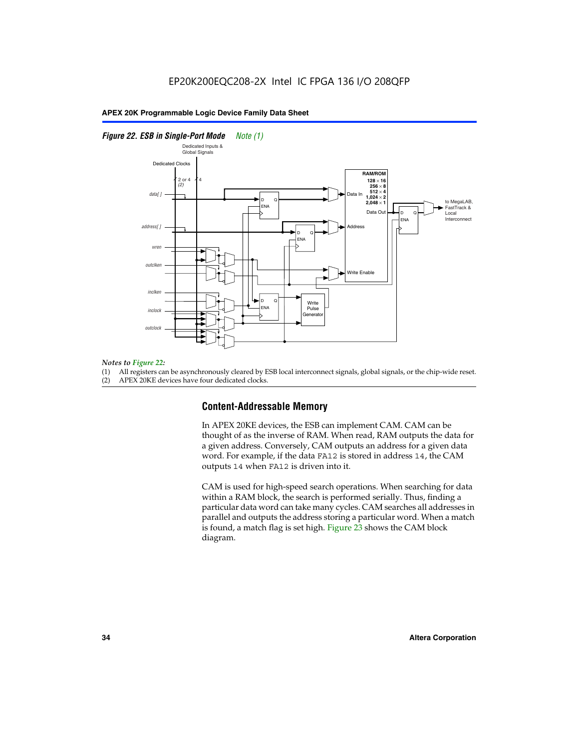*Figure 22. ESB in Single-Port Mode* *Note (1)*

*Notes to Figure 22:*

(1) All registers can be asynchronously cleared by ESB local interconnect signals, global signals, or the chip-wide reset.

(2) APEX 20KE devices have four dedicated clocks.

## Content-Addressable Memory

In APEX 20KE devices, the ESB can implement CAM. CAM can be thought of as the inverse of RAM. When read, RAM outputs the data for a given address. Conversely, CAM outputs an address for a given data word. For example, if the data `FA12` is stored in address `14`, the CAM outputs `14` when `FA12` is driven into it.

CAM is used for high-speed search operations. When searching for data within a RAM block, the search is performed serially. Thus, finding a particular data word can take many cycles. CAM searches all addresses in parallel and outputs the address storing a particular word. When a match is found, a match flag is set high. Figure 23 shows the CAM block diagram.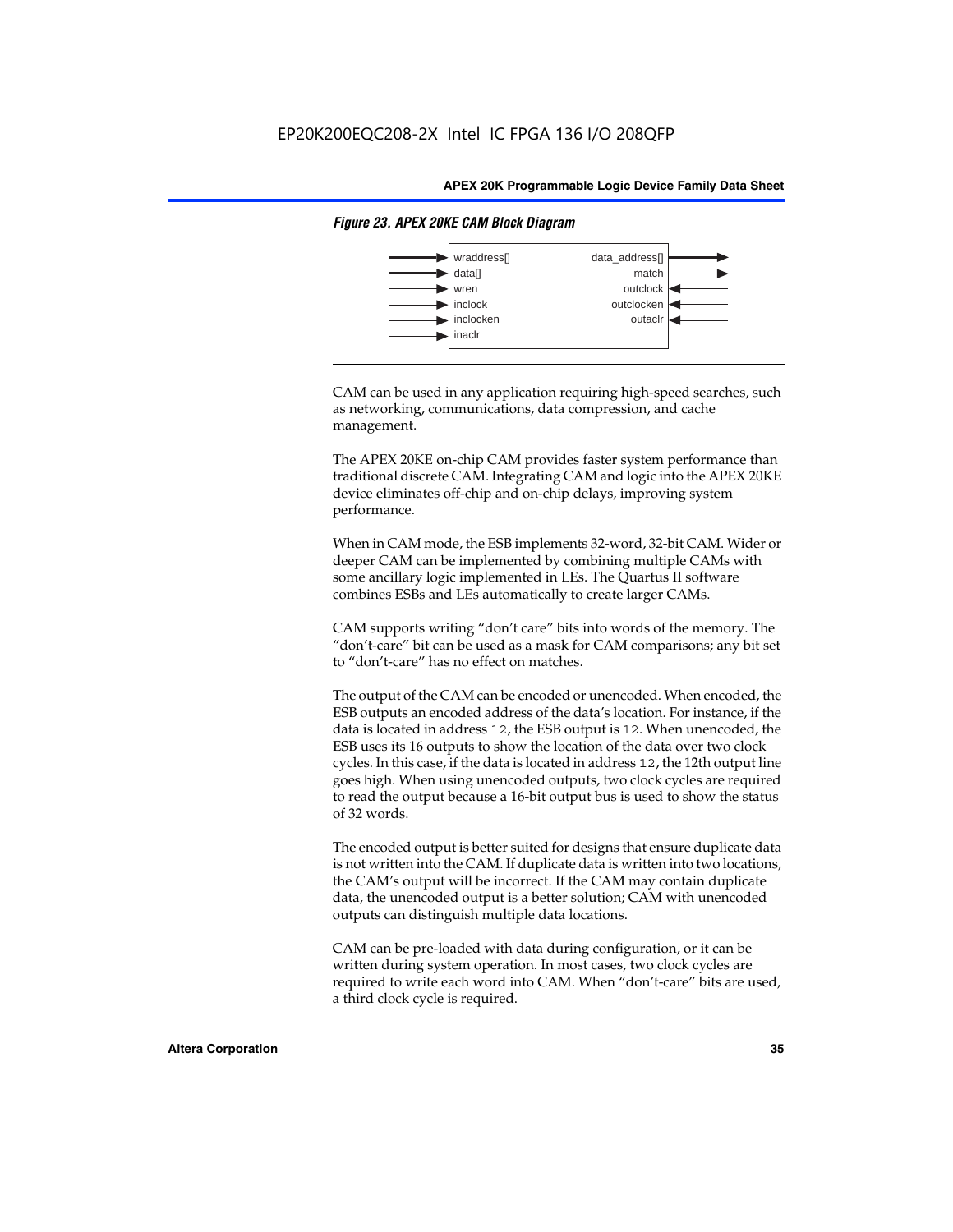*Figure 23. APEX 20KE CAM Block Diagram*

| Inputs | Outputs |
|---|---|
| wraddress[] | data_address[] |
| data[] | match |
| wren | outclock (input) |
| inclock | outclocken (input) |
| inclocken | outaclr (input) |
| inaclr | |

CAM can be used in any application requiring high-speed searches, such as networking, communications, data compression, and cache management.

The APEX 20KE on-chip CAM provides faster system performance than traditional discrete CAM. Integrating CAM and logic into the APEX 20KE device eliminates off-chip and on-chip delays, improving system performance.

When in CAM mode, the ESB implements 32-word, 32-bit CAM. Wider or deeper CAM can be implemented by combining multiple CAMs with some ancillary logic implemented in LEs. The Quartus II software combines ESBs and LEs automatically to create larger CAMs.

CAM supports writing "don't care" bits into words of the memory. The "don't-care" bit can be used as a mask for CAM comparisons; any bit set to "don't-care" has no effect on matches.

The output of the CAM can be encoded or unencoded. When encoded, the ESB outputs an encoded address of the data's location. For instance, if the data is located in address `12`, the ESB output is `12`. When unencoded, the ESB uses its 16 outputs to show the location of the data over two clock cycles. In this case, if the data is located in address `12`, the 12th output line goes high. When using unencoded outputs, two clock cycles are required to read the output because a 16-bit output bus is used to show the status of 32 words.

The encoded output is better suited for designs that ensure duplicate data is not written into the CAM. If duplicate data is written into two locations, the CAM's output will be incorrect. If the CAM may contain duplicate data, the unencoded output is a better solution; CAM with unencoded outputs can distinguish multiple data locations.

CAM can be pre-loaded with data during configuration, or it can be written during system operation. In most cases, two clock cycles are required to write each word into CAM. When "don't-care" bits are used, a third clock cycle is required.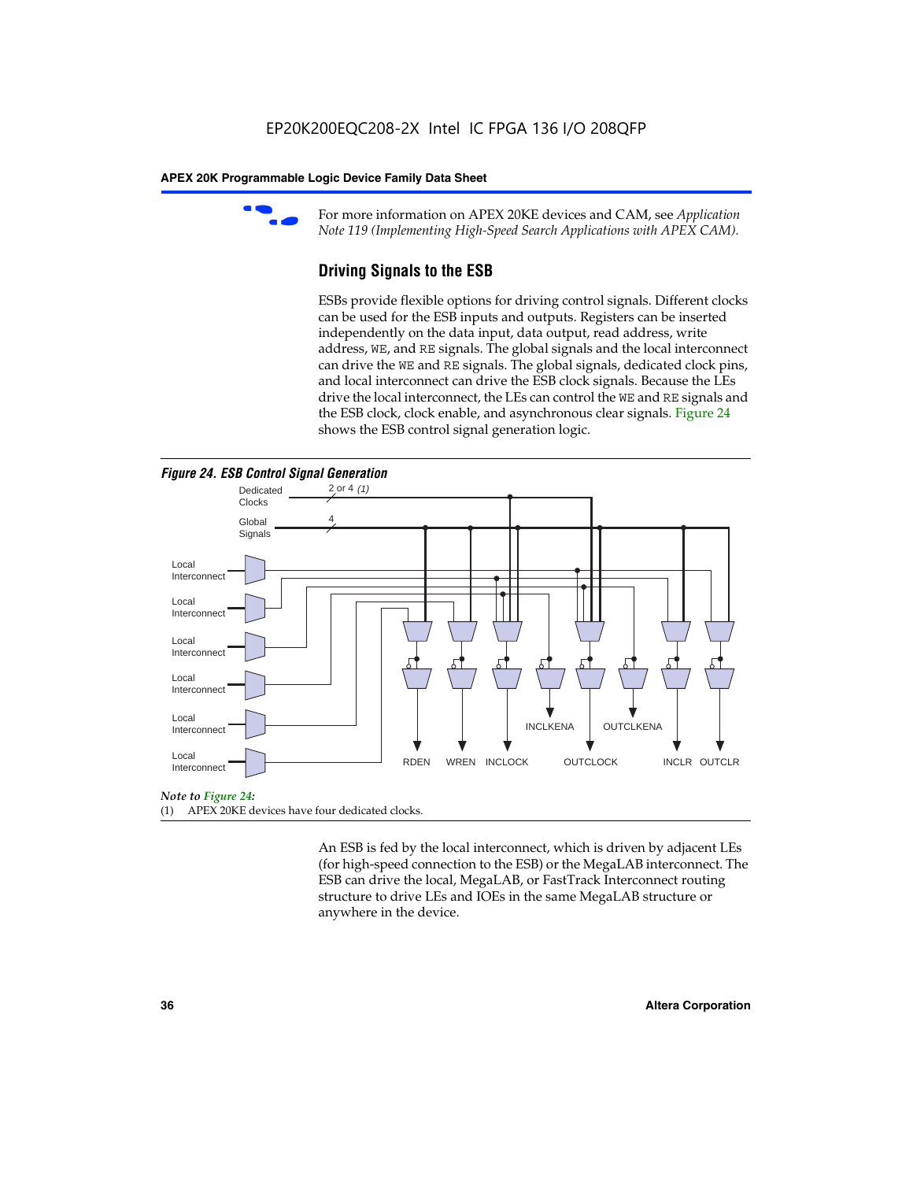For more information on APEX 20KE devices and CAM, see *Application Note 119 (Implementing High-Speed Search Applications with APEX CAM).*

### Driving Signals to the ESB

ESBs provide flexible options for driving control signals. Different clocks can be used for the ESB inputs and outputs. Registers can be inserted independently on the data input, data output, read address, write address, WE, and RE signals. The global signals and the local interconnect can drive the WE and RE signals. The global signals, dedicated clock pins, and local interconnect can drive the ESB clock signals. Because the LEs drive the local interconnect, the LEs can control the WE and RE signals and the ESB clock, clock enable, and asynchronous clear signals. Figure 24 shows the ESB control signal generation logic.

***Figure 24. ESB Control Signal Generation***

Dedicated Clocks — 2 or 4 *(1)*
Global Signals — 4
Local Interconnect (×6)
RDEN, WREN, INCLOCK, INCLKENA, OUTCLOCK, OUTCLKENA, INCLR, OUTCLR

*Note to Figure 24:*
(1) APEX 20KE devices have four dedicated clocks.

An ESB is fed by the local interconnect, which is driven by adjacent LEs (for high-speed connection to the ESB) or the MegaLAB interconnect. The ESB can drive the local, MegaLAB, or FastTrack Interconnect routing structure to drive LEs and IOEs in the same MegaLAB structure or anywhere in the device.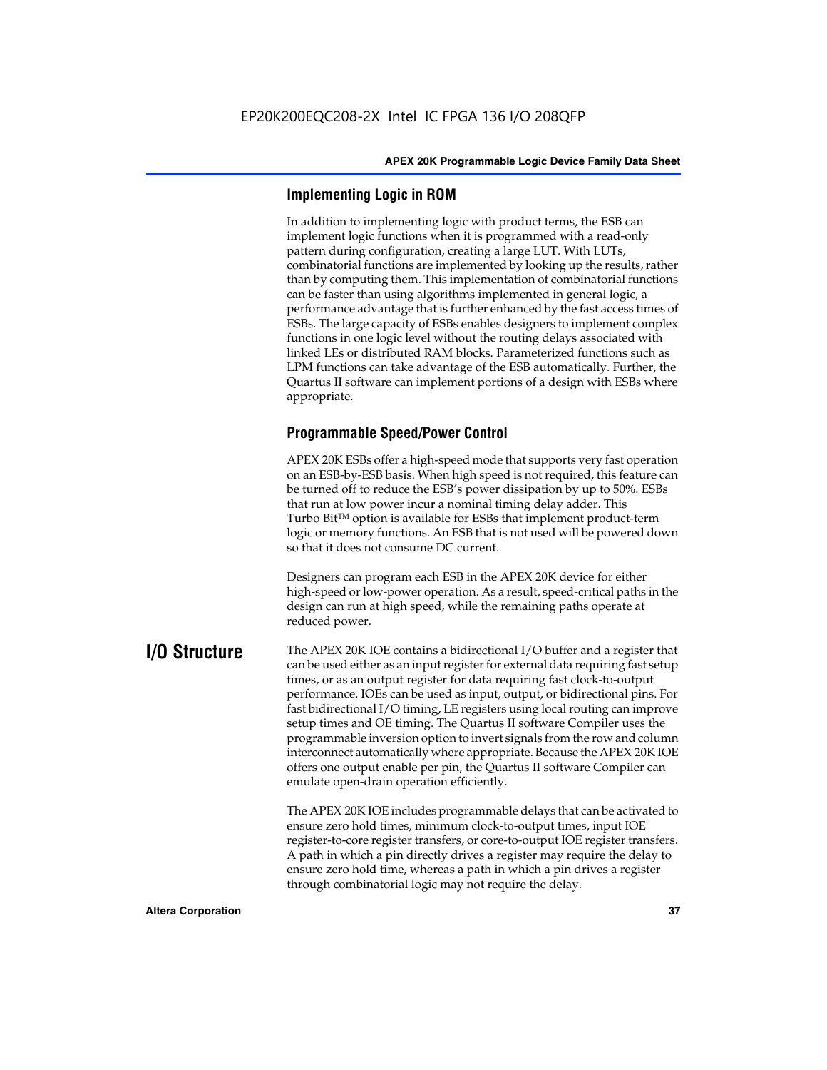### Implementing Logic in ROM

In addition to implementing logic with product terms, the ESB can implement logic functions when it is programmed with a read-only pattern during configuration, creating a large LUT. With LUTs, combinatorial functions are implemented by looking up the results, rather than by computing them. This implementation of combinatorial functions can be faster than using algorithms implemented in general logic, a performance advantage that is further enhanced by the fast access times of ESBs. The large capacity of ESBs enables designers to implement complex functions in one logic level without the routing delays associated with linked LEs or distributed RAM blocks. Parameterized functions such as LPM functions can take advantage of the ESB automatically. Further, the Quartus II software can implement portions of a design with ESBs where appropriate.

### Programmable Speed/Power Control

APEX 20K ESBs offer a high-speed mode that supports very fast operation on an ESB-by-ESB basis. When high speed is not required, this feature can be turned off to reduce the ESB's power dissipation by up to 50%. ESBs that run at low power incur a nominal timing delay adder. This Turbo Bit™ option is available for ESBs that implement product-term logic or memory functions. An ESB that is not used will be powered down so that it does not consume DC current.

Designers can program each ESB in the APEX 20K device for either high-speed or low-power operation. As a result, speed-critical paths in the design can run at high speed, while the remaining paths operate at reduced power.

## I/O Structure

The APEX 20K IOE contains a bidirectional I/O buffer and a register that can be used either as an input register for external data requiring fast setup times, or as an output register for data requiring fast clock-to-output performance. IOEs can be used as input, output, or bidirectional pins. For fast bidirectional I/O timing, LE registers using local routing can improve setup times and OE timing. The Quartus II software Compiler uses the programmable inversion option to invert signals from the row and column interconnect automatically where appropriate. Because the APEX 20K IOE offers one output enable per pin, the Quartus II software Compiler can emulate open-drain operation efficiently.

The APEX 20K IOE includes programmable delays that can be activated to ensure zero hold times, minimum clock-to-output times, input IOE register-to-core register transfers, or core-to-output IOE register transfers. A path in which a pin directly drives a register may require the delay to ensure zero hold time, whereas a path in which a pin drives a register through combinatorial logic may not require the delay.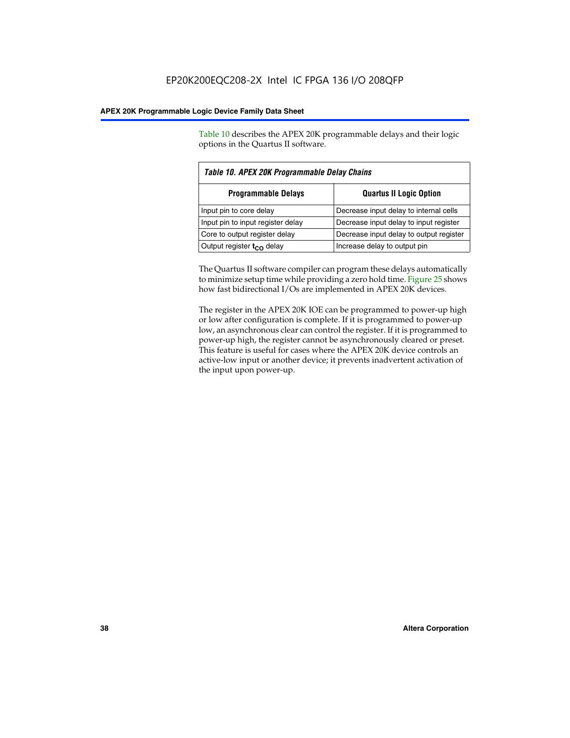Table 10 describes the APEX 20K programmable delays and their logic options in the Quartus II software.

*Table 10. APEX 20K Programmable Delay Chains*

| Programmable Delays | Quartus II Logic Option |
|---|---|
| Input pin to core delay | Decrease input delay to internal cells |
| Input pin to input register delay | Decrease input delay to input register |
| Core to output register delay | Decrease input delay to output register |
| Output register $t_{CO}$ delay | Increase delay to output pin |

The Quartus II software compiler can program these delays automatically to minimize setup time while providing a zero hold time. Figure 25 shows how fast bidirectional I/Os are implemented in APEX 20K devices.

The register in the APEX 20K IOE can be programmed to power-up high or low after configuration is complete. If it is programmed to power-up low, an asynchronous clear can control the register. If it is programmed to power-up high, the register cannot be asynchronously cleared or preset. This feature is useful for cases where the APEX 20K device controls an active-low input or another device; it prevents inadvertent activation of the input upon power-up.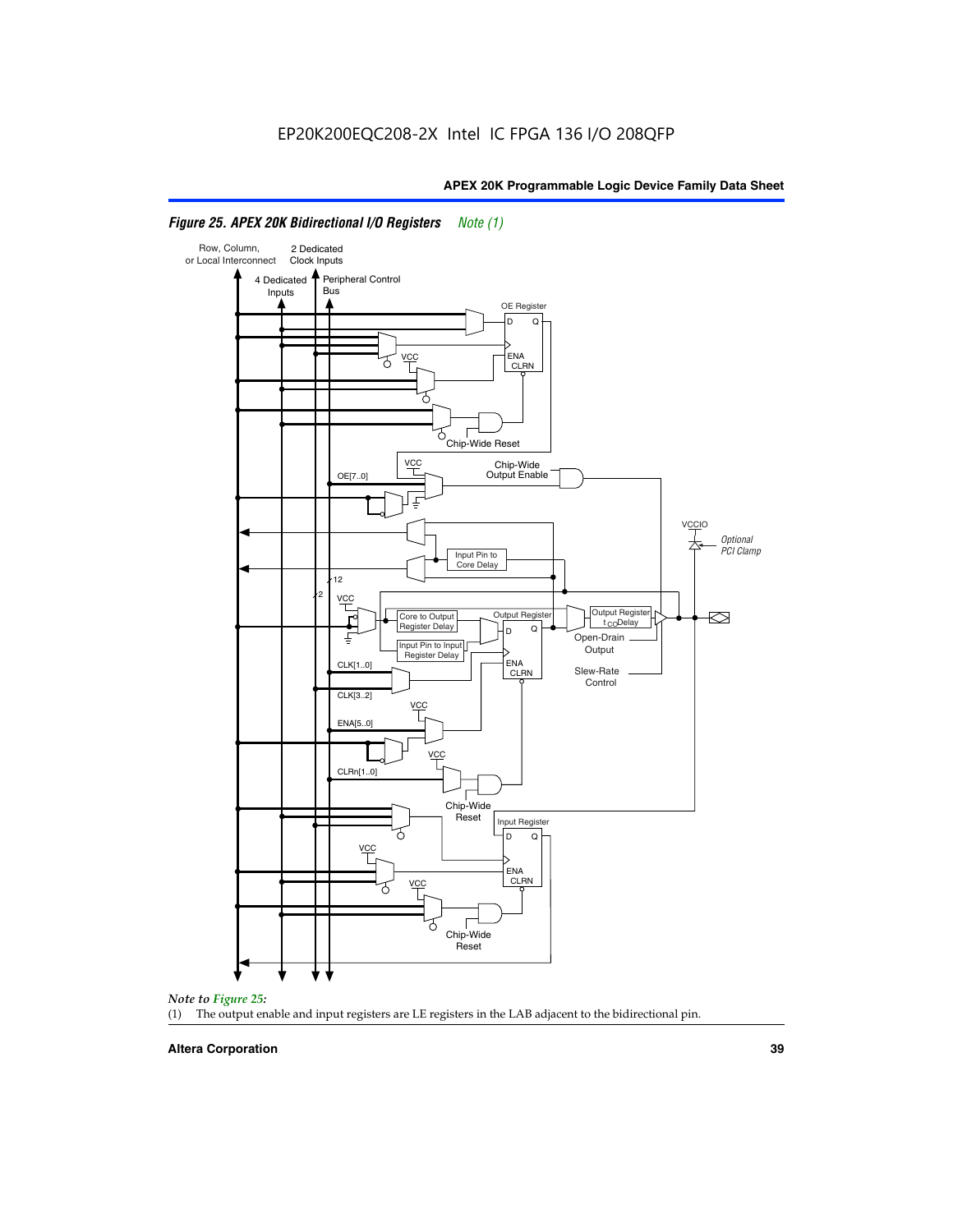#### Figure 25. APEX 20K Bidirectional I/O Registers *Note (1)*

Row, Column, or Local Interconnect

2 Dedicated Clock Inputs

4 Dedicated Inputs

Peripheral Control Bus

OE Register

D Q

ENA CLRN

VCC

Chip-Wide Reset

VCC

Chip-Wide Output Enable

OE[7..0]

VCCIO

*Optional PCI Clamp*

Input Pin to Core Delay

12

2

VCC

Core to Output Register Delay

Output Register

Output Register $t_{CO}$ Delay

Input Pin to Input Register Delay

D Q

Open-Drain Output

ENA CLRN

CLK[1..0]

Slew-Rate Control

CLK[3..2]

VCC

ENA[5..0]

VCC

CLRn[1..0]

Chip-Wide Reset

Input Register

D Q

VCC

ENA CLRN

VCC

Chip-Wide Reset

*Note to Figure 25:*

(1) The output enable and input registers are LE registers in the LAB adjacent to the bidirectional pin.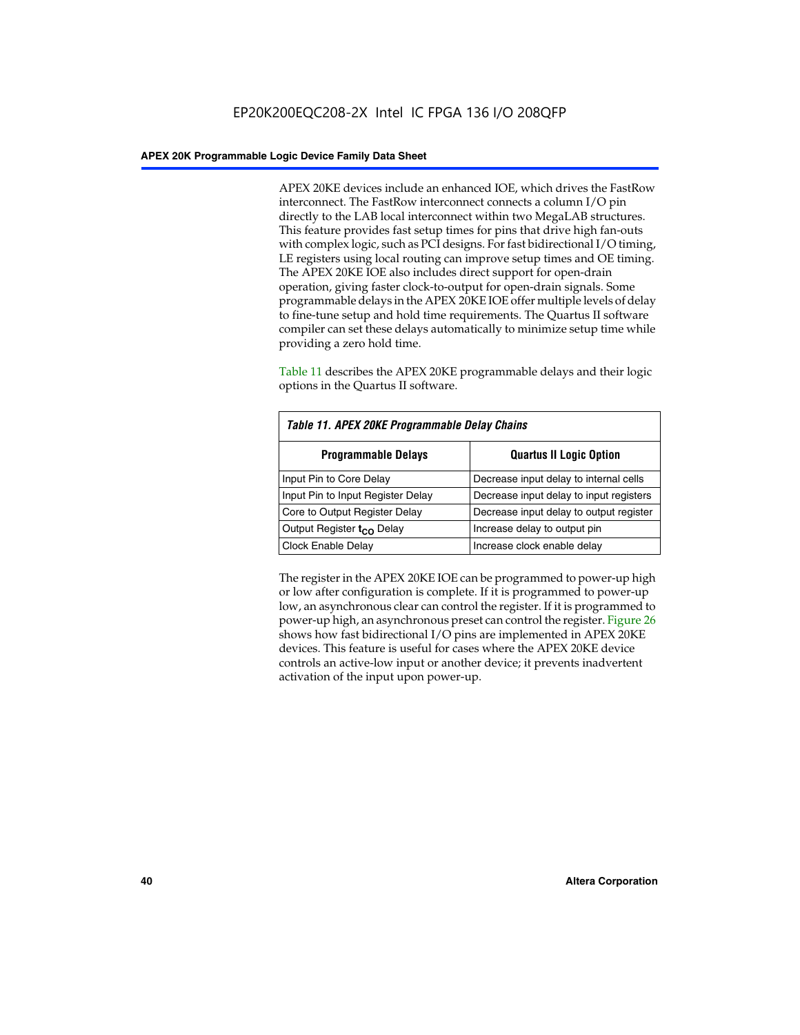APEX 20KE devices include an enhanced IOE, which drives the FastRow interconnect. The FastRow interconnect connects a column I/O pin directly to the LAB local interconnect within two MegaLAB structures. This feature provides fast setup times for pins that drive high fan-outs with complex logic, such as PCI designs. For fast bidirectional I/O timing, LE registers using local routing can improve setup times and OE timing. The APEX 20KE IOE also includes direct support for open-drain operation, giving faster clock-to-output for open-drain signals. Some programmable delays in the APEX 20KE IOE offer multiple levels of delay to fine-tune setup and hold time requirements. The Quartus II software compiler can set these delays automatically to minimize setup time while providing a zero hold time.

Table 11 describes the APEX 20KE programmable delays and their logic options in the Quartus II software.

*Table 11. APEX 20KE Programmable Delay Chains*

| Programmable Delays | Quartus II Logic Option |
|---|---|
| Input Pin to Core Delay | Decrease input delay to internal cells |
| Input Pin to Input Register Delay | Decrease input delay to input registers |
| Core to Output Register Delay | Decrease input delay to output register |
| Output Register $t_{CO}$ Delay | Increase delay to output pin |
| Clock Enable Delay | Increase clock enable delay |

The register in the APEX 20KE IOE can be programmed to power-up high or low after configuration is complete. If it is programmed to power-up low, an asynchronous clear can control the register. If it is programmed to power-up high, an asynchronous preset can control the register. Figure 26 shows how fast bidirectional I/O pins are implemented in APEX 20KE devices. This feature is useful for cases where the APEX 20KE device controls an active-low input or another device; it prevents inadvertent activation of the input upon power-up.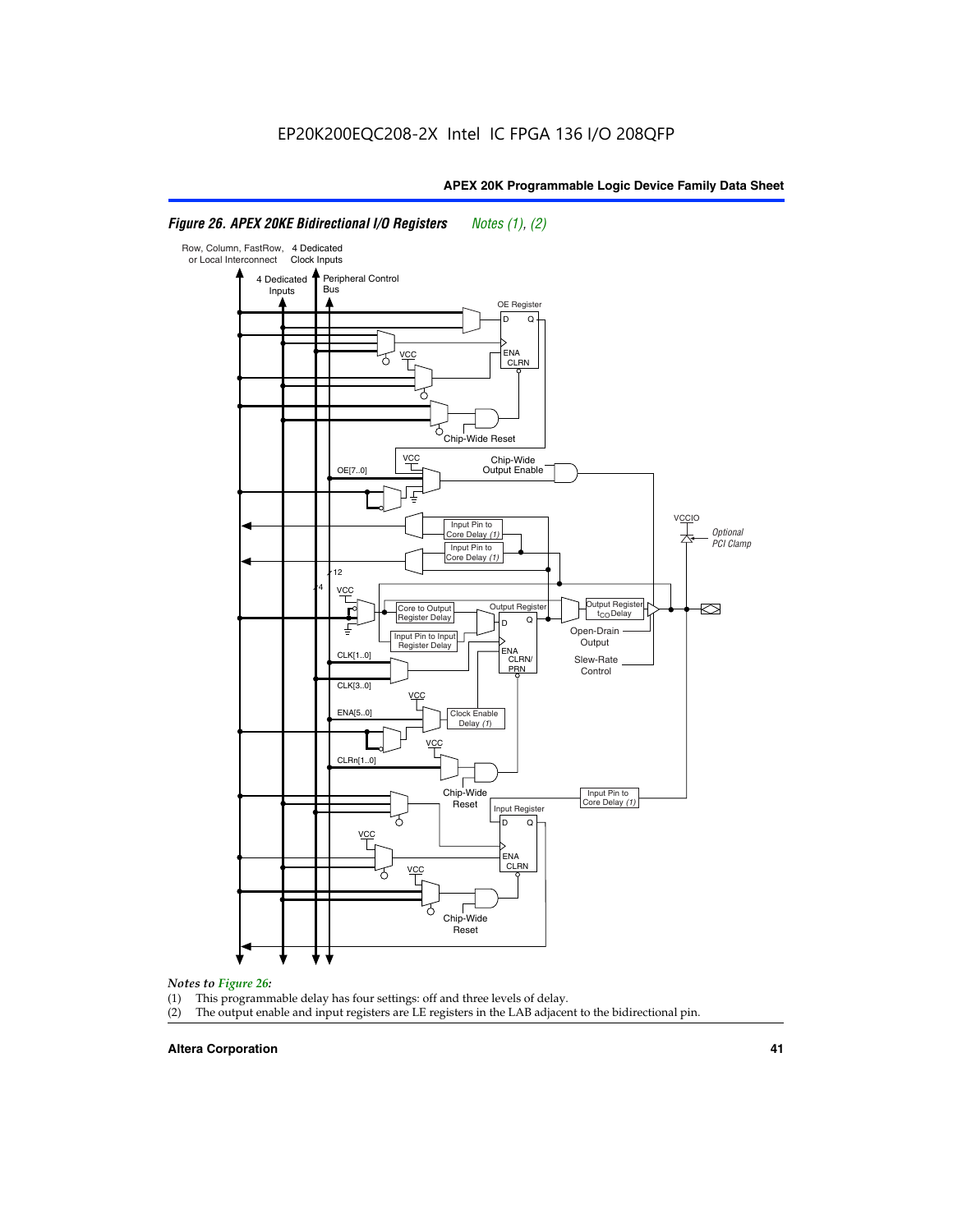EP20K200EQC208-2X Intel IC FPGA 136 I/O 208QFP

**Figure 26. APEX 20KE Bidirectional I/O Registers** *Notes (1), (2)*

*Notes to Figure 26:*

(1) This programmable delay has four settings: off and three levels of delay.

(2) The output enable and input registers are LE registers in the LAB adjacent to the bidirectional pin.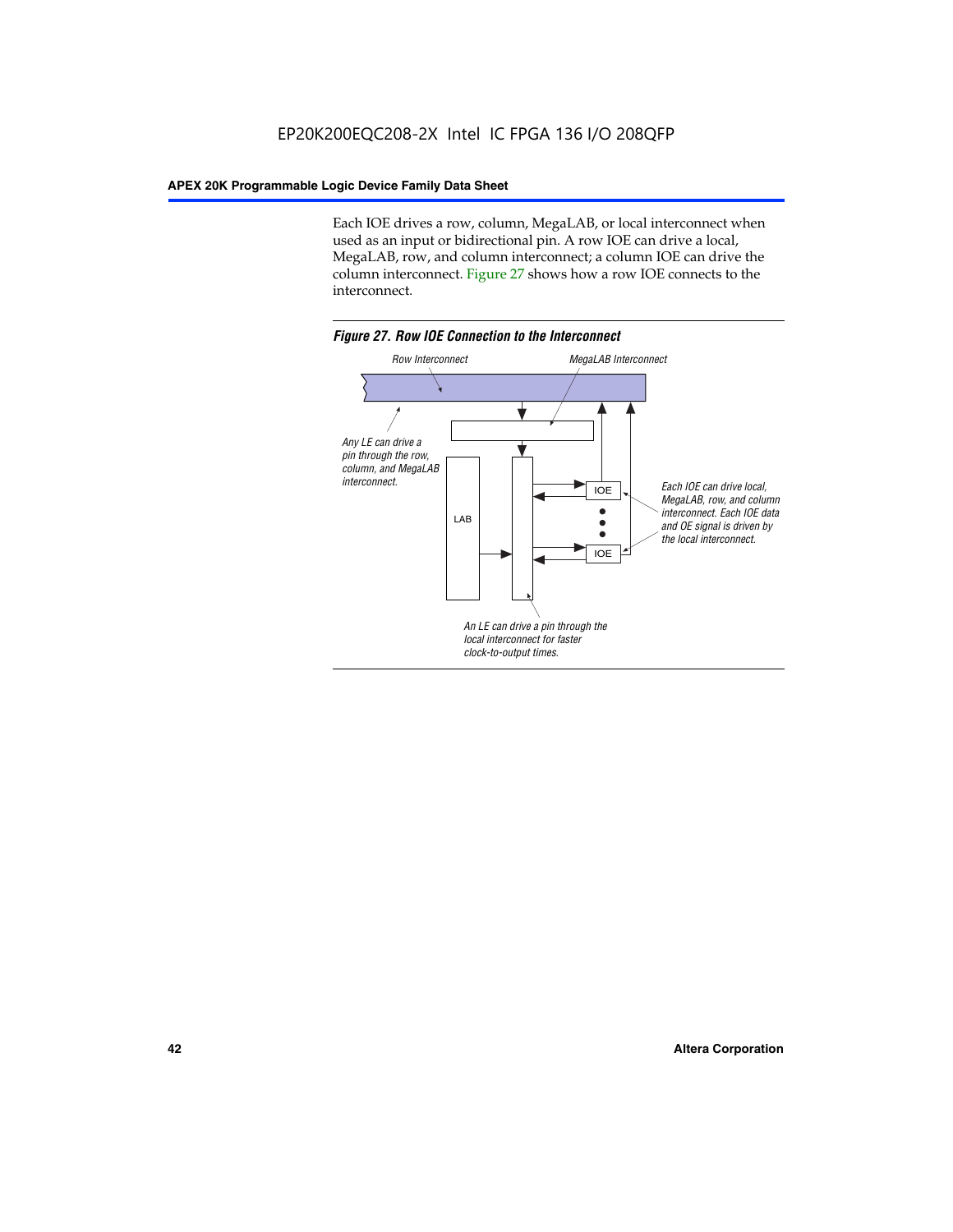Each IOE drives a row, column, MegaLAB, or local interconnect when used as an input or bidirectional pin. A row IOE can drive a local, MegaLAB, row, and column interconnect; a column IOE can drive the column interconnect. Figure 27 shows how a row IOE connects to the interconnect.

*Figure 27. Row IOE Connection to the Interconnect*

Row Interconnect

MegaLAB Interconnect

Any LE can drive a pin through the row, column, and MegaLAB interconnect.

LAB

IOE

IOE

Each IOE can drive local, MegaLAB, row, and column interconnect. Each IOE data and OE signal is driven by the local interconnect.

An LE can drive a pin through the local interconnect for faster clock-to-output times.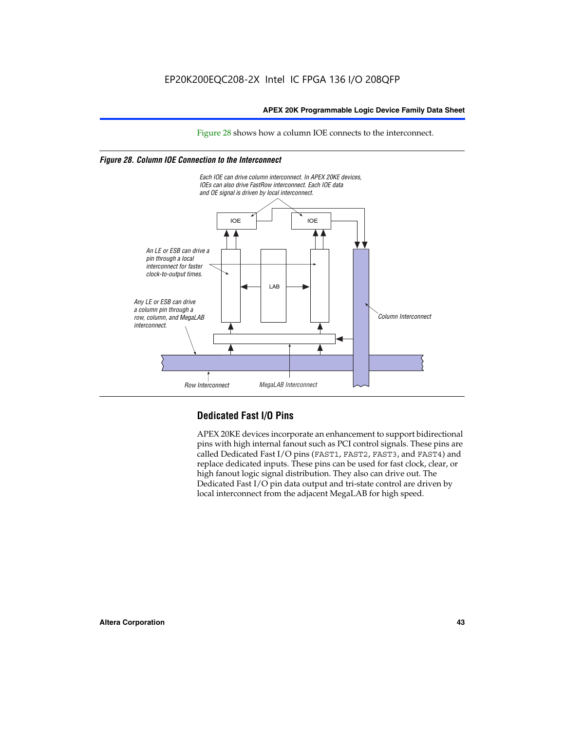Figure 28 shows how a column IOE connects to the interconnect.

*Figure 28. Column IOE Connection to the Interconnect*

Each IOE can drive column interconnect. In APEX 20KE devices, IOEs can also drive FastRow interconnect. Each IOE data and OE signal is driven by local interconnect.

An LE or ESB can drive a pin through a local interconnect for faster clock-to-output times.

Any LE or ESB can drive a column pin through a row, column, and MegaLAB interconnect.

Column Interconnect

Row Interconnect

MegaLAB Interconnect

## Dedicated Fast I/O Pins

APEX 20KE devices incorporate an enhancement to support bidirectional pins with high internal fanout such as PCI control signals. These pins are called Dedicated Fast I/O pins (FAST1, FAST2, FAST3, and FAST4) and replace dedicated inputs. These pins can be used for fast clock, clear, or high fanout logic signal distribution. They also can drive out. The Dedicated Fast I/O pin data output and tri-state control are driven by local interconnect from the adjacent MegaLAB for high speed.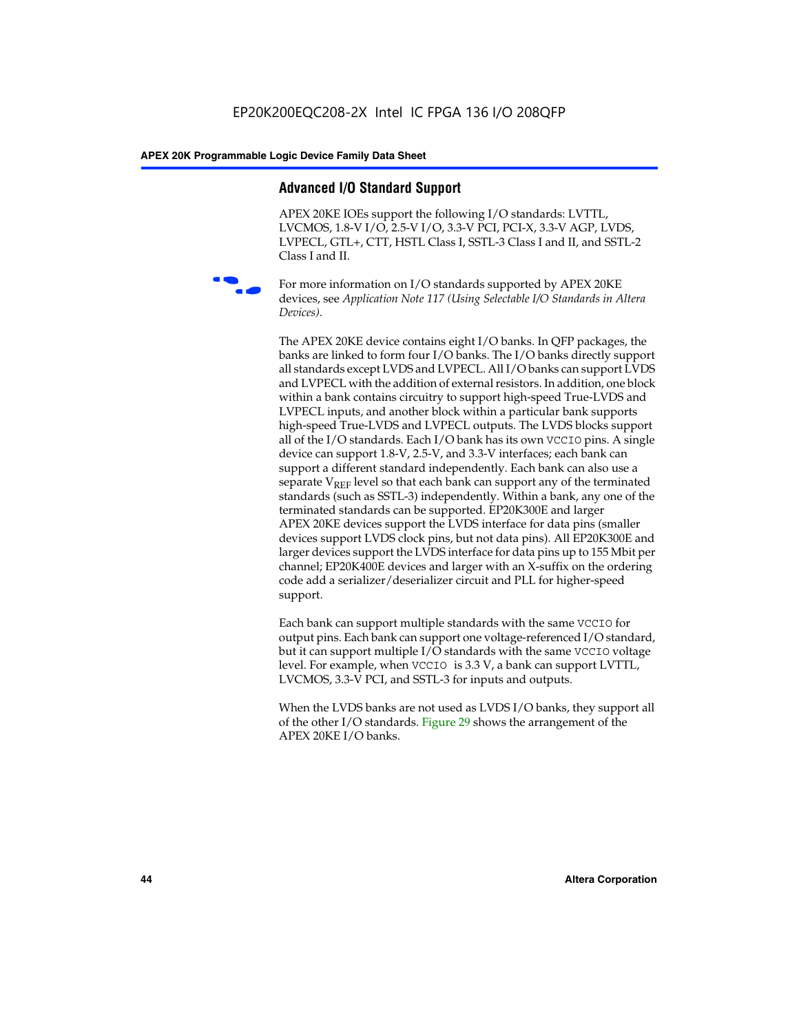## Advanced I/O Standard Support

APEX 20KE IOEs support the following I/O standards: LVTTL, LVCMOS, 1.8-V I/O, 2.5-V I/O, 3.3-V PCI, PCI-X, 3.3-V AGP, LVDS, LVPECL, GTL+, CTT, HSTL Class I, SSTL-3 Class I and II, and SSTL-2 Class I and II.

For more information on I/O standards supported by APEX 20KE devices, see *Application Note 117 (Using Selectable I/O Standards in Altera Devices)*.

The APEX 20KE device contains eight I/O banks. In QFP packages, the banks are linked to form four I/O banks. The I/O banks directly support all standards except LVDS and LVPECL. All I/O banks can support LVDS and LVPECL with the addition of external resistors. In addition, one block within a bank contains circuitry to support high-speed True-LVDS and LVPECL inputs, and another block within a particular bank supports high-speed True-LVDS and LVPECL outputs. The LVDS blocks support all of the I/O standards. Each I/O bank has its own VCCIO pins. A single device can support 1.8-V, 2.5-V, and 3.3-V interfaces; each bank can support a different standard independently. Each bank can also use a separate $V_{REF}$ level so that each bank can support any of the terminated standards (such as SSTL-3) independently. Within a bank, any one of the terminated standards can be supported. EP20K300E and larger APEX 20KE devices support the LVDS interface for data pins (smaller devices support LVDS clock pins, but not data pins). All EP20K300E and larger devices support the LVDS interface for data pins up to 155 Mbit per channel; EP20K400E devices and larger with an X-suffix on the ordering code add a serializer/deserializer circuit and PLL for higher-speed support.

Each bank can support multiple standards with the same VCCIO for output pins. Each bank can support one voltage-referenced I/O standard, but it can support multiple I/O standards with the same VCCIO voltage level. For example, when VCCIO is 3.3 V, a bank can support LVTTL, LVCMOS, 3.3-V PCI, and SSTL-3 for inputs and outputs.

When the LVDS banks are not used as LVDS I/O banks, they support all of the other I/O standards. Figure 29 shows the arrangement of the APEX 20KE I/O banks.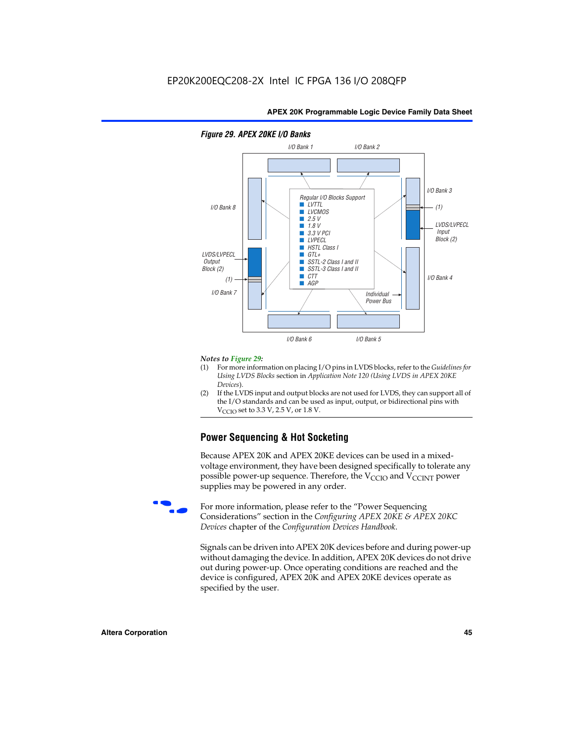EP20K200EQC208-2X Intel IC FPGA 136 I/O 208QFP

**Figure 29. APEX 20KE I/O Banks**

I/O Bank 1 | I/O Bank 2 | I/O Bank 3 | (1) | LVDS/LVPECL Input Block (2) | I/O Bank 4 | Individual Power Bus | I/O Bank 5 | I/O Bank 6 | I/O Bank 7 | (1) | LVDS/LVPECL Output Block (2) | I/O Bank 8

Regular I/O Blocks Support
- LVTTL
- LVCMOS
- 2.5 V
- 1.8 V
- 3.3 V PCI
- LVPECL
- HSTL Class I
- GTL+
- SSTL-2 Class I and II
- SSTL-3 Class I and II
- CTT
- AGP

*Notes to Figure 29:*

(1) For more information on placing I/O pins in LVDS blocks, refer to the *Guidelines for Using LVDS Blocks* section in *Application Note 120 (Using LVDS in APEX 20KE Devices)*.

(2) If the LVDS input and output blocks are not used for LVDS, they can support all of the I/O standards and can be used as input, output, or bidirectional pins with $V_{CCIO}$ set to 3.3 V, 2.5 V, or 1.8 V.

## Power Sequencing & Hot Socketing

Because APEX 20K and APEX 20KE devices can be used in a mixed-voltage environment, they have been designed specifically to tolerate any possible power-up sequence. Therefore, the $V_{CCIO}$ and $V_{CCINT}$ power supplies may be powered in any order.

For more information, please refer to the "Power Sequencing Considerations" section in the *Configuring APEX 20KE & APEX 20KC Devices* chapter of the *Configuration Devices Handbook*.

Signals can be driven into APEX 20K devices before and during power-up without damaging the device. In addition, APEX 20K devices do not drive out during power-up. Once operating conditions are reached and the device is configured, APEX 20K and APEX 20KE devices operate as specified by the user.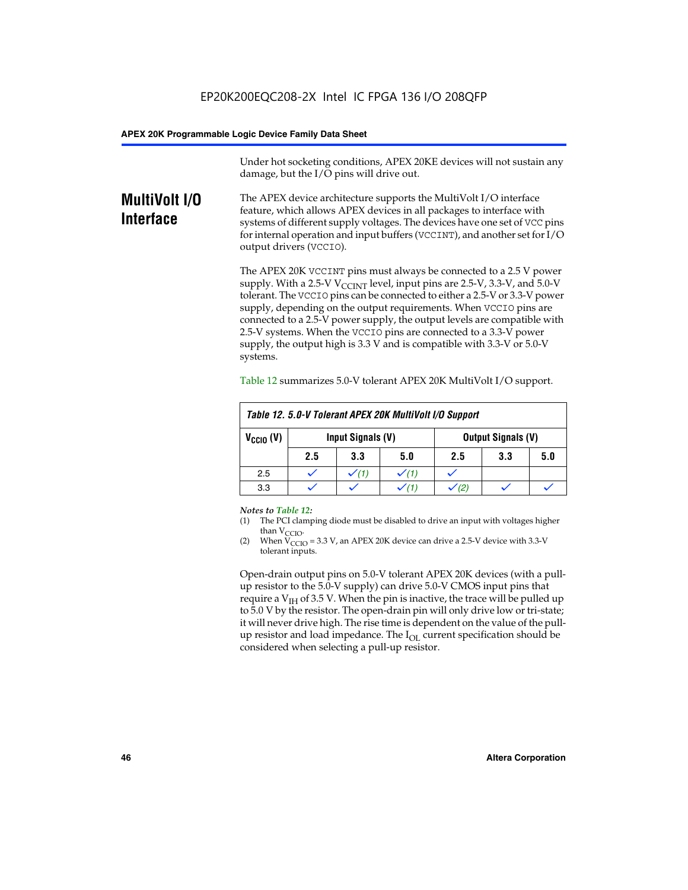Under hot socketing conditions, APEX 20KE devices will not sustain any damage, but the I/O pins will drive out.

## MultiVolt I/O Interface

The APEX device architecture supports the MultiVolt I/O interface feature, which allows APEX devices in all packages to interface with systems of different supply voltages. The devices have one set of VCC pins for internal operation and input buffers (VCCINT), and another set for I/O output drivers (VCCIO).

The APEX 20K VCCINT pins must always be connected to a 2.5 V power supply. With a 2.5-V $V_{CCINT}$ level, input pins are 2.5-V, 3.3-V, and 5.0-V tolerant. The VCCIO pins can be connected to either a 2.5-V or 3.3-V power supply, depending on the output requirements. When VCCIO pins are connected to a 2.5-V power supply, the output levels are compatible with 2.5-V systems. When the VCCIO pins are connected to a 3.3-V power supply, the output high is 3.3 V and is compatible with 3.3-V or 5.0-V systems.

Table 12 summarizes 5.0-V tolerant APEX 20K MultiVolt I/O support.

*Table 12. 5.0-V Tolerant APEX 20K MultiVolt I/O Support*

| $V_{CCIO}$ (V) | Input Signals (V) | | | Output Signals (V) | | |
|---|---|---|---|---|---|---|
| | 2.5 | 3.3 | 5.0 | 2.5 | 3.3 | 5.0 |
| 2.5 | ✓ | ✓ *(1)* | ✓ *(1)* | ✓ | | |
| 3.3 | ✓ | ✓ | ✓ *(1)* | ✓ *(2)* | ✓ | ✓ |

*Notes to Table 12:*
(1) The PCI clamping diode must be disabled to drive an input with voltages higher than $V_{CCIO}$.
(2) When $V_{CCIO}$ = 3.3 V, an APEX 20K device can drive a 2.5-V device with 3.3-V tolerant inputs.

Open-drain output pins on 5.0-V tolerant APEX 20K devices (with a pull-up resistor to the 5.0-V supply) can drive 5.0-V CMOS input pins that require a $V_{IH}$ of 3.5 V. When the pin is inactive, the trace will be pulled up to 5.0 V by the resistor. The open-drain pin will only drive low or tri-state; it will never drive high. The rise time is dependent on the value of the pull-up resistor and load impedance. The $I_{OL}$ current specification should be considered when selecting a pull-up resistor.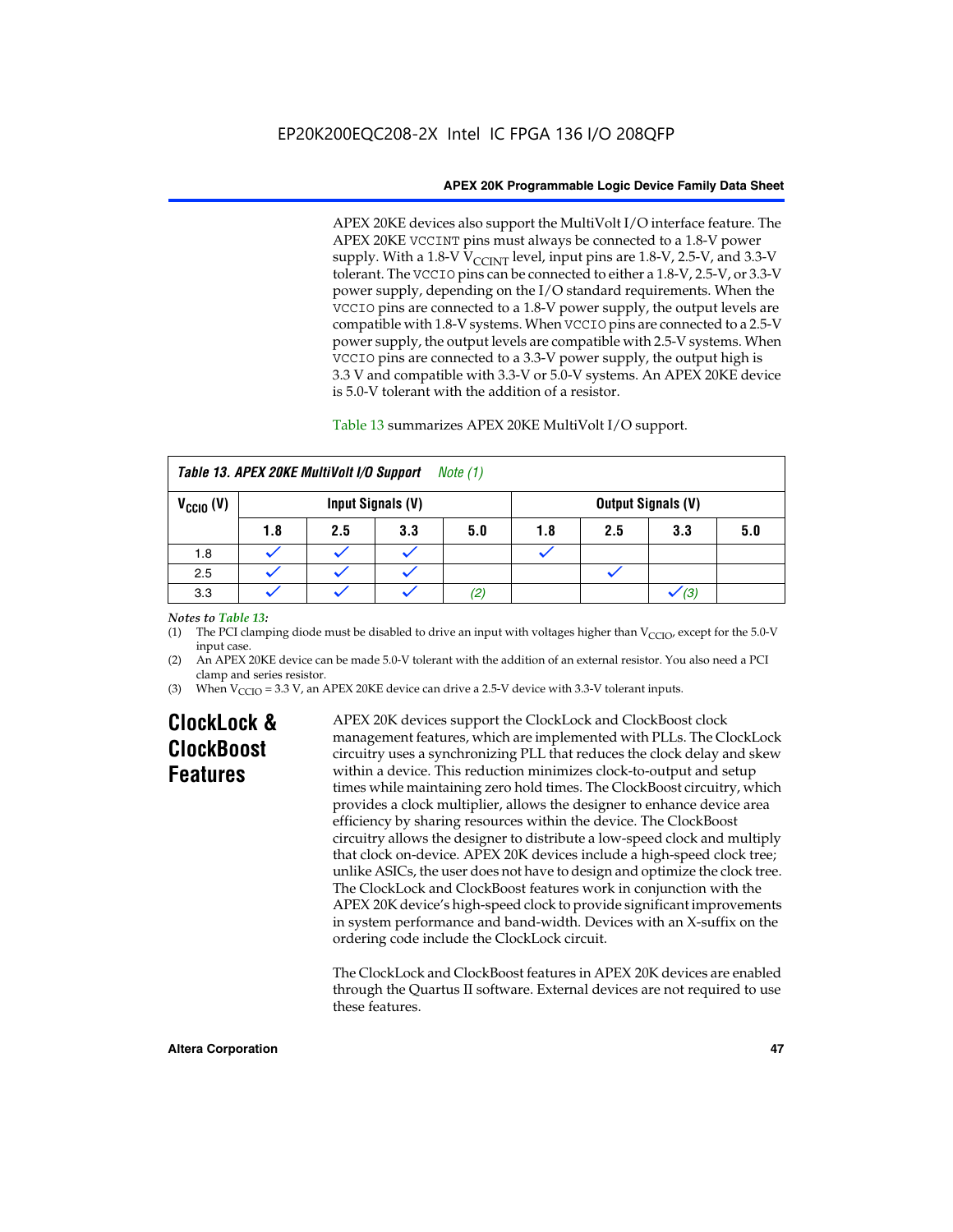APEX 20KE devices also support the MultiVolt I/O interface feature. The APEX 20KE VCCINT pins must always be connected to a 1.8-V power supply. With a 1.8-V $V_{CCINT}$ level, input pins are 1.8-V, 2.5-V, and 3.3-V tolerant. The VCCIO pins can be connected to either a 1.8-V, 2.5-V, or 3.3-V power supply, depending on the I/O standard requirements. When the VCCIO pins are connected to a 1.8-V power supply, the output levels are compatible with 1.8-V systems. When VCCIO pins are connected to a 2.5-V power supply, the output levels are compatible with 2.5-V systems. When VCCIO pins are connected to a 3.3-V power supply, the output high is 3.3 V and compatible with 3.3-V or 5.0-V systems. An APEX 20KE device is 5.0-V tolerant with the addition of a resistor.

Table 13 summarizes APEX 20KE MultiVolt I/O support.

*Table 13. APEX 20KE MultiVolt I/O Support    Note (1)*

| $V_{CCIO}$ (V) | Input Signals (V) | | | | Output Signals (V) | | | |
|---|---|---|---|---|---|---|---|---|
| | 1.8 | 2.5 | 3.3 | 5.0 | 1.8 | 2.5 | 3.3 | 5.0 |
| 1.8 | ✓ | ✓ | ✓ | | ✓ | | | |
| 2.5 | ✓ | ✓ | ✓ | | | ✓ | | |
| 3.3 | ✓ | ✓ | ✓ | (2) | | | ✓ (3) | |

*Notes to Table 13:*

(1) The PCI clamping diode must be disabled to drive an input with voltages higher than $V_{CCIO}$, except for the 5.0-V input case.

(2) An APEX 20KE device can be made 5.0-V tolerant with the addition of an external resistor. You also need a PCI clamp and series resistor.

(3) When $V_{CCIO}$ = 3.3 V, an APEX 20KE device can drive a 2.5-V device with 3.3-V tolerant inputs.

## ClockLock & ClockBoost Features

APEX 20K devices support the ClockLock and ClockBoost clock management features, which are implemented with PLLs. The ClockLock circuitry uses a synchronizing PLL that reduces the clock delay and skew within a device. This reduction minimizes clock-to-output and setup times while maintaining zero hold times. The ClockBoost circuitry, which provides a clock multiplier, allows the designer to enhance device area efficiency by sharing resources within the device. The ClockBoost circuitry allows the designer to distribute a low-speed clock and multiply that clock on-device. APEX 20K devices include a high-speed clock tree; unlike ASICs, the user does not have to design and optimize the clock tree. The ClockLock and ClockBoost features work in conjunction with the APEX 20K device's high-speed clock to provide significant improvements in system performance and band-width. Devices with an X-suffix on the ordering code include the ClockLock circuit.

The ClockLock and ClockBoost features in APEX 20K devices are enabled through the Quartus II software. External devices are not required to use these features.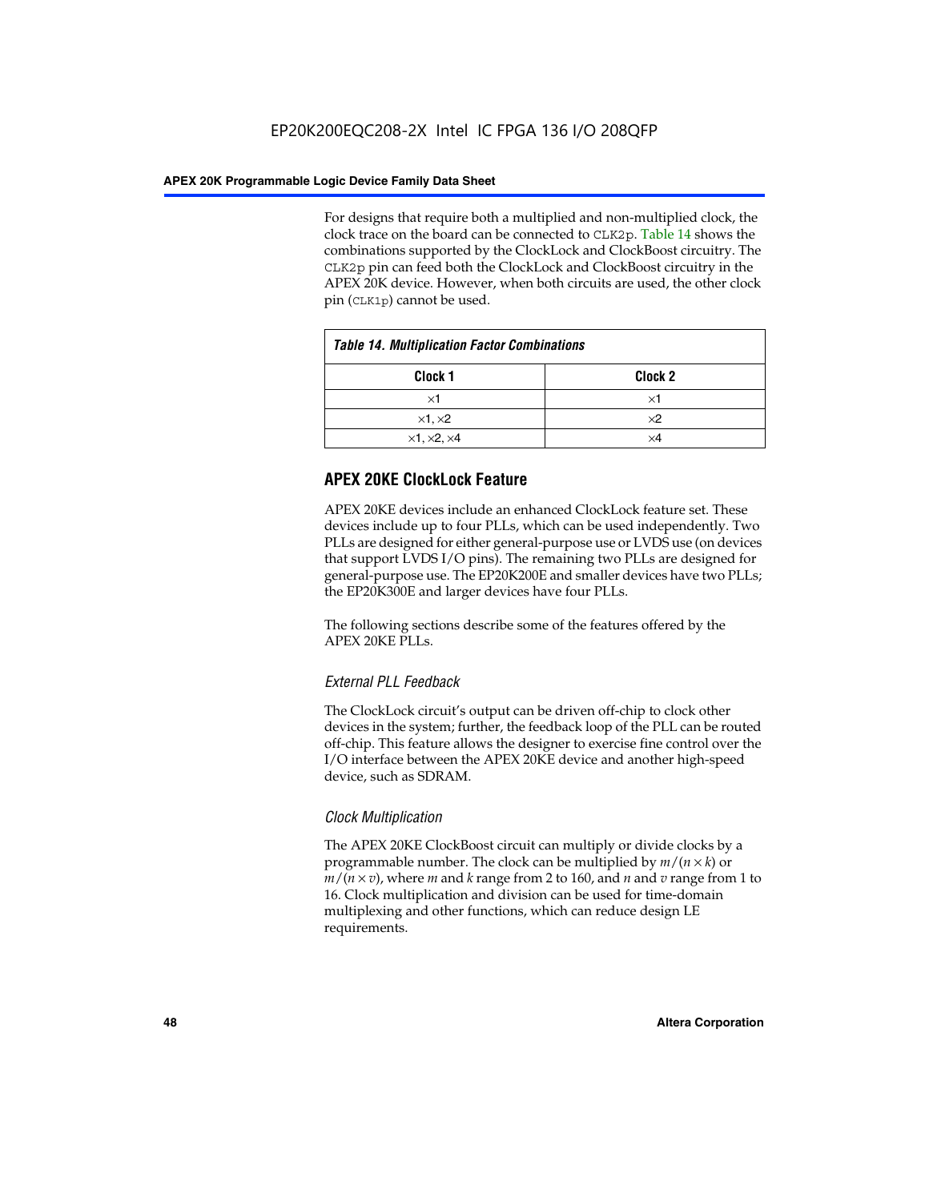For designs that require both a multiplied and non-multiplied clock, the clock trace on the board can be connected to CLK2p. Table 14 shows the combinations supported by the ClockLock and ClockBoost circuitry. The CLK2p pin can feed both the ClockLock and ClockBoost circuitry in the APEX 20K device. However, when both circuits are used, the other clock pin (CLK1p) cannot be used.

**Table 14. Multiplication Factor Combinations**

| Clock 1 | Clock 2 |
|---|---|
| ×1 | ×1 |
| ×1, ×2 | ×2 |
| ×1, ×2, ×4 | ×4 |

## APEX 20KE ClockLock Feature

APEX 20KE devices include an enhanced ClockLock feature set. These devices include up to four PLLs, which can be used independently. Two PLLs are designed for either general-purpose use or LVDS use (on devices that support LVDS I/O pins). The remaining two PLLs are designed for general-purpose use. The EP20K200E and smaller devices have two PLLs; the EP20K300E and larger devices have four PLLs.

The following sections describe some of the features offered by the APEX 20KE PLLs.

### *External PLL Feedback*

The ClockLock circuit's output can be driven off-chip to clock other devices in the system; further, the feedback loop of the PLL can be routed off-chip. This feature allows the designer to exercise fine control over the I/O interface between the APEX 20KE device and another high-speed device, such as SDRAM.

### *Clock Multiplication*

The APEX 20KE ClockBoost circuit can multiply or divide clocks by a programmable number. The clock can be multiplied by $m/(n \times k)$ or $m/(n \times v)$, where $m$ and $k$ range from 2 to 160, and $n$ and $v$ range from 1 to 16. Clock multiplication and division can be used for time-domain multiplexing and other functions, which can reduce design LE requirements.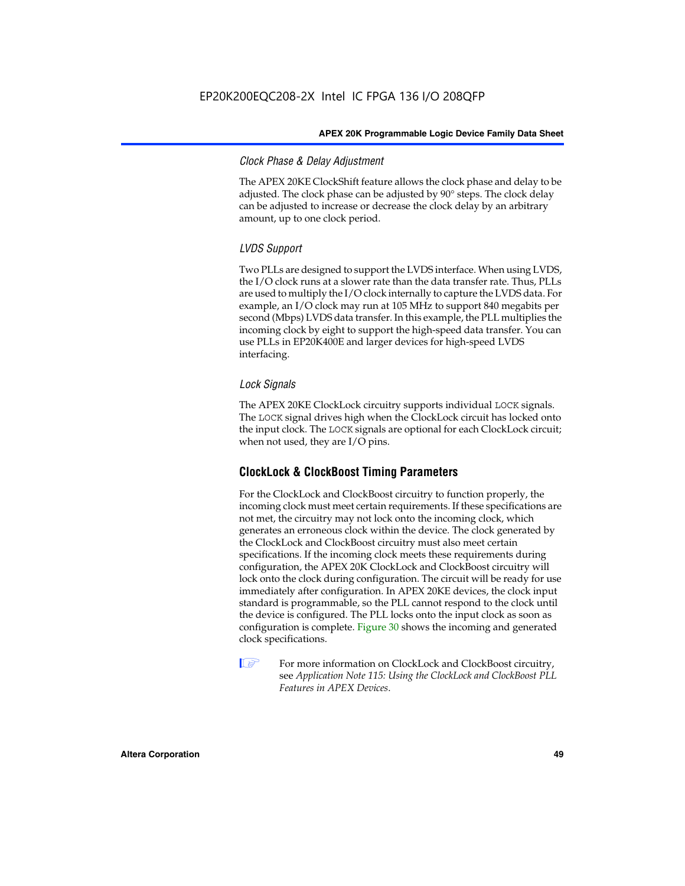#### Clock Phase & Delay Adjustment

The APEX 20KE ClockShift feature allows the clock phase and delay to be adjusted. The clock phase can be adjusted by 90° steps. The clock delay can be adjusted to increase or decrease the clock delay by an arbitrary amount, up to one clock period.

#### LVDS Support

Two PLLs are designed to support the LVDS interface. When using LVDS, the I/O clock runs at a slower rate than the data transfer rate. Thus, PLLs are used to multiply the I/O clock internally to capture the LVDS data. For example, an I/O clock may run at 105 MHz to support 840 megabits per second (Mbps) LVDS data transfer. In this example, the PLL multiplies the incoming clock by eight to support the high-speed data transfer. You can use PLLs in EP20K400E and larger devices for high-speed LVDS interfacing.

#### Lock Signals

The APEX 20KE ClockLock circuitry supports individual `LOCK` signals. The `LOCK` signal drives high when the ClockLock circuit has locked onto the input clock. The `LOCK` signals are optional for each ClockLock circuit; when not used, they are I/O pins.

### ClockLock & ClockBoost Timing Parameters

For the ClockLock and ClockBoost circuitry to function properly, the incoming clock must meet certain requirements. If these specifications are not met, the circuitry may not lock onto the incoming clock, which generates an erroneous clock within the device. The clock generated by the ClockLock and ClockBoost circuitry must also meet certain specifications. If the incoming clock meets these requirements during configuration, the APEX 20K ClockLock and ClockBoost circuitry will lock onto the clock during configuration. The circuit will be ready for use immediately after configuration. In APEX 20KE devices, the clock input standard is programmable, so the PLL cannot respond to the clock until the device is configured. The PLL locks onto the input clock as soon as configuration is complete. Figure 30 shows the incoming and generated clock specifications.

For more information on ClockLock and ClockBoost circuitry, see *Application Note 115: Using the ClockLock and ClockBoost PLL Features in APEX Devices*.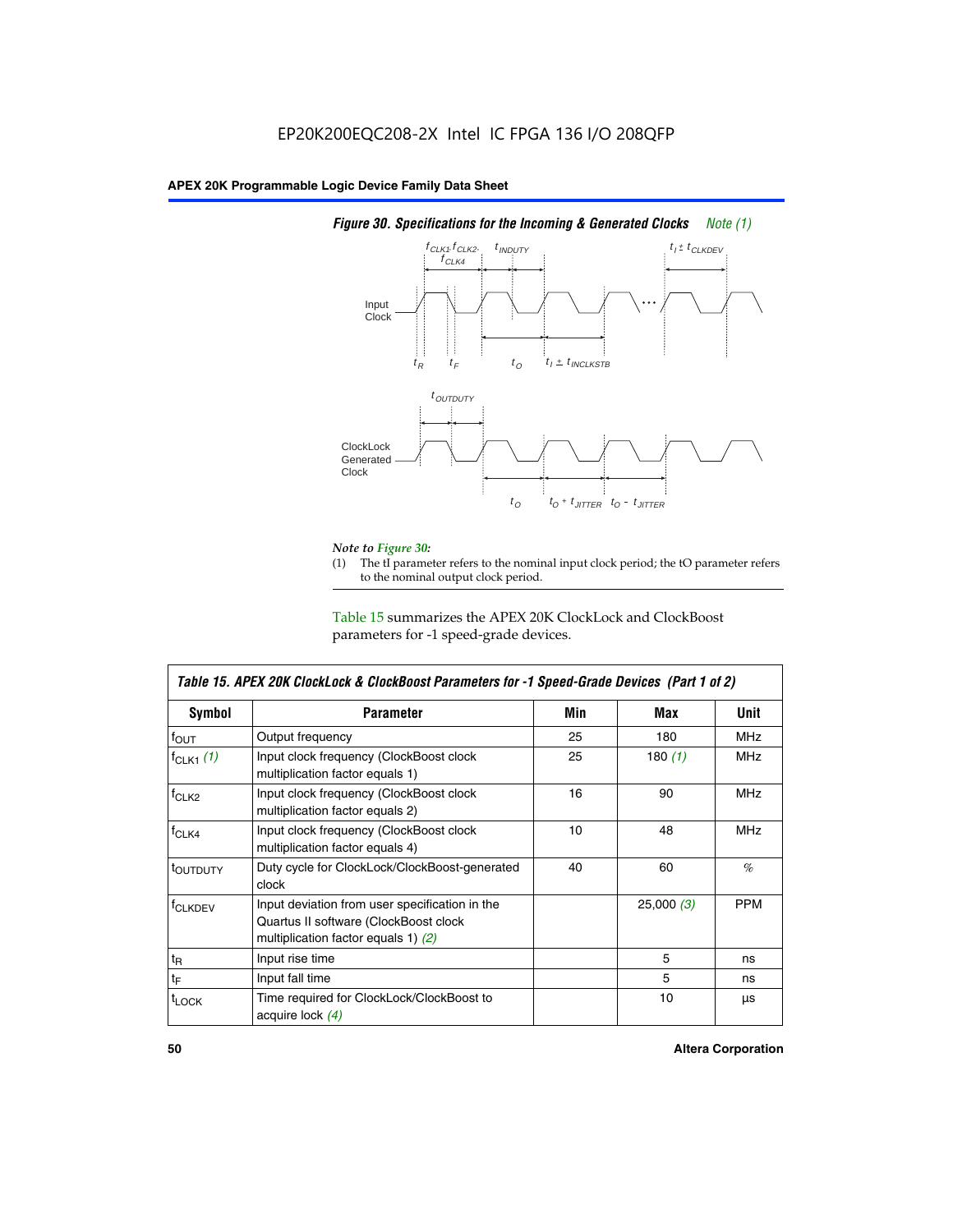EP20K200EQC208-2X Intel IC FPGA 136 I/O 208QFP

*Figure 30. Specifications for the Incoming & Generated Clocks Note (1)*

*Note to Figure 30:*

(1) The tI parameter refers to the nominal input clock period; the tO parameter refers to the nominal output clock period.

Table 15 summarizes the APEX 20K ClockLock and ClockBoost parameters for -1 speed-grade devices.

| *Table 15. APEX 20K ClockLock & ClockBoost Parameters for -1 Speed-Grade Devices (Part 1 of 2)* | | | | |
|---|---|---|---|---|
| **Symbol** | **Parameter** | **Min** | **Max** | **Unit** |
| $f_{OUT}$ | Output frequency | 25 | 180 | MHz |
| $f_{CLK1}$ *(1)* | Input clock frequency (ClockBoost clock multiplication factor equals 1) | 25 | 180 *(1)* | MHz |
| $f_{CLK2}$ | Input clock frequency (ClockBoost clock multiplication factor equals 2) | 16 | 90 | MHz |
| $f_{CLK4}$ | Input clock frequency (ClockBoost clock multiplication factor equals 4) | 10 | 48 | MHz |
| $t_{OUTDUTY}$ | Duty cycle for ClockLock/ClockBoost-generated clock | 40 | 60 | % |
| $f_{CLKDEV}$ | Input deviation from user specification in the Quartus II software (ClockBoost clock multiplication factor equals 1) *(2)* | | 25,000 *(3)* | PPM |
| $t_R$ | Input rise time | | 5 | ns |
| $t_F$ | Input fall time | | 5 | ns |
| $t_{LOCK}$ | Time required for ClockLock/ClockBoost to acquire lock *(4)* | | 10 | µs |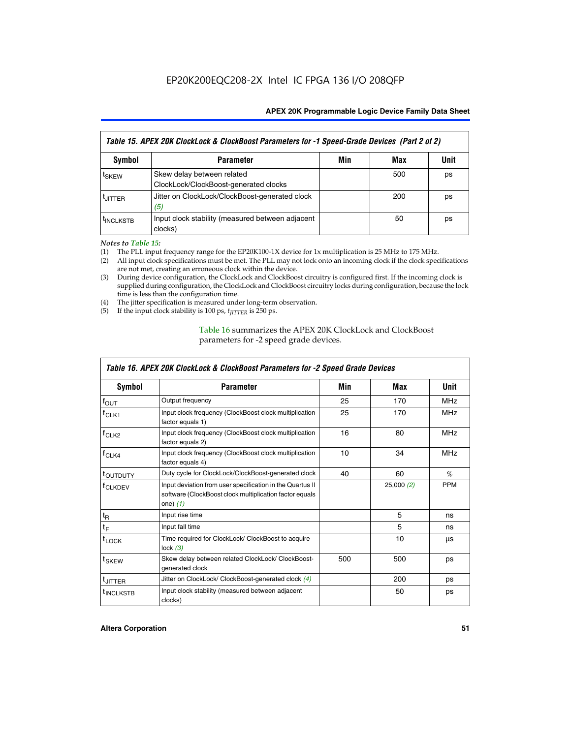EP20K200EQC208-2X Intel IC FPGA 136 I/O 208QFP

| Table 15. APEX 20K ClockLock & ClockBoost Parameters for -1 Speed-Grade Devices (Part 2 of 2) | | | | |
|---|---|---|---|---|
| **Symbol** | **Parameter** | **Min** | **Max** | **Unit** |
| $t_{SKEW}$ | Skew delay between related ClockLock/ClockBoost-generated clocks | | 500 | ps |
| $t_{JITTER}$ | Jitter on ClockLock/ClockBoost-generated clock *(5)* | | 200 | ps |
| $t_{INCLKSTB}$ | Input clock stability (measured between adjacent clocks) | | 50 | ps |

*Notes to Table 15:*

(1) The PLL input frequency range for the EP20K100-1X device for 1x multiplication is 25 MHz to 175 MHz.
(2) All input clock specifications must be met. The PLL may not lock onto an incoming clock if the clock specifications are not met, creating an erroneous clock within the device.
(3) During device configuration, the ClockLock and ClockBoost circuitry is configured first. If the incoming clock is supplied during configuration, the ClockLock and ClockBoost circuitry locks during configuration, because the lock time is less than the configuration time.
(4) The jitter specification is measured under long-term observation.
(5) If the input clock stability is 100 ps, $t_{JITTER}$ is 250 ps.

Table 16 summarizes the APEX 20K ClockLock and ClockBoost parameters for -2 speed grade devices.

| Table 16. APEX 20K ClockLock & ClockBoost Parameters for -2 Speed Grade Devices | | | | |
|---|---|---|---|---|
| **Symbol** | **Parameter** | **Min** | **Max** | **Unit** |
| $f_{OUT}$ | Output frequency | 25 | 170 | MHz |
| $f_{CLK1}$ | Input clock frequency (ClockBoost clock multiplication factor equals 1) | 25 | 170 | MHz |
| $f_{CLK2}$ | Input clock frequency (ClockBoost clock multiplication factor equals 2) | 16 | 80 | MHz |
| $f_{CLK4}$ | Input clock frequency (ClockBoost clock multiplication factor equals 4) | 10 | 34 | MHz |
| $t_{OUTDUTY}$ | Duty cycle for ClockLock/ClockBoost-generated clock | 40 | 60 | % |
| $f_{CLKDEV}$ | Input deviation from user specification in the Quartus II software (ClockBoost clock multiplication factor equals one) *(1)* | | 25,000 *(2)* | PPM |
| $t_R$ | Input rise time | | 5 | ns |
| $t_F$ | Input fall time | | 5 | ns |
| $t_{LOCK}$ | Time required for ClockLock/ ClockBoost to acquire lock *(3)* | | 10 | µs |
| $t_{SKEW}$ | Skew delay between related ClockLock/ ClockBoost-generated clock | 500 | 500 | ps |
| $t_{JITTER}$ | Jitter on ClockLock/ ClockBoost-generated clock *(4)* | | 200 | ps |
| $t_{INCLKSTB}$ | Input clock stability (measured between adjacent clocks) | | 50 | ps |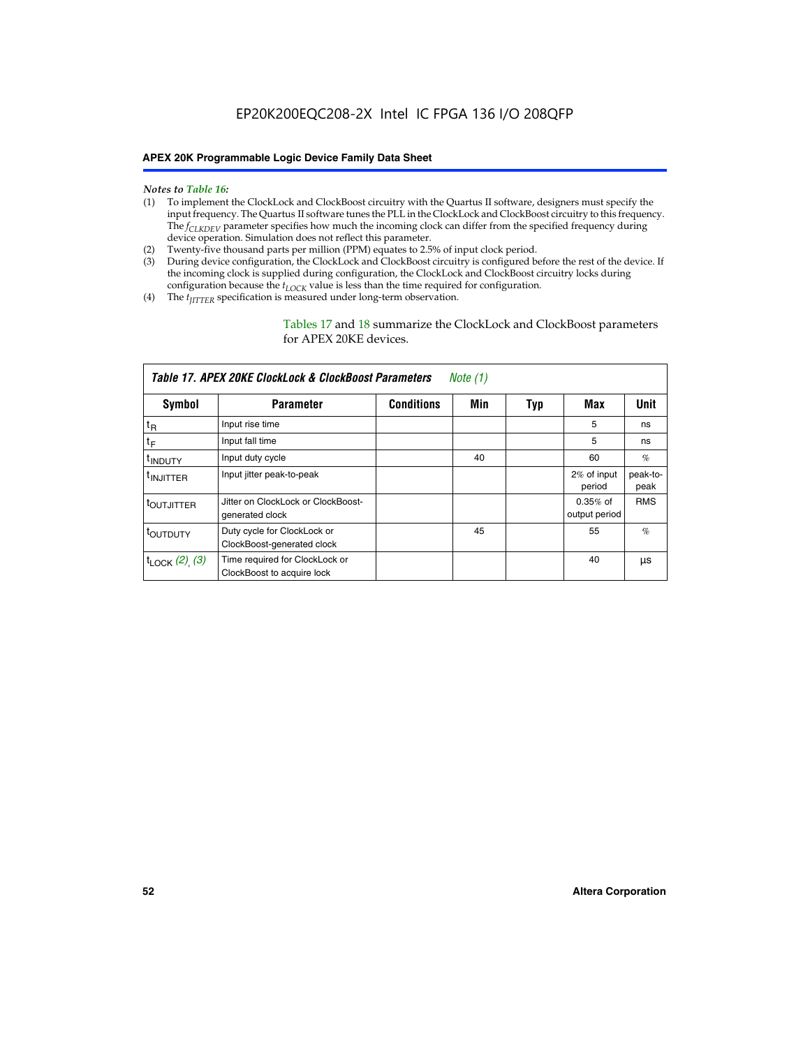*Notes to Table 16:*

(1) To implement the ClockLock and ClockBoost circuitry with the Quartus II software, designers must specify the input frequency. The Quartus II software tunes the PLL in the ClockLock and ClockBoost circuitry to this frequency. The $f_{CLKDEV}$ parameter specifies how much the incoming clock can differ from the specified frequency during device operation. Simulation does not reflect this parameter.
(2) Twenty-five thousand parts per million (PPM) equates to 2.5% of input clock period.
(3) During device configuration, the ClockLock and ClockBoost circuitry is configured before the rest of the device. If the incoming clock is supplied during configuration, the ClockLock and ClockBoost circuitry locks during configuration because the $t_{LOCK}$ value is less than the time required for configuration.
(4) The $t_{JITTER}$ specification is measured under long-term observation.

Tables 17 and 18 summarize the ClockLock and ClockBoost parameters for APEX 20KE devices.

**Table 17. APEX 20KE ClockLock & ClockBoost Parameters** *Note (1)*

| Symbol | Parameter | Conditions | Min | Typ | Max | Unit |
|---|---|---|---|---|---|---|
| $t_R$ | Input rise time | | | | 5 | ns |
| $t_F$ | Input fall time | | | | 5 | ns |
| $t_{INDUTY}$ | Input duty cycle | | 40 | | 60 | % |
| $t_{INJITTER}$ | Input jitter peak-to-peak | | | | 2% of input period | peak-to-peak |
| $t_{OUTJITTER}$ | Jitter on ClockLock or ClockBoost-generated clock | | | | 0.35% of output period | RMS |
| $t_{OUTDUTY}$ | Duty cycle for ClockLock or ClockBoost-generated clock | | 45 | | 55 | % |
| $t_{LOCK}$ *(2), (3)* | Time required for ClockLock or ClockBoost to acquire lock | | | | 40 | µs |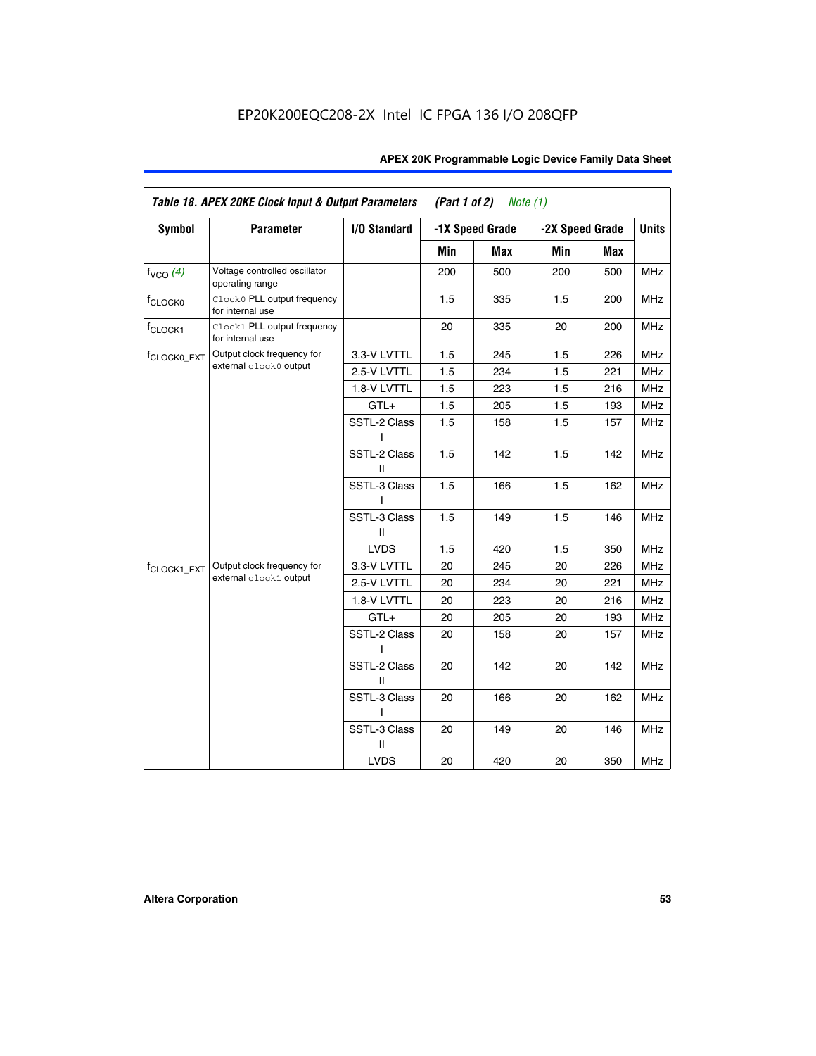EP20K200EQC208-2X Intel IC FPGA 136 I/O 208QFP

**Table 18. APEX 20KE Clock Input & Output Parameters (Part 1 of 2)** *Note (1)*

| Symbol | Parameter | I/O Standard | -1X Speed Grade | | -2X Speed Grade | | Units |
|---|---|---|---|---|---|---|---|
| | | | Min | Max | Min | Max | |
| $f_{VCO}$ *(4)* | Voltage controlled oscillator operating range | | 200 | 500 | 200 | 500 | MHz |
| $f_{CLOCK0}$ | `Clock0` PLL output frequency for internal use | | 1.5 | 335 | 1.5 | 200 | MHz |
| $f_{CLOCK1}$ | `Clock1` PLL output frequency for internal use | | 20 | 335 | 20 | 200 | MHz |
| $f_{CLOCK0\_EXT}$ | Output clock frequency for external `clock0` output | 3.3-V LVTTL | 1.5 | 245 | 1.5 | 226 | MHz |
| | | 2.5-V LVTTL | 1.5 | 234 | 1.5 | 221 | MHz |
| | | 1.8-V LVTTL | 1.5 | 223 | 1.5 | 216 | MHz |
| | | GTL+ | 1.5 | 205 | 1.5 | 193 | MHz |
| | | SSTL-2 Class I | 1.5 | 158 | 1.5 | 157 | MHz |
| | | SSTL-2 Class II | 1.5 | 142 | 1.5 | 142 | MHz |
| | | SSTL-3 Class I | 1.5 | 166 | 1.5 | 162 | MHz |
| | | SSTL-3 Class II | 1.5 | 149 | 1.5 | 146 | MHz |
| | | LVDS | 1.5 | 420 | 1.5 | 350 | MHz |
| $f_{CLOCK1\_EXT}$ | Output clock frequency for external `clock1` output | 3.3-V LVTTL | 20 | 245 | 20 | 226 | MHz |
| | | 2.5-V LVTTL | 20 | 234 | 20 | 221 | MHz |
| | | 1.8-V LVTTL | 20 | 223 | 20 | 216 | MHz |
| | | GTL+ | 20 | 205 | 20 | 193 | MHz |
| | | SSTL-2 Class I | 20 | 158 | 20 | 157 | MHz |
| | | SSTL-2 Class II | 20 | 142 | 20 | 142 | MHz |
| | | SSTL-3 Class I | 20 | 166 | 20 | 162 | MHz |
| | | SSTL-3 Class II | 20 | 149 | 20 | 146 | MHz |
| | | LVDS | 20 | 420 | 20 | 350 | MHz |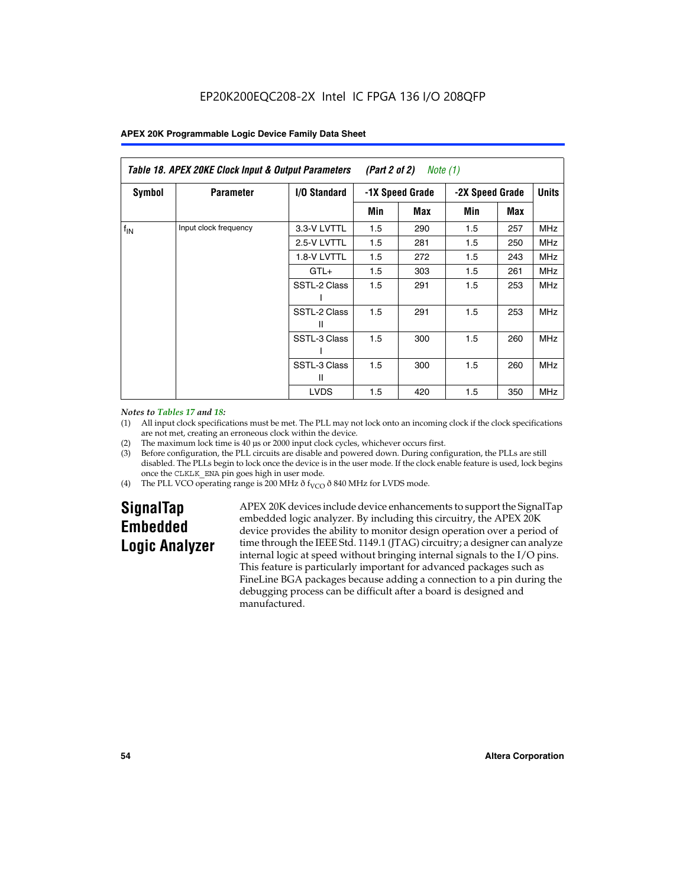**Table 18. APEX 20KE Clock Input & Output Parameters (Part 2 of 2) *Note (1)***

| Symbol | Parameter | I/O Standard | -1X Speed Grade | | -2X Speed Grade | | Units |
|---|---|---|---|---|---|---|---|
| | | | Min | Max | Min | Max | |
| $f_{IN}$ | Input clock frequency | 3.3-V LVTTL | 1.5 | 290 | 1.5 | 257 | MHz |
| | | 2.5-V LVTTL | 1.5 | 281 | 1.5 | 250 | MHz |
| | | 1.8-V LVTTL | 1.5 | 272 | 1.5 | 243 | MHz |
| | | GTL+ | 1.5 | 303 | 1.5 | 261 | MHz |
| | | SSTL-2 Class I | 1.5 | 291 | 1.5 | 253 | MHz |
| | | SSTL-2 Class II | 1.5 | 291 | 1.5 | 253 | MHz |
| | | SSTL-3 Class I | 1.5 | 300 | 1.5 | 260 | MHz |
| | | SSTL-3 Class II | 1.5 | 300 | 1.5 | 260 | MHz |
| | | LVDS | 1.5 | 420 | 1.5 | 350 | MHz |

*Notes to Tables 17 and 18:*

(1) All input clock specifications must be met. The PLL may not lock onto an incoming clock if the clock specifications are not met, creating an erroneous clock within the device.

(2) The maximum lock time is 40 µs or 2000 input clock cycles, whichever occurs first.

(3) Before configuration, the PLL circuits are disable and powered down. During configuration, the PLLs are still disabled. The PLLs begin to lock once the device is in the user mode. If the clock enable feature is used, lock begins once the CLKLK_ENA pin goes high in user mode.

(4) The PLL VCO operating range is 200 MHz ð $f_{VCO}$ ð 840 MHz for LVDS mode.

## SignalTap Embedded Logic Analyzer

APEX 20K devices include device enhancements to support the SignalTap embedded logic analyzer. By including this circuitry, the APEX 20K device provides the ability to monitor design operation over a period of time through the IEEE Std. 1149.1 (JTAG) circuitry; a designer can analyze internal logic at speed without bringing internal signals to the I/O pins. This feature is particularly important for advanced packages such as FineLine BGA packages because adding a connection to a pin during the debugging process can be difficult after a board is designed and manufactured.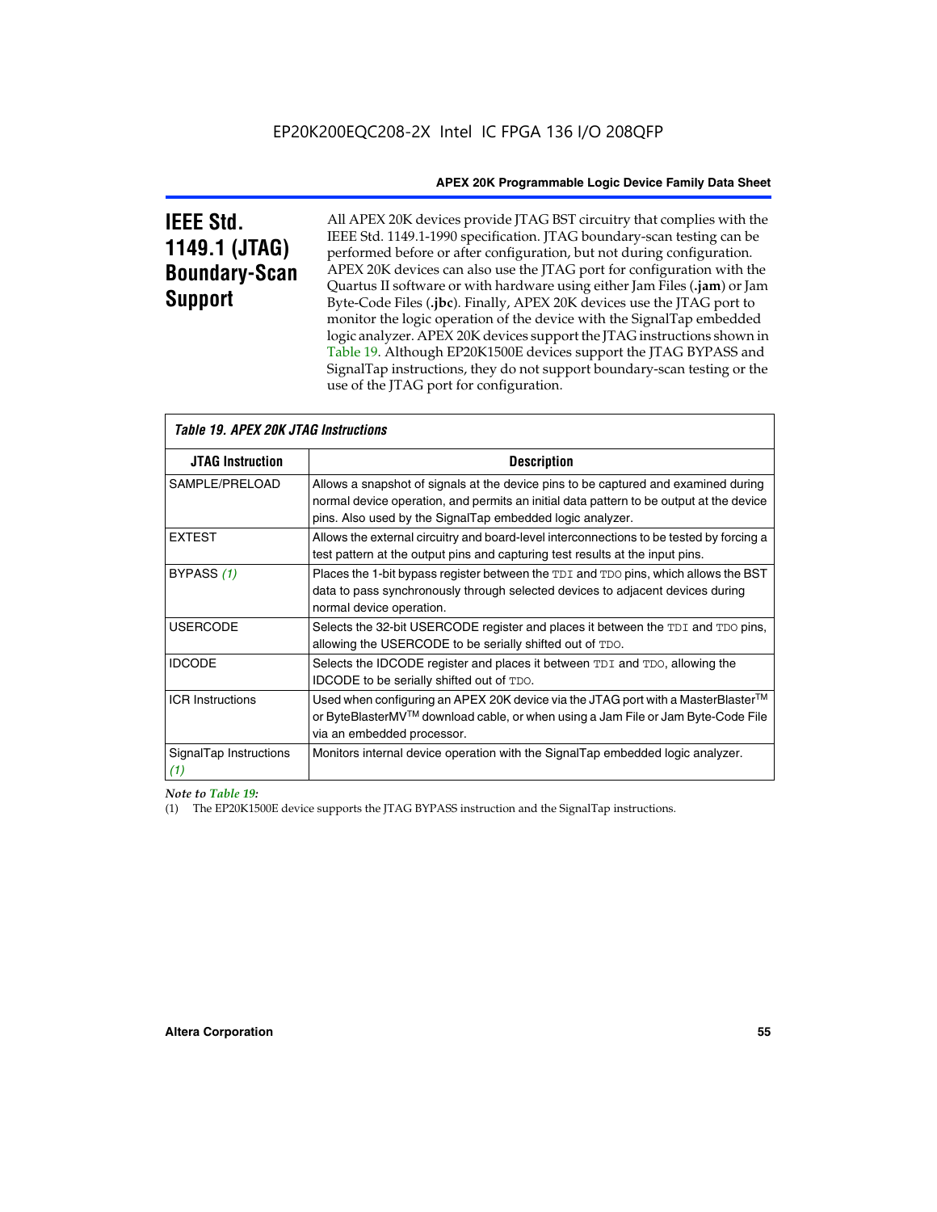# IEEE Std. 1149.1 (JTAG) Boundary-Scan Support

All APEX 20K devices provide JTAG BST circuitry that complies with the IEEE Std. 1149.1-1990 specification. JTAG boundary-scan testing can be performed before or after configuration, but not during configuration. APEX 20K devices can also use the JTAG port for configuration with the Quartus II software or with hardware using either Jam Files (**.jam**) or Jam Byte-Code Files (**.jbc**). Finally, APEX 20K devices use the JTAG port to monitor the logic operation of the device with the SignalTap embedded logic analyzer. APEX 20K devices support the JTAG instructions shown in Table 19. Although EP20K1500E devices support the JTAG BYPASS and SignalTap instructions, they do not support boundary-scan testing or the use of the JTAG port for configuration.

*Table 19. APEX 20K JTAG Instructions*

| JTAG Instruction | Description |
|---|---|
| SAMPLE/PRELOAD | Allows a snapshot of signals at the device pins to be captured and examined during normal device operation, and permits an initial data pattern to be output at the device pins. Also used by the SignalTap embedded logic analyzer. |
| EXTEST | Allows the external circuitry and board-level interconnections to be tested by forcing a test pattern at the output pins and capturing test results at the input pins. |
| BYPASS *(1)* | Places the 1-bit bypass register between the TDI and TDO pins, which allows the BST data to pass synchronously through selected devices to adjacent devices during normal device operation. |
| USERCODE | Selects the 32-bit USERCODE register and places it between the TDI and TDO pins, allowing the USERCODE to be serially shifted out of TDO. |
| IDCODE | Selects the IDCODE register and places it between TDI and TDO, allowing the IDCODE to be serially shifted out of TDO. |
| ICR Instructions | Used when configuring an APEX 20K device via the JTAG port with a MasterBlaster™ or ByteBlasterMV™ download cable, or when using a Jam File or Jam Byte-Code File via an embedded processor. |
| SignalTap Instructions *(1)* | Monitors internal device operation with the SignalTap embedded logic analyzer. |

*Note to Table 19:*

(1) The EP20K1500E device supports the JTAG BYPASS instruction and the SignalTap instructions.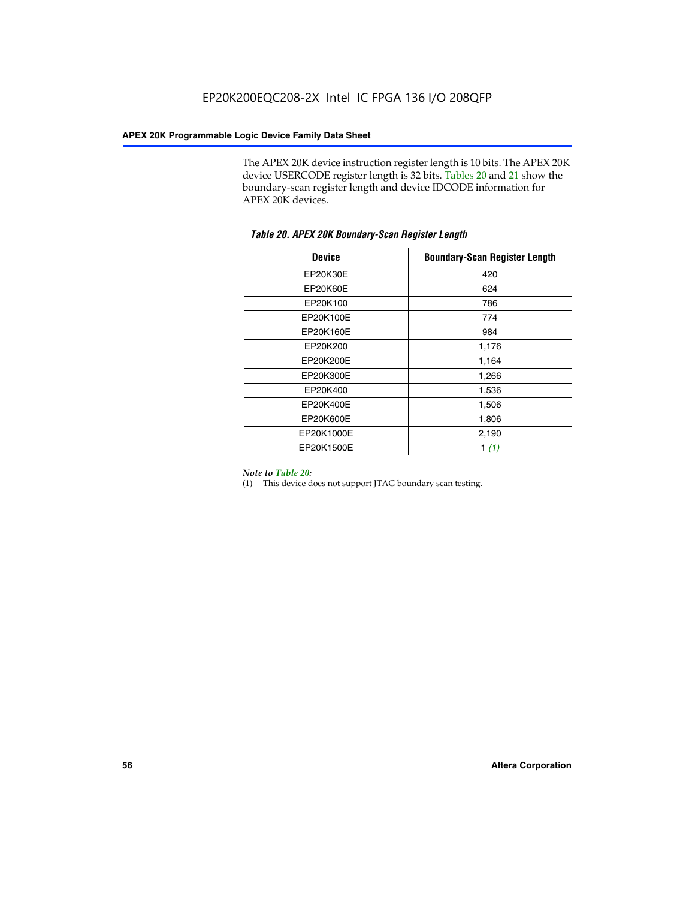The APEX 20K device instruction register length is 10 bits. The APEX 20K device USERCODE register length is 32 bits. Tables 20 and 21 show the boundary-scan register length and device IDCODE information for APEX 20K devices.

| Table 20. APEX 20K Boundary-Scan Register Length | |
|---|---|
| **Device** | **Boundary-Scan Register Length** |
| EP20K30E | 420 |
| EP20K60E | 624 |
| EP20K100 | 786 |
| EP20K100E | 774 |
| EP20K160E | 984 |
| EP20K200 | 1,176 |
| EP20K200E | 1,164 |
| EP20K300E | 1,266 |
| EP20K400 | 1,536 |
| EP20K400E | 1,506 |
| EP20K600E | 1,806 |
| EP20K1000E | 2,190 |
| EP20K1500E | 1 *(1)* |

*Note to Table 20:*

(1) This device does not support JTAG boundary scan testing.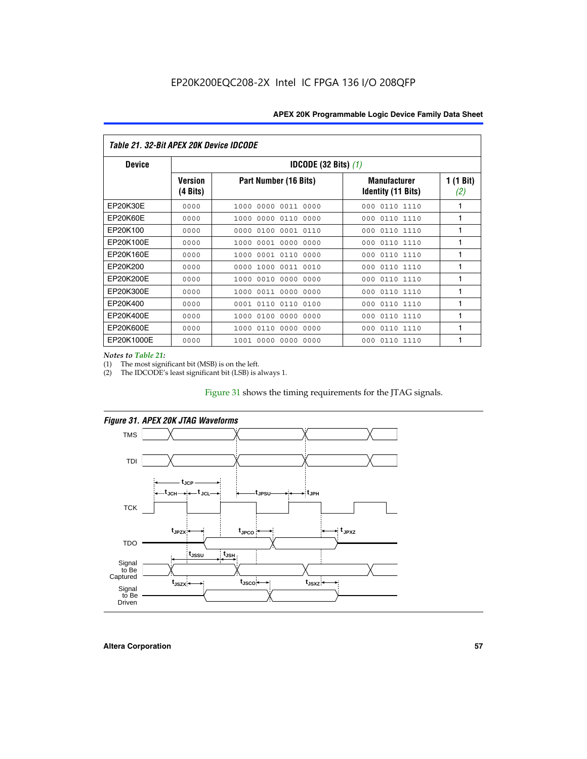EP20K200EQC208-2X Intel IC FPGA 136 I/O 208QFP

*Table 21. 32-Bit APEX 20K Device IDCODE*

| Device | IDCODE (32 Bits) *(1)* | | | |
|---|---|---|---|---|
| | Version (4 Bits) | Part Number (16 Bits) | Manufacturer Identity (11 Bits) | 1 (1 Bit) *(2)* |
| EP20K30E | 0000 | 1000 0000 0011 0000 | 000 0110 1110 | 1 |
| EP20K60E | 0000 | 1000 0000 0110 0000 | 000 0110 1110 | 1 |
| EP20K100 | 0000 | 0000 0100 0001 0110 | 000 0110 1110 | 1 |
| EP20K100E | 0000 | 1000 0001 0000 0000 | 000 0110 1110 | 1 |
| EP20K160E | 0000 | 1000 0001 0110 0000 | 000 0110 1110 | 1 |
| EP20K200 | 0000 | 0000 1000 0011 0010 | 000 0110 1110 | 1 |
| EP20K200E | 0000 | 1000 0010 0000 0000 | 000 0110 1110 | 1 |
| EP20K300E | 0000 | 1000 0011 0000 0000 | 000 0110 1110 | 1 |
| EP20K400 | 0000 | 0001 0110 0110 0100 | 000 0110 1110 | 1 |
| EP20K400E | 0000 | 1000 0100 0000 0000 | 000 0110 1110 | 1 |
| EP20K600E | 0000 | 1000 0110 0000 0000 | 000 0110 1110 | 1 |
| EP20K1000E | 0000 | 1001 0000 0000 0000 | 000 0110 1110 | 1 |

*Notes to Table 21:*
(1) The most significant bit (MSB) is on the left.
(2) The IDCODE's least significant bit (LSB) is always 1.

Figure 31 shows the timing requirements for the JTAG signals.

*Figure 31. APEX 20K JTAG Waveforms*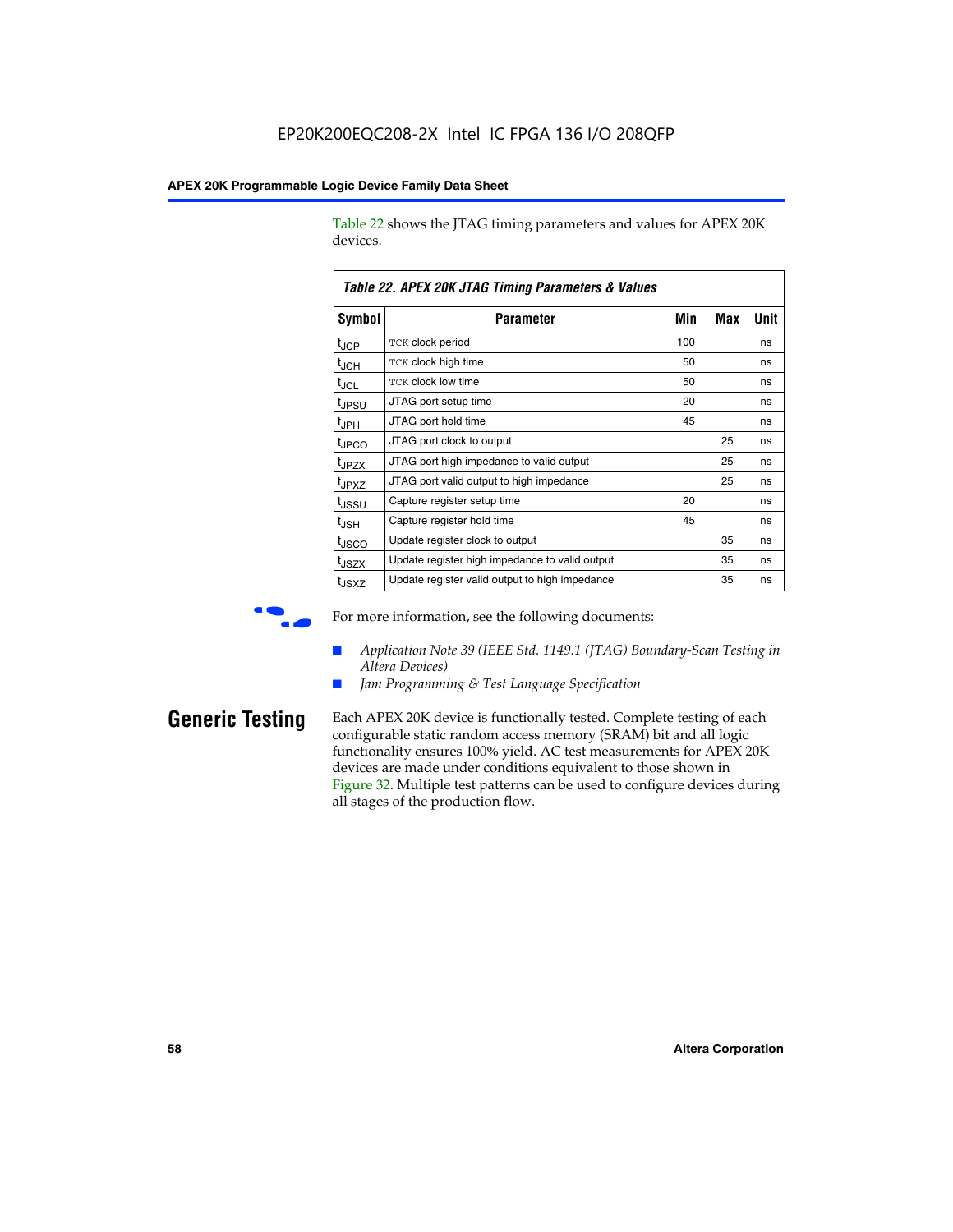Table 22 shows the JTAG timing parameters and values for APEX 20K devices.

**Table 22. APEX 20K JTAG Timing Parameters & Values**

| Symbol | Parameter | Min | Max | Unit |
|---|---|---|---|---|
| $t_{JCP}$ | TCK clock period | 100 | | ns |
| $t_{JCH}$ | TCK clock high time | 50 | | ns |
| $t_{JCL}$ | TCK clock low time | 50 | | ns |
| $t_{JPSU}$ | JTAG port setup time | 20 | | ns |
| $t_{JPH}$ | JTAG port hold time | 45 | | ns |
| $t_{JPCO}$ | JTAG port clock to output | | 25 | ns |
| $t_{JPZX}$ | JTAG port high impedance to valid output | | 25 | ns |
| $t_{JPXZ}$ | JTAG port valid output to high impedance | | 25 | ns |
| $t_{JSSU}$ | Capture register setup time | 20 | | ns |
| $t_{JSH}$ | Capture register hold time | 45 | | ns |
| $t_{JSCO}$ | Update register clock to output | | 35 | ns |
| $t_{JSZX}$ | Update register high impedance to valid output | | 35 | ns |
| $t_{JSXZ}$ | Update register valid output to high impedance | | 35 | ns |

For more information, see the following documents:

- *Application Note 39 (IEEE Std. 1149.1 (JTAG) Boundary-Scan Testing in Altera Devices)*
- *Jam Programming & Test Language Specification*

## Generic Testing

Each APEX 20K device is functionally tested. Complete testing of each configurable static random access memory (SRAM) bit and all logic functionality ensures 100% yield. AC test measurements for APEX 20K devices are made under conditions equivalent to those shown in Figure 32. Multiple test patterns can be used to configure devices during all stages of the production flow.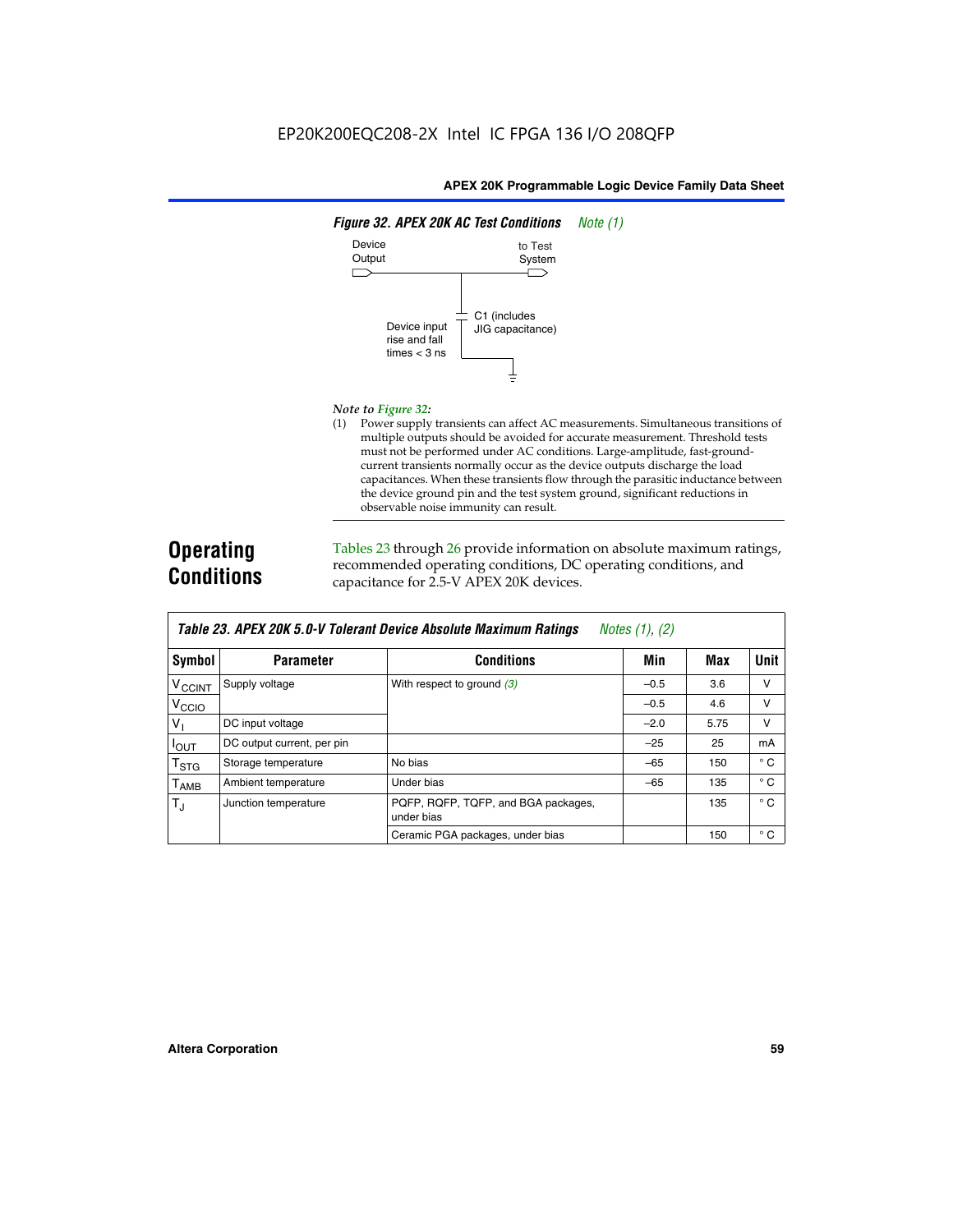EP20K200EQC208-2X Intel IC FPGA 136 I/O 208QFP

*Figure 32. APEX 20K AC Test Conditions* *Note (1)*

Device Output

to Test System

C1 (includes JIG capacitance)

Device input rise and fall times < 3 ns

*Note to Figure 32:*

(1) Power supply transients can affect AC measurements. Simultaneous transitions of multiple outputs should be avoided for accurate measurement. Threshold tests must not be performed under AC conditions. Large-amplitude, fast-ground-current transients normally occur as the device outputs discharge the load capacitances. When these transients flow through the parasitic inductance between the device ground pin and the test system ground, significant reductions in observable noise immunity can result.

## Operating Conditions

Tables 23 through 26 provide information on absolute maximum ratings, recommended operating conditions, DC operating conditions, and capacitance for 2.5-V APEX 20K devices.

*Table 23. APEX 20K 5.0-V Tolerant Device Absolute Maximum Ratings* *Notes (1), (2)*

| Symbol | Parameter | Conditions | Min | Max | Unit |
|---|---|---|---|---|---|
| $V_{CCINT}$ | Supply voltage | With respect to ground (3) | –0.5 | 3.6 | V |
| $V_{CCIO}$ | | | –0.5 | 4.6 | V |
| $V_I$ | DC input voltage | | –2.0 | 5.75 | V |
| $I_{OUT}$ | DC output current, per pin | | –25 | 25 | mA |
| $T_{STG}$ | Storage temperature | No bias | –65 | 150 | ° C |
| $T_{AMB}$ | Ambient temperature | Under bias | –65 | 135 | ° C |
| $T_J$ | Junction temperature | PQFP, RQFP, TQFP, and BGA packages, under bias | | 135 | ° C |
| | | Ceramic PGA packages, under bias | | 150 | ° C |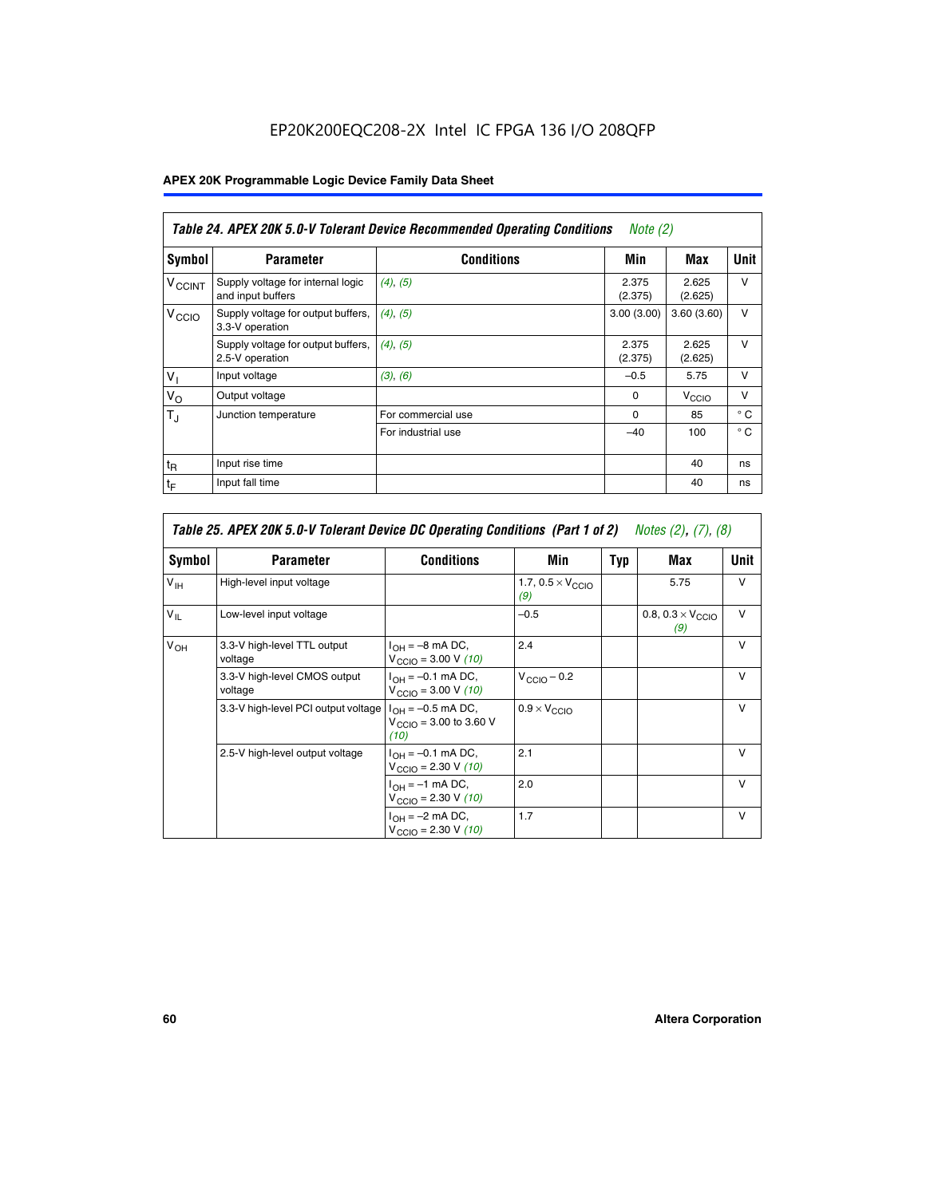EP20K200EQC208-2X Intel IC FPGA 136 I/O 208QFP

**APEX 20K Programmable Logic Device Family Data Sheet**

| *Table 24. APEX 20K 5.0-V Tolerant Device Recommended Operating Conditions Note (2)* | | | | | |
|---|---|---|---|---|---|
| **Symbol** | **Parameter** | **Conditions** | **Min** | **Max** | **Unit** |
| $V_{CCINT}$ | Supply voltage for internal logic and input buffers | *(4), (5)* | 2.375 (2.375) | 2.625 (2.625) | V |
| $V_{CCIO}$ | Supply voltage for output buffers, 3.3-V operation | *(4), (5)* | 3.00 (3.00) | 3.60 (3.60) | V |
| | Supply voltage for output buffers, 2.5-V operation | *(4), (5)* | 2.375 (2.375) | 2.625 (2.625) | V |
| $V_I$ | Input voltage | *(3), (6)* | –0.5 | 5.75 | V |
| $V_O$ | Output voltage | | 0 | $V_{CCIO}$ | V |
| $T_J$ | Junction temperature | For commercial use | 0 | 85 | ° C |
| | | For industrial use | –40 | 100 | ° C |
| $t_R$ | Input rise time | | | 40 | ns |
| $t_F$ | Input fall time | | | 40 | ns |

| *Table 25. APEX 20K 5.0-V Tolerant Device DC Operating Conditions (Part 1 of 2) Notes (2), (7), (8)* | | | | | | |
|---|---|---|---|---|---|---|
| **Symbol** | **Parameter** | **Conditions** | **Min** | **Typ** | **Max** | **Unit** |
| $V_{IH}$ | High-level input voltage | | 1.7, $0.5 \times V_{CCIO}$ *(9)* | | 5.75 | V |
| $V_{IL}$ | Low-level input voltage | | –0.5 | | 0.8, $0.3 \times V_{CCIO}$ *(9)* | V |
| $V_{OH}$ | 3.3-V high-level TTL output voltage | $I_{OH}$ = –8 mA DC, $V_{CCIO}$ = 3.00 V *(10)* | 2.4 | | | V |
| | 3.3-V high-level CMOS output voltage | $I_{OH}$ = –0.1 mA DC, $V_{CCIO}$ = 3.00 V *(10)* | $V_{CCIO}$ – 0.2 | | | V |
| | 3.3-V high-level PCI output voltage | $I_{OH}$ = –0.5 mA DC, $V_{CCIO}$ = 3.00 to 3.60 V *(10)* | $0.9 \times V_{CCIO}$ | | | V |
| | 2.5-V high-level output voltage | $I_{OH}$ = –0.1 mA DC, $V_{CCIO}$ = 2.30 V *(10)* | 2.1 | | | V |
| | | $I_{OH}$ = –1 mA DC, $V_{CCIO}$ = 2.30 V *(10)* | 2.0 | | | V |
| | | $I_{OH}$ = –2 mA DC, $V_{CCIO}$ = 2.30 V *(10)* | 1.7 | | | V |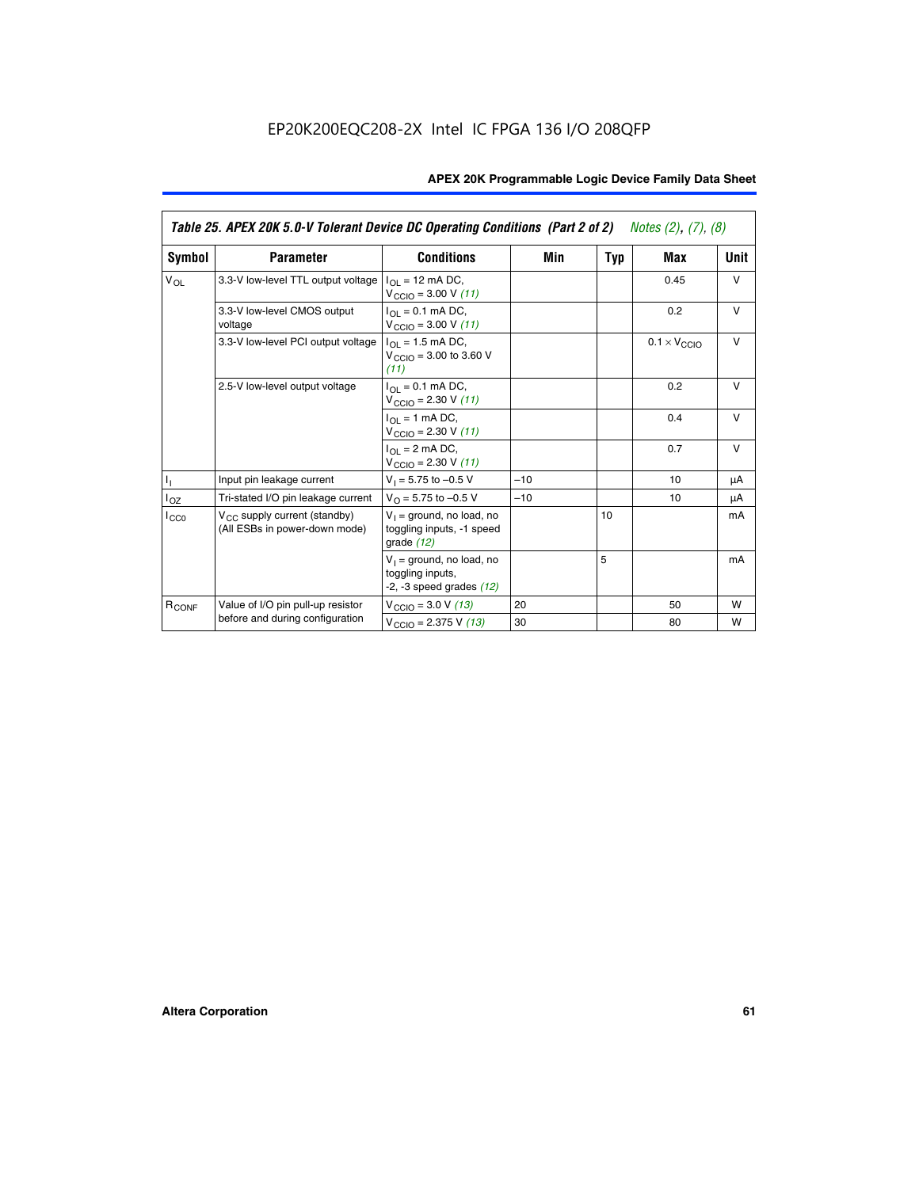EP20K200EQC208-2X Intel IC FPGA 136 I/O 208QFP

| Symbol | Parameter | Conditions | Min | Typ | Max | Unit |
|---|---|---|---|---|---|---|
| $V_{OL}$ | 3.3-V low-level TTL output voltage | $I_{OL}$ = 12 mA DC, $V_{CCIO}$ = 3.00 V *(11)* | | | 0.45 | V |
| | 3.3-V low-level CMOS output voltage | $I_{OL}$ = 0.1 mA DC, $V_{CCIO}$ = 3.00 V *(11)* | | | 0.2 | V |
| | 3.3-V low-level PCI output voltage | $I_{OL}$ = 1.5 mA DC, $V_{CCIO}$ = 3.00 to 3.60 V *(11)* | | | $0.1 \times V_{CCIO}$ | V |
| | 2.5-V low-level output voltage | $I_{OL}$ = 0.1 mA DC, $V_{CCIO}$ = 2.30 V *(11)* | | | 0.2 | V |
| | | $I_{OL}$ = 1 mA DC, $V_{CCIO}$ = 2.30 V *(11)* | | | 0.4 | V |
| | | $I_{OL}$ = 2 mA DC, $V_{CCIO}$ = 2.30 V *(11)* | | | 0.7 | V |
| $I_I$ | Input pin leakage current | $V_I$ = 5.75 to –0.5 V | –10 | | 10 | μA |
| $I_{OZ}$ | Tri-stated I/O pin leakage current | $V_O$ = 5.75 to –0.5 V | –10 | | 10 | μA |
| $I_{CC0}$ | $V_{CC}$ supply current (standby) (All ESBs in power-down mode) | $V_I$ = ground, no load, no toggling inputs, -1 speed grade *(12)* | | 10 | | mA |
| | | $V_I$ = ground, no load, no toggling inputs, -2, -3 speed grades *(12)* | | 5 | | mA |
| $R_{CONF}$ | Value of I/O pin pull-up resistor before and during configuration | $V_{CCIO}$ = 3.0 V *(13)* | 20 | | 50 | W |
| | | $V_{CCIO}$ = 2.375 V *(13)* | 30 | | 80 | W |

Table 25. APEX 20K 5.0-V Tolerant Device DC Operating Conditions (Part 2 of 2) *Notes (2), (7), (8)*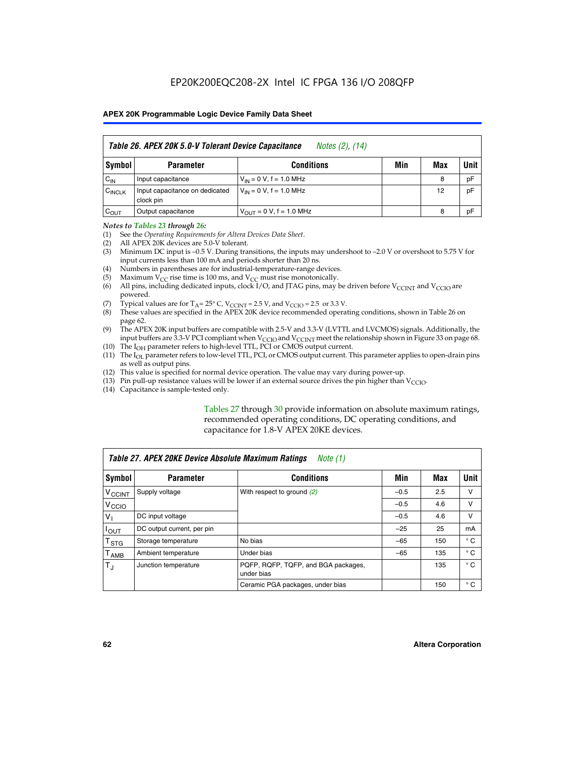## Table 26. APEX 20K 5.0-V Tolerant Device Capacitance *Notes (2), (14)*

| Symbol | Parameter | Conditions | Min | Max | Unit |
|---|---|---|---|---|---|
| $C_{IN}$ | Input capacitance | $V_{IN}$ = 0 V, f = 1.0 MHz | | 8 | pF |
| $C_{INCLK}$ | Input capacitance on dedicated clock pin | $V_{IN}$ = 0 V, f = 1.0 MHz | | 12 | pF |
| $C_{OUT}$ | Output capacitance | $V_{OUT}$ = 0 V, f = 1.0 MHz | | 8 | pF |

*Notes to Tables 23 through 26:*

(1) See the *Operating Requirements for Altera Devices Data Sheet*.
(2) All APEX 20K devices are 5.0-V tolerant.
(3) Minimum DC input is –0.5 V. During transitions, the inputs may undershoot to –2.0 V or overshoot to 5.75 V for input currents less than 100 mA and periods shorter than 20 ns.
(4) Numbers in parentheses are for industrial-temperature-range devices.
(5) Maximum $V_{CC}$ rise time is 100 ms, and $V_{CC}$ must rise monotonically.
(6) All pins, including dedicated inputs, clock I/O, and JTAG pins, may be driven before $V_{CCINT}$ and $V_{CCIO}$ are powered.
(7) Typical values are for $T_A$ = 25° C, $V_{CCINT}$ = 2.5 V, and $V_{CCIO}$ = 2.5 or 3.3 V.
(8) These values are specified in the APEX 20K device recommended operating conditions, shown in Table 26 on page 62.
(9) The APEX 20K input buffers are compatible with 2.5-V and 3.3-V (LVTTL and LVCMOS) signals. Additionally, the input buffers are 3.3-V PCI compliant when $V_{CCIO}$ and $V_{CCINT}$ meet the relationship shown in Figure 33 on page 68.
(10) The $I_{OH}$ parameter refers to high-level TTL, PCI or CMOS output current.
(11) The $I_{OL}$ parameter refers to low-level TTL, PCI, or CMOS output current. This parameter applies to open-drain pins as well as output pins.
(12) This value is specified for normal device operation. The value may vary during power-up.
(13) Pin pull-up resistance values will be lower if an external source drives the pin higher than $V_{CCIO}$.
(14) Capacitance is sample-tested only.

Tables 27 through 30 provide information on absolute maximum ratings, recommended operating conditions, DC operating conditions, and capacitance for 1.8-V APEX 20KE devices.

## Table 27. APEX 20KE Device Absolute Maximum Ratings *Note (1)*

| Symbol | Parameter | Conditions | Min | Max | Unit |
|---|---|---|---|---|---|
| $V_{CCINT}$ | Supply voltage | With respect to ground *(2)* | –0.5 | 2.5 | V |
| $V_{CCIO}$ | | | –0.5 | 4.6 | V |
| $V_I$ | DC input voltage | | –0.5 | 4.6 | V |
| $I_{OUT}$ | DC output current, per pin | | –25 | 25 | mA |
| $T_{STG}$ | Storage temperature | No bias | –65 | 150 | ° C |
| $T_{AMB}$ | Ambient temperature | Under bias | –65 | 135 | ° C |
| $T_J$ | Junction temperature | PQFP, RQFP, TQFP, and BGA packages, under bias | | 135 | ° C |
| | | Ceramic PGA packages, under bias | | 150 | ° C |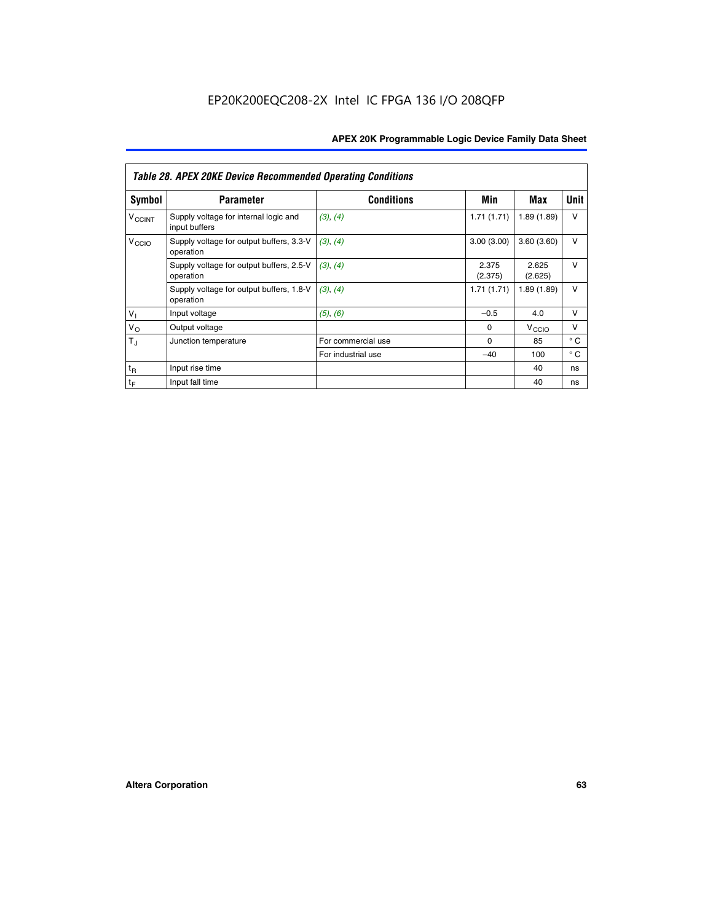EP20K200EQC208-2X Intel IC FPGA 136 I/O 208QFP

| *Table 28. APEX 20KE Device Recommended Operating Conditions* | | | | | |
|---|---|---|---|---|---|
| **Symbol** | **Parameter** | **Conditions** | **Min** | **Max** | **Unit** |
| $V_{CCINT}$ | Supply voltage for internal logic and input buffers | *(3), (4)* | 1.71 (1.71) | 1.89 (1.89) | V |
| $V_{CCIO}$ | Supply voltage for output buffers, 3.3-V operation | *(3), (4)* | 3.00 (3.00) | 3.60 (3.60) | V |
| | Supply voltage for output buffers, 2.5-V operation | *(3), (4)* | 2.375 (2.375) | 2.625 (2.625) | V |
| | Supply voltage for output buffers, 1.8-V operation | *(3), (4)* | 1.71 (1.71) | 1.89 (1.89) | V |
| $V_I$ | Input voltage | *(5), (6)* | –0.5 | 4.0 | V |
| $V_O$ | Output voltage | | 0 | $V_{CCIO}$ | V |
| $T_J$ | Junction temperature | For commercial use | 0 | 85 | ° C |
| | | For industrial use | –40 | 100 | ° C |
| $t_R$ | Input rise time | | | 40 | ns |
| $t_F$ | Input fall time | | | 40 | ns |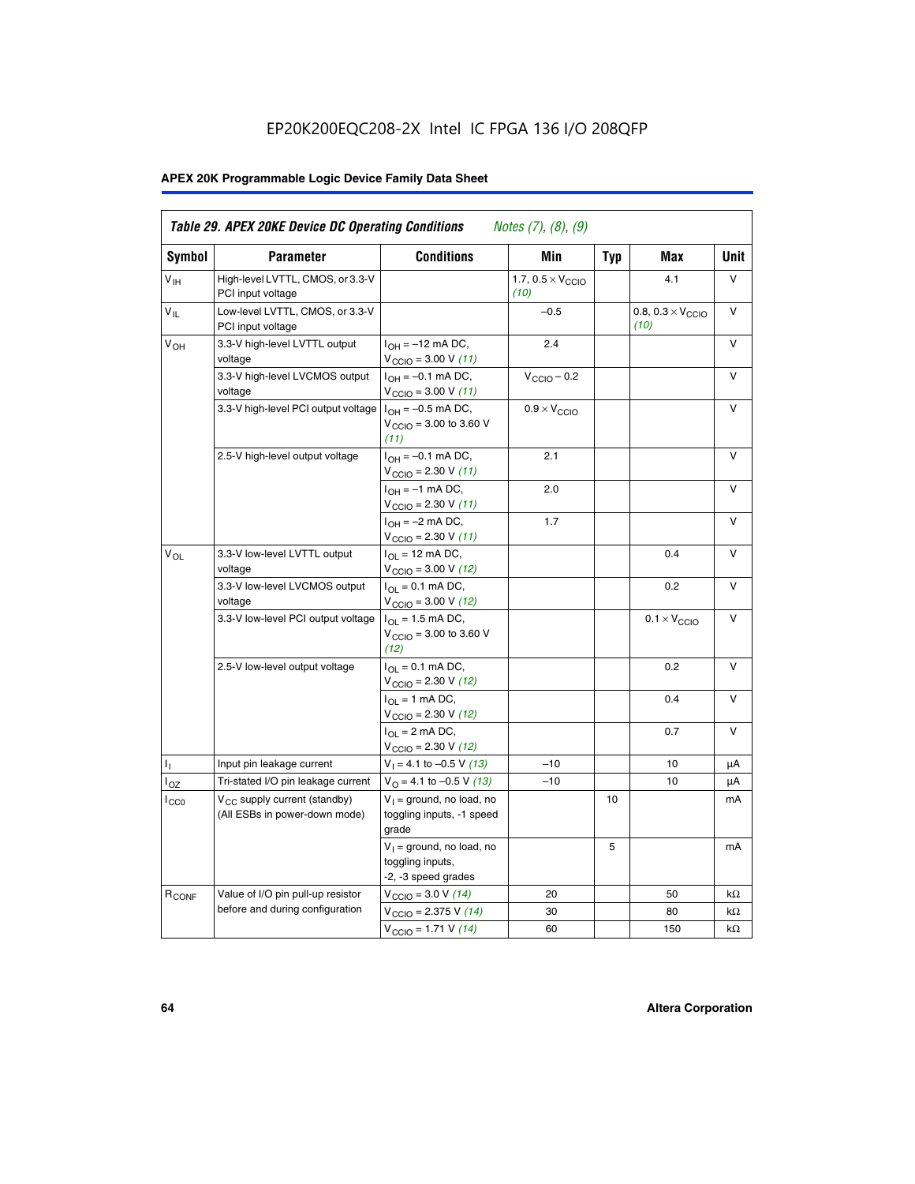# EP20K200EQC208-2X Intel IC FPGA 136 I/O 208QFP

| Table 29. APEX 20KE Device DC Operating Conditions *Notes (7), (8), (9)* | | | | | | |
|---|---|---|---|---|---|---|
| **Symbol** | **Parameter** | **Conditions** | **Min** | **Typ** | **Max** | **Unit** |
| $V_{IH}$ | High-level LVTTL, CMOS, or 3.3-V PCI input voltage | | 1.7, 0.5 × $V_{CCIO}$ *(10)* | | 4.1 | V |
| $V_{IL}$ | Low-level LVTTL, CMOS, or 3.3-V PCI input voltage | | –0.5 | | 0.8, 0.3 × $V_{CCIO}$ *(10)* | V |
| $V_{OH}$ | 3.3-V high-level LVTTL output voltage | $I_{OH}$ = –12 mA DC, $V_{CCIO}$ = 3.00 V *(11)* | 2.4 | | | V |
| | 3.3-V high-level LVCMOS output voltage | $I_{OH}$ = –0.1 mA DC, $V_{CCIO}$ = 3.00 V *(11)* | $V_{CCIO}$ – 0.2 | | | V |
| | 3.3-V high-level PCI output voltage | $I_{OH}$ = –0.5 mA DC, $V_{CCIO}$ = 3.00 to 3.60 V *(11)* | 0.9 × $V_{CCIO}$ | | | V |
| | 2.5-V high-level output voltage | $I_{OH}$ = –0.1 mA DC, $V_{CCIO}$ = 2.30 V *(11)* | 2.1 | | | V |
| | | $I_{OH}$ = –1 mA DC, $V_{CCIO}$ = 2.30 V *(11)* | 2.0 | | | V |
| | | $I_{OH}$ = –2 mA DC, $V_{CCIO}$ = 2.30 V *(11)* | 1.7 | | | V |
| $V_{OL}$ | 3.3-V low-level LVTTL output voltage | $I_{OL}$ = 12 mA DC, $V_{CCIO}$ = 3.00 V *(12)* | | | 0.4 | V |
| | 3.3-V low-level LVCMOS output voltage | $I_{OL}$ = 0.1 mA DC, $V_{CCIO}$ = 3.00 V *(12)* | | | 0.2 | V |
| | 3.3-V low-level PCI output voltage | $I_{OL}$ = 1.5 mA DC, $V_{CCIO}$ = 3.00 to 3.60 V *(12)* | | | 0.1 × $V_{CCIO}$ | V |
| | 2.5-V low-level output voltage | $I_{OL}$ = 0.1 mA DC, $V_{CCIO}$ = 2.30 V *(12)* | | | 0.2 | V |
| | | $I_{OL}$ = 1 mA DC, $V_{CCIO}$ = 2.30 V *(12)* | | | 0.4 | V |
| | | $I_{OL}$ = 2 mA DC, $V_{CCIO}$ = 2.30 V *(12)* | | | 0.7 | V |
| $I_I$ | Input pin leakage current | $V_I$ = 4.1 to –0.5 V *(13)* | –10 | | 10 | µA |
| $I_{OZ}$ | Tri-stated I/O pin leakage current | $V_O$ = 4.1 to –0.5 V *(13)* | –10 | | 10 | µA |
| $I_{CC0}$ | $V_{CC}$ supply current (standby) (All ESBs in power-down mode) | $V_I$ = ground, no load, no toggling inputs, -1 speed grade | | 10 | | mA |
| | | $V_I$ = ground, no load, no toggling inputs, -2, -3 speed grades | | 5 | | mA |
| $R_{CONF}$ | Value of I/O pin pull-up resistor before and during configuration | $V_{CCIO}$ = 3.0 V *(14)* | 20 | | 50 | kΩ |
| | | $V_{CCIO}$ = 2.375 V *(14)* | 30 | | 80 | kΩ |
| | | $V_{CCIO}$ = 1.71 V *(14)* | 60 | | 150 | kΩ |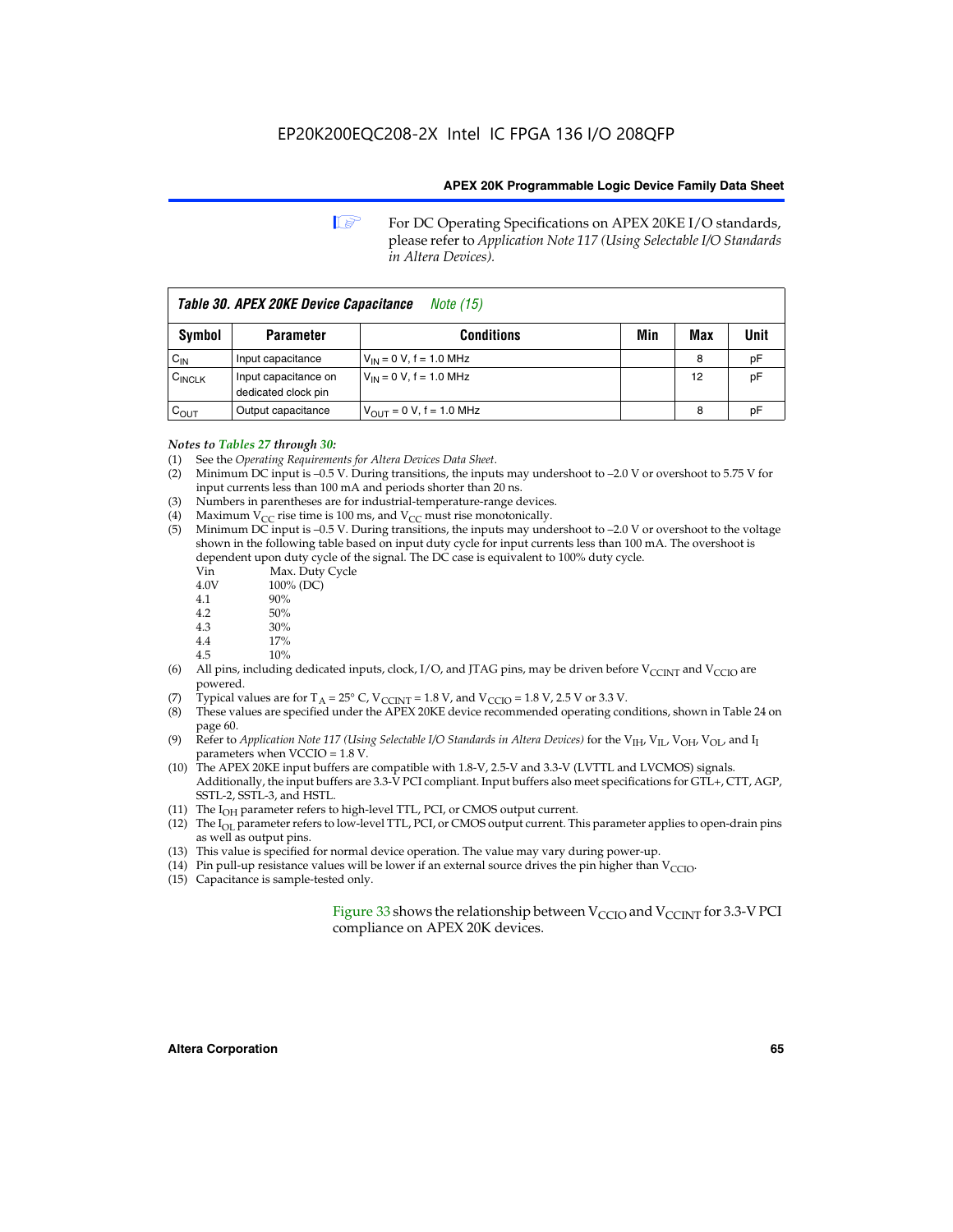For DC Operating Specifications on APEX 20KE I/O standards, please refer to *Application Note 117 (Using Selectable I/O Standards in Altera Devices).*

**Table 30. APEX 20KE Device Capacitance** *Note (15)*

| Symbol | Parameter | Conditions | Min | Max | Unit |
|---|---|---|---|---|---|
| $C_{IN}$ | Input capacitance | $V_{IN}$ = 0 V, f = 1.0 MHz | | 8 | pF |
| $C_{INCLK}$ | Input capacitance on dedicated clock pin | $V_{IN}$ = 0 V, f = 1.0 MHz | | 12 | pF |
| $C_{OUT}$ | Output capacitance | $V_{OUT}$ = 0 V, f = 1.0 MHz | | 8 | pF |

*Notes to Tables 27 through 30:*

(1) See the *Operating Requirements for Altera Devices Data Sheet*.
(2) Minimum DC input is –0.5 V. During transitions, the inputs may undershoot to –2.0 V or overshoot to 5.75 V for input currents less than 100 mA and periods shorter than 20 ns.
(3) Numbers in parentheses are for industrial-temperature-range devices.
(4) Maximum $V_{CC}$ rise time is 100 ms, and $V_{CC}$ must rise monotonically.
(5) Minimum DC input is –0.5 V. During transitions, the inputs may undershoot to –2.0 V or overshoot to the voltage shown in the following table based on input duty cycle for input currents less than 100 mA. The overshoot is dependent upon duty cycle of the signal. The DC case is equivalent to 100% duty cycle.

| Vin | Max. Duty Cycle |
|---|---|
| 4.0V | 100% (DC) |
| 4.1 | 90% |
| 4.2 | 50% |
| 4.3 | 30% |
| 4.4 | 17% |
| 4.5 | 10% |

(6) All pins, including dedicated inputs, clock, I/O, and JTAG pins, may be driven before $V_{CCINT}$ and $V_{CCIO}$ are powered.
(7) Typical values are for $T_A$ = 25° C, $V_{CCINT}$ = 1.8 V, and $V_{CCIO}$ = 1.8 V, 2.5 V or 3.3 V.
(8) These values are specified under the APEX 20KE device recommended operating conditions, shown in Table 24 on page 60.
(9) Refer to *Application Note 117 (Using Selectable I/O Standards in Altera Devices)* for the $V_{IH}$, $V_{IL}$, $V_{OH}$, $V_{OL}$, and $I_I$ parameters when VCCIO = 1.8 V.
(10) The APEX 20KE input buffers are compatible with 1.8-V, 2.5-V and 3.3-V (LVTTL and LVCMOS) signals. Additionally, the input buffers are 3.3-V PCI compliant. Input buffers also meet specifications for GTL+, CTT, AGP, SSTL-2, SSTL-3, and HSTL.
(11) The $I_{OH}$ parameter refers to high-level TTL, PCI, or CMOS output current.
(12) The $I_{OL}$ parameter refers to low-level TTL, PCI, or CMOS output current. This parameter applies to open-drain pins as well as output pins.
(13) This value is specified for normal device operation. The value may vary during power-up.
(14) Pin pull-up resistance values will be lower if an external source drives the pin higher than $V_{CCIO}$.
(15) Capacitance is sample-tested only.

Figure 33 shows the relationship between $V_{CCIO}$ and $V_{CCINT}$ for 3.3-V PCI compliance on APEX 20K devices.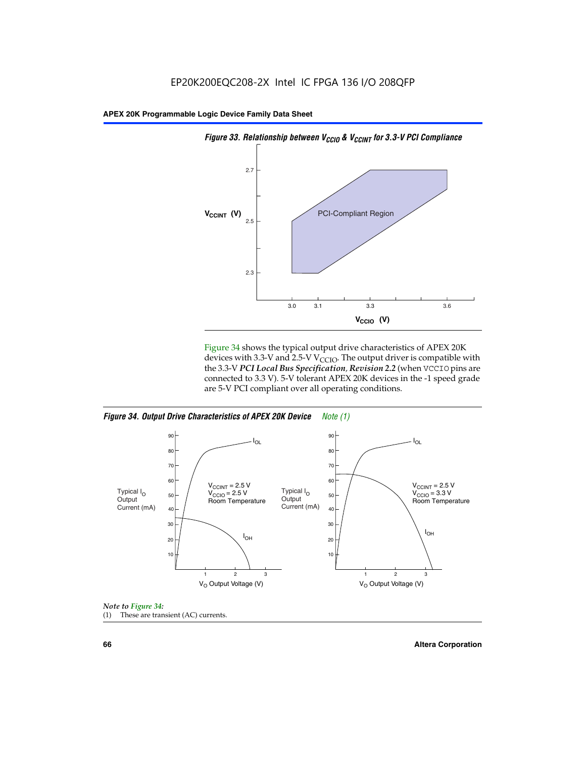*Figure 33. Relationship between $V_{CCIO}$ & $V_{CCINT}$ for 3.3-V PCI Compliance*

Figure 34 shows the typical output drive characteristics of APEX 20K devices with 3.3-V and 2.5-V $V_{CCIO}$. The output driver is compatible with the 3.3-V ***PCI Local Bus Specification, Revision 2.2*** (when VCCIO pins are connected to 3.3 V). 5-V tolerant APEX 20K devices in the -1 speed grade are 5-V PCI compliant over all operating conditions.

*Figure 34. Output Drive Characteristics of APEX 20K Device* *Note (1)*

*Note to Figure 34:*

(1) These are transient (AC) currents.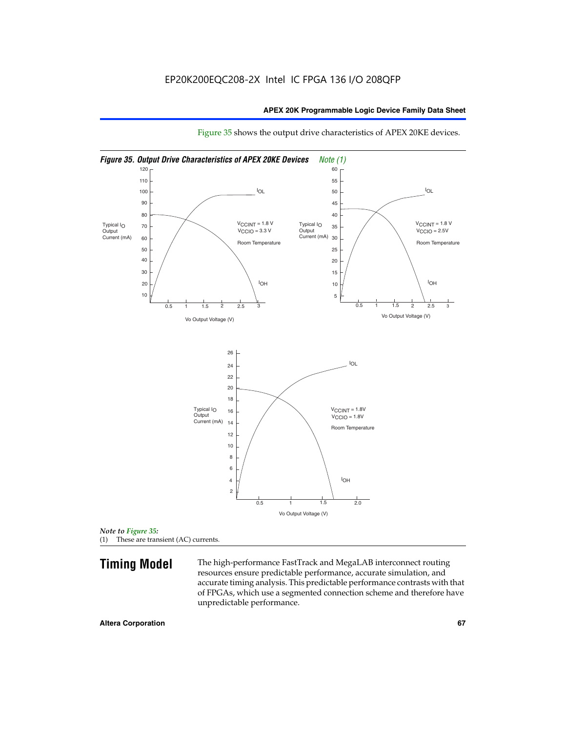Figure 35 shows the output drive characteristics of APEX 20KE devices.

*Figure 35. Output Drive Characteristics of APEX 20KE Devices* *Note (1)*

$V_{CCINT}$ = 1.8 V
$V_{CCIO}$ = 3.3 V
Room Temperature

$V_{CCINT}$ = 1.8 V
$V_{CCIO}$ = 2.5V
Room Temperature

$V_{CCINT}$ = 1.8V
$V_{CCIO}$ = 1.8V
Room Temperature

*Note to Figure 35:*
(1) These are transient (AC) currents.

## Timing Model

The high-performance FastTrack and MegaLAB interconnect routing resources ensure predictable performance, accurate simulation, and accurate timing analysis. This predictable performance contrasts with that of FPGAs, which use a segmented connection scheme and therefore have unpredictable performance.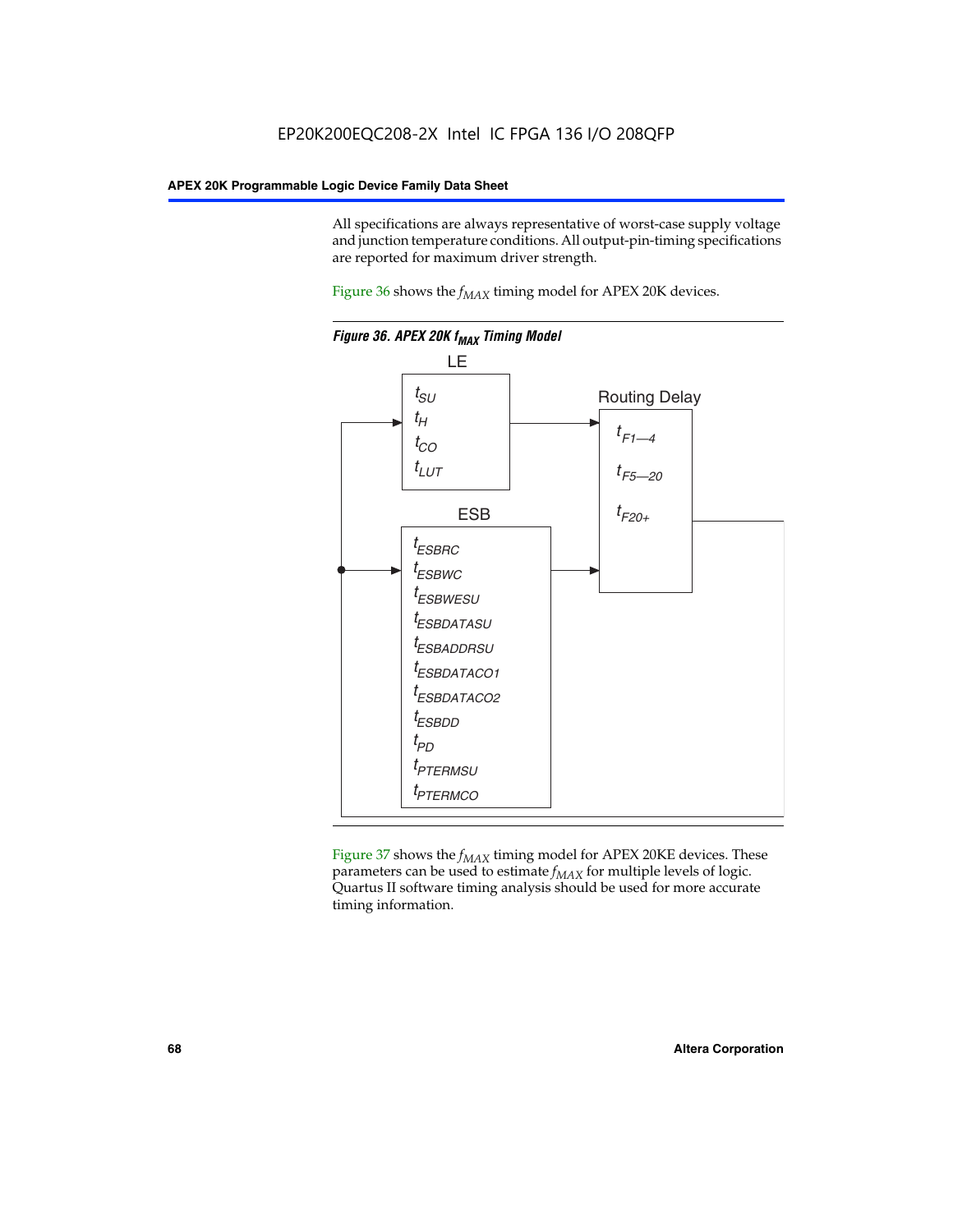All specifications are always representative of worst-case supply voltage and junction temperature conditions. All output-pin-timing specifications are reported for maximum driver strength.

Figure 36 shows the $f_{MAX}$ timing model for APEX 20K devices.

**Figure 36. APEX 20K $f_{MAX}$ Timing Model**

LE

$t_{SU}$
$t_{H}$
$t_{CO}$
$t_{LUT}$

ESB

$t_{ESBRC}$
$t_{ESBWC}$
$t_{ESBWESU}$
$t_{ESBDATASU}$
$t_{ESBADDRSU}$
$t_{ESBDATACO1}$
$t_{ESBDATACO2}$
$t_{ESBDD}$
$t_{PD}$
$t_{PTERMSU}$
$t_{PTERMCO}$

Routing Delay

$t_{F1-4}$
$t_{F5-20}$
$t_{F20+}$

Figure 37 shows the $f_{MAX}$ timing model for APEX 20KE devices. These parameters can be used to estimate $f_{MAX}$ for multiple levels of logic. Quartus II software timing analysis should be used for more accurate timing information.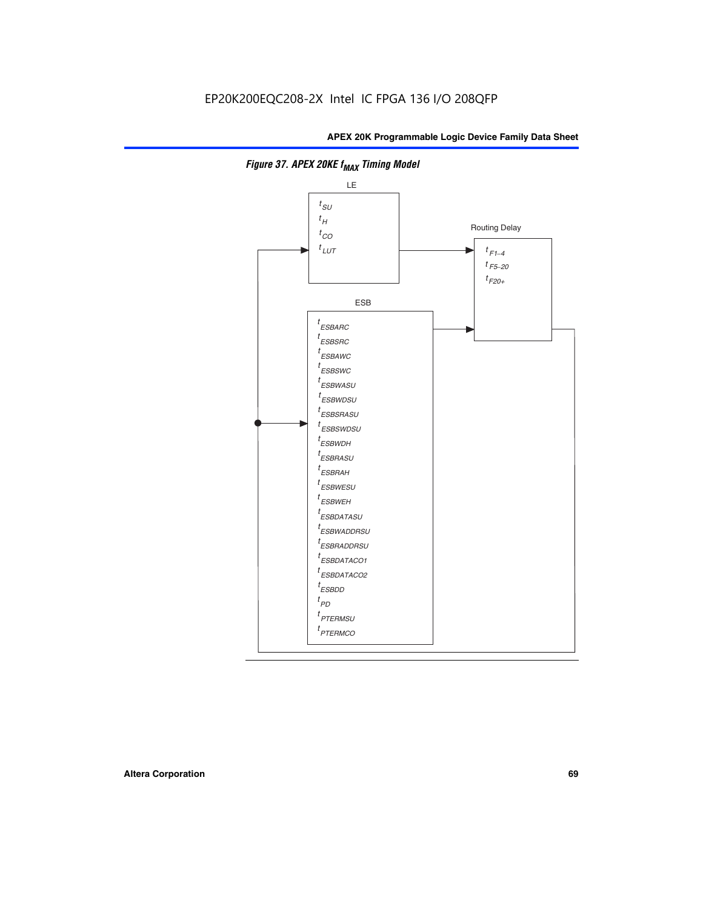EP20K200EQC208-2X Intel IC FPGA 136 I/O 208QFP

*Figure 37. APEX 20KE $f_{MAX}$ Timing Model*

LE

$t_{SU}$
$t_{H}$
$t_{CO}$
$t_{LUT}$

Routing Delay

$t_{F1-4}$
$t_{F5-20}$
$t_{F20+}$

ESB

$t_{ESBARC}$
$t_{ESBSRC}$
$t_{ESBAWC}$
$t_{ESBSWC}$
$t_{ESBWASU}$
$t_{ESBWDSU}$
$t_{ESBSRASU}$
$t_{ESBSWDSU}$
$t_{ESBWDH}$
$t_{ESBRASU}$
$t_{ESBRAH}$
$t_{ESBWESU}$
$t_{ESBWEH}$
$t_{ESBDATASU}$
$t_{ESBWADDRSU}$
$t_{ESBRADDRSU}$
$t_{ESBDATACO1}$
$t_{ESBDATACO2}$
$t_{ESBDD}$
$t_{PD}$
$t_{PTERMSU}$
$t_{PTERMCO}$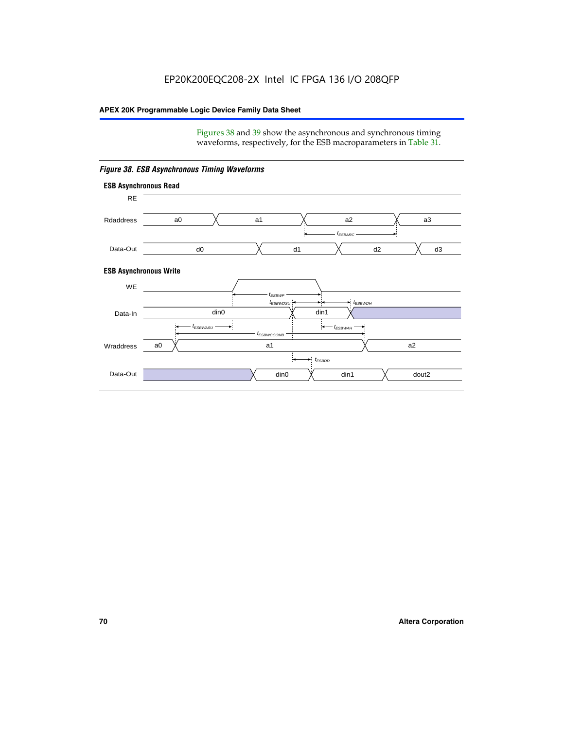Figures 38 and 39 show the asynchronous and synchronous timing waveforms, respectively, for the ESB macroparameters in Table 31.

*Figure 38. ESB Asynchronous Timing Waveforms*

**ESB Asynchronous Read**

RE

Rdaddress: a0, a1, a2, a3

$t_{ESBARC}$

Data-Out: d0, d1, d2, d3

**ESB Asynchronous Write**

WE

$t_{ESBWP}$

$t_{ESBWDSU}$ $t_{ESBWDH}$

Data-In: din0, din1

$t_{ESBWASU}$ $t_{ESBWAH}$

$t_{ESBWCCOMB}$

Wraddress: a0, a1, a2

$t_{ESBDD}$

Data-Out: din0, din1, dout2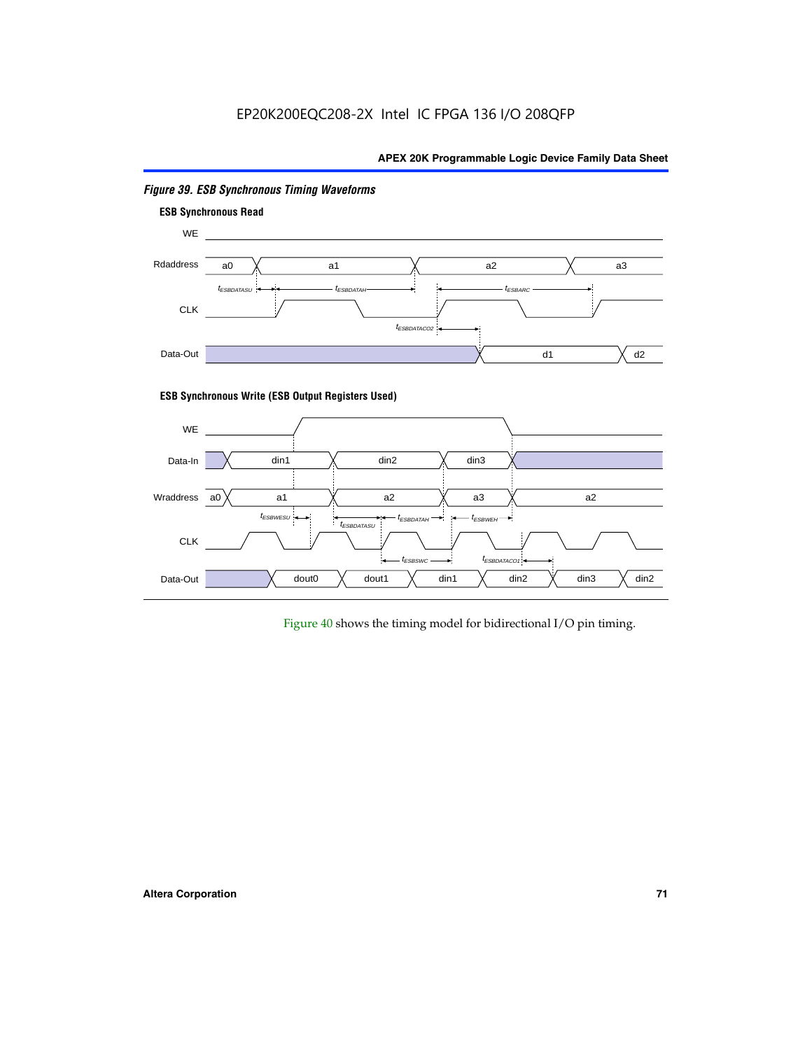*Figure 39. ESB Synchronous Timing Waveforms*

**ESB Synchronous Read**

WE

Rdaddress a0 a1 a2 a3

$t_{ESBDATASU}$ $t_{ESBDATAH}$ $t_{ESBARC}$

CLK

$t_{ESBDATACO2}$

Data-Out d1 d2

**ESB Synchronous Write (ESB Output Registers Used)**

WE

Data-In din1 din2 din3

Wraddress a0 a1 a2 a3 a2

$t_{ESBWESU}$ $t_{ESBDATASU}$ $t_{ESBDATAH}$ $t_{ESBWEH}$

CLK

$t_{ESBSWC}$ $t_{ESBDATACO1}$

Data-Out dout0 dout1 din1 din2 din3 din2

Figure 40 shows the timing model for bidirectional I/O pin timing.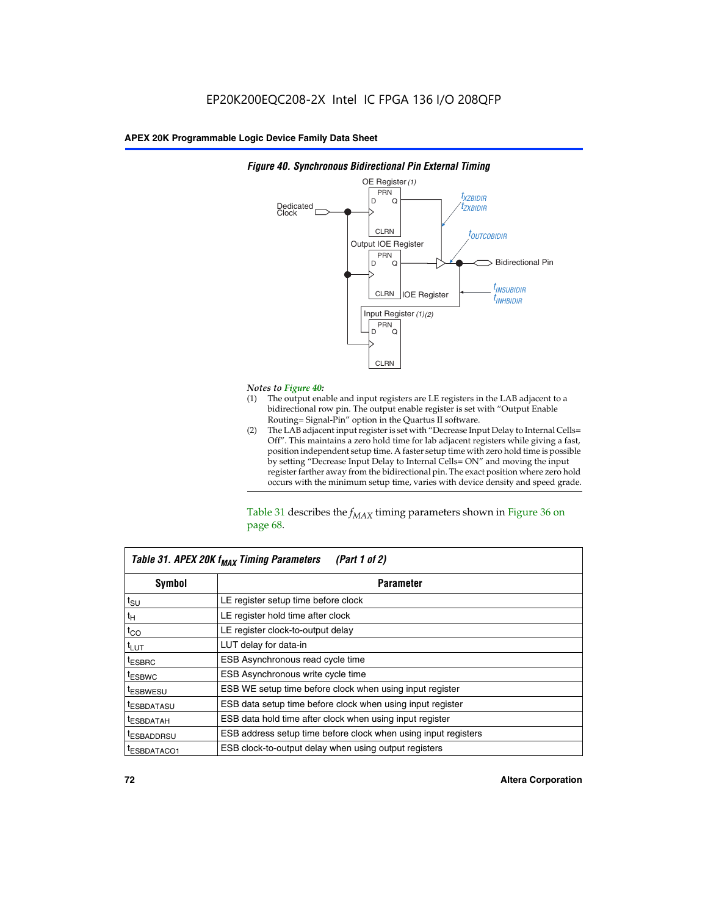*Figure 40. Synchronous Bidirectional Pin External Timing*

*Notes to Figure 40:*

(1) The output enable and input registers are LE registers in the LAB adjacent to a bidirectional row pin. The output enable register is set with "Output Enable Routing= Signal-Pin" option in the Quartus II software.

(2) The LAB adjacent input register is set with "Decrease Input Delay to Internal Cells= Off". This maintains a zero hold time for lab adjacent registers while giving a fast, position independent setup time. A faster setup time with zero hold time is possible by setting "Decrease Input Delay to Internal Cells= ON" and moving the input register farther away from the bidirectional pin. The exact position where zero hold occurs with the minimum setup time, varies with device density and speed grade.

Table 31 describes the $f_{MAX}$ timing parameters shown in Figure 36 on page 68.

**Table 31. APEX 20K $f_{MAX}$ Timing Parameters (Part 1 of 2)**

| Symbol | Parameter |
|---|---|
| $t_{SU}$ | LE register setup time before clock |
| $t_{H}$ | LE register hold time after clock |
| $t_{CO}$ | LE register clock-to-output delay |
| $t_{LUT}$ | LUT delay for data-in |
| $t_{ESBRC}$ | ESB Asynchronous read cycle time |
| $t_{ESBWC}$ | ESB Asynchronous write cycle time |
| $t_{ESBWESU}$ | ESB WE setup time before clock when using input register |
| $t_{ESBDATASU}$ | ESB data setup time before clock when using input register |
| $t_{ESBDATAH}$ | ESB data hold time after clock when using input register |
| $t_{ESBADDRSU}$ | ESB address setup time before clock when using input registers |
| $t_{ESBDATACO1}$ | ESB clock-to-output delay when using output registers |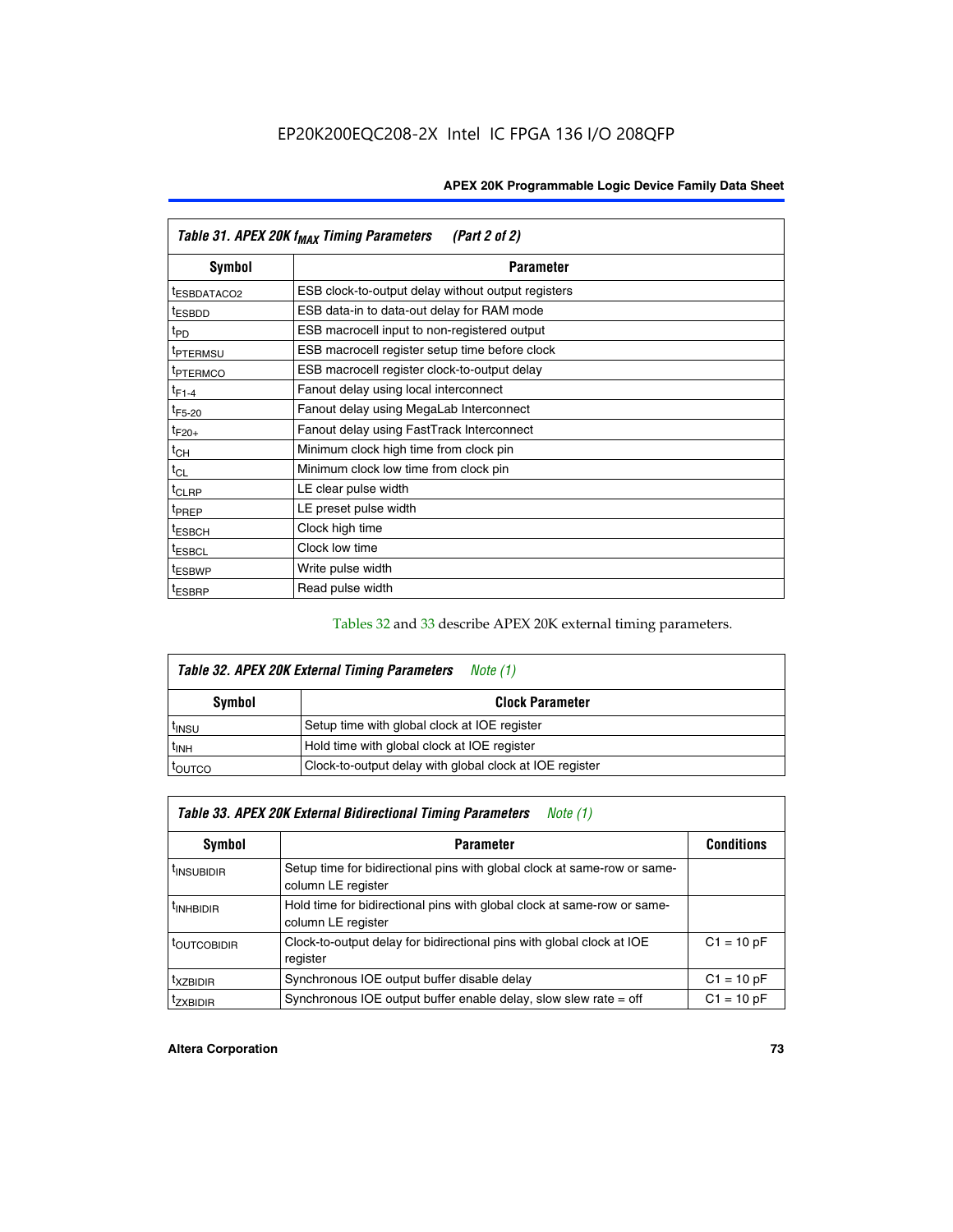| Table 31. APEX 20K $f_{MAX}$ Timing Parameters (Part 2 of 2) | |
|---|---|
| **Symbol** | **Parameter** |
| $t_{ESBDATACO2}$ | ESB clock-to-output delay without output registers |
| $t_{ESBDD}$ | ESB data-in to data-out delay for RAM mode |
| $t_{PD}$ | ESB macrocell input to non-registered output |
| $t_{PTERMSU}$ | ESB macrocell register setup time before clock |
| $t_{PTERMCO}$ | ESB macrocell register clock-to-output delay |
| $t_{F1-4}$ | Fanout delay using local interconnect |
| $t_{F5-20}$ | Fanout delay using MegaLab Interconnect |
| $t_{F20+}$ | Fanout delay using FastTrack Interconnect |
| $t_{CH}$ | Minimum clock high time from clock pin |
| $t_{CL}$ | Minimum clock low time from clock pin |
| $t_{CLRP}$ | LE clear pulse width |
| $t_{PREP}$ | LE preset pulse width |
| $t_{ESBCH}$ | Clock high time |
| $t_{ESBCL}$ | Clock low time |
| $t_{ESBWP}$ | Write pulse width |
| $t_{ESBRP}$ | Read pulse width |

Tables 32 and 33 describe APEX 20K external timing parameters.

| Table 32. APEX 20K External Timing Parameters *Note (1)* | |
|---|---|
| **Symbol** | **Clock Parameter** |
| $t_{INSU}$ | Setup time with global clock at IOE register |
| $t_{INH}$ | Hold time with global clock at IOE register |
| $t_{OUTCO}$ | Clock-to-output delay with global clock at IOE register |

| Table 33. APEX 20K External Bidirectional Timing Parameters *Note (1)* | | |
|---|---|---|
| **Symbol** | **Parameter** | **Conditions** |
| $t_{INSUBIDIR}$ | Setup time for bidirectional pins with global clock at same-row or same-column LE register | |
| $t_{INHBIDIR}$ | Hold time for bidirectional pins with global clock at same-row or same-column LE register | |
| $t_{OUTCOBIDIR}$ | Clock-to-output delay for bidirectional pins with global clock at IOE register | C1 = 10 pF |
| $t_{XZBIDIR}$ | Synchronous IOE output buffer disable delay | C1 = 10 pF |
| $t_{ZXBIDIR}$ | Synchronous IOE output buffer enable delay, slow slew rate = off | C1 = 10 pF |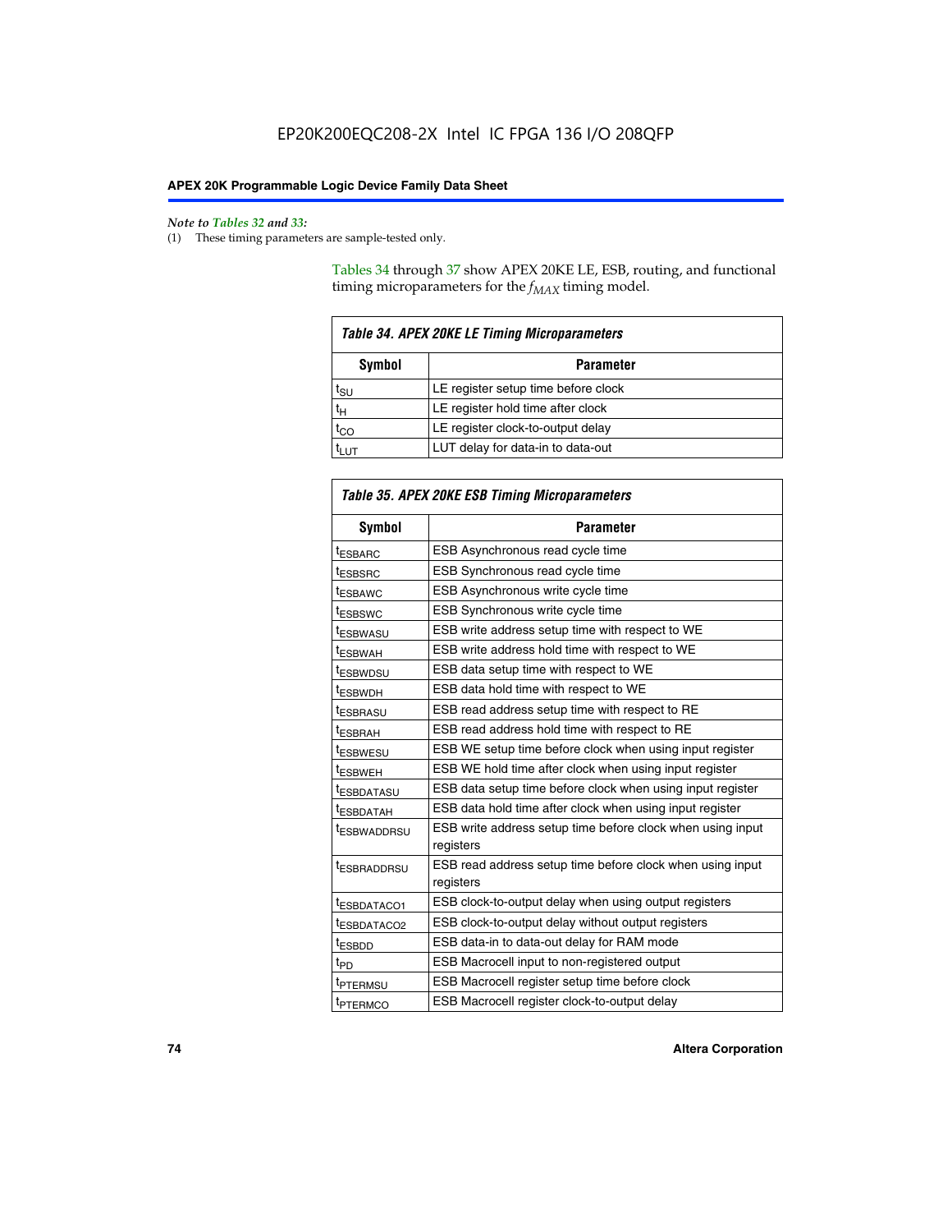*Note to Tables 32 and 33:*

(1) These timing parameters are sample-tested only.

Tables 34 through 37 show APEX 20KE LE, ESB, routing, and functional timing microparameters for the $f_{MAX}$ timing model.

**Table 34. APEX 20KE LE Timing Microparameters**

| Symbol | Parameter |
|---|---|
| $t_{SU}$ | LE register setup time before clock |
| $t_{H}$ | LE register hold time after clock |
| $t_{CO}$ | LE register clock-to-output delay |
| $t_{LUT}$ | LUT delay for data-in to data-out |

**Table 35. APEX 20KE ESB Timing Microparameters**

| Symbol | Parameter |
|---|---|
| $t_{ESBARC}$ | ESB Asynchronous read cycle time |
| $t_{ESBSRC}$ | ESB Synchronous read cycle time |
| $t_{ESBAWC}$ | ESB Asynchronous write cycle time |
| $t_{ESBSWC}$ | ESB Synchronous write cycle time |
| $t_{ESBWASU}$ | ESB write address setup time with respect to WE |
| $t_{ESBWAH}$ | ESB write address hold time with respect to WE |
| $t_{ESBWDSU}$ | ESB data setup time with respect to WE |
| $t_{ESBWDH}$ | ESB data hold time with respect to WE |
| $t_{ESBRASU}$ | ESB read address setup time with respect to RE |
| $t_{ESBRAH}$ | ESB read address hold time with respect to RE |
| $t_{ESBWESU}$ | ESB WE setup time before clock when using input register |
| $t_{ESBWEH}$ | ESB WE hold time after clock when using input register |
| $t_{ESBDATASU}$ | ESB data setup time before clock when using input register |
| $t_{ESBDATAH}$ | ESB data hold time after clock when using input register |
| $t_{ESBWADDRSU}$ | ESB write address setup time before clock when using input registers |
| $t_{ESBRADDRSU}$ | ESB read address setup time before clock when using input registers |
| $t_{ESBDATACO1}$ | ESB clock-to-output delay when using output registers |
| $t_{ESBDATACO2}$ | ESB clock-to-output delay without output registers |
| $t_{ESBDD}$ | ESB data-in to data-out delay for RAM mode |
| $t_{PD}$ | ESB Macrocell input to non-registered output |
| $t_{PTERMSU}$ | ESB Macrocell register setup time before clock |
| $t_{PTERMCO}$ | ESB Macrocell register clock-to-output delay |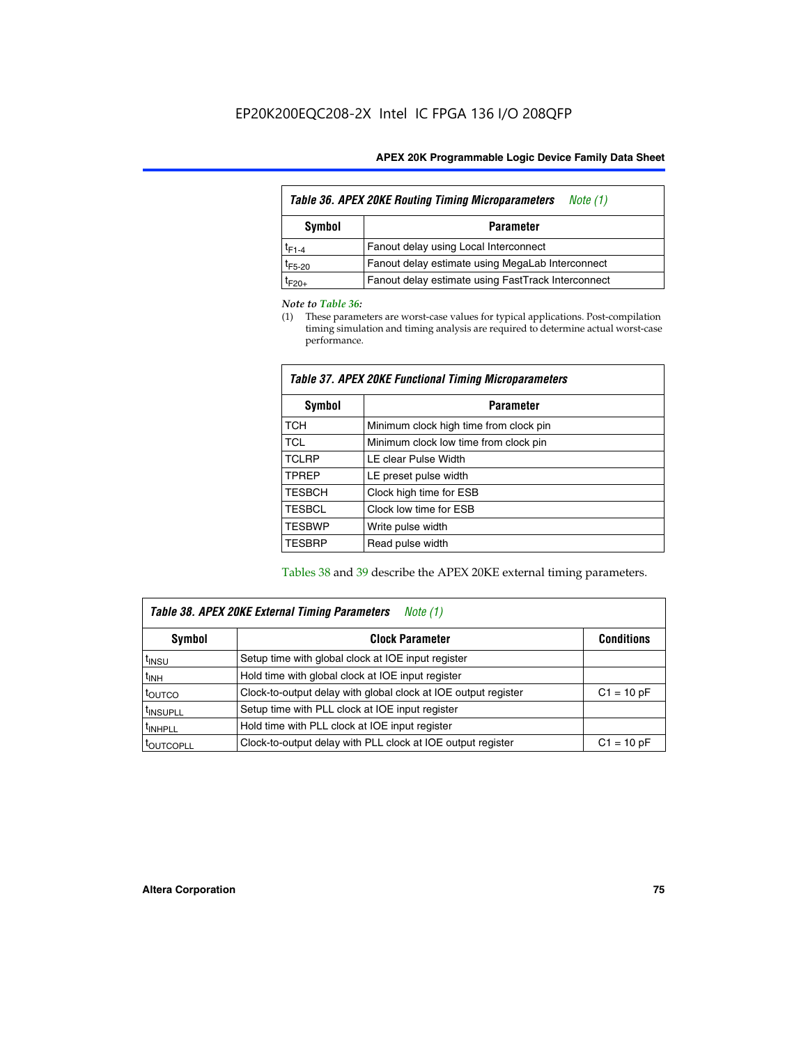| *Table 36. APEX 20KE Routing Timing Microparameters* Note (1) | |
|---|---|
| **Symbol** | **Parameter** |
| $t_{F1-4}$ | Fanout delay using Local Interconnect |
| $t_{F5-20}$ | Fanout delay estimate using MegaLab Interconnect |
| $t_{F20+}$ | Fanout delay estimate using FastTrack Interconnect |

*Note to Table 36:*

(1) These parameters are worst-case values for typical applications. Post-compilation timing simulation and timing analysis are required to determine actual worst-case performance.

| *Table 37. APEX 20KE Functional Timing Microparameters* | |
|---|---|
| **Symbol** | **Parameter** |
| TCH | Minimum clock high time from clock pin |
| TCL | Minimum clock low time from clock pin |
| TCLRP | LE clear Pulse Width |
| TPREP | LE preset pulse width |
| TESBCH | Clock high time for ESB |
| TESBCL | Clock low time for ESB |
| TESBWP | Write pulse width |
| TESBRP | Read pulse width |

Tables 38 and 39 describe the APEX 20KE external timing parameters.

| *Table 38. APEX 20KE External Timing Parameters* Note (1) | | |
|---|---|---|
| **Symbol** | **Clock Parameter** | **Conditions** |
| $t_{INSU}$ | Setup time with global clock at IOE input register | |
| $t_{INH}$ | Hold time with global clock at IOE input register | |
| $t_{OUTCO}$ | Clock-to-output delay with global clock at IOE output register | C1 = 10 pF |
| $t_{INSUPLL}$ | Setup time with PLL clock at IOE input register | |
| $t_{INHPLL}$ | Hold time with PLL clock at IOE input register | |
| $t_{OUTCOPLL}$ | Clock-to-output delay with PLL clock at IOE output register | C1 = 10 pF |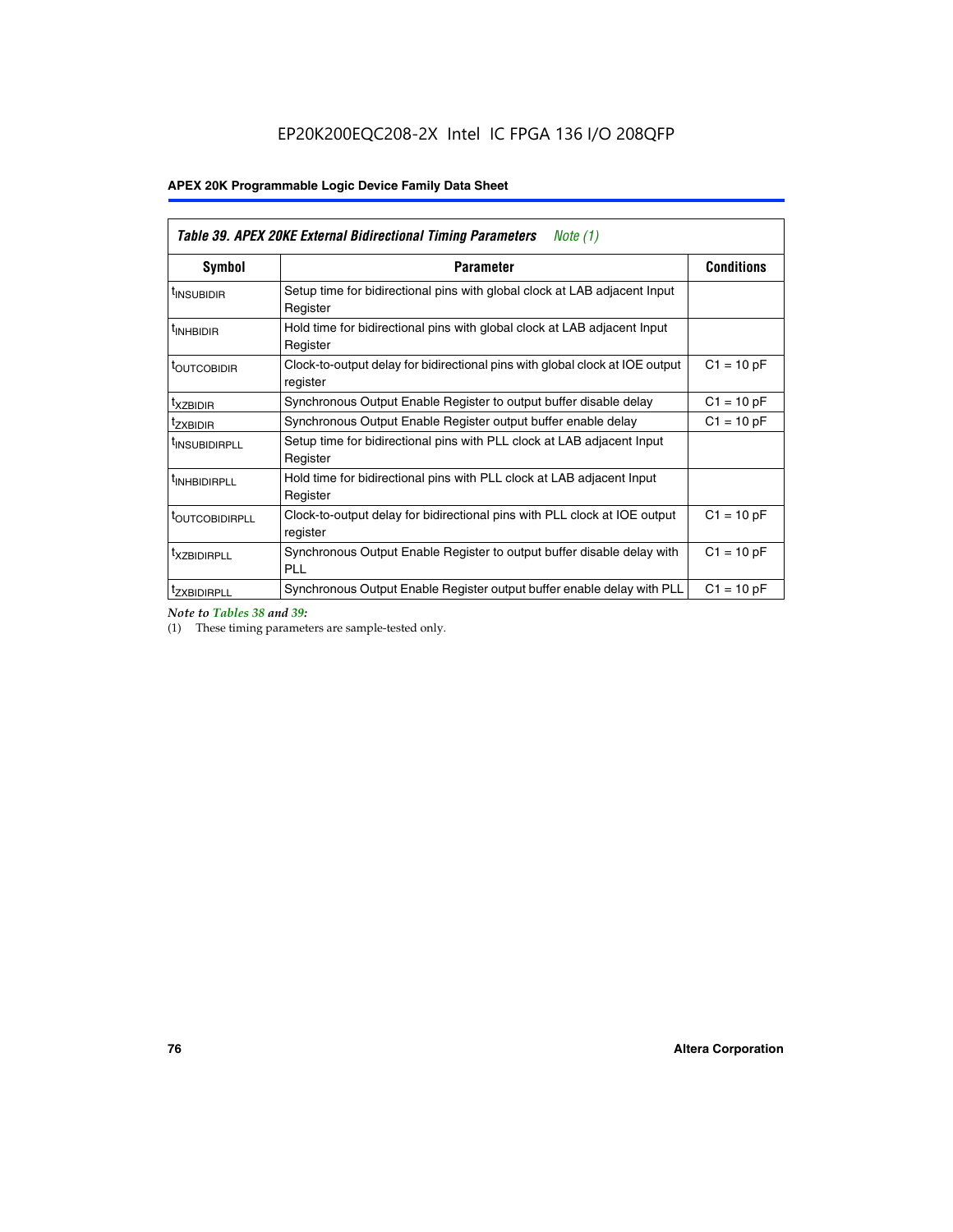| *Table 39. APEX 20KE External Bidirectional Timing Parameters* *Note (1)* | | |
|---|---|---|
| **Symbol** | **Parameter** | **Conditions** |
| $t_{INSUBIDIR}$ | Setup time for bidirectional pins with global clock at LAB adjacent Input Register | |
| $t_{INHBIDIR}$ | Hold time for bidirectional pins with global clock at LAB adjacent Input Register | |
| $t_{OUTCOBIDIR}$ | Clock-to-output delay for bidirectional pins with global clock at IOE output register | C1 = 10 pF |
| $t_{XZBIDIR}$ | Synchronous Output Enable Register to output buffer disable delay | C1 = 10 pF |
| $t_{ZXBIDIR}$ | Synchronous Output Enable Register output buffer enable delay | C1 = 10 pF |
| $t_{INSUBIDIRPLL}$ | Setup time for bidirectional pins with PLL clock at LAB adjacent Input Register | |
| $t_{INHBIDIRPLL}$ | Hold time for bidirectional pins with PLL clock at LAB adjacent Input Register | |
| $t_{OUTCOBIDIRPLL}$ | Clock-to-output delay for bidirectional pins with PLL clock at IOE output register | C1 = 10 pF |
| $t_{XZBIDIRPLL}$ | Synchronous Output Enable Register to output buffer disable delay with PLL | C1 = 10 pF |
| $t_{ZXBIDIRPLL}$ | Synchronous Output Enable Register output buffer enable delay with PLL | C1 = 10 pF |

*Note to Tables 38 and 39:*

(1) These timing parameters are sample-tested only.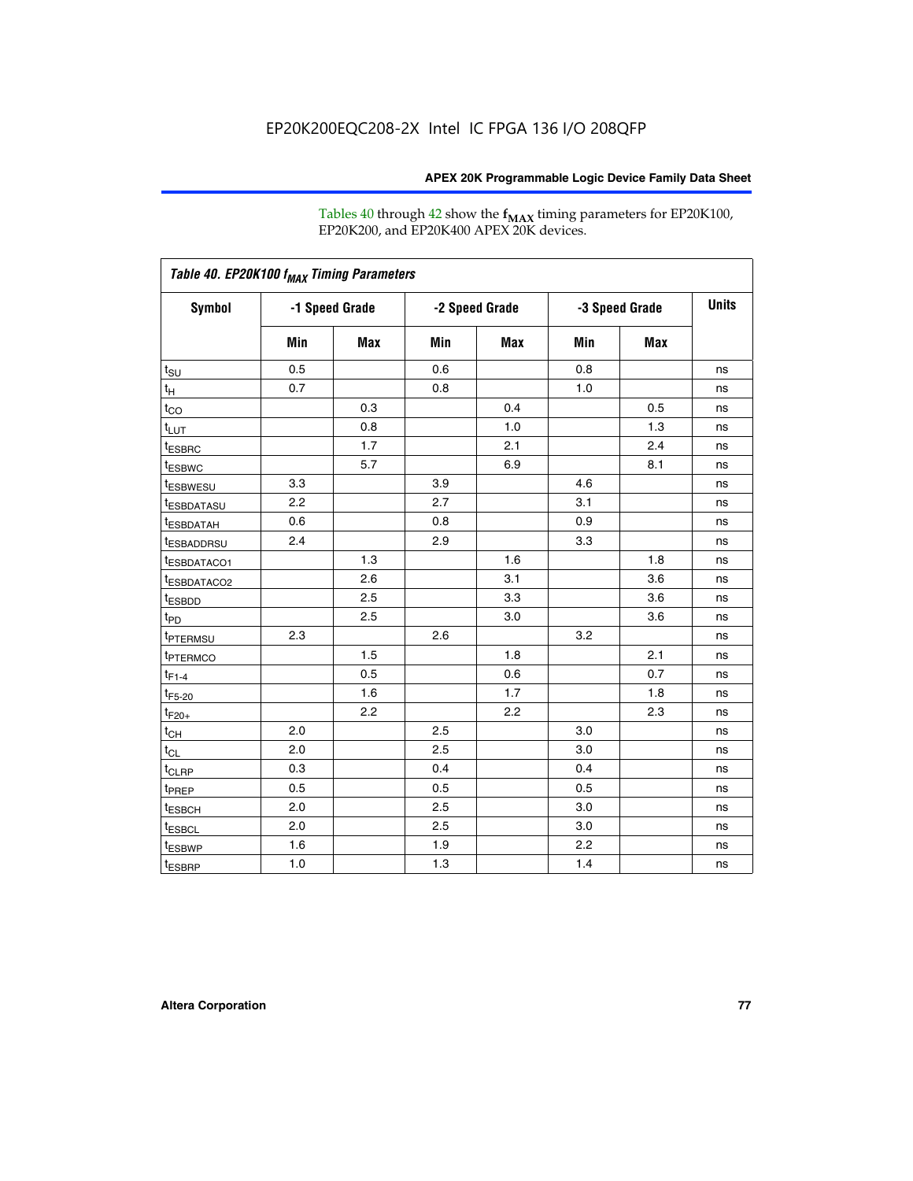EP20K200EQC208-2X Intel IC FPGA 136 I/O 208QFP

Tables 40 through 42 show the $\mathbf{f_{MAX}}$ timing parameters for EP20K100, EP20K200, and EP20K400 APEX 20K devices.

*Table 40. EP20K100 $f_{MAX}$ Timing Parameters*

| Symbol | -1 Speed Grade | | -2 Speed Grade | | -3 Speed Grade | | Units |
|---|---|---|---|---|---|---|---|
| | Min | Max | Min | Max | Min | Max | |
| $t_{SU}$ | 0.5 | | 0.6 | | 0.8 | | ns |
| $t_{H}$ | 0.7 | | 0.8 | | 1.0 | | ns |
| $t_{CO}$ | | 0.3 | | 0.4 | | 0.5 | ns |
| $t_{LUT}$ | | 0.8 | | 1.0 | | 1.3 | ns |
| $t_{ESBRC}$ | | 1.7 | | 2.1 | | 2.4 | ns |
| $t_{ESBWC}$ | | 5.7 | | 6.9 | | 8.1 | ns |
| $t_{ESBWESU}$ | 3.3 | | 3.9 | | 4.6 | | ns |
| $t_{ESBDATASU}$ | 2.2 | | 2.7 | | 3.1 | | ns |
| $t_{ESBDATAH}$ | 0.6 | | 0.8 | | 0.9 | | ns |
| $t_{ESBADDRSU}$ | 2.4 | | 2.9 | | 3.3 | | ns |
| $t_{ESBDATACO1}$ | | 1.3 | | 1.6 | | 1.8 | ns |
| $t_{ESBDATACO2}$ | | 2.6 | | 3.1 | | 3.6 | ns |
| $t_{ESBDD}$ | | 2.5 | | 3.3 | | 3.6 | ns |
| $t_{PD}$ | | 2.5 | | 3.0 | | 3.6 | ns |
| $t_{PTERMSU}$ | 2.3 | | 2.6 | | 3.2 | | ns |
| $t_{PTERMCO}$ | | 1.5 | | 1.8 | | 2.1 | ns |
| $t_{F1-4}$ | | 0.5 | | 0.6 | | 0.7 | ns |
| $t_{F5-20}$ | | 1.6 | | 1.7 | | 1.8 | ns |
| $t_{F20+}$ | | 2.2 | | 2.2 | | 2.3 | ns |
| $t_{CH}$ | 2.0 | | 2.5 | | 3.0 | | ns |
| $t_{CL}$ | 2.0 | | 2.5 | | 3.0 | | ns |
| $t_{CLRP}$ | 0.3 | | 0.4 | | 0.4 | | ns |
| $t_{PREP}$ | 0.5 | | 0.5 | | 0.5 | | ns |
| $t_{ESBCH}$ | 2.0 | | 2.5 | | 3.0 | | ns |
| $t_{ESBCL}$ | 2.0 | | 2.5 | | 3.0 | | ns |
| $t_{ESBWP}$ | 1.6 | | 1.9 | | 2.2 | | ns |
| $t_{ESBRP}$ | 1.0 | | 1.3 | | 1.4 | | ns |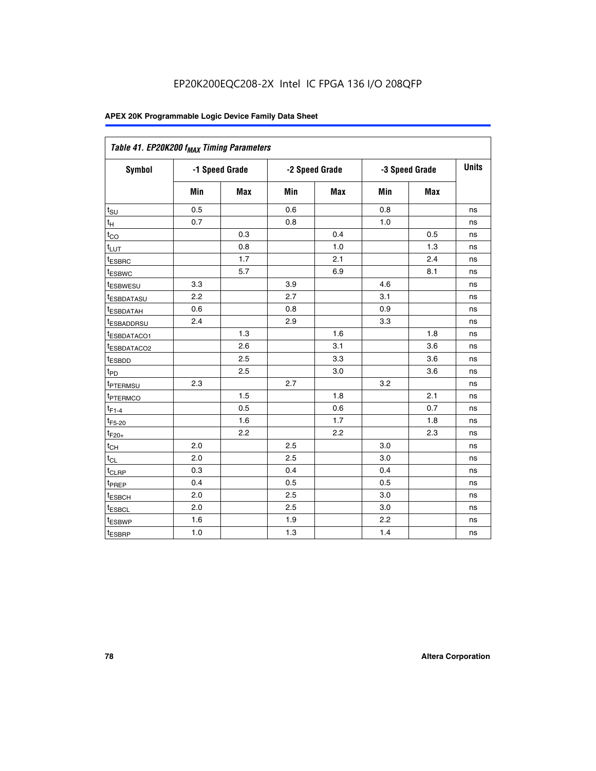EP20K200EQC208-2X Intel IC FPGA 136 I/O 208QFP

| Table 41. EP20K200 $f_{MAX}$ Timing Parameters | | | | | | | |
|---|---|---|---|---|---|---|---|
| Symbol | -1 Speed Grade | | -2 Speed Grade | | -3 Speed Grade | | Units |
| | Min | Max | Min | Max | Min | Max | |
| $t_{SU}$ | 0.5 | | 0.6 | | 0.8 | | ns |
| $t_{H}$ | 0.7 | | 0.8 | | 1.0 | | ns |
| $t_{CO}$ | | 0.3 | | 0.4 | | 0.5 | ns |
| $t_{LUT}$ | | 0.8 | | 1.0 | | 1.3 | ns |
| $t_{ESBRC}$ | | 1.7 | | 2.1 | | 2.4 | ns |
| $t_{ESBWC}$ | | 5.7 | | 6.9 | | 8.1 | ns |
| $t_{ESBWESU}$ | 3.3 | | 3.9 | | 4.6 | | ns |
| $t_{ESBDATASU}$ | 2.2 | | 2.7 | | 3.1 | | ns |
| $t_{ESBDATAH}$ | 0.6 | | 0.8 | | 0.9 | | ns |
| $t_{ESBADDRSU}$ | 2.4 | | 2.9 | | 3.3 | | ns |
| $t_{ESBDATACO1}$ | | 1.3 | | 1.6 | | 1.8 | ns |
| $t_{ESBDATACO2}$ | | 2.6 | | 3.1 | | 3.6 | ns |
| $t_{ESBDD}$ | | 2.5 | | 3.3 | | 3.6 | ns |
| $t_{PD}$ | | 2.5 | | 3.0 | | 3.6 | ns |
| $t_{PTERMSU}$ | 2.3 | | 2.7 | | 3.2 | | ns |
| $t_{PTERMCO}$ | | 1.5 | | 1.8 | | 2.1 | ns |
| $t_{F1-4}$ | | 0.5 | | 0.6 | | 0.7 | ns |
| $t_{F5-20}$ | | 1.6 | | 1.7 | | 1.8 | ns |
| $t_{F20+}$ | | 2.2 | | 2.2 | | 2.3 | ns |
| $t_{CH}$ | 2.0 | | 2.5 | | 3.0 | | ns |
| $t_{CL}$ | 2.0 | | 2.5 | | 3.0 | | ns |
| $t_{CLRP}$ | 0.3 | | 0.4 | | 0.4 | | ns |
| $t_{PREP}$ | 0.4 | | 0.5 | | 0.5 | | ns |
| $t_{ESBCH}$ | 2.0 | | 2.5 | | 3.0 | | ns |
| $t_{ESBCL}$ | 2.0 | | 2.5 | | 3.0 | | ns |
| $t_{ESBWP}$ | 1.6 | | 1.9 | | 2.2 | | ns |
| $t_{ESBRP}$ | 1.0 | | 1.3 | | 1.4 | | ns |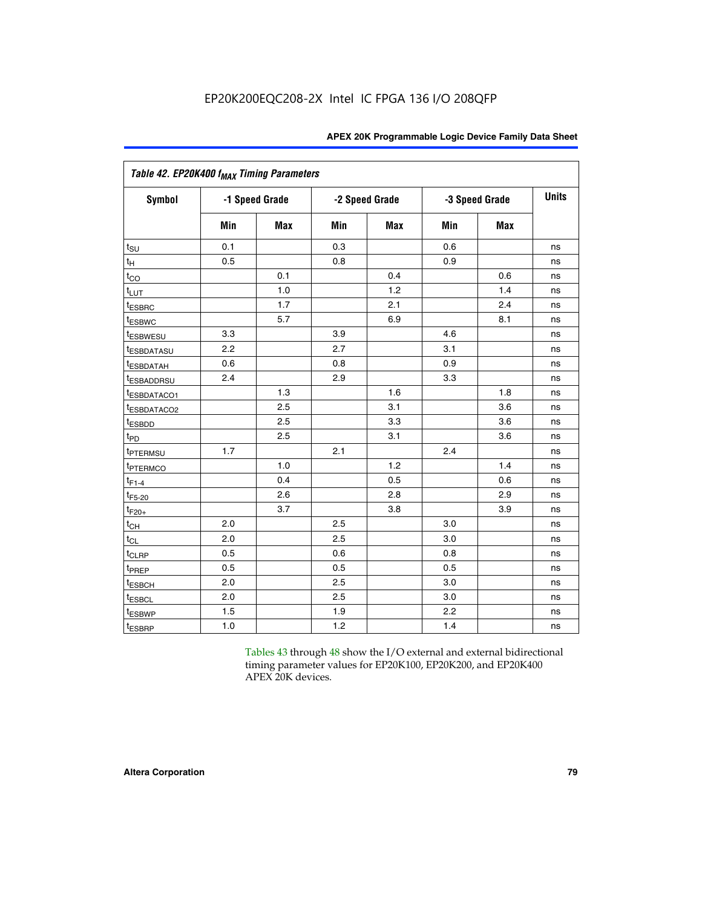EP20K200EQC208-2X Intel IC FPGA 136 I/O 208QFP

| Table 42. EP20K400 $f_{MAX}$ Timing Parameters | | | | | | | |
|---|---|---|---|---|---|---|---|
| Symbol | -1 Speed Grade | | -2 Speed Grade | | -3 Speed Grade | | Units |
| | Min | Max | Min | Max | Min | Max | |
| $t_{SU}$ | 0.1 | | 0.3 | | 0.6 | | ns |
| $t_H$ | 0.5 | | 0.8 | | 0.9 | | ns |
| $t_{CO}$ | | 0.1 | | 0.4 | | 0.6 | ns |
| $t_{LUT}$ | | 1.0 | | 1.2 | | 1.4 | ns |
| $t_{ESBRC}$ | | 1.7 | | 2.1 | | 2.4 | ns |
| $t_{ESBWC}$ | | 5.7 | | 6.9 | | 8.1 | ns |
| $t_{ESBWESU}$ | 3.3 | | 3.9 | | 4.6 | | ns |
| $t_{ESBDATASU}$ | 2.2 | | 2.7 | | 3.1 | | ns |
| $t_{ESBDATAH}$ | 0.6 | | 0.8 | | 0.9 | | ns |
| $t_{ESBADDRSU}$ | 2.4 | | 2.9 | | 3.3 | | ns |
| $t_{ESBDATACO1}$ | | 1.3 | | 1.6 | | 1.8 | ns |
| $t_{ESBDATACO2}$ | | 2.5 | | 3.1 | | 3.6 | ns |
| $t_{ESBDD}$ | | 2.5 | | 3.3 | | 3.6 | ns |
| $t_{PD}$ | | 2.5 | | 3.1 | | 3.6 | ns |
| $t_{PTERMSU}$ | 1.7 | | 2.1 | | 2.4 | | ns |
| $t_{PTERMCO}$ | | 1.0 | | 1.2 | | 1.4 | ns |
| $t_{F1-4}$ | | 0.4 | | 0.5 | | 0.6 | ns |
| $t_{F5-20}$ | | 2.6 | | 2.8 | | 2.9 | ns |
| $t_{F20+}$ | | 3.7 | | 3.8 | | 3.9 | ns |
| $t_{CH}$ | 2.0 | | 2.5 | | 3.0 | | ns |
| $t_{CL}$ | 2.0 | | 2.5 | | 3.0 | | ns |
| $t_{CLRP}$ | 0.5 | | 0.6 | | 0.8 | | ns |
| $t_{PREP}$ | 0.5 | | 0.5 | | 0.5 | | ns |
| $t_{ESBCH}$ | 2.0 | | 2.5 | | 3.0 | | ns |
| $t_{ESBCL}$ | 2.0 | | 2.5 | | 3.0 | | ns |
| $t_{ESBWP}$ | 1.5 | | 1.9 | | 2.2 | | ns |
| $t_{ESBRP}$ | 1.0 | | 1.2 | | 1.4 | | ns |

Tables 43 through 48 show the I/O external and external bidirectional timing parameter values for EP20K100, EP20K200, and EP20K400 APEX 20K devices.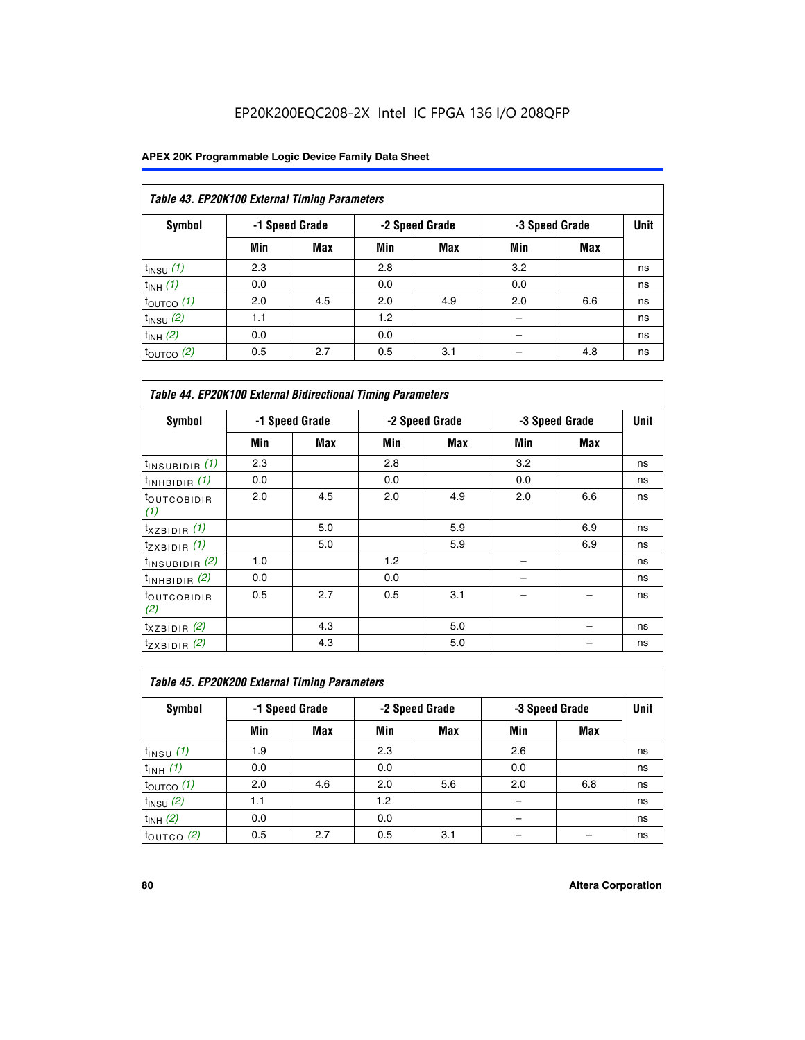EP20K200EQC208-2X Intel IC FPGA 136 I/O 208QFP

**Table 43. EP20K100 External Timing Parameters**

| Symbol | -1 Speed Grade | | -2 Speed Grade | | -3 Speed Grade | | Unit |
|---|---|---|---|---|---|---|---|
| | Min | Max | Min | Max | Min | Max | |
| $t_{INSU}$ *(1)* | 2.3 | | 2.8 | | 3.2 | | ns |
| $t_{INH}$ *(1)* | 0.0 | | 0.0 | | 0.0 | | ns |
| $t_{OUTCO}$ *(1)* | 2.0 | 4.5 | 2.0 | 4.9 | 2.0 | 6.6 | ns |
| $t_{INSU}$ *(2)* | 1.1 | | 1.2 | | – | | ns |
| $t_{INH}$ *(2)* | 0.0 | | 0.0 | | – | | ns |
| $t_{OUTCO}$ *(2)* | 0.5 | 2.7 | 0.5 | 3.1 | – | 4.8 | ns |

**Table 44. EP20K100 External Bidirectional Timing Parameters**

| Symbol | -1 Speed Grade | | -2 Speed Grade | | -3 Speed Grade | | Unit |
|---|---|---|---|---|---|---|---|
| | Min | Max | Min | Max | Min | Max | |
| $t_{INSUBIDIR}$ *(1)* | 2.3 | | 2.8 | | 3.2 | | ns |
| $t_{INHBIDIR}$ *(1)* | 0.0 | | 0.0 | | 0.0 | | ns |
| $t_{OUTCOBIDIR}$ *(1)* | 2.0 | 4.5 | 2.0 | 4.9 | 2.0 | 6.6 | ns |
| $t_{XZBIDIR}$ *(1)* | | 5.0 | | 5.9 | | 6.9 | ns |
| $t_{ZXBIDIR}$ *(1)* | | 5.0 | | 5.9 | | 6.9 | ns |
| $t_{INSUBIDIR}$ *(2)* | 1.0 | | 1.2 | | – | | ns |
| $t_{INHBIDIR}$ *(2)* | 0.0 | | 0.0 | | – | | ns |
| $t_{OUTCOBIDIR}$ *(2)* | 0.5 | 2.7 | 0.5 | 3.1 | – | – | ns |
| $t_{XZBIDIR}$ *(2)* | | 4.3 | | 5.0 | | – | ns |
| $t_{ZXBIDIR}$ *(2)* | | 4.3 | | 5.0 | | – | ns |

**Table 45. EP20K200 External Timing Parameters**

| Symbol | -1 Speed Grade | | -2 Speed Grade | | -3 Speed Grade | | Unit |
|---|---|---|---|---|---|---|---|
| | Min | Max | Min | Max | Min | Max | |
| $t_{INSU}$ *(1)* | 1.9 | | 2.3 | | 2.6 | | ns |
| $t_{INH}$ *(1)* | 0.0 | | 0.0 | | 0.0 | | ns |
| $t_{OUTCO}$ *(1)* | 2.0 | 4.6 | 2.0 | 5.6 | 2.0 | 6.8 | ns |
| $t_{INSU}$ *(2)* | 1.1 | | 1.2 | | – | | ns |
| $t_{INH}$ *(2)* | 0.0 | | 0.0 | | – | | ns |
| $t_{OUTCO}$ *(2)* | 0.5 | 2.7 | 0.5 | 3.1 | – | – | ns |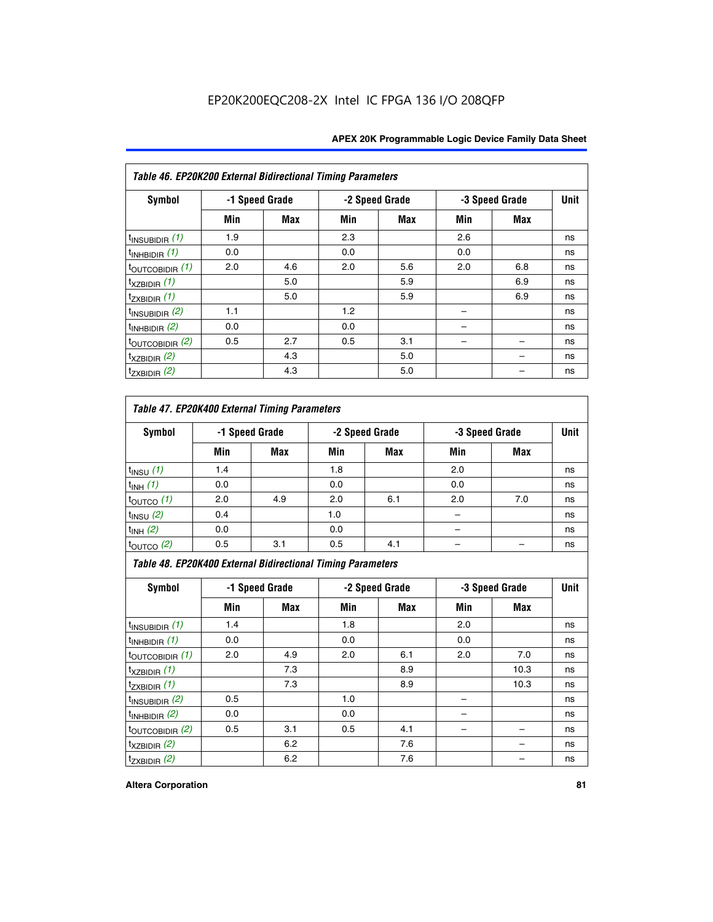EP20K200EQC208-2X Intel IC FPGA 136 I/O 208QFP

| Table 46. EP20K200 External Bidirectional Timing Parameters | | | | | | | |
|---|---|---|---|---|---|---|---|
| Symbol | -1 Speed Grade | | -2 Speed Grade | | -3 Speed Grade | | Unit |
| | Min | Max | Min | Max | Min | Max | |
| $t_{INSUBIDIR}$ *(1)* | 1.9 | | 2.3 | | 2.6 | | ns |
| $t_{INHBIDIR}$ *(1)* | 0.0 | | 0.0 | | 0.0 | | ns |
| $t_{OUTCOBIDIR}$ *(1)* | 2.0 | 4.6 | 2.0 | 5.6 | 2.0 | 6.8 | ns |
| $t_{XZBIDIR}$ *(1)* | | 5.0 | | 5.9 | | 6.9 | ns |
| $t_{ZXBIDIR}$ *(1)* | | 5.0 | | 5.9 | | 6.9 | ns |
| $t_{INSUBIDIR}$ *(2)* | 1.1 | | 1.2 | | – | | ns |
| $t_{INHBIDIR}$ *(2)* | 0.0 | | 0.0 | | – | | ns |
| $t_{OUTCOBIDIR}$ *(2)* | 0.5 | 2.7 | 0.5 | 3.1 | – | – | ns |
| $t_{XZBIDIR}$ *(2)* | | 4.3 | | 5.0 | | – | ns |
| $t_{ZXBIDIR}$ *(2)* | | 4.3 | | 5.0 | | – | ns |

| Table 47. EP20K400 External Timing Parameters | | | | | | | |
|---|---|---|---|---|---|---|---|
| Symbol | -1 Speed Grade | | -2 Speed Grade | | -3 Speed Grade | | Unit |
| | Min | Max | Min | Max | Min | Max | |
| $t_{INSU}$ *(1)* | 1.4 | | 1.8 | | 2.0 | | ns |
| $t_{INH}$ *(1)* | 0.0 | | 0.0 | | 0.0 | | ns |
| $t_{OUTCO}$ *(1)* | 2.0 | 4.9 | 2.0 | 6.1 | 2.0 | 7.0 | ns |
| $t_{INSU}$ *(2)* | 0.4 | | 1.0 | | – | | ns |
| $t_{INH}$ *(2)* | 0.0 | | 0.0 | | – | | ns |
| $t_{OUTCO}$ *(2)* | 0.5 | 3.1 | 0.5 | 4.1 | – | – | ns |

| Table 48. EP20K400 External Bidirectional Timing Parameters | | | | | | | |
|---|---|---|---|---|---|---|---|
| Symbol | -1 Speed Grade | | -2 Speed Grade | | -3 Speed Grade | | Unit |
| | Min | Max | Min | Max | Min | Max | |
| $t_{INSUBIDIR}$ *(1)* | 1.4 | | 1.8 | | 2.0 | | ns |
| $t_{INHBIDIR}$ *(1)* | 0.0 | | 0.0 | | 0.0 | | ns |
| $t_{OUTCOBIDIR}$ *(1)* | 2.0 | 4.9 | 2.0 | 6.1 | 2.0 | 7.0 | ns |
| $t_{XZBIDIR}$ *(1)* | | 7.3 | | 8.9 | | 10.3 | ns |
| $t_{ZXBIDIR}$ *(1)* | | 7.3 | | 8.9 | | 10.3 | ns |
| $t_{INSUBIDIR}$ *(2)* | 0.5 | | 1.0 | | – | | ns |
| $t_{INHBIDIR}$ *(2)* | 0.0 | | 0.0 | | – | | ns |
| $t_{OUTCOBIDIR}$ *(2)* | 0.5 | 3.1 | 0.5 | 4.1 | – | – | ns |
| $t_{XZBIDIR}$ *(2)* | | 6.2 | | 7.6 | | – | ns |
| $t_{ZXBIDIR}$ *(2)* | | 6.2 | | 7.6 | | – | ns |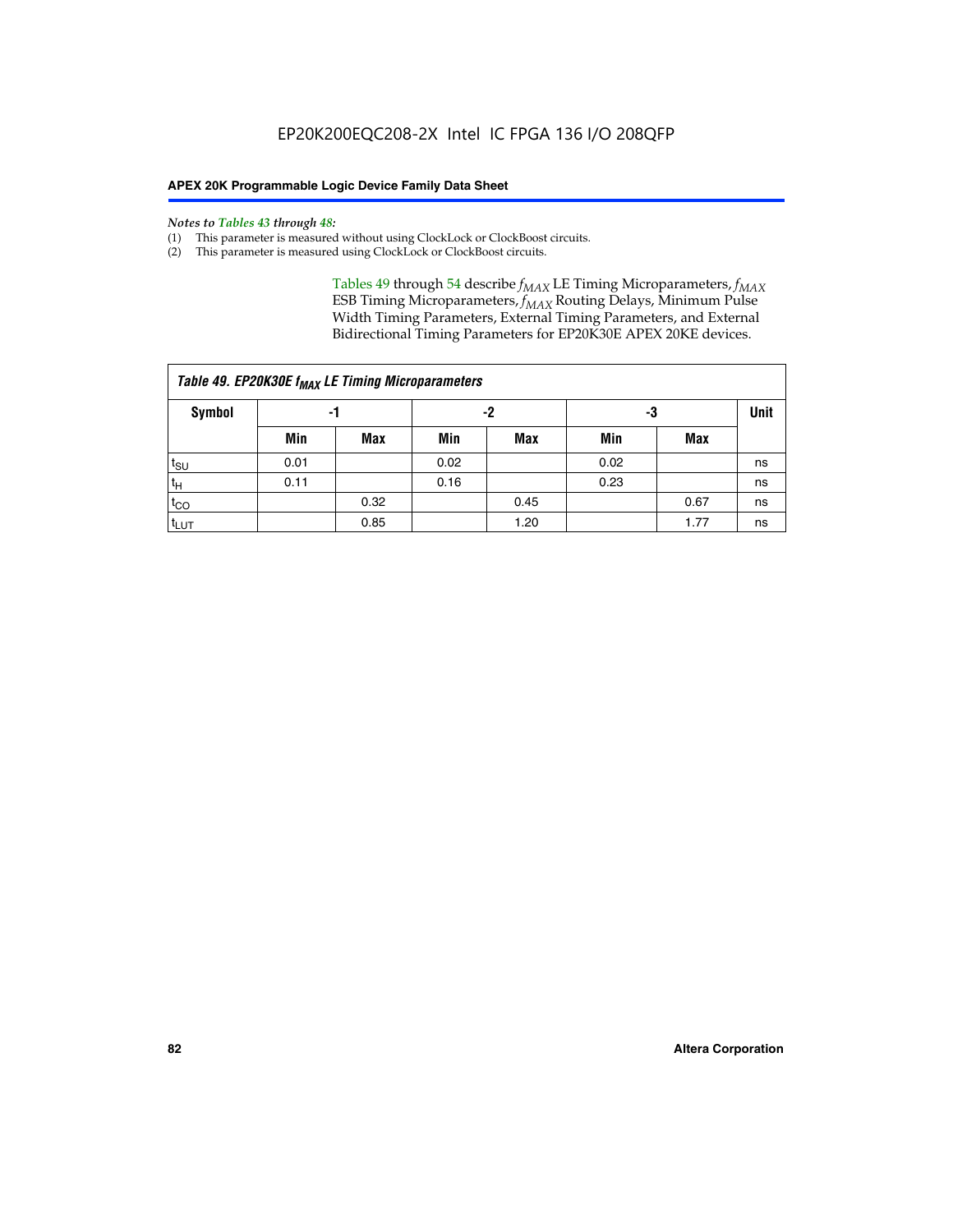*Notes to Tables 43 through 48:*

(1) This parameter is measured without using ClockLock or ClockBoost circuits.
(2) This parameter is measured using ClockLock or ClockBoost circuits.

Tables 49 through 54 describe $f_{MAX}$ LE Timing Microparameters, $f_{MAX}$ ESB Timing Microparameters, $f_{MAX}$ Routing Delays, Minimum Pulse Width Timing Parameters, External Timing Parameters, and External Bidirectional Timing Parameters for EP20K30E APEX 20KE devices.

*Table 49. EP20K30E $f_{MAX}$ LE Timing Microparameters*

| Symbol | -1 | | -2 | | -3 | | Unit |
|---|---|---|---|---|---|---|---|
| | Min | Max | Min | Max | Min | Max | |
| $t_{SU}$ | 0.01 | | 0.02 | | 0.02 | | ns |
| $t_H$ | 0.11 | | 0.16 | | 0.23 | | ns |
| $t_{CO}$ | | 0.32 | | 0.45 | | 0.67 | ns |
| $t_{LUT}$ | | 0.85 | | 1.20 | | 1.77 | ns |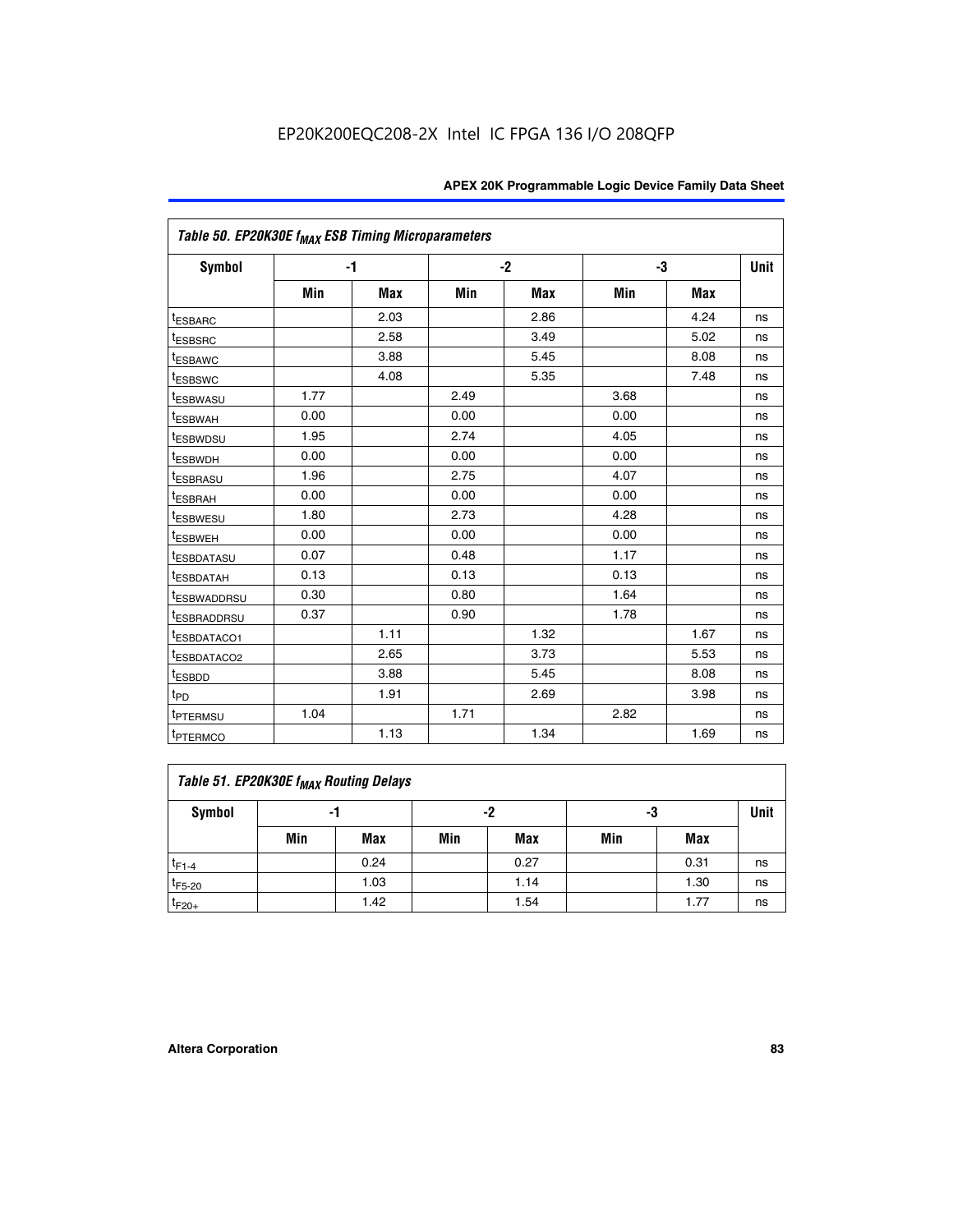| Table 50. EP20K30E $f_{MAX}$ ESB Timing Microparameters | | | | | | | |
|---|---|---|---|---|---|---|---|
| Symbol | -1 | | -2 | | -3 | | Unit |
| | Min | Max | Min | Max | Min | Max | |
| $t_{ESBARC}$ | | 2.03 | | 2.86 | | 4.24 | ns |
| $t_{ESBSRC}$ | | 2.58 | | 3.49 | | 5.02 | ns |
| $t_{ESBAWC}$ | | 3.88 | | 5.45 | | 8.08 | ns |
| $t_{ESBSWC}$ | | 4.08 | | 5.35 | | 7.48 | ns |
| $t_{ESBWASU}$ | 1.77 | | 2.49 | | 3.68 | | ns |
| $t_{ESBWAH}$ | 0.00 | | 0.00 | | 0.00 | | ns |
| $t_{ESBWDSU}$ | 1.95 | | 2.74 | | 4.05 | | ns |
| $t_{ESBWDH}$ | 0.00 | | 0.00 | | 0.00 | | ns |
| $t_{ESBRASU}$ | 1.96 | | 2.75 | | 4.07 | | ns |
| $t_{ESBRAH}$ | 0.00 | | 0.00 | | 0.00 | | ns |
| $t_{ESBWESU}$ | 1.80 | | 2.73 | | 4.28 | | ns |
| $t_{ESBWEH}$ | 0.00 | | 0.00 | | 0.00 | | ns |
| $t_{ESBDATASU}$ | 0.07 | | 0.48 | | 1.17 | | ns |
| $t_{ESBDATAH}$ | 0.13 | | 0.13 | | 0.13 | | ns |
| $t_{ESBWADDRSU}$ | 0.30 | | 0.80 | | 1.64 | | ns |
| $t_{ESBRADDRSU}$ | 0.37 | | 0.90 | | 1.78 | | ns |
| $t_{ESBDATACO1}$ | | 1.11 | | 1.32 | | 1.67 | ns |
| $t_{ESBDATACO2}$ | | 2.65 | | 3.73 | | 5.53 | ns |
| $t_{ESBDD}$ | | 3.88 | | 5.45 | | 8.08 | ns |
| $t_{PD}$ | | 1.91 | | 2.69 | | 3.98 | ns |
| $t_{PTERMSU}$ | 1.04 | | 1.71 | | 2.82 | | ns |
| $t_{PTERMCO}$ | | 1.13 | | 1.34 | | 1.69 | ns |

| Table 51. EP20K30E $f_{MAX}$ Routing Delays | | | | | | | |
|---|---|---|---|---|---|---|---|
| Symbol | -1 | | -2 | | -3 | | Unit |
| | Min | Max | Min | Max | Min | Max | |
| $t_{F1-4}$ | | 0.24 | | 0.27 | | 0.31 | ns |
| $t_{F5-20}$ | | 1.03 | | 1.14 | | 1.30 | ns |
| $t_{F20+}$ | | 1.42 | | 1.54 | | 1.77 | ns |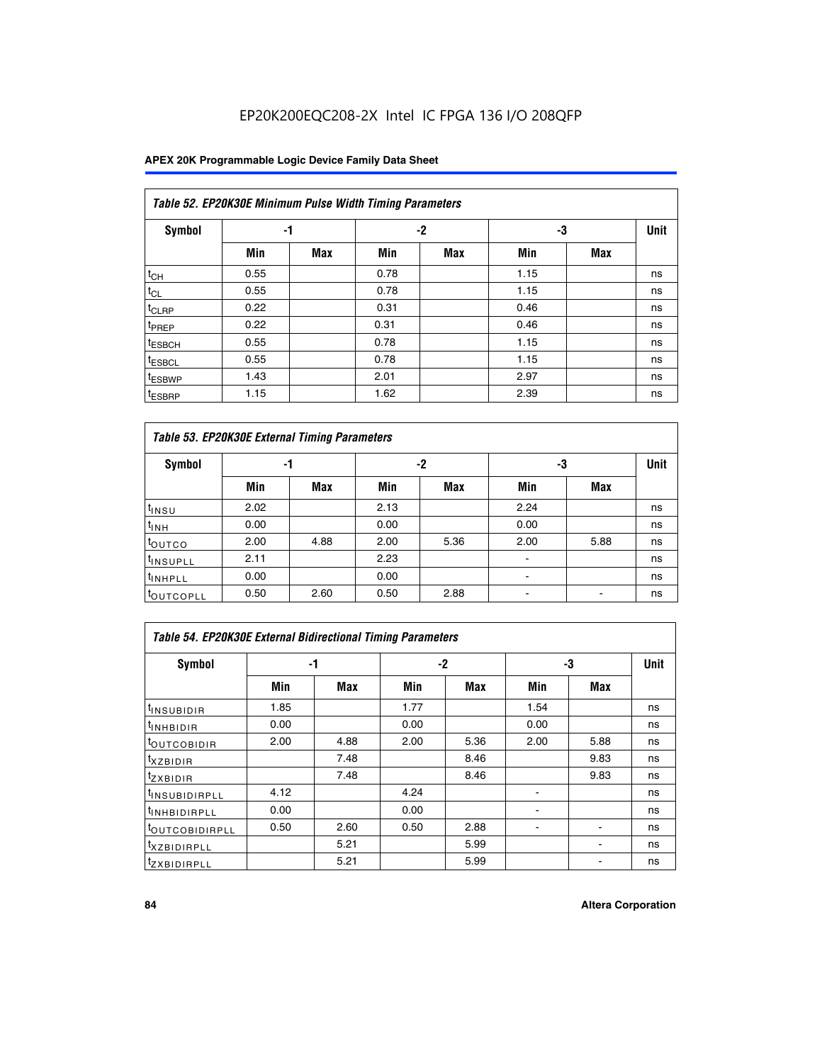EP20K200EQC208-2X Intel IC FPGA 136 I/O 208QFP

| *Table 52. EP20K30E Minimum Pulse Width Timing Parameters* | | | | | | | |
|---|---|---|---|---|---|---|---|
| **Symbol** | **-1** | | **-2** | | **-3** | | **Unit** |
| | **Min** | **Max** | **Min** | **Max** | **Min** | **Max** | |
| $t_{CH}$ | 0.55 | | 0.78 | | 1.15 | | ns |
| $t_{CL}$ | 0.55 | | 0.78 | | 1.15 | | ns |
| $t_{CLRP}$ | 0.22 | | 0.31 | | 0.46 | | ns |
| $t_{PREP}$ | 0.22 | | 0.31 | | 0.46 | | ns |
| $t_{ESBCH}$ | 0.55 | | 0.78 | | 1.15 | | ns |
| $t_{ESBCL}$ | 0.55 | | 0.78 | | 1.15 | | ns |
| $t_{ESBWP}$ | 1.43 | | 2.01 | | 2.97 | | ns |
| $t_{ESBRP}$ | 1.15 | | 1.62 | | 2.39 | | ns |

| *Table 53. EP20K30E External Timing Parameters* | | | | | | | |
|---|---|---|---|---|---|---|---|
| **Symbol** | **-1** | | **-2** | | **-3** | | **Unit** |
| | **Min** | **Max** | **Min** | **Max** | **Min** | **Max** | |
| $t_{INSU}$ | 2.02 | | 2.13 | | 2.24 | | ns |
| $t_{INH}$ | 0.00 | | 0.00 | | 0.00 | | ns |
| $t_{OUTCO}$ | 2.00 | 4.88 | 2.00 | 5.36 | 2.00 | 5.88 | ns |
| $t_{INSUPLL}$ | 2.11 | | 2.23 | | - | | ns |
| $t_{INHPLL}$ | 0.00 | | 0.00 | | - | | ns |
| $t_{OUTCOPLL}$ | 0.50 | 2.60 | 0.50 | 2.88 | - | - | ns |

| *Table 54. EP20K30E External Bidirectional Timing Parameters* | | | | | | | |
|---|---|---|---|---|---|---|---|
| **Symbol** | **-1** | | **-2** | | **-3** | | **Unit** |
| | **Min** | **Max** | **Min** | **Max** | **Min** | **Max** | |
| $t_{INSUBIDIR}$ | 1.85 | | 1.77 | | 1.54 | | ns |
| $t_{INHBIDIR}$ | 0.00 | | 0.00 | | 0.00 | | ns |
| $t_{OUTCOBIDIR}$ | 2.00 | 4.88 | 2.00 | 5.36 | 2.00 | 5.88 | ns |
| $t_{XZBIDIR}$ | | 7.48 | | 8.46 | | 9.83 | ns |
| $t_{ZXBIDIR}$ | | 7.48 | | 8.46 | | 9.83 | ns |
| $t_{INSUBIDIRPLL}$ | 4.12 | | 4.24 | | - | | ns |
| $t_{INHBIDIRPLL}$ | 0.00 | | 0.00 | | - | | ns |
| $t_{OUTCOBIDIRPLL}$ | 0.50 | 2.60 | 0.50 | 2.88 | - | - | ns |
| $t_{XZBIDIRPLL}$ | | 5.21 | | 5.99 | | - | ns |
| $t_{ZXBIDIRPLL}$ | | 5.21 | | 5.99 | | - | ns |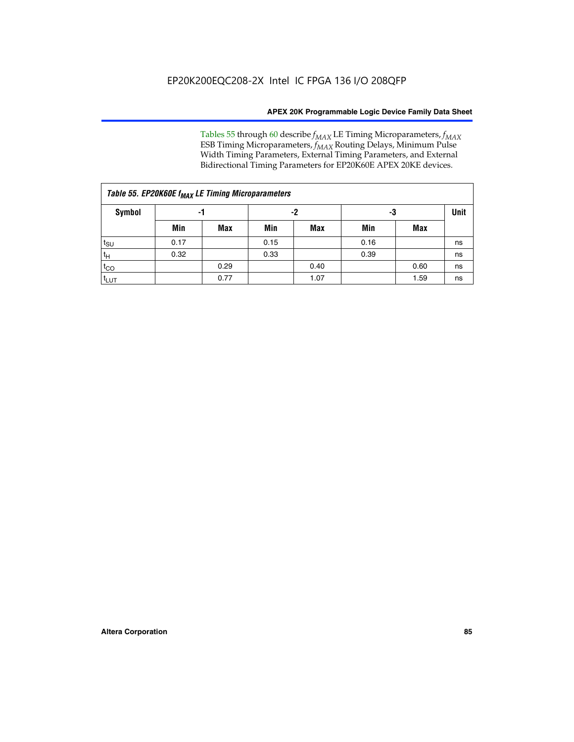Tables 55 through 60 describe $f_{MAX}$ LE Timing Microparameters, $f_{MAX}$ ESB Timing Microparameters, $f_{MAX}$ Routing Delays, Minimum Pulse Width Timing Parameters, External Timing Parameters, and External Bidirectional Timing Parameters for EP20K60E APEX 20KE devices.

| Table 55. EP20K60E $f_{MAX}$ LE Timing Microparameters | | | | | | | |
|---|---|---|---|---|---|---|---|
| **Symbol** | **-1** | | **-2** | | **-3** | | **Unit** |
| | **Min** | **Max** | **Min** | **Max** | **Min** | **Max** | |
| $t_{SU}$ | 0.17 | | 0.15 | | 0.16 | | ns |
| $t_{H}$ | 0.32 | | 0.33 | | 0.39 | | ns |
| $t_{CO}$ | | 0.29 | | 0.40 | | 0.60 | ns |
| $t_{LUT}$ | | 0.77 | | 1.07 | | 1.59 | ns |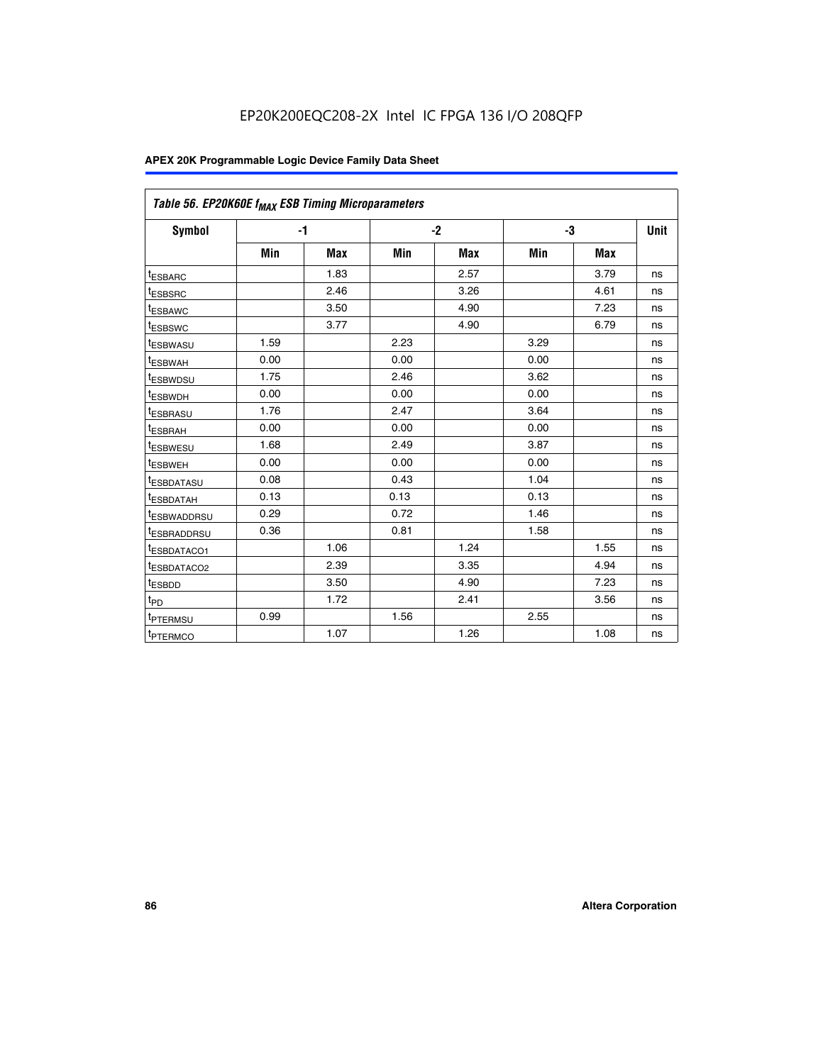EP20K200EQC208-2X Intel IC FPGA 136 I/O 208QFP

| Table 56. EP20K60E $f_{MAX}$ ESB Timing Microparameters | | | | | | | |
|---|---|---|---|---|---|---|---|
| Symbol | -1 | | -2 | | -3 | | Unit |
| | Min | Max | Min | Max | Min | Max | |
| $t_{ESBARC}$ | | 1.83 | | 2.57 | | 3.79 | ns |
| $t_{ESBSRC}$ | | 2.46 | | 3.26 | | 4.61 | ns |
| $t_{ESBAWC}$ | | 3.50 | | 4.90 | | 7.23 | ns |
| $t_{ESBSWC}$ | | 3.77 | | 4.90 | | 6.79 | ns |
| $t_{ESBWASU}$ | 1.59 | | 2.23 | | 3.29 | | ns |
| $t_{ESBWAH}$ | 0.00 | | 0.00 | | 0.00 | | ns |
| $t_{ESBWDSU}$ | 1.75 | | 2.46 | | 3.62 | | ns |
| $t_{ESBWDH}$ | 0.00 | | 0.00 | | 0.00 | | ns |
| $t_{ESBRASU}$ | 1.76 | | 2.47 | | 3.64 | | ns |
| $t_{ESBRAH}$ | 0.00 | | 0.00 | | 0.00 | | ns |
| $t_{ESBWESU}$ | 1.68 | | 2.49 | | 3.87 | | ns |
| $t_{ESBWEH}$ | 0.00 | | 0.00 | | 0.00 | | ns |
| $t_{ESBDATASU}$ | 0.08 | | 0.43 | | 1.04 | | ns |
| $t_{ESBDATAH}$ | 0.13 | | 0.13 | | 0.13 | | ns |
| $t_{ESBWADDRSU}$ | 0.29 | | 0.72 | | 1.46 | | ns |
| $t_{ESBRADDRSU}$ | 0.36 | | 0.81 | | 1.58 | | ns |
| $t_{ESBDATACO1}$ | | 1.06 | | 1.24 | | 1.55 | ns |
| $t_{ESBDATACO2}$ | | 2.39 | | 3.35 | | 4.94 | ns |
| $t_{ESBDD}$ | | 3.50 | | 4.90 | | 7.23 | ns |
| $t_{PD}$ | | 1.72 | | 2.41 | | 3.56 | ns |
| $t_{PTERMSU}$ | 0.99 | | 1.56 | | 2.55 | | ns |
| $t_{PTERMCO}$ | | 1.07 | | 1.26 | | 1.08 | ns |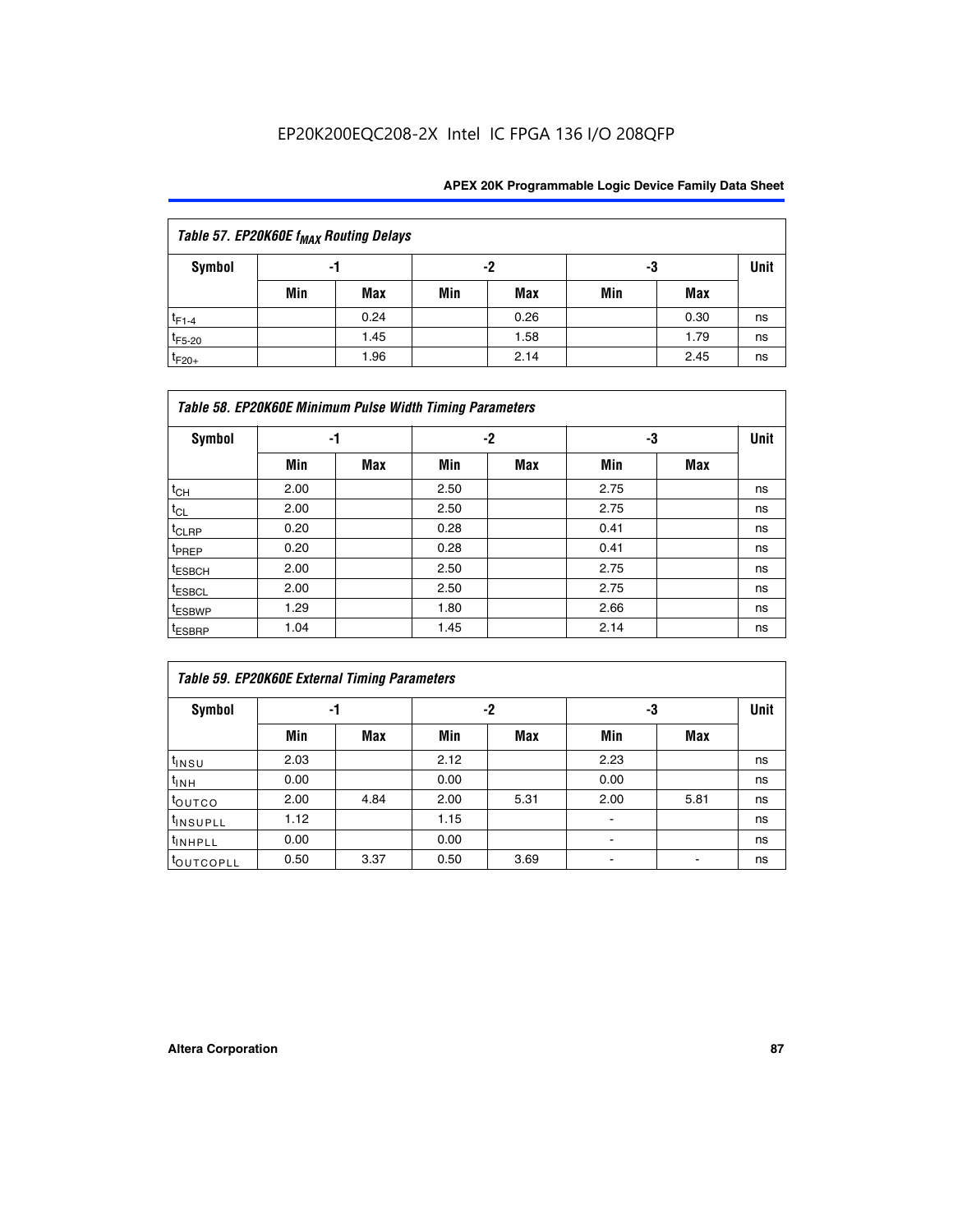| Table 57. EP20K60E $f_{MAX}$ Routing Delays | | | | | | | |
|---|---|---|---|---|---|---|---|
| Symbol | -1 | | -2 | | -3 | | Unit |
| | Min | Max | Min | Max | Min | Max | |
| $t_{F1-4}$ | | 0.24 | | 0.26 | | 0.30 | ns |
| $t_{F5-20}$ | | 1.45 | | 1.58 | | 1.79 | ns |
| $t_{F20+}$ | | 1.96 | | 2.14 | | 2.45 | ns |

| Table 58. EP20K60E Minimum Pulse Width Timing Parameters | | | | | | | |
|---|---|---|---|---|---|---|---|
| Symbol | -1 | | -2 | | -3 | | Unit |
| | Min | Max | Min | Max | Min | Max | |
| $t_{CH}$ | 2.00 | | 2.50 | | 2.75 | | ns |
| $t_{CL}$ | 2.00 | | 2.50 | | 2.75 | | ns |
| $t_{CLRP}$ | 0.20 | | 0.28 | | 0.41 | | ns |
| $t_{PREP}$ | 0.20 | | 0.28 | | 0.41 | | ns |
| $t_{ESBCH}$ | 2.00 | | 2.50 | | 2.75 | | ns |
| $t_{ESBCL}$ | 2.00 | | 2.50 | | 2.75 | | ns |
| $t_{ESBWP}$ | 1.29 | | 1.80 | | 2.66 | | ns |
| $t_{ESBRP}$ | 1.04 | | 1.45 | | 2.14 | | ns |

| Table 59. EP20K60E External Timing Parameters | | | | | | | |
|---|---|---|---|---|---|---|---|
| Symbol | -1 | | -2 | | -3 | | Unit |
| | Min | Max | Min | Max | Min | Max | |
| $t_{INSU}$ | 2.03 | | 2.12 | | 2.23 | | ns |
| $t_{INH}$ | 0.00 | | 0.00 | | 0.00 | | ns |
| $t_{OUTCO}$ | 2.00 | 4.84 | 2.00 | 5.31 | 2.00 | 5.81 | ns |
| $t_{INSUPLL}$ | 1.12 | | 1.15 | | - | | ns |
| $t_{INHPLL}$ | 0.00 | | 0.00 | | - | | ns |
| $t_{OUTCOPLL}$ | 0.50 | 3.37 | 0.50 | 3.69 | - | - | ns |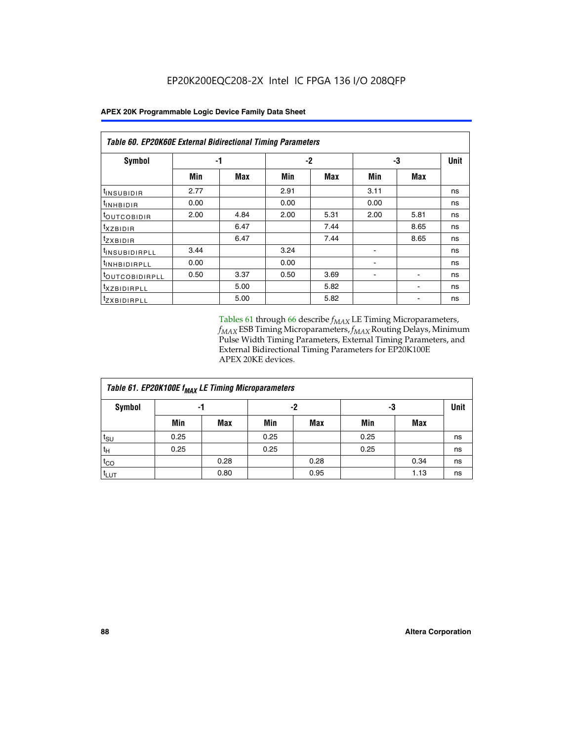EP20K200EQC208-2X Intel IC FPGA 136 I/O 208QFP

| Table 60. EP20K60E External Bidirectional Timing Parameters | | | | | | | |
|---|---|---|---|---|---|---|---|
| Symbol | -1 | | -2 | | -3 | | Unit |
| | Min | Max | Min | Max | Min | Max | |
| $t_{INSUBIDIR}$ | 2.77 | | 2.91 | | 3.11 | | ns |
| $t_{INHBIDIR}$ | 0.00 | | 0.00 | | 0.00 | | ns |
| $t_{OUTCOBIDIR}$ | 2.00 | 4.84 | 2.00 | 5.31 | 2.00 | 5.81 | ns |
| $t_{XZBIDIR}$ | | 6.47 | | 7.44 | | 8.65 | ns |
| $t_{ZXBIDIR}$ | | 6.47 | | 7.44 | | 8.65 | ns |
| $t_{INSUBIDIRPLL}$ | 3.44 | | 3.24 | | - | | ns |
| $t_{INHBIDIRPLL}$ | 0.00 | | 0.00 | | - | | ns |
| $t_{OUTCOBIDIRPLL}$ | 0.50 | 3.37 | 0.50 | 3.69 | - | - | ns |
| $t_{XZBIDIRPLL}$ | | 5.00 | | 5.82 | | - | ns |
| $t_{ZXBIDIRPLL}$ | | 5.00 | | 5.82 | | - | ns |

Tables 61 through 66 describe $f_{MAX}$ LE Timing Microparameters, $f_{MAX}$ ESB Timing Microparameters, $f_{MAX}$ Routing Delays, Minimum Pulse Width Timing Parameters, External Timing Parameters, and External Bidirectional Timing Parameters for EP20K100E APEX 20KE devices.

| Table 61. EP20K100E $f_{MAX}$ LE Timing Microparameters | | | | | | | |
|---|---|---|---|---|---|---|---|
| Symbol | -1 | | -2 | | -3 | | Unit |
| | Min | Max | Min | Max | Min | Max | |
| $t_{SU}$ | 0.25 | | 0.25 | | 0.25 | | ns |
| $t_H$ | 0.25 | | 0.25 | | 0.25 | | ns |
| $t_{CO}$ | | 0.28 | | 0.28 | | 0.34 | ns |
| $t_{LUT}$ | | 0.80 | | 0.95 | | 1.13 | ns |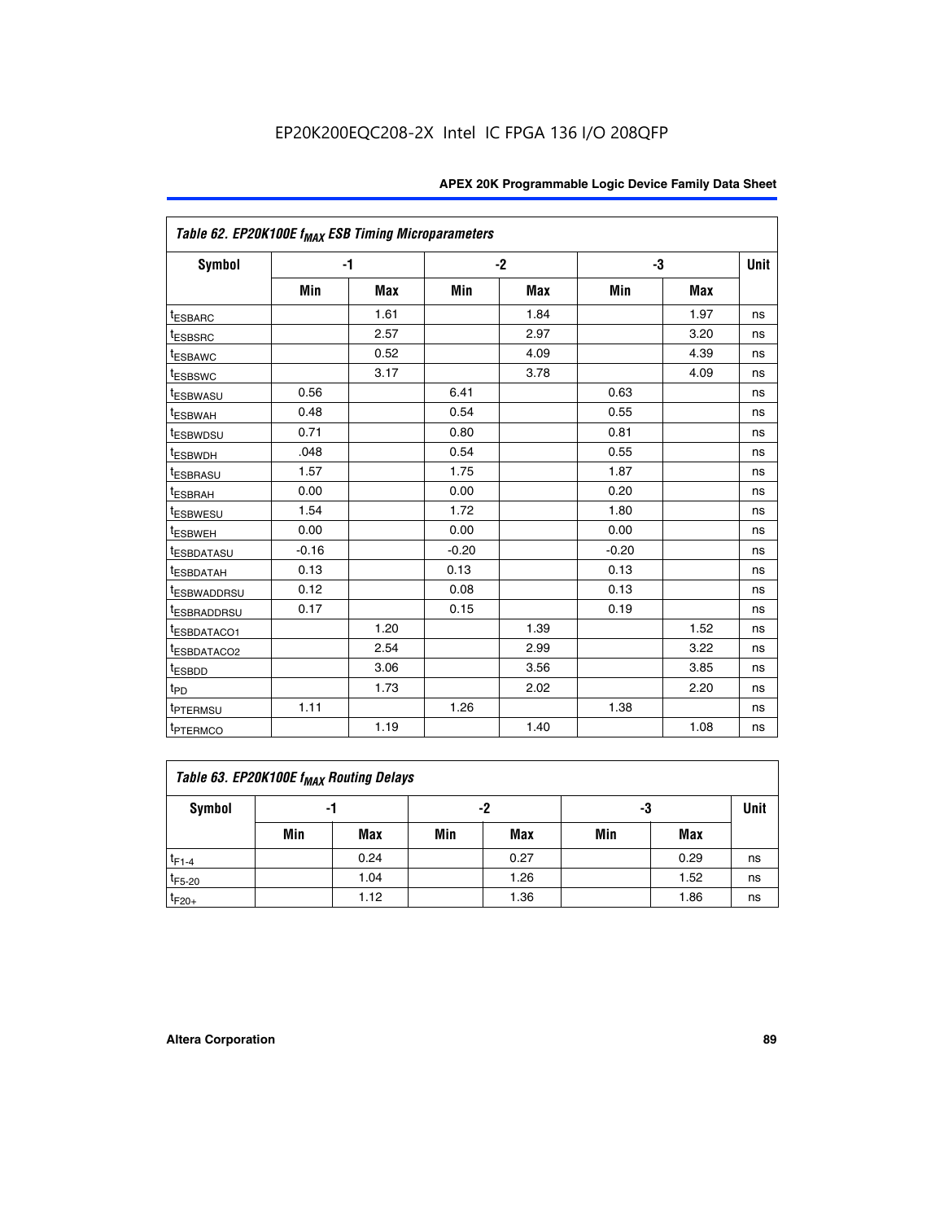EP20K200EQC208-2X Intel IC FPGA 136 I/O 208QFP

| Table 62. EP20K100E $f_{MAX}$ ESB Timing Microparameters | | | | | | | |
|---|---|---|---|---|---|---|---|
| Symbol | -1 | | -2 | | -3 | | Unit |
| | Min | Max | Min | Max | Min | Max | |
| $t_{ESBARC}$ | | 1.61 | | 1.84 | | 1.97 | ns |
| $t_{ESBSRC}$ | | 2.57 | | 2.97 | | 3.20 | ns |
| $t_{ESBAWC}$ | | 0.52 | | 4.09 | | 4.39 | ns |
| $t_{ESBSWC}$ | | 3.17 | | 3.78 | | 4.09 | ns |
| $t_{ESBWASU}$ | 0.56 | | 6.41 | | 0.63 | | ns |
| $t_{ESBWAH}$ | 0.48 | | 0.54 | | 0.55 | | ns |
| $t_{ESBWDSU}$ | 0.71 | | 0.80 | | 0.81 | | ns |
| $t_{ESBWDH}$ | .048 | | 0.54 | | 0.55 | | ns |
| $t_{ESBRASU}$ | 1.57 | | 1.75 | | 1.87 | | ns |
| $t_{ESBRAH}$ | 0.00 | | 0.00 | | 0.20 | | ns |
| $t_{ESBWESU}$ | 1.54 | | 1.72 | | 1.80 | | ns |
| $t_{ESBWEH}$ | 0.00 | | 0.00 | | 0.00 | | ns |
| $t_{ESBDATASU}$ | -0.16 | | -0.20 | | -0.20 | | ns |
| $t_{ESBDATAH}$ | 0.13 | | 0.13 | | 0.13 | | ns |
| $t_{ESBWADDRSU}$ | 0.12 | | 0.08 | | 0.13 | | ns |
| $t_{ESBRADDRSU}$ | 0.17 | | 0.15 | | 0.19 | | ns |
| $t_{ESBDATACO1}$ | | 1.20 | | 1.39 | | 1.52 | ns |
| $t_{ESBDATACO2}$ | | 2.54 | | 2.99 | | 3.22 | ns |
| $t_{ESBDD}$ | | 3.06 | | 3.56 | | 3.85 | ns |
| $t_{PD}$ | | 1.73 | | 2.02 | | 2.20 | ns |
| $t_{PTERMSU}$ | 1.11 | | 1.26 | | 1.38 | | ns |
| $t_{PTERMCO}$ | | 1.19 | | 1.40 | | 1.08 | ns |

| Table 63. EP20K100E $f_{MAX}$ Routing Delays | | | | | | | |
|---|---|---|---|---|---|---|---|
| Symbol | -1 | | -2 | | -3 | | Unit |
| | Min | Max | Min | Max | Min | Max | |
| $t_{F1-4}$ | | 0.24 | | 0.27 | | 0.29 | ns |
| $t_{F5-20}$ | | 1.04 | | 1.26 | | 1.52 | ns |
| $t_{F20+}$ | | 1.12 | | 1.36 | | 1.86 | ns |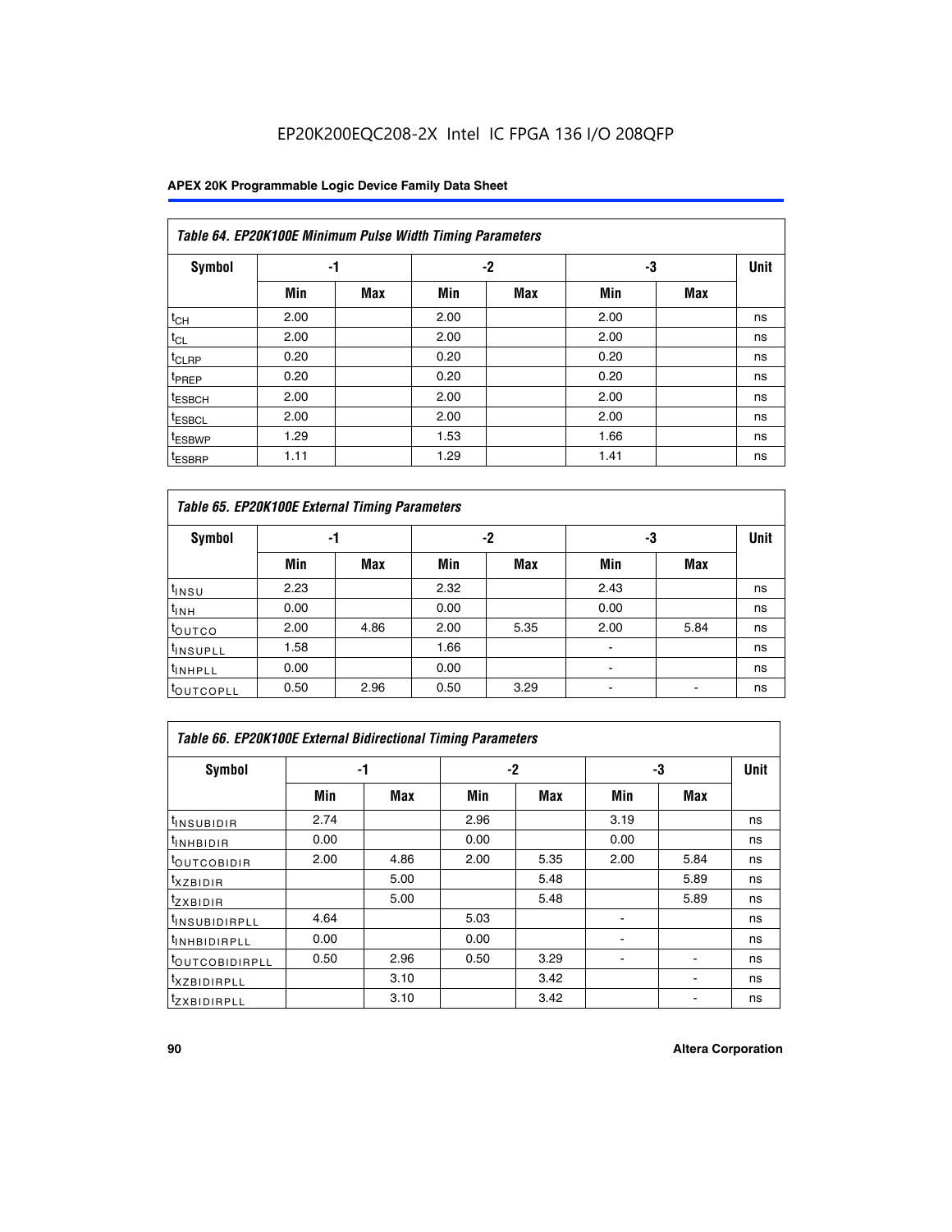EP20K200EQC208-2X Intel IC FPGA 136 I/O 208QFP

| Table 64. EP20K100E Minimum Pulse Width Timing Parameters | | | | | | | |
|---|---|---|---|---|---|---|---|
| Symbol | -1 | | -2 | | -3 | | Unit |
| | Min | Max | Min | Max | Min | Max | |
| $t_{CH}$ | 2.00 | | 2.00 | | 2.00 | | ns |
| $t_{CL}$ | 2.00 | | 2.00 | | 2.00 | | ns |
| $t_{CLRP}$ | 0.20 | | 0.20 | | 0.20 | | ns |
| $t_{PREP}$ | 0.20 | | 0.20 | | 0.20 | | ns |
| $t_{ESBCH}$ | 2.00 | | 2.00 | | 2.00 | | ns |
| $t_{ESBCL}$ | 2.00 | | 2.00 | | 2.00 | | ns |
| $t_{ESBWP}$ | 1.29 | | 1.53 | | 1.66 | | ns |
| $t_{ESBRP}$ | 1.11 | | 1.29 | | 1.41 | | ns |

| Table 65. EP20K100E External Timing Parameters | | | | | | | |
|---|---|---|---|---|---|---|---|
| Symbol | -1 | | -2 | | -3 | | Unit |
| | Min | Max | Min | Max | Min | Max | |
| $t_{INSU}$ | 2.23 | | 2.32 | | 2.43 | | ns |
| $t_{INH}$ | 0.00 | | 0.00 | | 0.00 | | ns |
| $t_{OUTCO}$ | 2.00 | 4.86 | 2.00 | 5.35 | 2.00 | 5.84 | ns |
| $t_{INSUPLL}$ | 1.58 | | 1.66 | | - | | ns |
| $t_{INHPLL}$ | 0.00 | | 0.00 | | - | | ns |
| $t_{OUTCOPLL}$ | 0.50 | 2.96 | 0.50 | 3.29 | - | - | ns |

| Table 66. EP20K100E External Bidirectional Timing Parameters | | | | | | | |
|---|---|---|---|---|---|---|---|
| Symbol | -1 | | -2 | | -3 | | Unit |
| | Min | Max | Min | Max | Min | Max | |
| $t_{INSUBIDIR}$ | 2.74 | | 2.96 | | 3.19 | | ns |
| $t_{INHBIDIR}$ | 0.00 | | 0.00 | | 0.00 | | ns |
| $t_{OUTCOBIDIR}$ | 2.00 | 4.86 | 2.00 | 5.35 | 2.00 | 5.84 | ns |
| $t_{XZBIDIR}$ | | 5.00 | | 5.48 | | 5.89 | ns |
| $t_{ZXBIDIR}$ | | 5.00 | | 5.48 | | 5.89 | ns |
| $t_{INSUBIDIRPLL}$ | 4.64 | | 5.03 | | - | | ns |
| $t_{INHBIDIRPLL}$ | 0.00 | | 0.00 | | - | | ns |
| $t_{OUTCOBIDIRPLL}$ | 0.50 | 2.96 | 0.50 | 3.29 | - | - | ns |
| $t_{XZBIDIRPLL}$ | | 3.10 | | 3.42 | | - | ns |
| $t_{ZXBIDIRPLL}$ | | 3.10 | | 3.42 | | - | ns |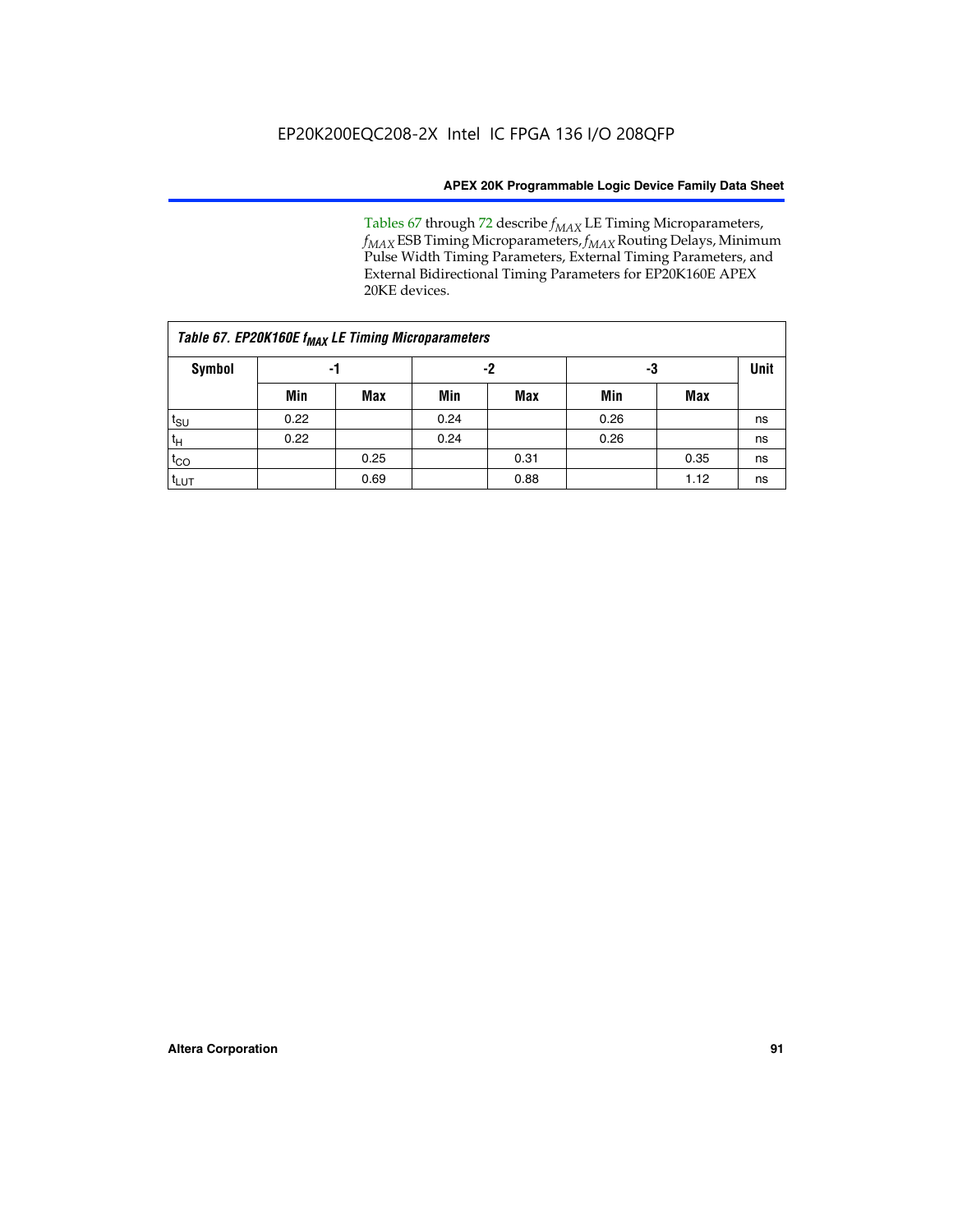Tables 67 through 72 describe $f_{MAX}$ LE Timing Microparameters, $f_{MAX}$ ESB Timing Microparameters, $f_{MAX}$ Routing Delays, Minimum Pulse Width Timing Parameters, External Timing Parameters, and External Bidirectional Timing Parameters for EP20K160E APEX 20KE devices.

*Table 67. EP20K160E $f_{MAX}$ LE Timing Microparameters*

| Symbol | -1 | | -2 | | -3 | | Unit |
|---|---|---|---|---|---|---|---|
| | Min | Max | Min | Max | Min | Max | |
| $t_{SU}$ | 0.22 | | 0.24 | | 0.26 | | ns |
| $t_H$ | 0.22 | | 0.24 | | 0.26 | | ns |
| $t_{CO}$ | | 0.25 | | 0.31 | | 0.35 | ns |
| $t_{LUT}$ | | 0.69 | | 0.88 | | 1.12 | ns |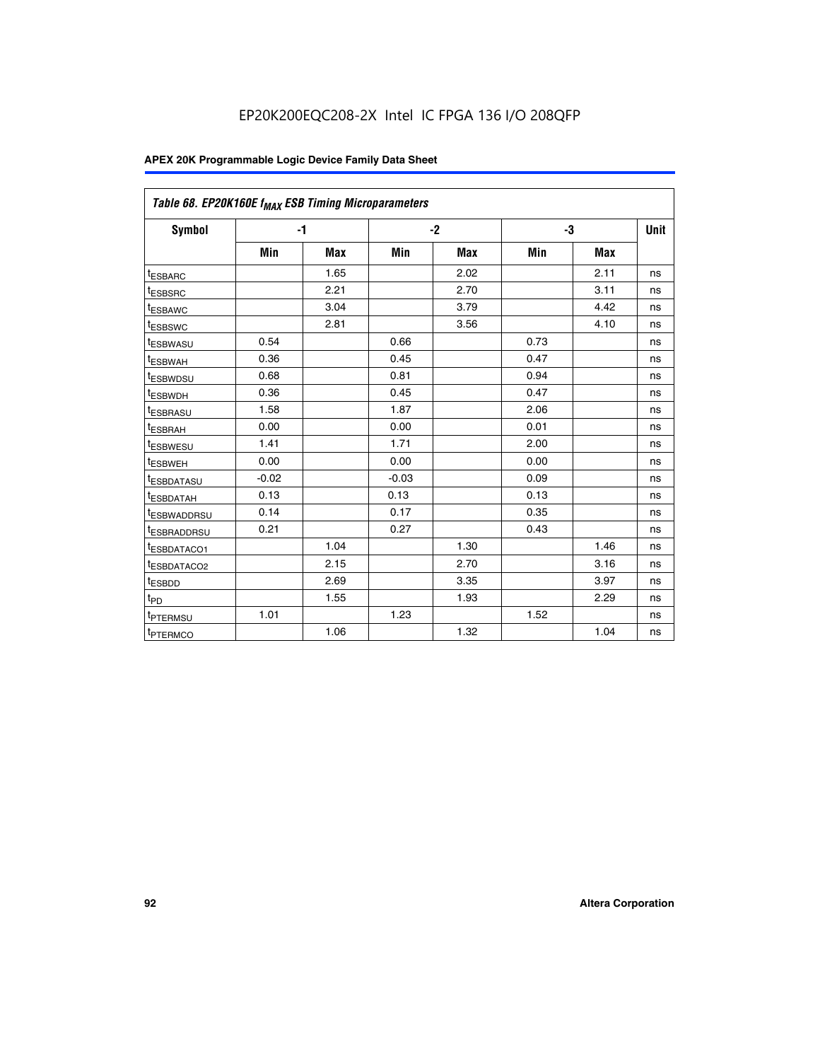**Table 68. EP20K160E $f_{MAX}$ ESB Timing Microparameters**

| Symbol | -1 | | -2 | | -3 | | Unit |
|---|---|---|---|---|---|---|---|
| | Min | Max | Min | Max | Min | Max | |
| $t_{ESBARC}$ | | 1.65 | | 2.02 | | 2.11 | ns |
| $t_{ESBSRC}$ | | 2.21 | | 2.70 | | 3.11 | ns |
| $t_{ESBAWC}$ | | 3.04 | | 3.79 | | 4.42 | ns |
| $t_{ESBSWC}$ | | 2.81 | | 3.56 | | 4.10 | ns |
| $t_{ESBWASU}$ | 0.54 | | 0.66 | | 0.73 | | ns |
| $t_{ESBWAH}$ | 0.36 | | 0.45 | | 0.47 | | ns |
| $t_{ESBWDSU}$ | 0.68 | | 0.81 | | 0.94 | | ns |
| $t_{ESBWDH}$ | 0.36 | | 0.45 | | 0.47 | | ns |
| $t_{ESBRASU}$ | 1.58 | | 1.87 | | 2.06 | | ns |
| $t_{ESBRAH}$ | 0.00 | | 0.00 | | 0.01 | | ns |
| $t_{ESBWESU}$ | 1.41 | | 1.71 | | 2.00 | | ns |
| $t_{ESBWEH}$ | 0.00 | | 0.00 | | 0.00 | | ns |
| $t_{ESBDATASU}$ | -0.02 | | -0.03 | | 0.09 | | ns |
| $t_{ESBDATAH}$ | 0.13 | | 0.13 | | 0.13 | | ns |
| $t_{ESBWADDRSU}$ | 0.14 | | 0.17 | | 0.35 | | ns |
| $t_{ESBRADDRSU}$ | 0.21 | | 0.27 | | 0.43 | | ns |
| $t_{ESBDATACO1}$ | | 1.04 | | 1.30 | | 1.46 | ns |
| $t_{ESBDATACO2}$ | | 2.15 | | 2.70 | | 3.16 | ns |
| $t_{ESBDD}$ | | 2.69 | | 3.35 | | 3.97 | ns |
| $t_{PD}$ | | 1.55 | | 1.93 | | 2.29 | ns |
| $t_{PTERMSU}$ | 1.01 | | 1.23 | | 1.52 | | ns |
| $t_{PTERMCO}$ | | 1.06 | | 1.32 | | 1.04 | ns |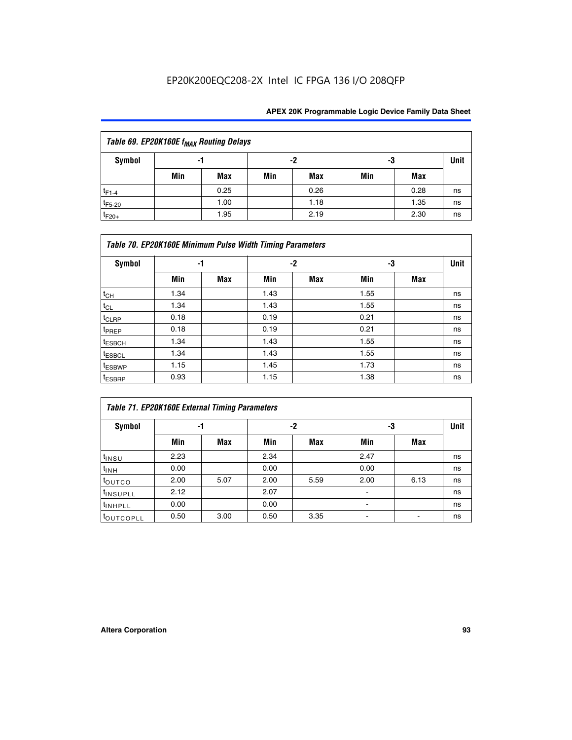| Table 69. EP20K160E $f_{MAX}$ Routing Delays | | | | | | | |
|---|---|---|---|---|---|---|---|
| Symbol | -1 | | -2 | | -3 | | Unit |
| | Min | Max | Min | Max | Min | Max | |
| $t_{F1-4}$ | | 0.25 | | 0.26 | | 0.28 | ns |
| $t_{F5-20}$ | | 1.00 | | 1.18 | | 1.35 | ns |
| $t_{F20+}$ | | 1.95 | | 2.19 | | 2.30 | ns |

| Table 70. EP20K160E Minimum Pulse Width Timing Parameters | | | | | | | |
|---|---|---|---|---|---|---|---|
| Symbol | -1 | | -2 | | -3 | | Unit |
| | Min | Max | Min | Max | Min | Max | |
| $t_{CH}$ | 1.34 | | 1.43 | | 1.55 | | ns |
| $t_{CL}$ | 1.34 | | 1.43 | | 1.55 | | ns |
| $t_{CLRP}$ | 0.18 | | 0.19 | | 0.21 | | ns |
| $t_{PREP}$ | 0.18 | | 0.19 | | 0.21 | | ns |
| $t_{ESBCH}$ | 1.34 | | 1.43 | | 1.55 | | ns |
| $t_{ESBCL}$ | 1.34 | | 1.43 | | 1.55 | | ns |
| $t_{ESBWP}$ | 1.15 | | 1.45 | | 1.73 | | ns |
| $t_{ESBRP}$ | 0.93 | | 1.15 | | 1.38 | | ns |

| Table 71. EP20K160E External Timing Parameters | | | | | | | |
|---|---|---|---|---|---|---|---|
| Symbol | -1 | | -2 | | -3 | | Unit |
| | Min | Max | Min | Max | Min | Max | |
| $t_{INSU}$ | 2.23 | | 2.34 | | 2.47 | | ns |
| $t_{INH}$ | 0.00 | | 0.00 | | 0.00 | | ns |
| $t_{OUTCO}$ | 2.00 | 5.07 | 2.00 | 5.59 | 2.00 | 6.13 | ns |
| $t_{INSUPLL}$ | 2.12 | | 2.07 | | - | | ns |
| $t_{INHPLL}$ | 0.00 | | 0.00 | | - | | ns |
| $t_{OUTCOPLL}$ | 0.50 | 3.00 | 0.50 | 3.35 | - | - | ns |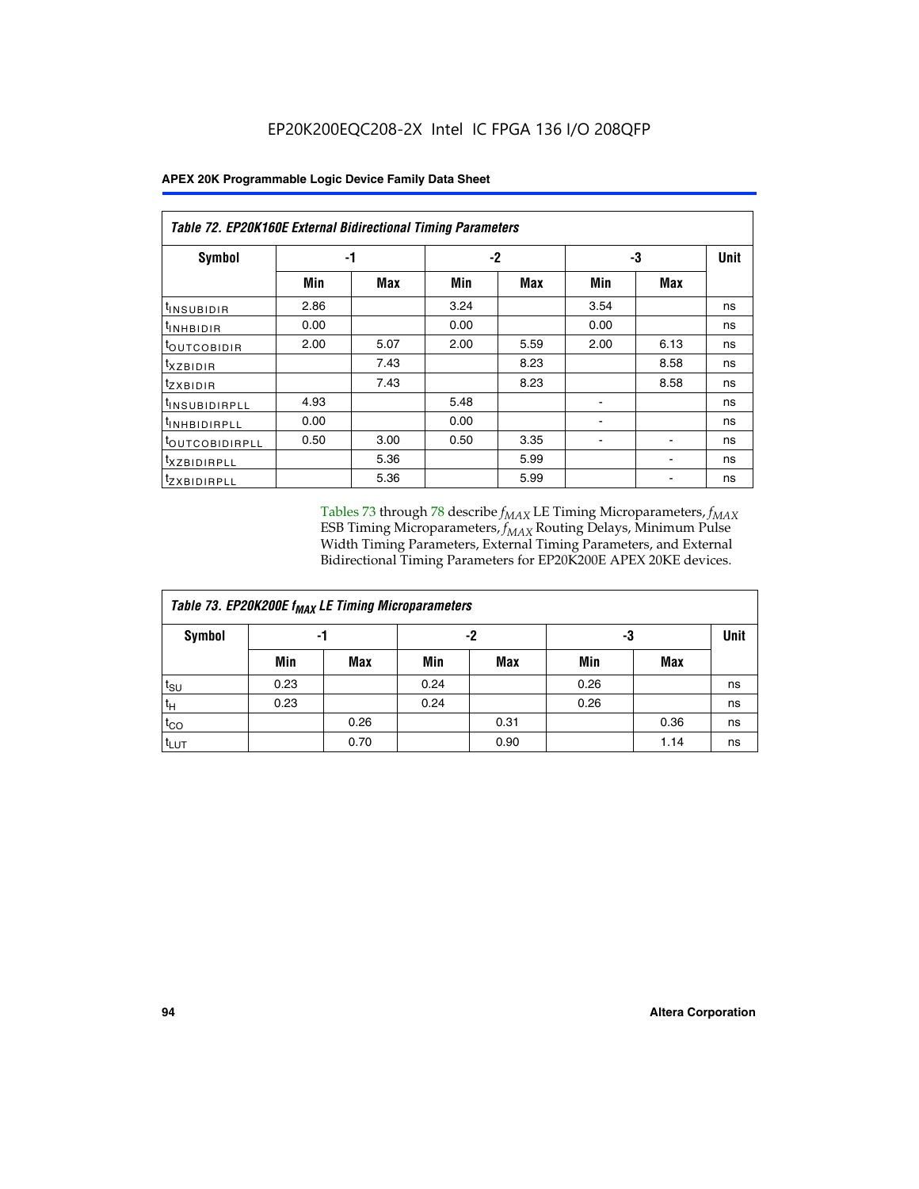**Table 72. EP20K160E External Bidirectional Timing Parameters**

| Symbol | -1 | | -2 | | -3 | | Unit |
|---|---|---|---|---|---|---|---|
| | Min | Max | Min | Max | Min | Max | |
| $t_{INSUBIDIR}$ | 2.86 | | 3.24 | | 3.54 | | ns |
| $t_{INHBIDIR}$ | 0.00 | | 0.00 | | 0.00 | | ns |
| $t_{OUTCOBIDIR}$ | 2.00 | 5.07 | 2.00 | 5.59 | 2.00 | 6.13 | ns |
| $t_{XZBIDIR}$ | | 7.43 | | 8.23 | | 8.58 | ns |
| $t_{ZXBIDIR}$ | | 7.43 | | 8.23 | | 8.58 | ns |
| $t_{INSUBIDIRPLL}$ | 4.93 | | 5.48 | | - | | ns |
| $t_{INHBIDIRPLL}$ | 0.00 | | 0.00 | | - | | ns |
| $t_{OUTCOBIDIRPLL}$ | 0.50 | 3.00 | 0.50 | 3.35 | - | - | ns |
| $t_{XZBIDIRPLL}$ | | 5.36 | | 5.99 | | - | ns |
| $t_{ZXBIDIRPLL}$ | | 5.36 | | 5.99 | | - | ns |

Tables 73 through 78 describe $f_{MAX}$ LE Timing Microparameters, $f_{MAX}$ ESB Timing Microparameters, $f_{MAX}$ Routing Delays, Minimum Pulse Width Timing Parameters, External Timing Parameters, and External Bidirectional Timing Parameters for EP20K200E APEX 20KE devices.

**Table 73. EP20K200E $f_{MAX}$ LE Timing Microparameters**

| Symbol | -1 | | -2 | | -3 | | Unit |
|---|---|---|---|---|---|---|---|
| | Min | Max | Min | Max | Min | Max | |
| $t_{SU}$ | 0.23 | | 0.24 | | 0.26 | | ns |
| $t_{H}$ | 0.23 | | 0.24 | | 0.26 | | ns |
| $t_{CO}$ | | 0.26 | | 0.31 | | 0.36 | ns |
| $t_{LUT}$ | | 0.70 | | 0.90 | | 1.14 | ns |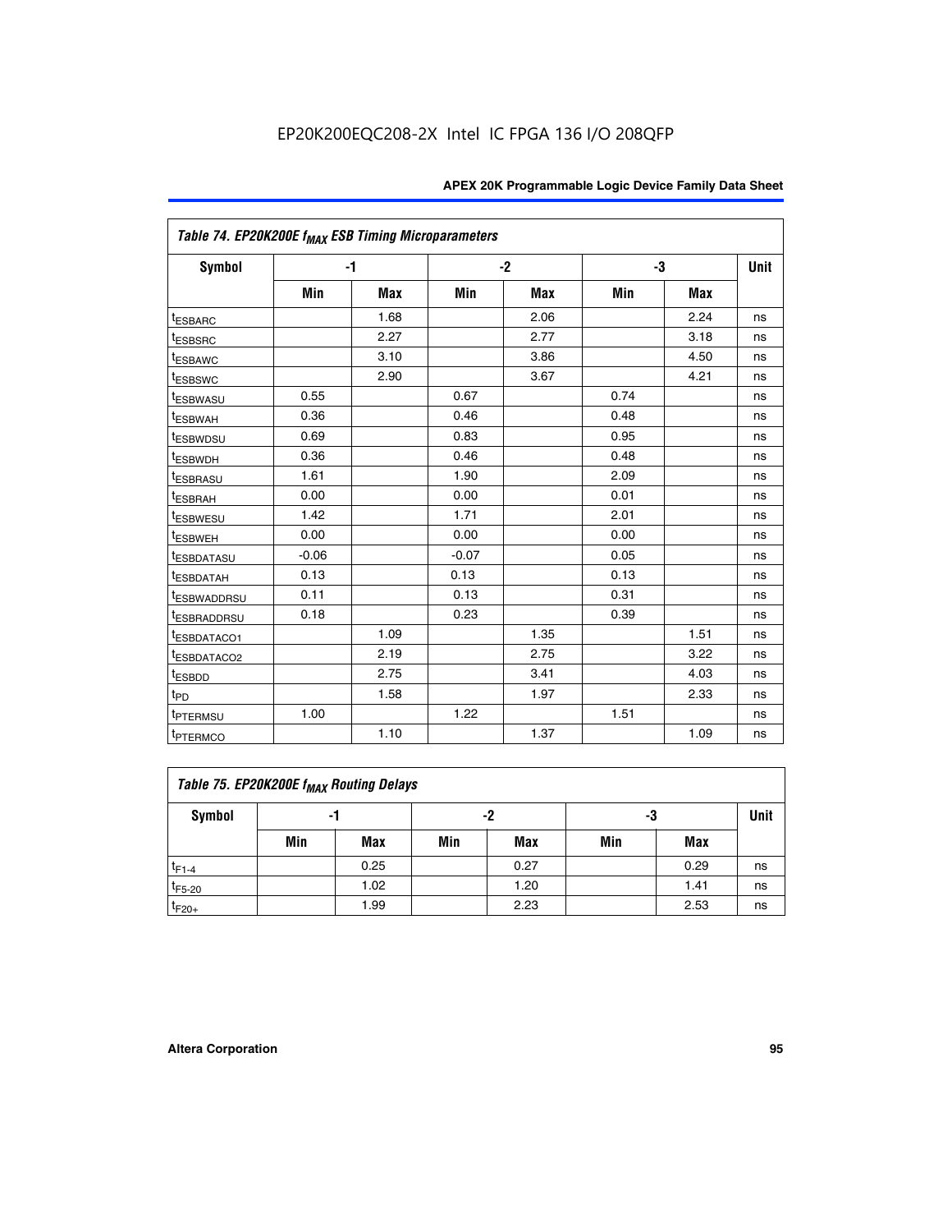Table 74. EP20K200E $f_{MAX}$ ESB Timing Microparameters

| Symbol | -1 | | -2 | | -3 | | Unit |
|---|---|---|---|---|---|---|---|
| | Min | Max | Min | Max | Min | Max | |
| $t_{ESBARC}$ | | 1.68 | | 2.06 | | 2.24 | ns |
| $t_{ESBSRC}$ | | 2.27 | | 2.77 | | 3.18 | ns |
| $t_{ESBAWC}$ | | 3.10 | | 3.86 | | 4.50 | ns |
| $t_{ESBSWC}$ | | 2.90 | | 3.67 | | 4.21 | ns |
| $t_{ESBWASU}$ | 0.55 | | 0.67 | | 0.74 | | ns |
| $t_{ESBWAH}$ | 0.36 | | 0.46 | | 0.48 | | ns |
| $t_{ESBWDSU}$ | 0.69 | | 0.83 | | 0.95 | | ns |
| $t_{ESBWDH}$ | 0.36 | | 0.46 | | 0.48 | | ns |
| $t_{ESBRASU}$ | 1.61 | | 1.90 | | 2.09 | | ns |
| $t_{ESBRAH}$ | 0.00 | | 0.00 | | 0.01 | | ns |
| $t_{ESBWESU}$ | 1.42 | | 1.71 | | 2.01 | | ns |
| $t_{ESBWEH}$ | 0.00 | | 0.00 | | 0.00 | | ns |
| $t_{ESBDATASU}$ | -0.06 | | -0.07 | | 0.05 | | ns |
| $t_{ESBDATAH}$ | 0.13 | | 0.13 | | 0.13 | | ns |
| $t_{ESBWADDRSU}$ | 0.11 | | 0.13 | | 0.31 | | ns |
| $t_{ESBRADDRSU}$ | 0.18 | | 0.23 | | 0.39 | | ns |
| $t_{ESBDATACO1}$ | | 1.09 | | 1.35 | | 1.51 | ns |
| $t_{ESBDATACO2}$ | | 2.19 | | 2.75 | | 3.22 | ns |
| $t_{ESBDD}$ | | 2.75 | | 3.41 | | 4.03 | ns |
| $t_{PD}$ | | 1.58 | | 1.97 | | 2.33 | ns |
| $t_{PTERMSU}$ | 1.00 | | 1.22 | | 1.51 | | ns |
| $t_{PTERMCO}$ | | 1.10 | | 1.37 | | 1.09 | ns |

Table 75. EP20K200E $f_{MAX}$ Routing Delays

| Symbol | -1 | | -2 | | -3 | | Unit |
|---|---|---|---|---|---|---|---|
| | Min | Max | Min | Max | Min | Max | |
| $t_{F1-4}$ | | 0.25 | | 0.27 | | 0.29 | ns |
| $t_{F5-20}$ | | 1.02 | | 1.20 | | 1.41 | ns |
| $t_{F20+}$ | | 1.99 | | 2.23 | | 2.53 | ns |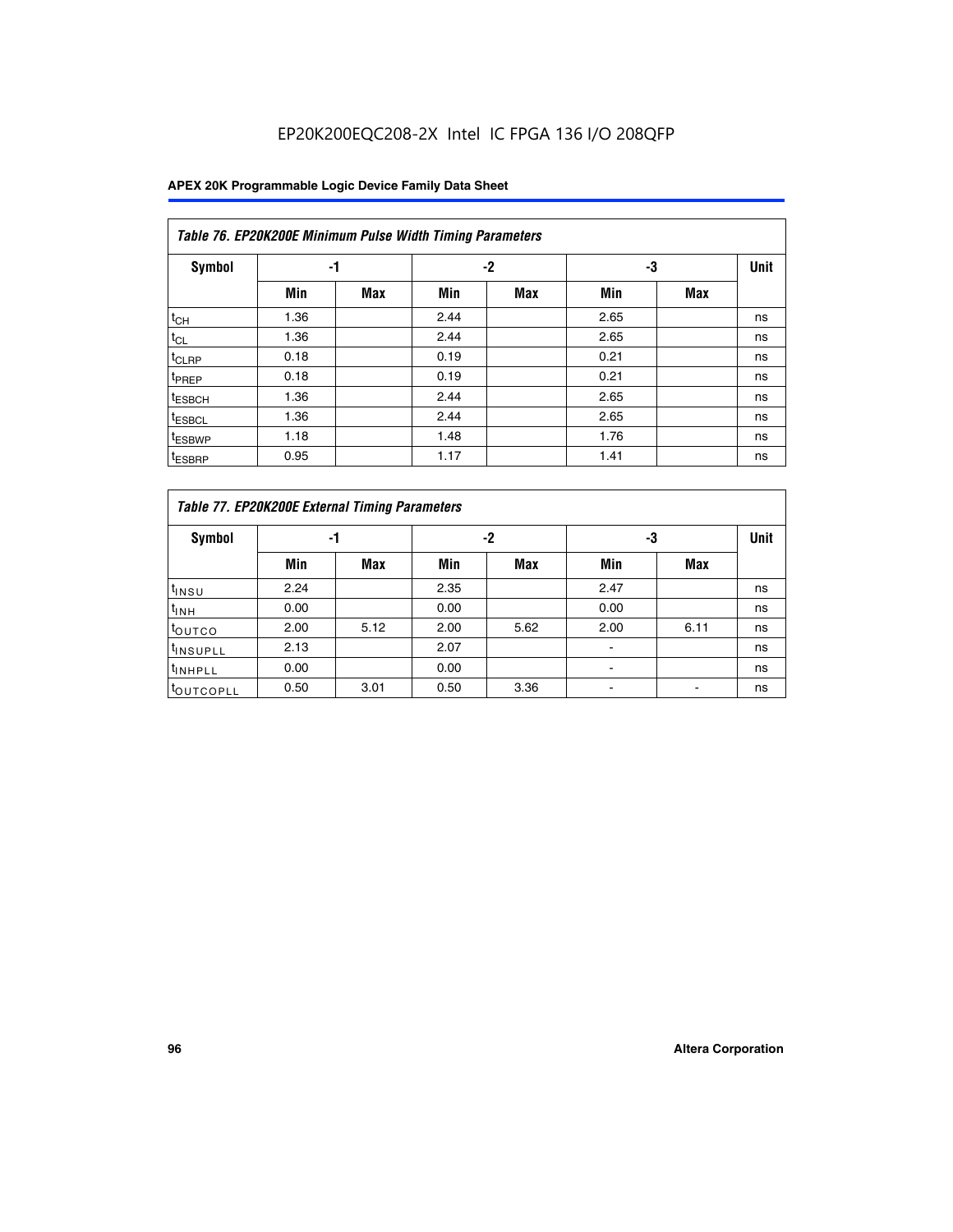EP20K200EQC208-2X Intel IC FPGA 136 I/O 208QFP

| *Table 76. EP20K200E Minimum Pulse Width Timing Parameters* | | | | | | | |
|---|---|---|---|---|---|---|---|
| **Symbol** | **-1** | | **-2** | | **-3** | | **Unit** |
| | **Min** | **Max** | **Min** | **Max** | **Min** | **Max** | |
| $t_{CH}$ | 1.36 | | 2.44 | | 2.65 | | ns |
| $t_{CL}$ | 1.36 | | 2.44 | | 2.65 | | ns |
| $t_{CLRP}$ | 0.18 | | 0.19 | | 0.21 | | ns |
| $t_{PREP}$ | 0.18 | | 0.19 | | 0.21 | | ns |
| $t_{ESBCH}$ | 1.36 | | 2.44 | | 2.65 | | ns |
| $t_{ESBCL}$ | 1.36 | | 2.44 | | 2.65 | | ns |
| $t_{ESBWP}$ | 1.18 | | 1.48 | | 1.76 | | ns |
| $t_{ESBRP}$ | 0.95 | | 1.17 | | 1.41 | | ns |

| *Table 77. EP20K200E External Timing Parameters* | | | | | | | |
|---|---|---|---|---|---|---|---|
| **Symbol** | **-1** | | **-2** | | **-3** | | **Unit** |
| | **Min** | **Max** | **Min** | **Max** | **Min** | **Max** | |
| $t_{INSU}$ | 2.24 | | 2.35 | | 2.47 | | ns |
| $t_{INH}$ | 0.00 | | 0.00 | | 0.00 | | ns |
| $t_{OUTCO}$ | 2.00 | 5.12 | 2.00 | 5.62 | 2.00 | 6.11 | ns |
| $t_{INSUPLL}$ | 2.13 | | 2.07 | | - | | ns |
| $t_{INHPLL}$ | 0.00 | | 0.00 | | - | | ns |
| $t_{OUTCOPLL}$ | 0.50 | 3.01 | 0.50 | 3.36 | - | - | ns |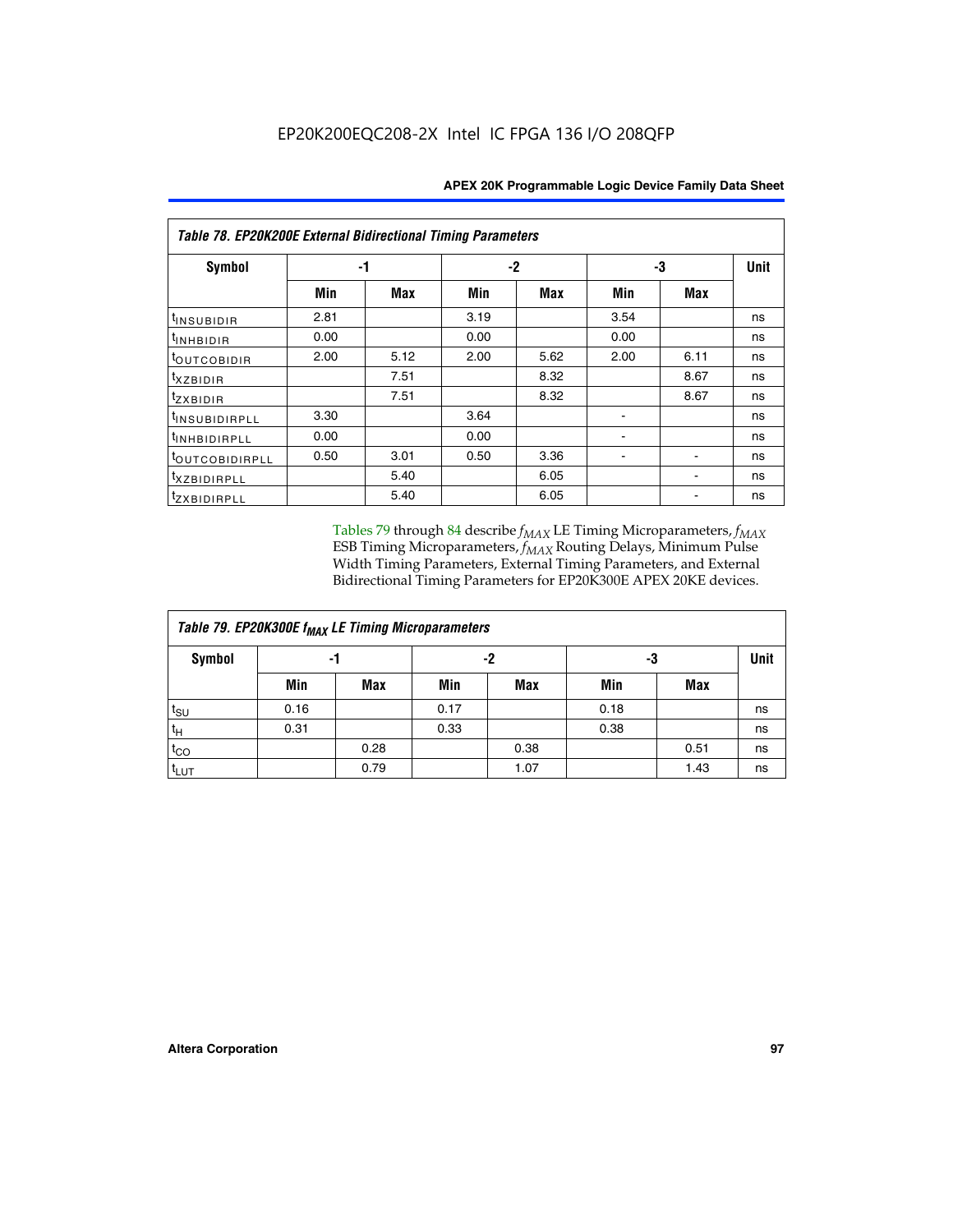**Table 78. EP20K200E External Bidirectional Timing Parameters**

| Symbol | -1 | | -2 | | -3 | | Unit |
|---|---|---|---|---|---|---|---|
| | Min | Max | Min | Max | Min | Max | |
| $t_{INSUBIDIR}$ | 2.81 | | 3.19 | | 3.54 | | ns |
| $t_{INHBIDIR}$ | 0.00 | | 0.00 | | 0.00 | | ns |
| $t_{OUTCOBIDIR}$ | 2.00 | 5.12 | 2.00 | 5.62 | 2.00 | 6.11 | ns |
| $t_{XZBIDIR}$ | | 7.51 | | 8.32 | | 8.67 | ns |
| $t_{ZXBIDIR}$ | | 7.51 | | 8.32 | | 8.67 | ns |
| $t_{INSUBIDIRPLL}$ | 3.30 | | 3.64 | | - | | ns |
| $t_{INHBIDIRPLL}$ | 0.00 | | 0.00 | | - | | ns |
| $t_{OUTCOBIDIRPLL}$ | 0.50 | 3.01 | 0.50 | 3.36 | - | - | ns |
| $t_{XZBIDIRPLL}$ | | 5.40 | | 6.05 | | - | ns |
| $t_{ZXBIDIRPLL}$ | | 5.40 | | 6.05 | | - | ns |

Tables 79 through 84 describe $f_{MAX}$ LE Timing Microparameters, $f_{MAX}$ ESB Timing Microparameters, $f_{MAX}$ Routing Delays, Minimum Pulse Width Timing Parameters, External Timing Parameters, and External Bidirectional Timing Parameters for EP20K300E APEX 20KE devices.

**Table 79. EP20K300E $f_{MAX}$ LE Timing Microparameters**

| Symbol | -1 | | -2 | | -3 | | Unit |
|---|---|---|---|---|---|---|---|
| | Min | Max | Min | Max | Min | Max | |
| $t_{SU}$ | 0.16 | | 0.17 | | 0.18 | | ns |
| $t_{H}$ | 0.31 | | 0.33 | | 0.38 | | ns |
| $t_{CO}$ | | 0.28 | | 0.38 | | 0.51 | ns |
| $t_{LUT}$ | | 0.79 | | 1.07 | | 1.43 | ns |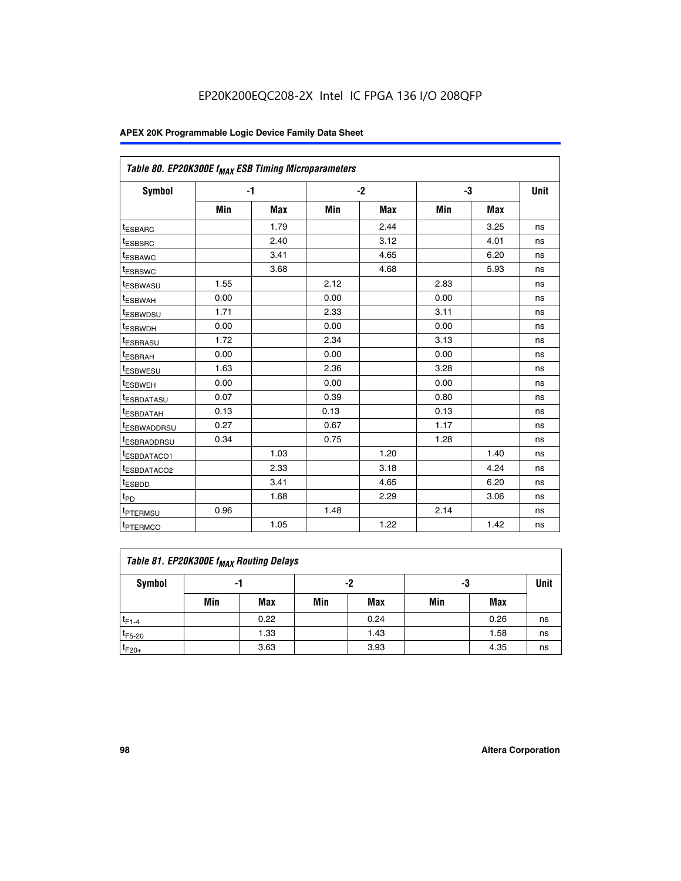Table 80. EP20K300E $f_{MAX}$ ESB Timing Microparameters

| Symbol | -1 | | -2 | | -3 | | Unit |
|---|---|---|---|---|---|---|---|
| | Min | Max | Min | Max | Min | Max | |
| $t_{ESBARC}$ | | 1.79 | | 2.44 | | 3.25 | ns |
| $t_{ESBSRC}$ | | 2.40 | | 3.12 | | 4.01 | ns |
| $t_{ESBAWC}$ | | 3.41 | | 4.65 | | 6.20 | ns |
| $t_{ESBSWC}$ | | 3.68 | | 4.68 | | 5.93 | ns |
| $t_{ESBWASU}$ | 1.55 | | 2.12 | | 2.83 | | ns |
| $t_{ESBWAH}$ | 0.00 | | 0.00 | | 0.00 | | ns |
| $t_{ESBWDSU}$ | 1.71 | | 2.33 | | 3.11 | | ns |
| $t_{ESBWDH}$ | 0.00 | | 0.00 | | 0.00 | | ns |
| $t_{ESBRASU}$ | 1.72 | | 2.34 | | 3.13 | | ns |
| $t_{ESBRAH}$ | 0.00 | | 0.00 | | 0.00 | | ns |
| $t_{ESBWESU}$ | 1.63 | | 2.36 | | 3.28 | | ns |
| $t_{ESBWEH}$ | 0.00 | | 0.00 | | 0.00 | | ns |
| $t_{ESBDATASU}$ | 0.07 | | 0.39 | | 0.80 | | ns |
| $t_{ESBDATAH}$ | 0.13 | | 0.13 | | 0.13 | | ns |
| $t_{ESBWADDRSU}$ | 0.27 | | 0.67 | | 1.17 | | ns |
| $t_{ESBRADDRSU}$ | 0.34 | | 0.75 | | 1.28 | | ns |
| $t_{ESBDATACO1}$ | | 1.03 | | 1.20 | | 1.40 | ns |
| $t_{ESBDATACO2}$ | | 2.33 | | 3.18 | | 4.24 | ns |
| $t_{ESBDD}$ | | 3.41 | | 4.65 | | 6.20 | ns |
| $t_{PD}$ | | 1.68 | | 2.29 | | 3.06 | ns |
| $t_{PTERMSU}$ | 0.96 | | 1.48 | | 2.14 | | ns |
| $t_{PTERMCO}$ | | 1.05 | | 1.22 | | 1.42 | ns |

Table 81. EP20K300E $f_{MAX}$ Routing Delays

| Symbol | -1 | | -2 | | -3 | | Unit |
|---|---|---|---|---|---|---|---|
| | Min | Max | Min | Max | Min | Max | |
| $t_{F1-4}$ | | 0.22 | | 0.24 | | 0.26 | ns |
| $t_{F5-20}$ | | 1.33 | | 1.43 | | 1.58 | ns |
| $t_{F20+}$ | | 3.63 | | 3.93 | | 4.35 | ns |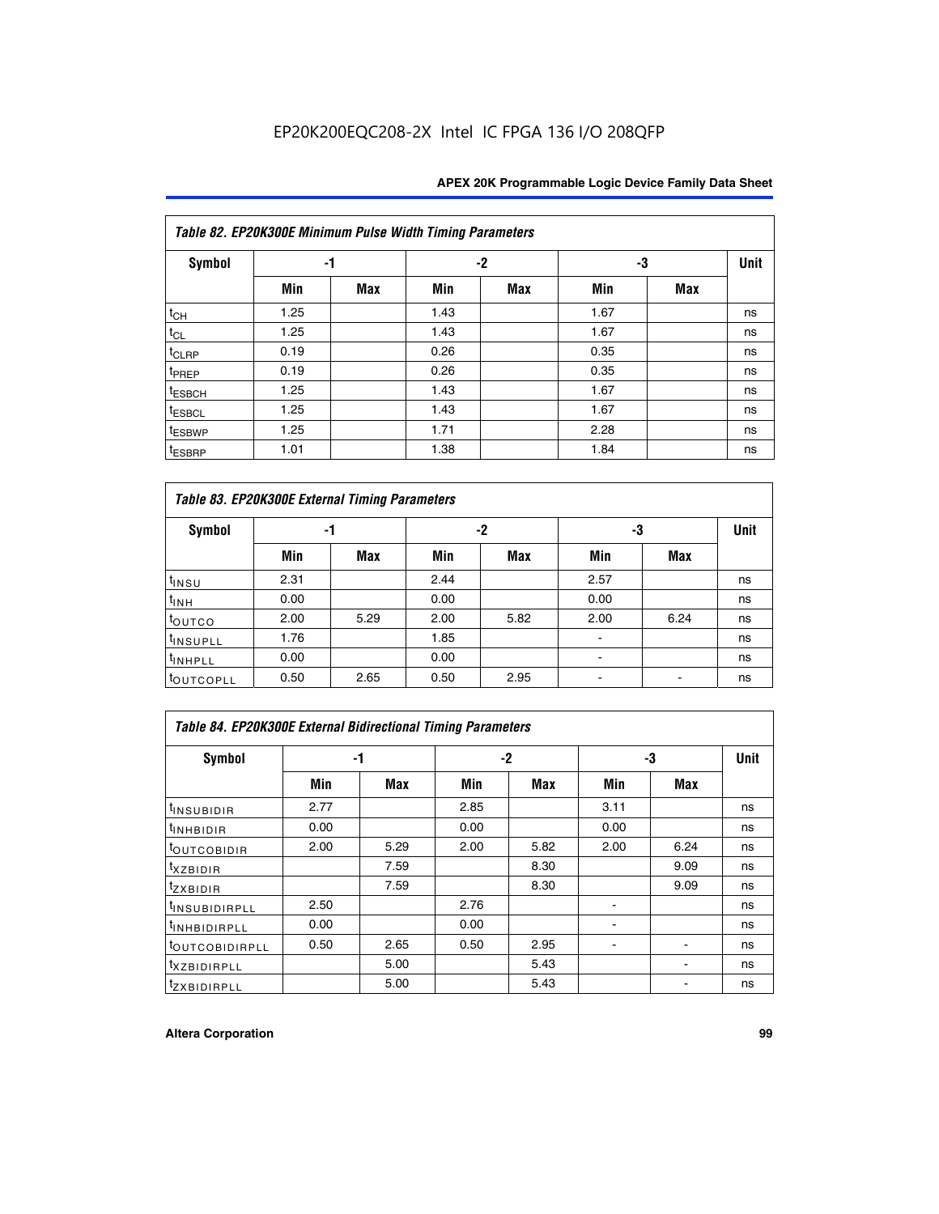EP20K200EQC208-2X Intel IC FPGA 136 I/O 208QFP

| Table 82. EP20K300E Minimum Pulse Width Timing Parameters | | | | | | | |
|---|---|---|---|---|---|---|---|
| Symbol | -1 | | -2 | | -3 | | Unit |
| | Min | Max | Min | Max | Min | Max | |
| $t_{CH}$ | 1.25 | | 1.43 | | 1.67 | | ns |
| $t_{CL}$ | 1.25 | | 1.43 | | 1.67 | | ns |
| $t_{CLRP}$ | 0.19 | | 0.26 | | 0.35 | | ns |
| $t_{PREP}$ | 0.19 | | 0.26 | | 0.35 | | ns |
| $t_{ESBCH}$ | 1.25 | | 1.43 | | 1.67 | | ns |
| $t_{ESBCL}$ | 1.25 | | 1.43 | | 1.67 | | ns |
| $t_{ESBWP}$ | 1.25 | | 1.71 | | 2.28 | | ns |
| $t_{ESBRP}$ | 1.01 | | 1.38 | | 1.84 | | ns |

| Table 83. EP20K300E External Timing Parameters | | | | | | | |
|---|---|---|---|---|---|---|---|
| Symbol | -1 | | -2 | | -3 | | Unit |
| | Min | Max | Min | Max | Min | Max | |
| $t_{INSU}$ | 2.31 | | 2.44 | | 2.57 | | ns |
| $t_{INH}$ | 0.00 | | 0.00 | | 0.00 | | ns |
| $t_{OUTCO}$ | 2.00 | 5.29 | 2.00 | 5.82 | 2.00 | 6.24 | ns |
| $t_{INSUPLL}$ | 1.76 | | 1.85 | | - | | ns |
| $t_{INHPLL}$ | 0.00 | | 0.00 | | - | | ns |
| $t_{OUTCOPLL}$ | 0.50 | 2.65 | 0.50 | 2.95 | - | - | ns |

| Table 84. EP20K300E External Bidirectional Timing Parameters | | | | | | | |
|---|---|---|---|---|---|---|---|
| Symbol | -1 | | -2 | | -3 | | Unit |
| | Min | Max | Min | Max | Min | Max | |
| $t_{INSUBIDIR}$ | 2.77 | | 2.85 | | 3.11 | | ns |
| $t_{INHBIDIR}$ | 0.00 | | 0.00 | | 0.00 | | ns |
| $t_{OUTCOBIDIR}$ | 2.00 | 5.29 | 2.00 | 5.82 | 2.00 | 6.24 | ns |
| $t_{XZBIDIR}$ | | 7.59 | | 8.30 | | 9.09 | ns |
| $t_{ZXBIDIR}$ | | 7.59 | | 8.30 | | 9.09 | ns |
| $t_{INSUBIDIRPLL}$ | 2.50 | | 2.76 | | - | | ns |
| $t_{INHBIDIRPLL}$ | 0.00 | | 0.00 | | - | | ns |
| $t_{OUTCOBIDIRPLL}$ | 0.50 | 2.65 | 0.50 | 2.95 | - | - | ns |
| $t_{XZBIDIRPLL}$ | | 5.00 | | 5.43 | | - | ns |
| $t_{ZXBIDIRPLL}$ | | 5.00 | | 5.43 | | - | ns |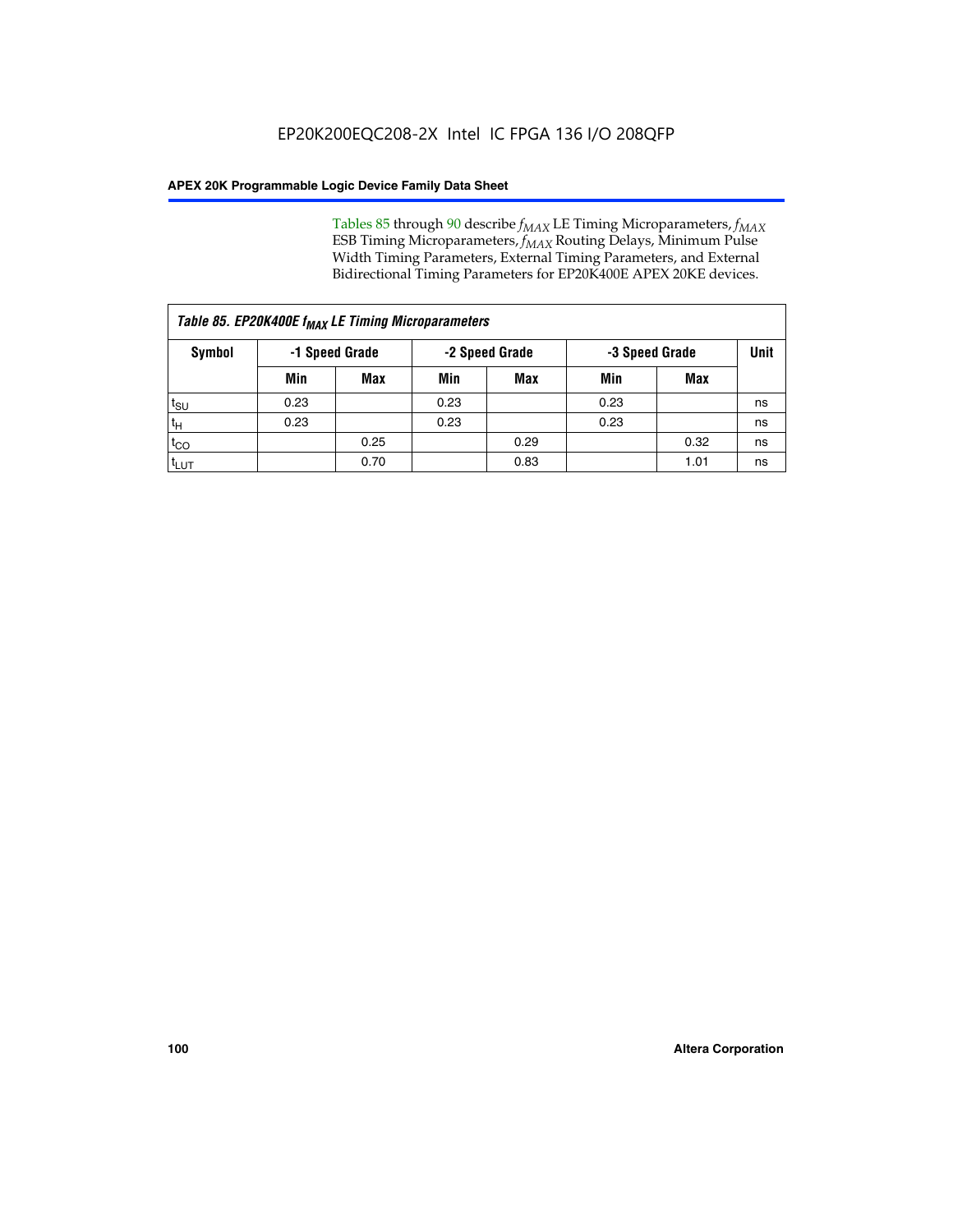Tables 85 through 90 describe $f_{MAX}$ LE Timing Microparameters, $f_{MAX}$ ESB Timing Microparameters, $f_{MAX}$ Routing Delays, Minimum Pulse Width Timing Parameters, External Timing Parameters, and External Bidirectional Timing Parameters for EP20K400E APEX 20KE devices.

*Table 85. EP20K400E $f_{MAX}$ LE Timing Microparameters*

| Symbol | -1 Speed Grade | | -2 Speed Grade | | -3 Speed Grade | | Unit |
|---|---|---|---|---|---|---|---|
| | Min | Max | Min | Max | Min | Max | |
| $t_{SU}$ | 0.23 | | 0.23 | | 0.23 | | ns |
| $t_H$ | 0.23 | | 0.23 | | 0.23 | | ns |
| $t_{CO}$ | | 0.25 | | 0.29 | | 0.32 | ns |
| $t_{LUT}$ | | 0.70 | | 0.83 | | 1.01 | ns |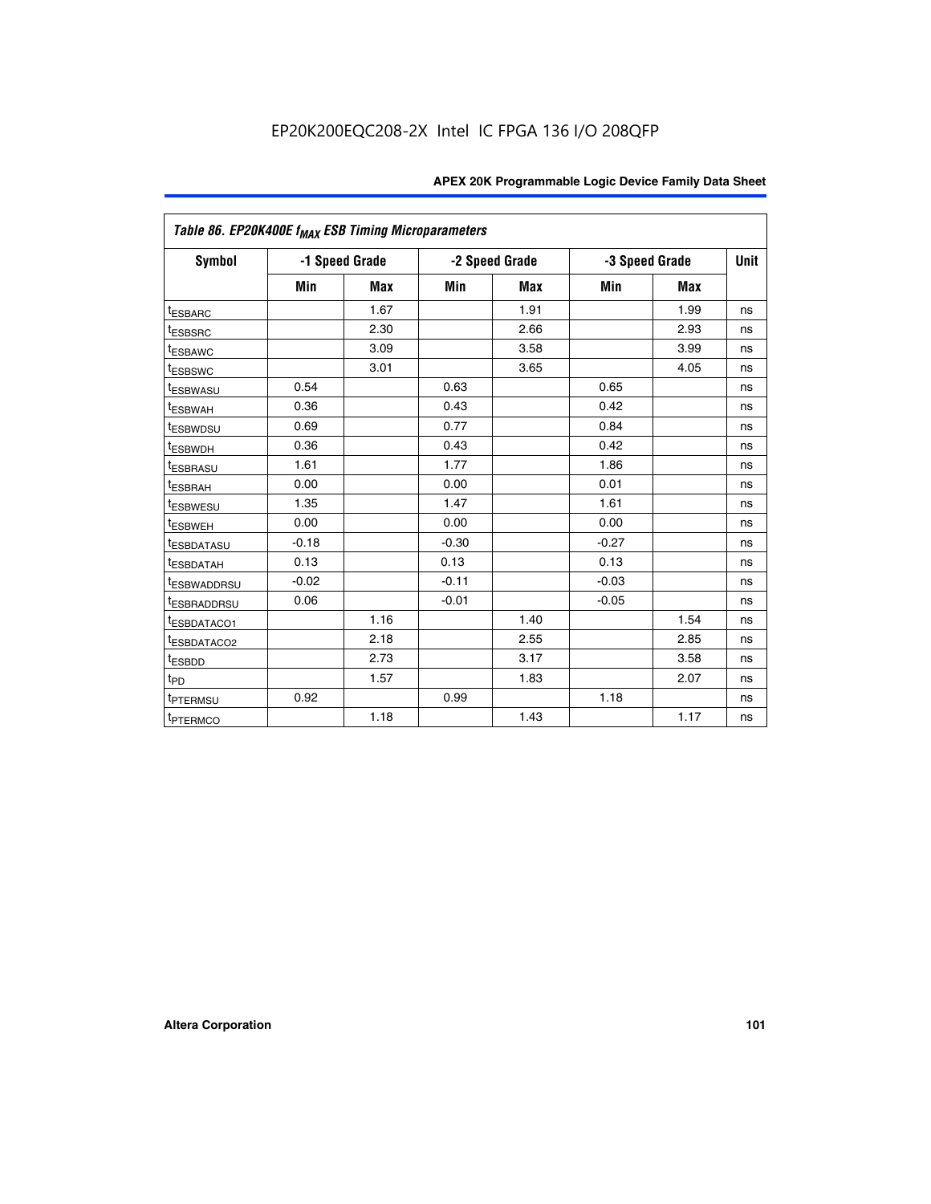| Table 86. EP20K400E $f_{MAX}$ ESB Timing Microparameters | | | | | | | |
|---|---|---|---|---|---|---|---|
| Symbol | -1 Speed Grade | | -2 Speed Grade | | -3 Speed Grade | | Unit |
| | Min | Max | Min | Max | Min | Max | |
| $t_{ESBARC}$ | | 1.67 | | 1.91 | | 1.99 | ns |
| $t_{ESBSRC}$ | | 2.30 | | 2.66 | | 2.93 | ns |
| $t_{ESBAWC}$ | | 3.09 | | 3.58 | | 3.99 | ns |
| $t_{ESBSWC}$ | | 3.01 | | 3.65 | | 4.05 | ns |
| $t_{ESBWASU}$ | 0.54 | | 0.63 | | 0.65 | | ns |
| $t_{ESBWAH}$ | 0.36 | | 0.43 | | 0.42 | | ns |
| $t_{ESBWDSU}$ | 0.69 | | 0.77 | | 0.84 | | ns |
| $t_{ESBWDH}$ | 0.36 | | 0.43 | | 0.42 | | ns |
| $t_{ESBRASU}$ | 1.61 | | 1.77 | | 1.86 | | ns |
| $t_{ESBRAH}$ | 0.00 | | 0.00 | | 0.01 | | ns |
| $t_{ESBWESU}$ | 1.35 | | 1.47 | | 1.61 | | ns |
| $t_{ESBWEH}$ | 0.00 | | 0.00 | | 0.00 | | ns |
| $t_{ESBDATASU}$ | -0.18 | | -0.30 | | -0.27 | | ns |
| $t_{ESBDATAH}$ | 0.13 | | 0.13 | | 0.13 | | ns |
| $t_{ESBWADDRSU}$ | -0.02 | | -0.11 | | -0.03 | | ns |
| $t_{ESBRADDRSU}$ | 0.06 | | -0.01 | | -0.05 | | ns |
| $t_{ESBDATACO1}$ | | 1.16 | | 1.40 | | 1.54 | ns |
| $t_{ESBDATACO2}$ | | 2.18 | | 2.55 | | 2.85 | ns |
| $t_{ESBDD}$ | | 2.73 | | 3.17 | | 3.58 | ns |
| $t_{PD}$ | | 1.57 | | 1.83 | | 2.07 | ns |
| $t_{PTERMSU}$ | 0.92 | | 0.99 | | 1.18 | | ns |
| $t_{PTERMCO}$ | | 1.18 | | 1.43 | | 1.17 | ns |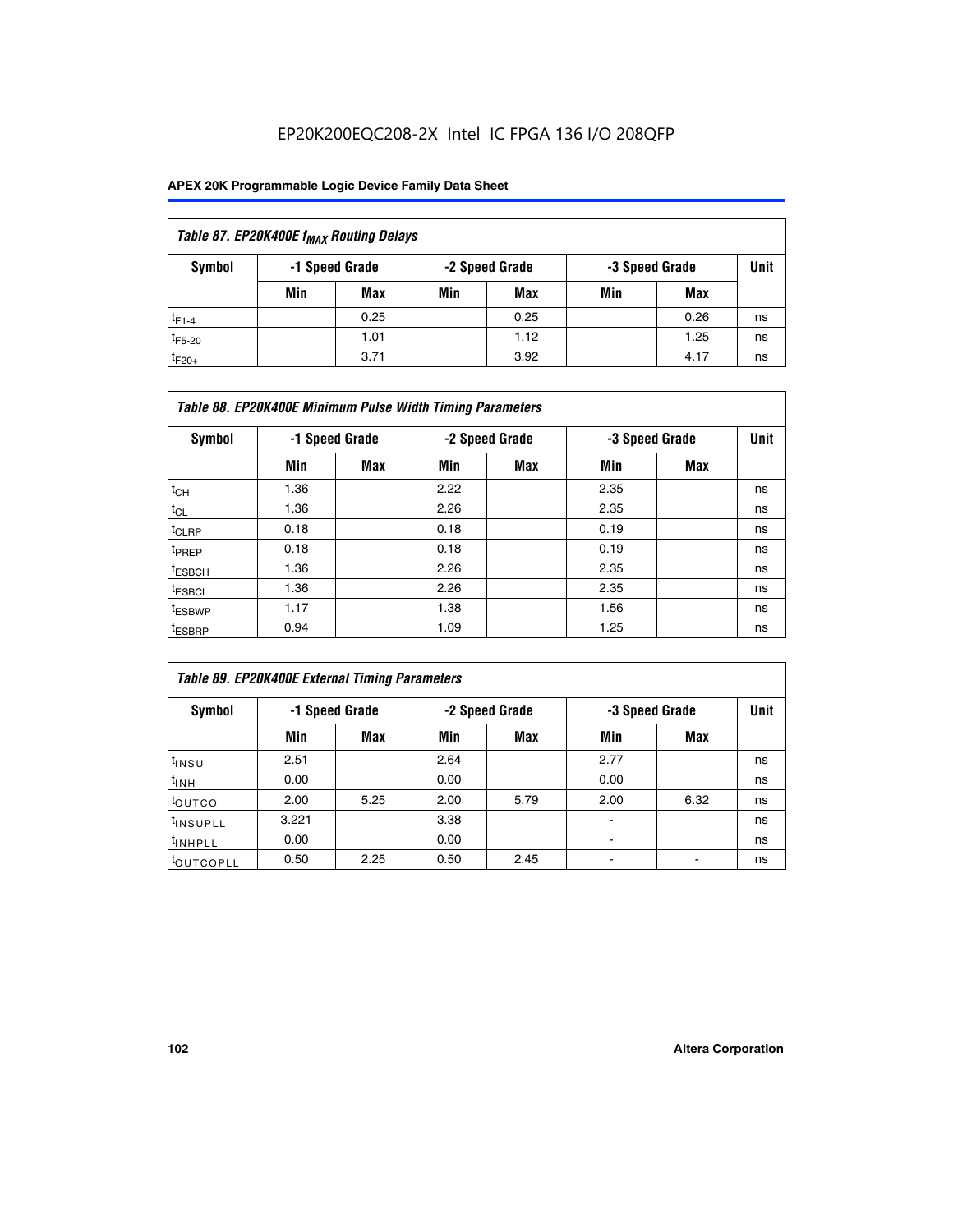EP20K200EQC208-2X Intel IC FPGA 136 I/O 208QFP

| Table 87. EP20K400E $f_{MAX}$ Routing Delays | | | | | | | |
|---|---|---|---|---|---|---|---|
| Symbol | -1 Speed Grade | | -2 Speed Grade | | -3 Speed Grade | | Unit |
| | Min | Max | Min | Max | Min | Max | |
| $t_{F1-4}$ | | 0.25 | | 0.25 | | 0.26 | ns |
| $t_{F5-20}$ | | 1.01 | | 1.12 | | 1.25 | ns |
| $t_{F20+}$ | | 3.71 | | 3.92 | | 4.17 | ns |

| Table 88. EP20K400E Minimum Pulse Width Timing Parameters | | | | | | | |
|---|---|---|---|---|---|---|---|
| Symbol | -1 Speed Grade | | -2 Speed Grade | | -3 Speed Grade | | Unit |
| | Min | Max | Min | Max | Min | Max | |
| $t_{CH}$ | 1.36 | | 2.22 | | 2.35 | | ns |
| $t_{CL}$ | 1.36 | | 2.26 | | 2.35 | | ns |
| $t_{CLRP}$ | 0.18 | | 0.18 | | 0.19 | | ns |
| $t_{PREP}$ | 0.18 | | 0.18 | | 0.19 | | ns |
| $t_{ESBCH}$ | 1.36 | | 2.26 | | 2.35 | | ns |
| $t_{ESBCL}$ | 1.36 | | 2.26 | | 2.35 | | ns |
| $t_{ESBWP}$ | 1.17 | | 1.38 | | 1.56 | | ns |
| $t_{ESBRP}$ | 0.94 | | 1.09 | | 1.25 | | ns |

| Table 89. EP20K400E External Timing Parameters | | | | | | | |
|---|---|---|---|---|---|---|---|
| Symbol | -1 Speed Grade | | -2 Speed Grade | | -3 Speed Grade | | Unit |
| | Min | Max | Min | Max | Min | Max | |
| $t_{INSU}$ | 2.51 | | 2.64 | | 2.77 | | ns |
| $t_{INH}$ | 0.00 | | 0.00 | | 0.00 | | ns |
| $t_{OUTCO}$ | 2.00 | 5.25 | 2.00 | 5.79 | 2.00 | 6.32 | ns |
| $t_{INSUPLL}$ | 3.221 | | 3.38 | | - | | ns |
| $t_{INHPLL}$ | 0.00 | | 0.00 | | - | | ns |
| $t_{OUTCOPLL}$ | 0.50 | 2.25 | 0.50 | 2.45 | - | - | ns |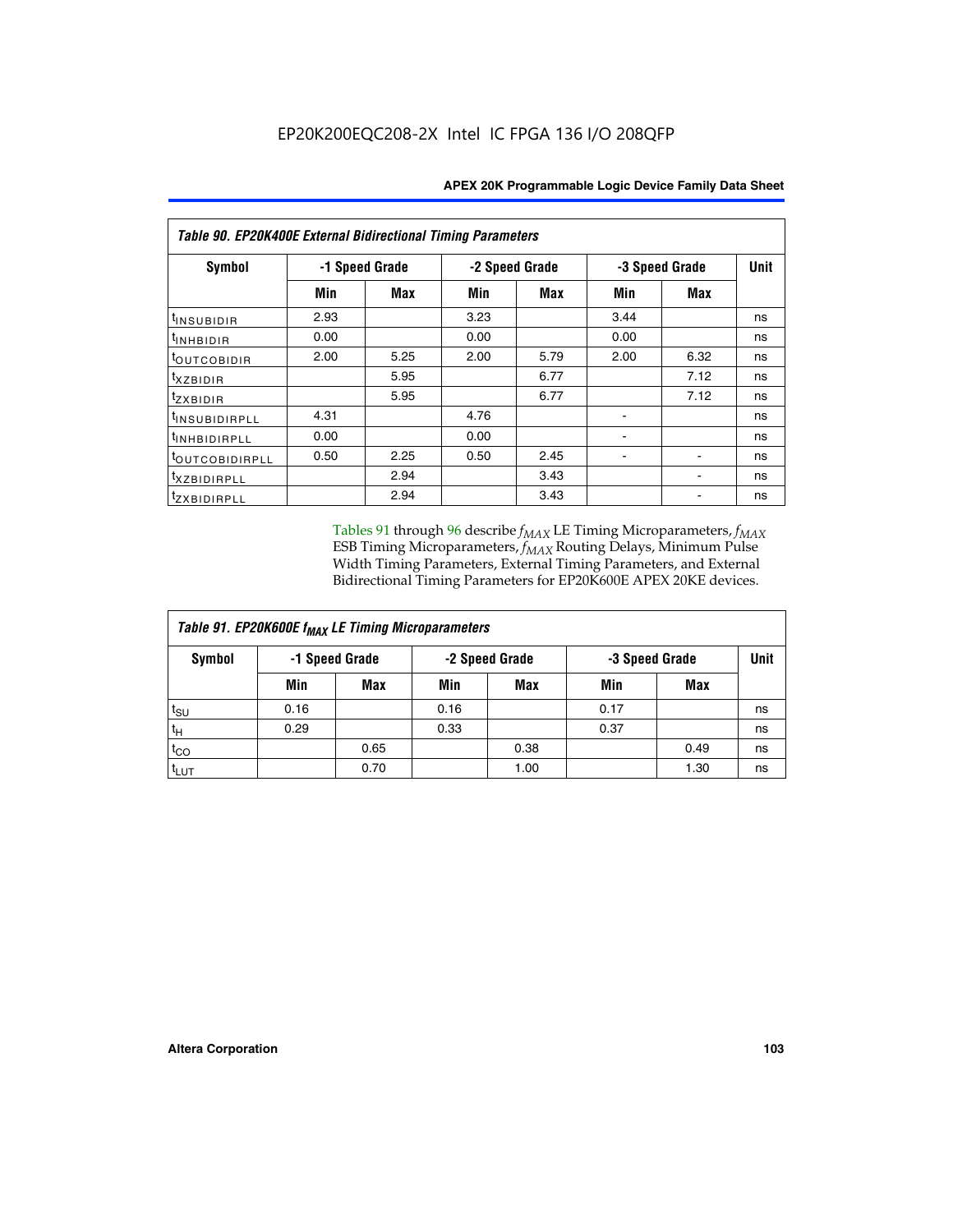**Table 90. EP20K400E External Bidirectional Timing Parameters**

| Symbol | -1 Speed Grade | | -2 Speed Grade | | -3 Speed Grade | | Unit |
|---|---|---|---|---|---|---|---|
| | Min | Max | Min | Max | Min | Max | |
| $t_{INSUBIDIR}$ | 2.93 | | 3.23 | | 3.44 | | ns |
| $t_{INHBIDIR}$ | 0.00 | | 0.00 | | 0.00 | | ns |
| $t_{OUTCOBIDIR}$ | 2.00 | 5.25 | 2.00 | 5.79 | 2.00 | 6.32 | ns |
| $t_{XZBIDIR}$ | | 5.95 | | 6.77 | | 7.12 | ns |
| $t_{ZXBIDIR}$ | | 5.95 | | 6.77 | | 7.12 | ns |
| $t_{INSUBIDIRPLL}$ | 4.31 | | 4.76 | | - | | ns |
| $t_{INHBIDIRPLL}$ | 0.00 | | 0.00 | | - | | ns |
| $t_{OUTCOBIDIRPLL}$ | 0.50 | 2.25 | 0.50 | 2.45 | - | - | ns |
| $t_{XZBIDIRPLL}$ | | 2.94 | | 3.43 | | - | ns |
| $t_{ZXBIDIRPLL}$ | | 2.94 | | 3.43 | | - | ns |

Tables 91 through 96 describe $f_{MAX}$ LE Timing Microparameters, $f_{MAX}$ ESB Timing Microparameters, $f_{MAX}$ Routing Delays, Minimum Pulse Width Timing Parameters, External Timing Parameters, and External Bidirectional Timing Parameters for EP20K600E APEX 20KE devices.

**Table 91. EP20K600E $f_{MAX}$ LE Timing Microparameters**

| Symbol | -1 Speed Grade | | -2 Speed Grade | | -3 Speed Grade | | Unit |
|---|---|---|---|---|---|---|---|
| | Min | Max | Min | Max | Min | Max | |
| $t_{SU}$ | 0.16 | | 0.16 | | 0.17 | | ns |
| $t_{H}$ | 0.29 | | 0.33 | | 0.37 | | ns |
| $t_{CO}$ | | 0.65 | | 0.38 | | 0.49 | ns |
| $t_{LUT}$ | | 0.70 | | 1.00 | | 1.30 | ns |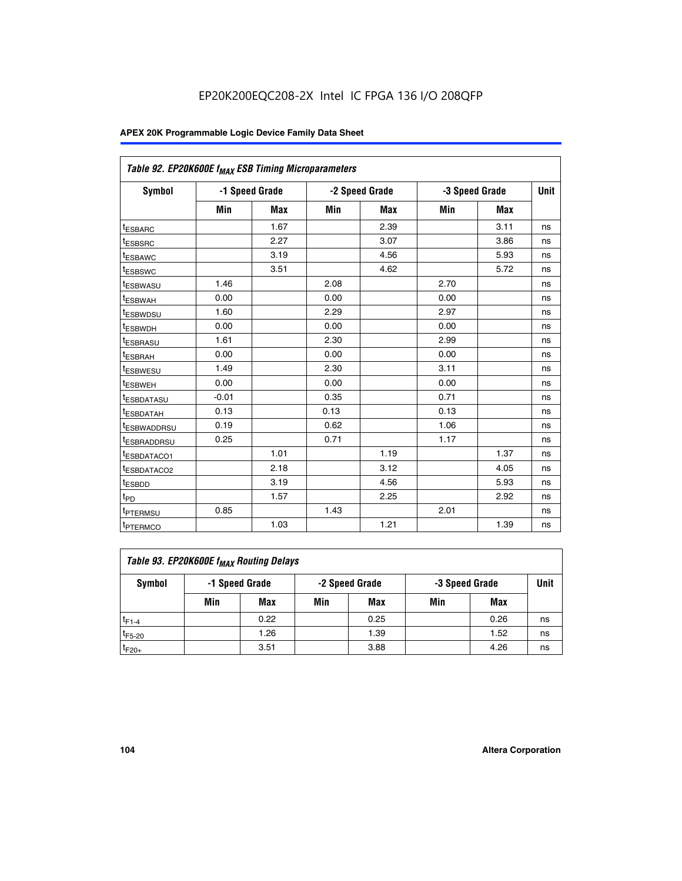EP20K200EQC208-2X Intel IC FPGA 136 I/O 208QFP

| Table 92. EP20K600E $f_{MAX}$ ESB Timing Microparameters | | | | | | | |
|---|---|---|---|---|---|---|---|
| Symbol | -1 Speed Grade | | -2 Speed Grade | | -3 Speed Grade | | Unit |
| | Min | Max | Min | Max | Min | Max | |
| $t_{ESBARC}$ | | 1.67 | | 2.39 | | 3.11 | ns |
| $t_{ESBSRC}$ | | 2.27 | | 3.07 | | 3.86 | ns |
| $t_{ESBAWC}$ | | 3.19 | | 4.56 | | 5.93 | ns |
| $t_{ESBSWC}$ | | 3.51 | | 4.62 | | 5.72 | ns |
| $t_{ESBWASU}$ | 1.46 | | 2.08 | | 2.70 | | ns |
| $t_{ESBWAH}$ | 0.00 | | 0.00 | | 0.00 | | ns |
| $t_{ESBWDSU}$ | 1.60 | | 2.29 | | 2.97 | | ns |
| $t_{ESBWDH}$ | 0.00 | | 0.00 | | 0.00 | | ns |
| $t_{ESBRASU}$ | 1.61 | | 2.30 | | 2.99 | | ns |
| $t_{ESBRAH}$ | 0.00 | | 0.00 | | 0.00 | | ns |
| $t_{ESBWESU}$ | 1.49 | | 2.30 | | 3.11 | | ns |
| $t_{ESBWEH}$ | 0.00 | | 0.00 | | 0.00 | | ns |
| $t_{ESBDATASU}$ | -0.01 | | 0.35 | | 0.71 | | ns |
| $t_{ESBDATAH}$ | 0.13 | | 0.13 | | 0.13 | | ns |
| $t_{ESBWADDRSU}$ | 0.19 | | 0.62 | | 1.06 | | ns |
| $t_{ESBRADDRSU}$ | 0.25 | | 0.71 | | 1.17 | | ns |
| $t_{ESBDATACO1}$ | | 1.01 | | 1.19 | | 1.37 | ns |
| $t_{ESBDATACO2}$ | | 2.18 | | 3.12 | | 4.05 | ns |
| $t_{ESBDD}$ | | 3.19 | | 4.56 | | 5.93 | ns |
| $t_{PD}$ | | 1.57 | | 2.25 | | 2.92 | ns |
| $t_{PTERMSU}$ | 0.85 | | 1.43 | | 2.01 | | ns |
| $t_{PTERMCO}$ | | 1.03 | | 1.21 | | 1.39 | ns |

| Table 93. EP20K600E $f_{MAX}$ Routing Delays | | | | | | | |
|---|---|---|---|---|---|---|---|
| Symbol | -1 Speed Grade | | -2 Speed Grade | | -3 Speed Grade | | Unit |
| | Min | Max | Min | Max | Min | Max | |
| $t_{F1-4}$ | | 0.22 | | 0.25 | | 0.26 | ns |
| $t_{F5-20}$ | | 1.26 | | 1.39 | | 1.52 | ns |
| $t_{F20+}$ | | 3.51 | | 3.88 | | 4.26 | ns |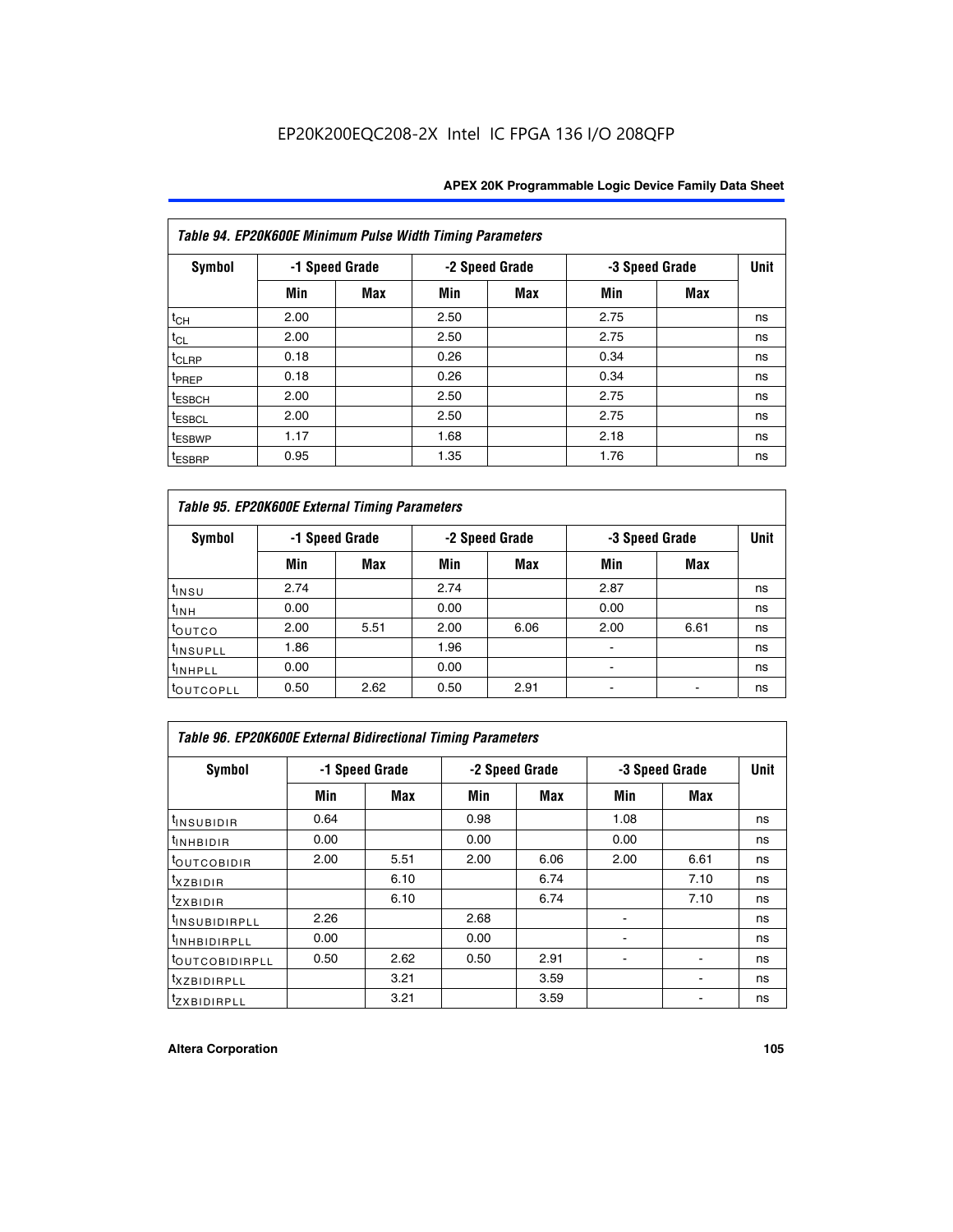EP20K200EQC208-2X Intel IC FPGA 136 I/O 208QFP

| Table 94. EP20K600E Minimum Pulse Width Timing Parameters | | | | | | | |
|---|---|---|---|---|---|---|---|
| Symbol | -1 Speed Grade | | -2 Speed Grade | | -3 Speed Grade | | Unit |
| | Min | Max | Min | Max | Min | Max | |
| $t_{CH}$ | 2.00 | | 2.50 | | 2.75 | | ns |
| $t_{CL}$ | 2.00 | | 2.50 | | 2.75 | | ns |
| $t_{CLRP}$ | 0.18 | | 0.26 | | 0.34 | | ns |
| $t_{PREP}$ | 0.18 | | 0.26 | | 0.34 | | ns |
| $t_{ESBCH}$ | 2.00 | | 2.50 | | 2.75 | | ns |
| $t_{ESBCL}$ | 2.00 | | 2.50 | | 2.75 | | ns |
| $t_{ESBWP}$ | 1.17 | | 1.68 | | 2.18 | | ns |
| $t_{ESBRP}$ | 0.95 | | 1.35 | | 1.76 | | ns |

| Table 95. EP20K600E External Timing Parameters | | | | | | | |
|---|---|---|---|---|---|---|---|
| Symbol | -1 Speed Grade | | -2 Speed Grade | | -3 Speed Grade | | Unit |
| | Min | Max | Min | Max | Min | Max | |
| $t_{INSU}$ | 2.74 | | 2.74 | | 2.87 | | ns |
| $t_{INH}$ | 0.00 | | 0.00 | | 0.00 | | ns |
| $t_{OUTCO}$ | 2.00 | 5.51 | 2.00 | 6.06 | 2.00 | 6.61 | ns |
| $t_{INSUPLL}$ | 1.86 | | 1.96 | | - | | ns |
| $t_{INHPLL}$ | 0.00 | | 0.00 | | - | | ns |
| $t_{OUTCOPLL}$ | 0.50 | 2.62 | 0.50 | 2.91 | - | - | ns |

| Table 96. EP20K600E External Bidirectional Timing Parameters | | | | | | | |
|---|---|---|---|---|---|---|---|
| Symbol | -1 Speed Grade | | -2 Speed Grade | | -3 Speed Grade | | Unit |
| | Min | Max | Min | Max | Min | Max | |
| $t_{INSUBIDIR}$ | 0.64 | | 0.98 | | 1.08 | | ns |
| $t_{INHBIDIR}$ | 0.00 | | 0.00 | | 0.00 | | ns |
| $t_{OUTCOBIDIR}$ | 2.00 | 5.51 | 2.00 | 6.06 | 2.00 | 6.61 | ns |
| $t_{XZBIDIR}$ | | 6.10 | | 6.74 | | 7.10 | ns |
| $t_{ZXBIDIR}$ | | 6.10 | | 6.74 | | 7.10 | ns |
| $t_{INSUBIDIRPLL}$ | 2.26 | | 2.68 | | - | | ns |
| $t_{INHBIDIRPLL}$ | 0.00 | | 0.00 | | - | | ns |
| $t_{OUTCOBIDIRPLL}$ | 0.50 | 2.62 | 0.50 | 2.91 | - | - | ns |
| $t_{XZBIDIRPLL}$ | | 3.21 | | 3.59 | | - | ns |
| $t_{ZXBIDIRPLL}$ | | 3.21 | | 3.59 | | - | ns |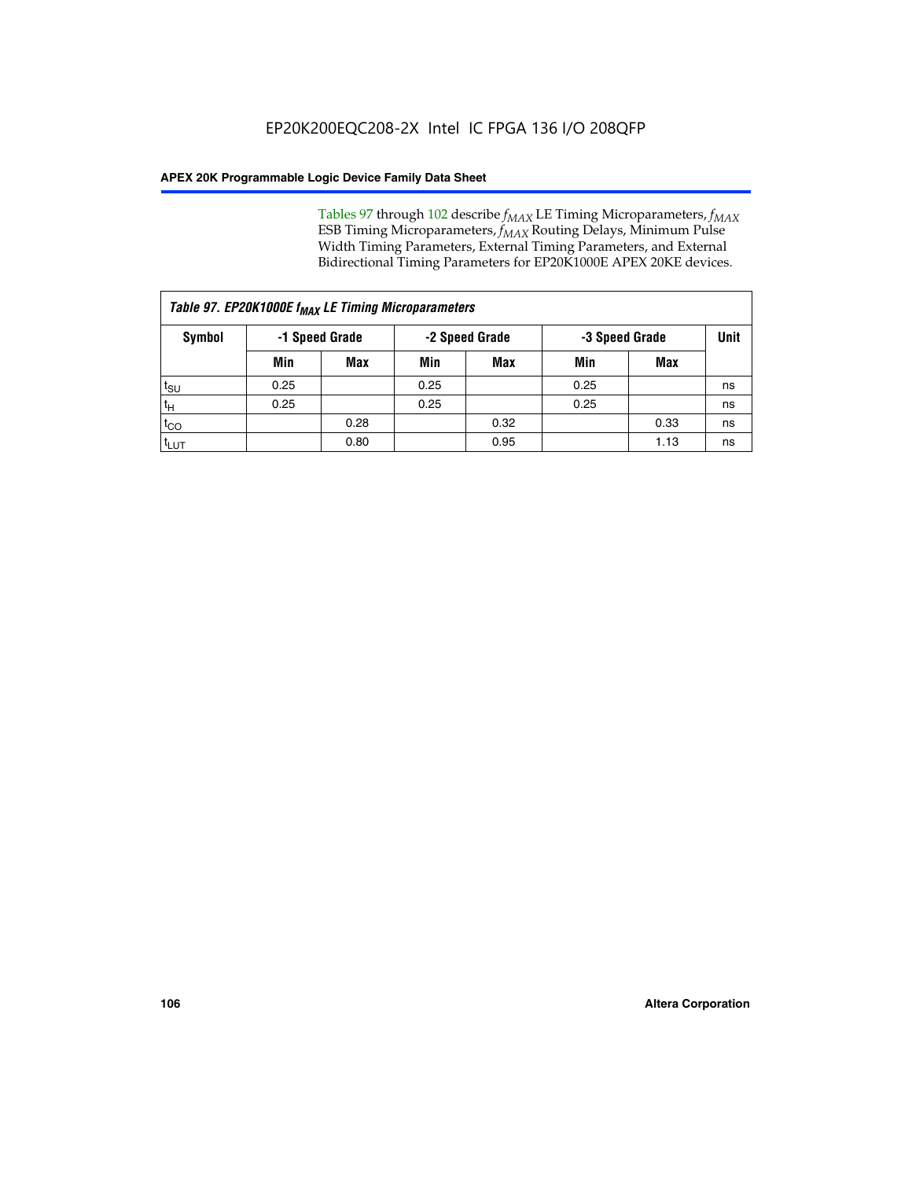EP20K200EQC208-2X Intel IC FPGA 136 I/O 208QFP

Tables 97 through 102 describe $f_{MAX}$ LE Timing Microparameters, $f_{MAX}$ ESB Timing Microparameters, $f_{MAX}$ Routing Delays, Minimum Pulse Width Timing Parameters, External Timing Parameters, and External Bidirectional Timing Parameters for EP20K1000E APEX 20KE devices.

| *Table 97. EP20K1000E $f_{MAX}$ LE Timing Microparameters* | | | | | | | |
|---|---|---|---|---|---|---|---|
| **Symbol** | **-1 Speed Grade** | | **-2 Speed Grade** | | **-3 Speed Grade** | | **Unit** |
| | **Min** | **Max** | **Min** | **Max** | **Min** | **Max** | |
| $t_{SU}$ | 0.25 | | 0.25 | | 0.25 | | ns |
| $t_{H}$ | 0.25 | | 0.25 | | 0.25 | | ns |
| $t_{CO}$ | | 0.28 | | 0.32 | | 0.33 | ns |
| $t_{LUT}$ | | 0.80 | | 0.95 | | 1.13 | ns |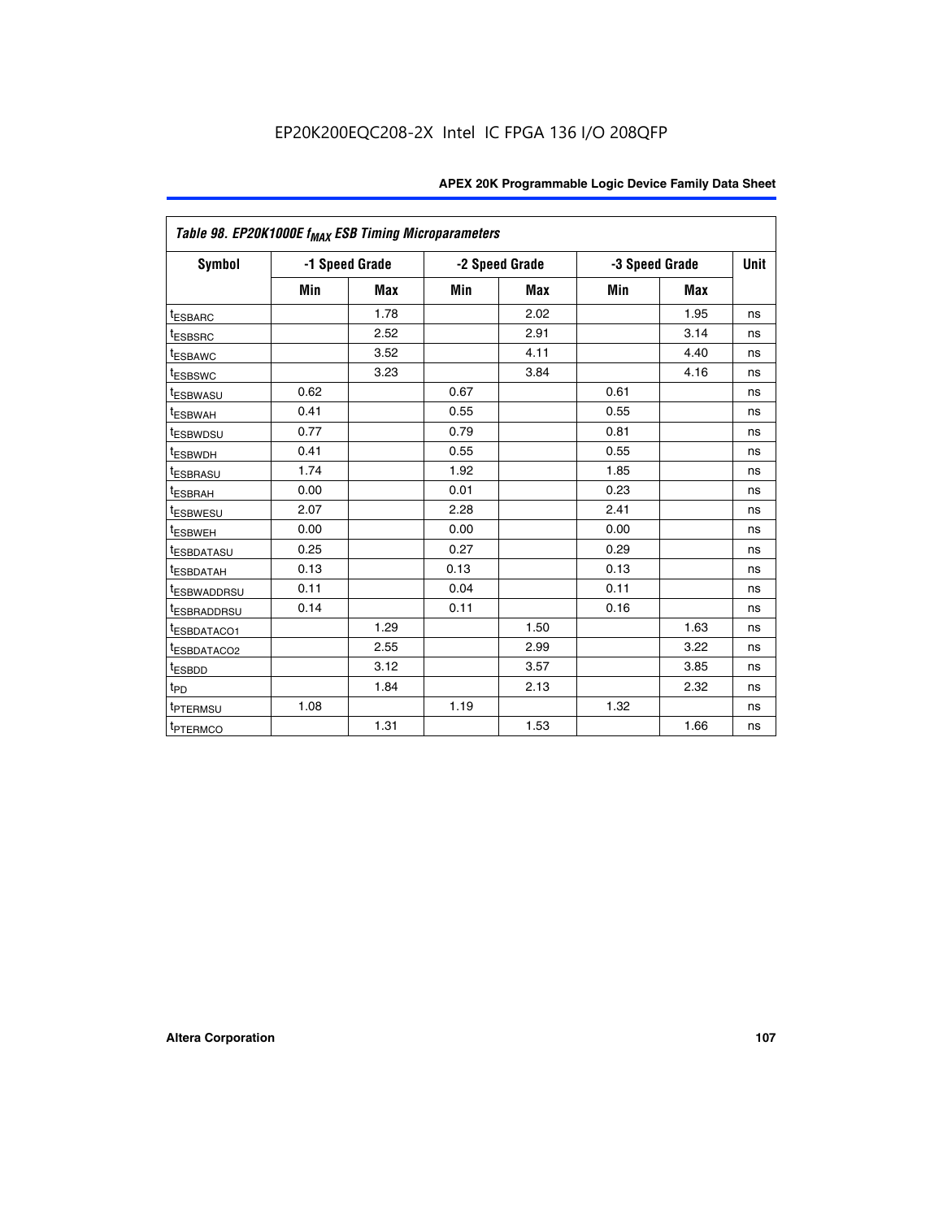Table 98. EP20K1000E $f_{MAX}$ ESB Timing Microparameters

| Symbol | -1 Speed Grade | | -2 Speed Grade | | -3 Speed Grade | | Unit |
|---|---|---|---|---|---|---|---|
| | Min | Max | Min | Max | Min | Max | |
| $t_{ESBARC}$ | | 1.78 | | 2.02 | | 1.95 | ns |
| $t_{ESBSRC}$ | | 2.52 | | 2.91 | | 3.14 | ns |
| $t_{ESBAWC}$ | | 3.52 | | 4.11 | | 4.40 | ns |
| $t_{ESBSWC}$ | | 3.23 | | 3.84 | | 4.16 | ns |
| $t_{ESBWASU}$ | 0.62 | | 0.67 | | 0.61 | | ns |
| $t_{ESBWAH}$ | 0.41 | | 0.55 | | 0.55 | | ns |
| $t_{ESBWDSU}$ | 0.77 | | 0.79 | | 0.81 | | ns |
| $t_{ESBWDH}$ | 0.41 | | 0.55 | | 0.55 | | ns |
| $t_{ESBRASU}$ | 1.74 | | 1.92 | | 1.85 | | ns |
| $t_{ESBRAH}$ | 0.00 | | 0.01 | | 0.23 | | ns |
| $t_{ESBWESU}$ | 2.07 | | 2.28 | | 2.41 | | ns |
| $t_{ESBWEH}$ | 0.00 | | 0.00 | | 0.00 | | ns |
| $t_{ESBDATASU}$ | 0.25 | | 0.27 | | 0.29 | | ns |
| $t_{ESBDATAH}$ | 0.13 | | 0.13 | | 0.13 | | ns |
| $t_{ESBWADDRSU}$ | 0.11 | | 0.04 | | 0.11 | | ns |
| $t_{ESBRADDRSU}$ | 0.14 | | 0.11 | | 0.16 | | ns |
| $t_{ESBDATACO1}$ | | 1.29 | | 1.50 | | 1.63 | ns |
| $t_{ESBDATACO2}$ | | 2.55 | | 2.99 | | 3.22 | ns |
| $t_{ESBDD}$ | | 3.12 | | 3.57 | | 3.85 | ns |
| $t_{PD}$ | | 1.84 | | 2.13 | | 2.32 | ns |
| $t_{PTERMSU}$ | 1.08 | | 1.19 | | 1.32 | | ns |
| $t_{PTERMCO}$ | | 1.31 | | 1.53 | | 1.66 | ns |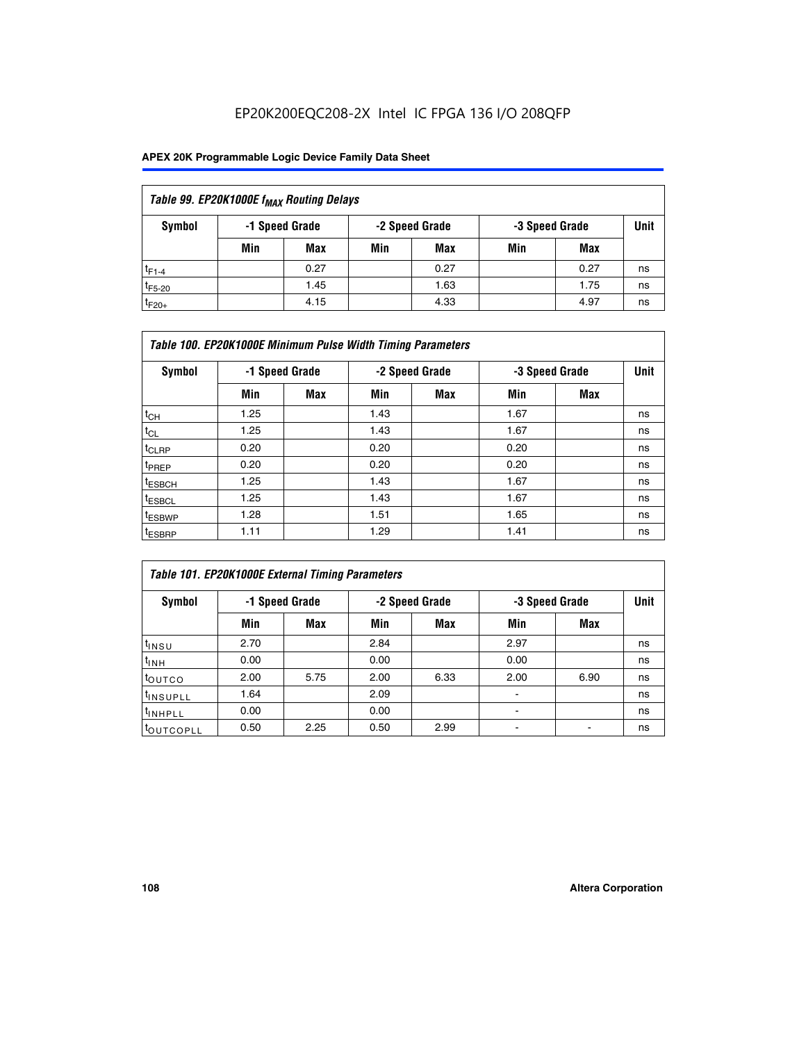**Table 99. EP20K1000E $f_{MAX}$ Routing Delays**

| Symbol | -1 Speed Grade | | -2 Speed Grade | | -3 Speed Grade | | Unit |
|---|---|---|---|---|---|---|---|
| | Min | Max | Min | Max | Min | Max | |
| $t_{F1-4}$ | | 0.27 | | 0.27 | | 0.27 | ns |
| $t_{F5-20}$ | | 1.45 | | 1.63 | | 1.75 | ns |
| $t_{F20+}$ | | 4.15 | | 4.33 | | 4.97 | ns |

**Table 100. EP20K1000E Minimum Pulse Width Timing Parameters**

| Symbol | -1 Speed Grade | | -2 Speed Grade | | -3 Speed Grade | | Unit |
|---|---|---|---|---|---|---|---|
| | Min | Max | Min | Max | Min | Max | |
| $t_{CH}$ | 1.25 | | 1.43 | | 1.67 | | ns |
| $t_{CL}$ | 1.25 | | 1.43 | | 1.67 | | ns |
| $t_{CLRP}$ | 0.20 | | 0.20 | | 0.20 | | ns |
| $t_{PREP}$ | 0.20 | | 0.20 | | 0.20 | | ns |
| $t_{ESBCH}$ | 1.25 | | 1.43 | | 1.67 | | ns |
| $t_{ESBCL}$ | 1.25 | | 1.43 | | 1.67 | | ns |
| $t_{ESBWP}$ | 1.28 | | 1.51 | | 1.65 | | ns |
| $t_{ESBRP}$ | 1.11 | | 1.29 | | 1.41 | | ns |

**Table 101. EP20K1000E External Timing Parameters**

| Symbol | -1 Speed Grade | | -2 Speed Grade | | -3 Speed Grade | | Unit |
|---|---|---|---|---|---|---|---|
| | Min | Max | Min | Max | Min | Max | |
| $t_{INSU}$ | 2.70 | | 2.84 | | 2.97 | | ns |
| $t_{INH}$ | 0.00 | | 0.00 | | 0.00 | | ns |
| $t_{OUTCO}$ | 2.00 | 5.75 | 2.00 | 6.33 | 2.00 | 6.90 | ns |
| $t_{INSUPLL}$ | 1.64 | | 2.09 | | - | | ns |
| $t_{INHPLL}$ | 0.00 | | 0.00 | | - | | ns |
| $t_{OUTCOPLL}$ | 0.50 | 2.25 | 0.50 | 2.99 | - | - | ns |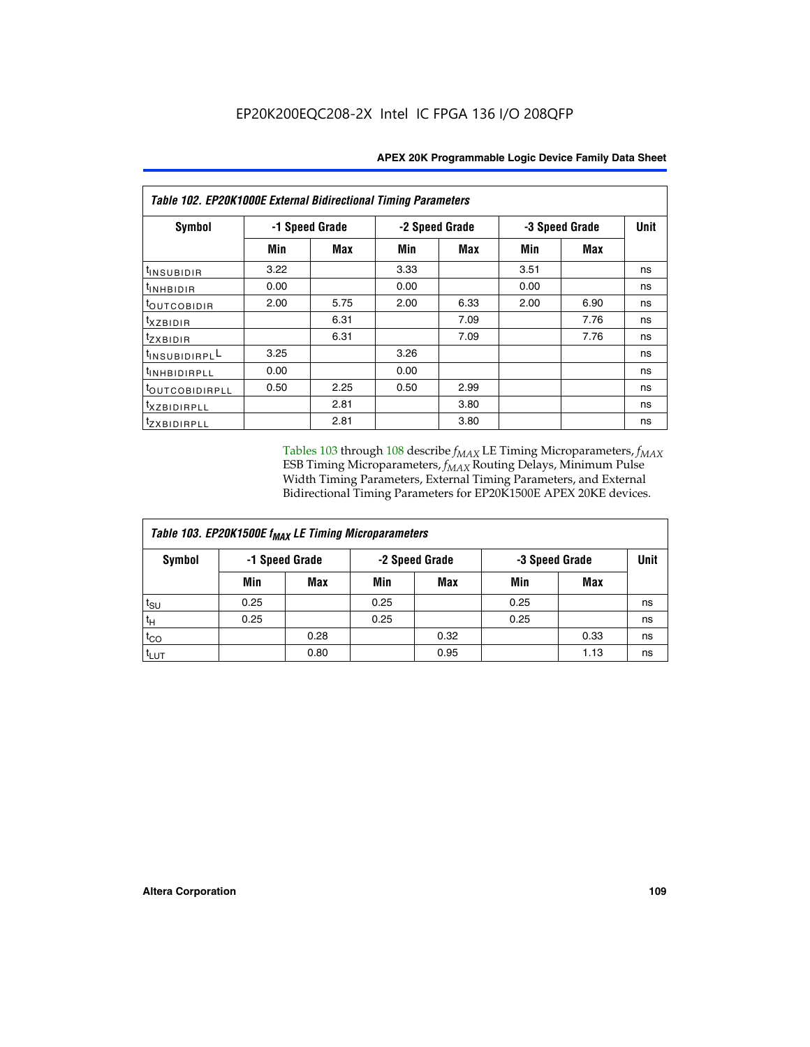**Table 102. EP20K1000E External Bidirectional Timing Parameters**

| Symbol | -1 Speed Grade | | -2 Speed Grade | | -3 Speed Grade | | Unit |
|---|---|---|---|---|---|---|---|
| | Min | Max | Min | Max | Min | Max | |
| $t_{INSUBIDIR}$ | 3.22 | | 3.33 | | 3.51 | | ns |
| $t_{INHBIDIR}$ | 0.00 | | 0.00 | | 0.00 | | ns |
| $t_{OUTCOBIDIR}$ | 2.00 | 5.75 | 2.00 | 6.33 | 2.00 | 6.90 | ns |
| $t_{XZBIDIR}$ | | 6.31 | | 7.09 | | 7.76 | ns |
| $t_{ZXBIDIR}$ | | 6.31 | | 7.09 | | 7.76 | ns |
| $t_{INSUBIDIRPLL}$ | 3.25 | | 3.26 | | | | ns |
| $t_{INHBIDIRPLL}$ | 0.00 | | 0.00 | | | | ns |
| $t_{OUTCOBIDIRPLL}$ | 0.50 | 2.25 | 0.50 | 2.99 | | | ns |
| $t_{XZBIDIRPLL}$ | | 2.81 | | 3.80 | | | ns |
| $t_{ZXBIDIRPLL}$ | | 2.81 | | 3.80 | | | ns |

Tables 103 through 108 describe $f_{MAX}$ LE Timing Microparameters, $f_{MAX}$ ESB Timing Microparameters, $f_{MAX}$ Routing Delays, Minimum Pulse Width Timing Parameters, External Timing Parameters, and External Bidirectional Timing Parameters for EP20K1500E APEX 20KE devices.

**Table 103. EP20K1500E $f_{MAX}$ LE Timing Microparameters**

| Symbol | -1 Speed Grade | | -2 Speed Grade | | -3 Speed Grade | | Unit |
|---|---|---|---|---|---|---|---|
| | Min | Max | Min | Max | Min | Max | |
| $t_{SU}$ | 0.25 | | 0.25 | | 0.25 | | ns |
| $t_{H}$ | 0.25 | | 0.25 | | 0.25 | | ns |
| $t_{CO}$ | | 0.28 | | 0.32 | | 0.33 | ns |
| $t_{LUT}$ | | 0.80 | | 0.95 | | 1.13 | ns |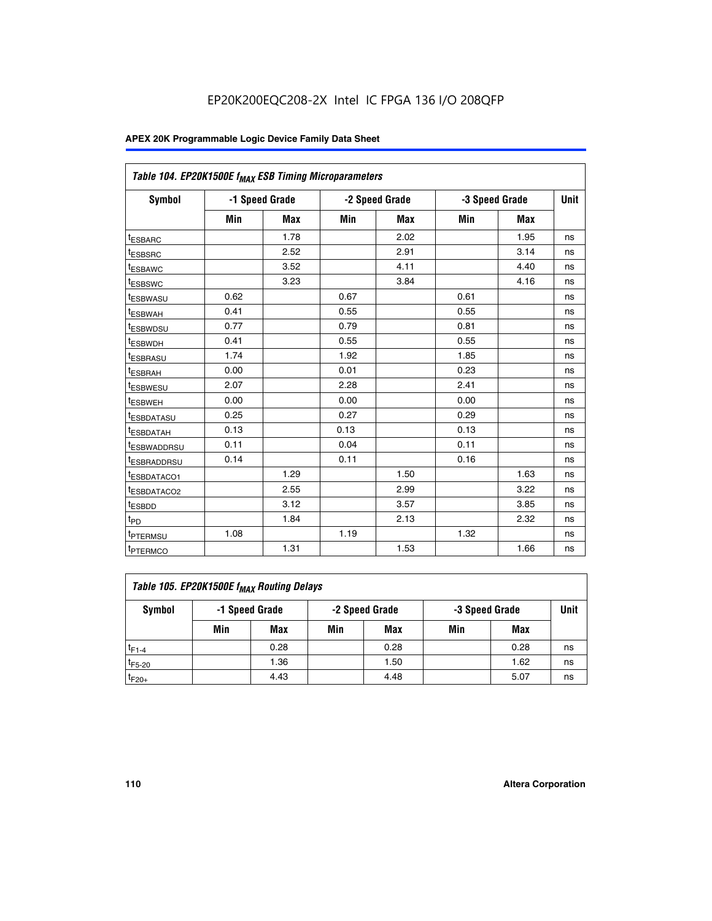EP20K200EQC208-2X Intel IC FPGA 136 I/O 208QFP

| Table 104. EP20K1500E $f_{MAX}$ ESB Timing Microparameters | | | | | | | |
|---|---|---|---|---|---|---|---|
| Symbol | -1 Speed Grade | | -2 Speed Grade | | -3 Speed Grade | | Unit |
| | Min | Max | Min | Max | Min | Max | |
| $t_{ESBARC}$ | | 1.78 | | 2.02 | | 1.95 | ns |
| $t_{ESBSRC}$ | | 2.52 | | 2.91 | | 3.14 | ns |
| $t_{ESBAWC}$ | | 3.52 | | 4.11 | | 4.40 | ns |
| $t_{ESBSWC}$ | | 3.23 | | 3.84 | | 4.16 | ns |
| $t_{ESBWASU}$ | 0.62 | | 0.67 | | 0.61 | | ns |
| $t_{ESBWAH}$ | 0.41 | | 0.55 | | 0.55 | | ns |
| $t_{ESBWDSU}$ | 0.77 | | 0.79 | | 0.81 | | ns |
| $t_{ESBWDH}$ | 0.41 | | 0.55 | | 0.55 | | ns |
| $t_{ESBRASU}$ | 1.74 | | 1.92 | | 1.85 | | ns |
| $t_{ESBRAH}$ | 0.00 | | 0.01 | | 0.23 | | ns |
| $t_{ESBWESU}$ | 2.07 | | 2.28 | | 2.41 | | ns |
| $t_{ESBWEH}$ | 0.00 | | 0.00 | | 0.00 | | ns |
| $t_{ESBDATASU}$ | 0.25 | | 0.27 | | 0.29 | | ns |
| $t_{ESBDATAH}$ | 0.13 | | 0.13 | | 0.13 | | ns |
| $t_{ESBWADDRSU}$ | 0.11 | | 0.04 | | 0.11 | | ns |
| $t_{ESBRADDRSU}$ | 0.14 | | 0.11 | | 0.16 | | ns |
| $t_{ESBDATACO1}$ | | 1.29 | | 1.50 | | 1.63 | ns |
| $t_{ESBDATACO2}$ | | 2.55 | | 2.99 | | 3.22 | ns |
| $t_{ESBDD}$ | | 3.12 | | 3.57 | | 3.85 | ns |
| $t_{PD}$ | | 1.84 | | 2.13 | | 2.32 | ns |
| $t_{PTERMSU}$ | 1.08 | | 1.19 | | 1.32 | | ns |
| $t_{PTERMCO}$ | | 1.31 | | 1.53 | | 1.66 | ns |

| Table 105. EP20K1500E $f_{MAX}$ Routing Delays | | | | | | | |
|---|---|---|---|---|---|---|---|
| Symbol | -1 Speed Grade | | -2 Speed Grade | | -3 Speed Grade | | Unit |
| | Min | Max | Min | Max | Min | Max | |
| $t_{F1-4}$ | | 0.28 | | 0.28 | | 0.28 | ns |
| $t_{F5-20}$ | | 1.36 | | 1.50 | | 1.62 | ns |
| $t_{F20+}$ | | 4.43 | | 4.48 | | 5.07 | ns |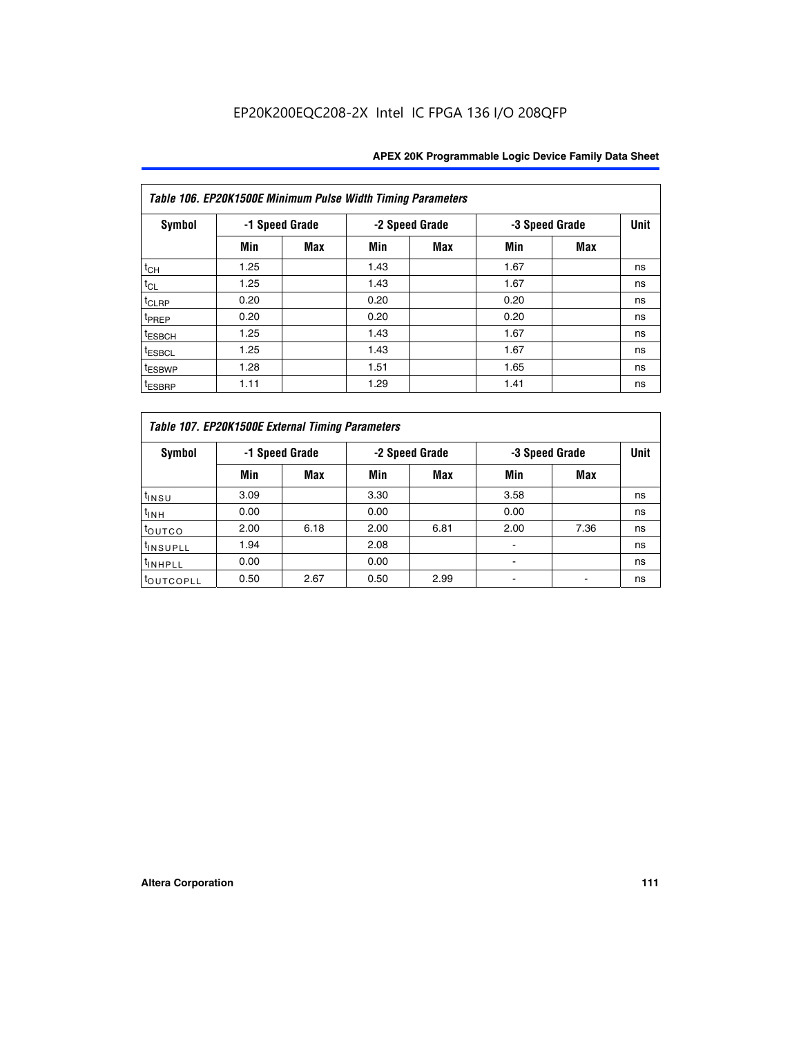| Table 106. EP20K1500E Minimum Pulse Width Timing Parameters | | | | | | | |
|---|---|---|---|---|---|---|---|
| Symbol | -1 Speed Grade | | -2 Speed Grade | | -3 Speed Grade | | Unit |
| | Min | Max | Min | Max | Min | Max | |
| $t_{CH}$ | 1.25 | | 1.43 | | 1.67 | | ns |
| $t_{CL}$ | 1.25 | | 1.43 | | 1.67 | | ns |
| $t_{CLRP}$ | 0.20 | | 0.20 | | 0.20 | | ns |
| $t_{PREP}$ | 0.20 | | 0.20 | | 0.20 | | ns |
| $t_{ESBCH}$ | 1.25 | | 1.43 | | 1.67 | | ns |
| $t_{ESBCL}$ | 1.25 | | 1.43 | | 1.67 | | ns |
| $t_{ESBWP}$ | 1.28 | | 1.51 | | 1.65 | | ns |
| $t_{ESBRP}$ | 1.11 | | 1.29 | | 1.41 | | ns |

| Table 107. EP20K1500E External Timing Parameters | | | | | | | |
|---|---|---|---|---|---|---|---|
| Symbol | -1 Speed Grade | | -2 Speed Grade | | -3 Speed Grade | | Unit |
| | Min | Max | Min | Max | Min | Max | |
| $t_{INSU}$ | 3.09 | | 3.30 | | 3.58 | | ns |
| $t_{INH}$ | 0.00 | | 0.00 | | 0.00 | | ns |
| $t_{OUTCO}$ | 2.00 | 6.18 | 2.00 | 6.81 | 2.00 | 7.36 | ns |
| $t_{INSUPLL}$ | 1.94 | | 2.08 | | - | | ns |
| $t_{INHPLL}$ | 0.00 | | 0.00 | | - | | ns |
| $t_{OUTCOPLL}$ | 0.50 | 2.67 | 0.50 | 2.99 | - | - | ns |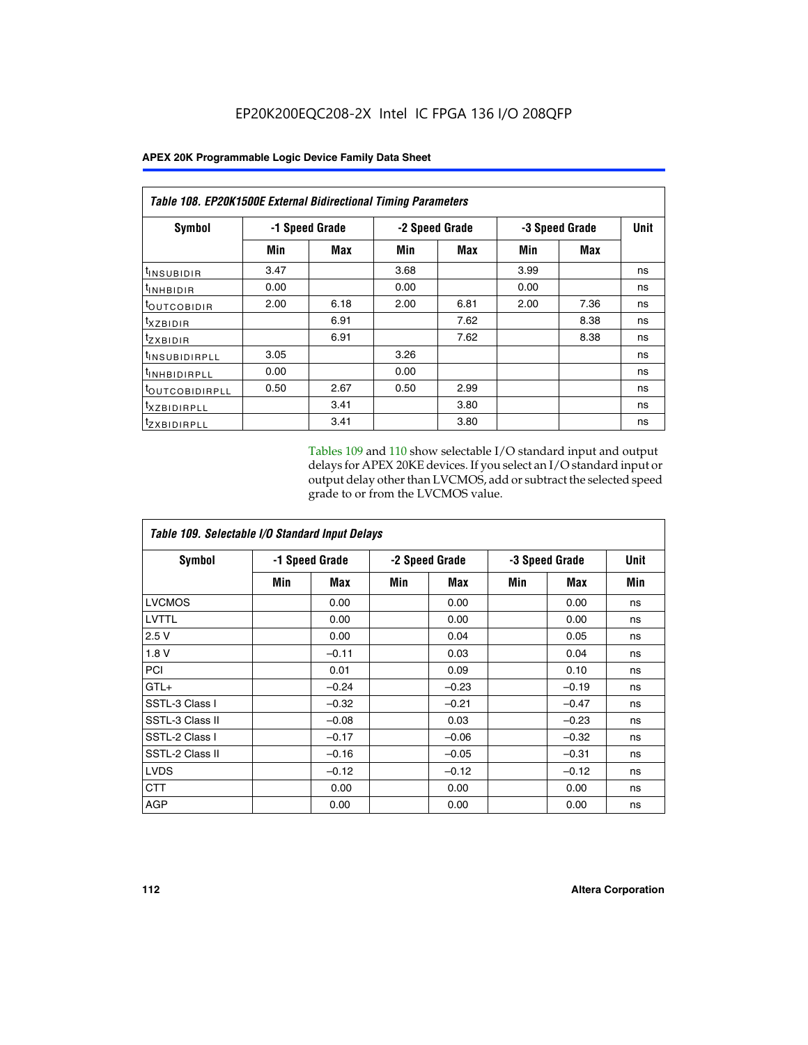EP20K200EQC208-2X Intel IC FPGA 136 I/O 208QFP

**APEX 20K Programmable Logic Device Family Data Sheet**

| *Table 108. EP20K1500E External Bidirectional Timing Parameters* | | | | | | | |
|---|---|---|---|---|---|---|---|
| **Symbol** | **-1 Speed Grade** | | **-2 Speed Grade** | | **-3 Speed Grade** | | **Unit** |
| | **Min** | **Max** | **Min** | **Max** | **Min** | **Max** | |
| $t_{INSUBIDIR}$ | 3.47 | | 3.68 | | 3.99 | | ns |
| $t_{INHBIDIR}$ | 0.00 | | 0.00 | | 0.00 | | ns |
| $t_{OUTCOBIDIR}$ | 2.00 | 6.18 | 2.00 | 6.81 | 2.00 | 7.36 | ns |
| $t_{XZBIDIR}$ | | 6.91 | | 7.62 | | 8.38 | ns |
| $t_{ZXBIDIR}$ | | 6.91 | | 7.62 | | 8.38 | ns |
| $t_{INSUBIDIRPLL}$ | 3.05 | | 3.26 | | | | ns |
| $t_{INHBIDIRPLL}$ | 0.00 | | 0.00 | | | | ns |
| $t_{OUTCOBIDIRPLL}$ | 0.50 | 2.67 | 0.50 | 2.99 | | | ns |
| $t_{XZBIDIRPLL}$ | | 3.41 | | 3.80 | | | ns |
| $t_{ZXBIDIRPLL}$ | | 3.41 | | 3.80 | | | ns |

Tables 109 and 110 show selectable I/O standard input and output delays for APEX 20KE devices. If you select an I/O standard input or output delay other than LVCMOS, add or subtract the selected speed grade to or from the LVCMOS value.

| *Table 109. Selectable I/O Standard Input Delays* | | | | | | | |
|---|---|---|---|---|---|---|---|
| **Symbol** | **-1 Speed Grade** | | **-2 Speed Grade** | | **-3 Speed Grade** | | **Unit** |
| | **Min** | **Max** | **Min** | **Max** | **Min** | **Max** | **Min** |
| LVCMOS | | 0.00 | | 0.00 | | 0.00 | ns |
| LVTTL | | 0.00 | | 0.00 | | 0.00 | ns |
| 2.5 V | | 0.00 | | 0.04 | | 0.05 | ns |
| 1.8 V | | –0.11 | | 0.03 | | 0.04 | ns |
| PCI | | 0.01 | | 0.09 | | 0.10 | ns |
| GTL+ | | –0.24 | | –0.23 | | –0.19 | ns |
| SSTL-3 Class I | | –0.32 | | –0.21 | | –0.47 | ns |
| SSTL-3 Class II | | –0.08 | | 0.03 | | –0.23 | ns |
| SSTL-2 Class I | | –0.17 | | –0.06 | | –0.32 | ns |
| SSTL-2 Class II | | –0.16 | | –0.05 | | –0.31 | ns |
| LVDS | | –0.12 | | –0.12 | | –0.12 | ns |
| CTT | | 0.00 | | 0.00 | | 0.00 | ns |
| AGP | | 0.00 | | 0.00 | | 0.00 | ns |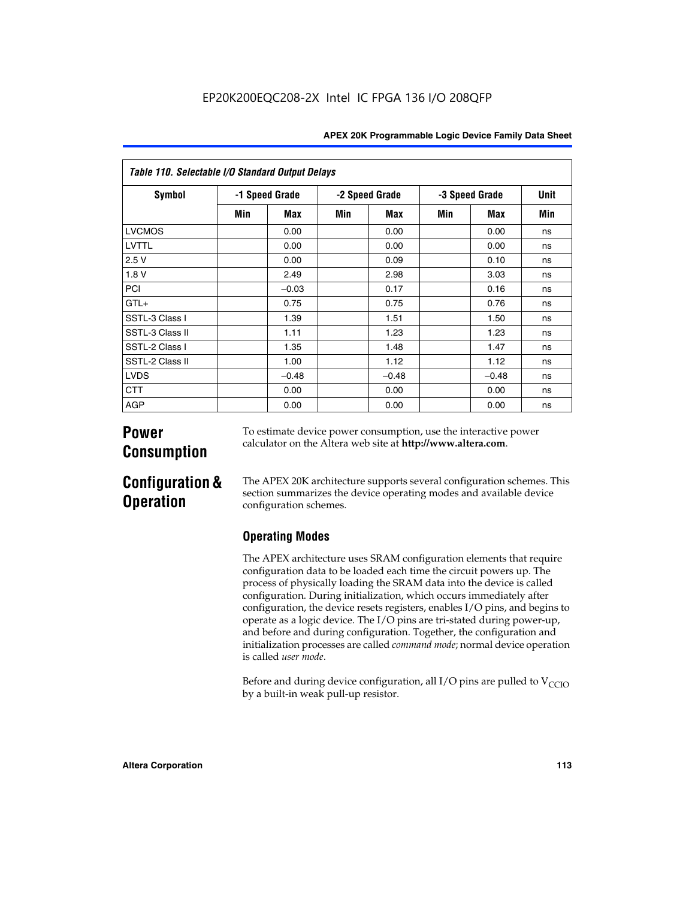EP20K200EQC208-2X Intel IC FPGA 136 I/O 208QFP

| Table 110. Selectable I/O Standard Output Delays | | | | | | | |
|---|---|---|---|---|---|---|---|
| Symbol | -1 Speed Grade | | -2 Speed Grade | | -3 Speed Grade | | Unit |
| | Min | Max | Min | Max | Min | Max | Min |
| LVCMOS | | 0.00 | | 0.00 | | 0.00 | ns |
| LVTTL | | 0.00 | | 0.00 | | 0.00 | ns |
| 2.5 V | | 0.00 | | 0.09 | | 0.10 | ns |
| 1.8 V | | 2.49 | | 2.98 | | 3.03 | ns |
| PCI | | –0.03 | | 0.17 | | 0.16 | ns |
| GTL+ | | 0.75 | | 0.75 | | 0.76 | ns |
| SSTL-3 Class I | | 1.39 | | 1.51 | | 1.50 | ns |
| SSTL-3 Class II | | 1.11 | | 1.23 | | 1.23 | ns |
| SSTL-2 Class I | | 1.35 | | 1.48 | | 1.47 | ns |
| SSTL-2 Class II | | 1.00 | | 1.12 | | 1.12 | ns |
| LVDS | | –0.48 | | –0.48 | | –0.48 | ns |
| CTT | | 0.00 | | 0.00 | | 0.00 | ns |
| AGP | | 0.00 | | 0.00 | | 0.00 | ns |

# Power Consumption

To estimate device power consumption, use the interactive power calculator on the Altera web site at **http://www.altera.com**.

# Configuration & Operation

The APEX 20K architecture supports several configuration schemes. This section summarizes the device operating modes and available device configuration schemes.

## Operating Modes

The APEX architecture uses SRAM configuration elements that require configuration data to be loaded each time the circuit powers up. The process of physically loading the SRAM data into the device is called configuration. During initialization, which occurs immediately after configuration, the device resets registers, enables I/O pins, and begins to operate as a logic device. The I/O pins are tri-stated during power-up, and before and during configuration. Together, the configuration and initialization processes are called *command mode*; normal device operation is called *user mode*.

Before and during device configuration, all I/O pins are pulled to $V_{CCIO}$ by a built-in weak pull-up resistor.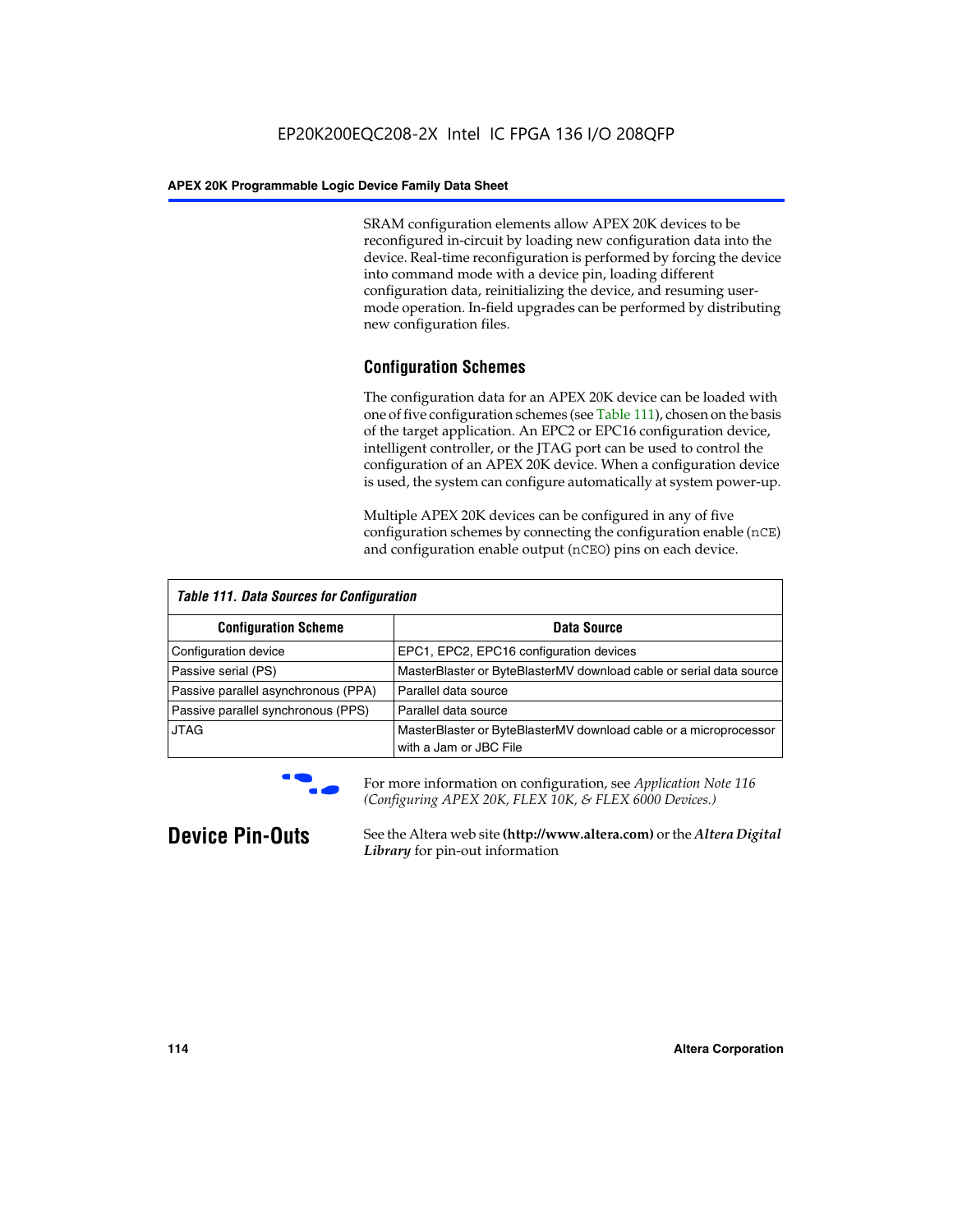SRAM configuration elements allow APEX 20K devices to be reconfigured in-circuit by loading new configuration data into the device. Real-time reconfiguration is performed by forcing the device into command mode with a device pin, loading different configuration data, reinitializing the device, and resuming user-mode operation. In-field upgrades can be performed by distributing new configuration files.

## Configuration Schemes

The configuration data for an APEX 20K device can be loaded with one of five configuration schemes (see Table 111), chosen on the basis of the target application. An EPC2 or EPC16 configuration device, intelligent controller, or the JTAG port can be used to control the configuration of an APEX 20K device. When a configuration device is used, the system can configure automatically at system power-up.

Multiple APEX 20K devices can be configured in any of five configuration schemes by connecting the configuration enable (`nCE`) and configuration enable output (`nCEO`) pins on each device.

*Table 111. Data Sources for Configuration*

| Configuration Scheme | Data Source |
|---|---|
| Configuration device | EPC1, EPC2, EPC16 configuration devices |
| Passive serial (PS) | MasterBlaster or ByteBlasterMV download cable or serial data source |
| Passive parallel asynchronous (PPA) | Parallel data source |
| Passive parallel synchronous (PPS) | Parallel data source |
| JTAG | MasterBlaster or ByteBlasterMV download cable or a microprocessor with a Jam or JBC File |

For more information on configuration, see *Application Note 116 (Configuring APEX 20K, FLEX 10K, & FLEX 6000 Devices.)*

# Device Pin-Outs

See the Altera web site **(http://www.altera.com)** or the ***Altera Digital Library*** for pin-out information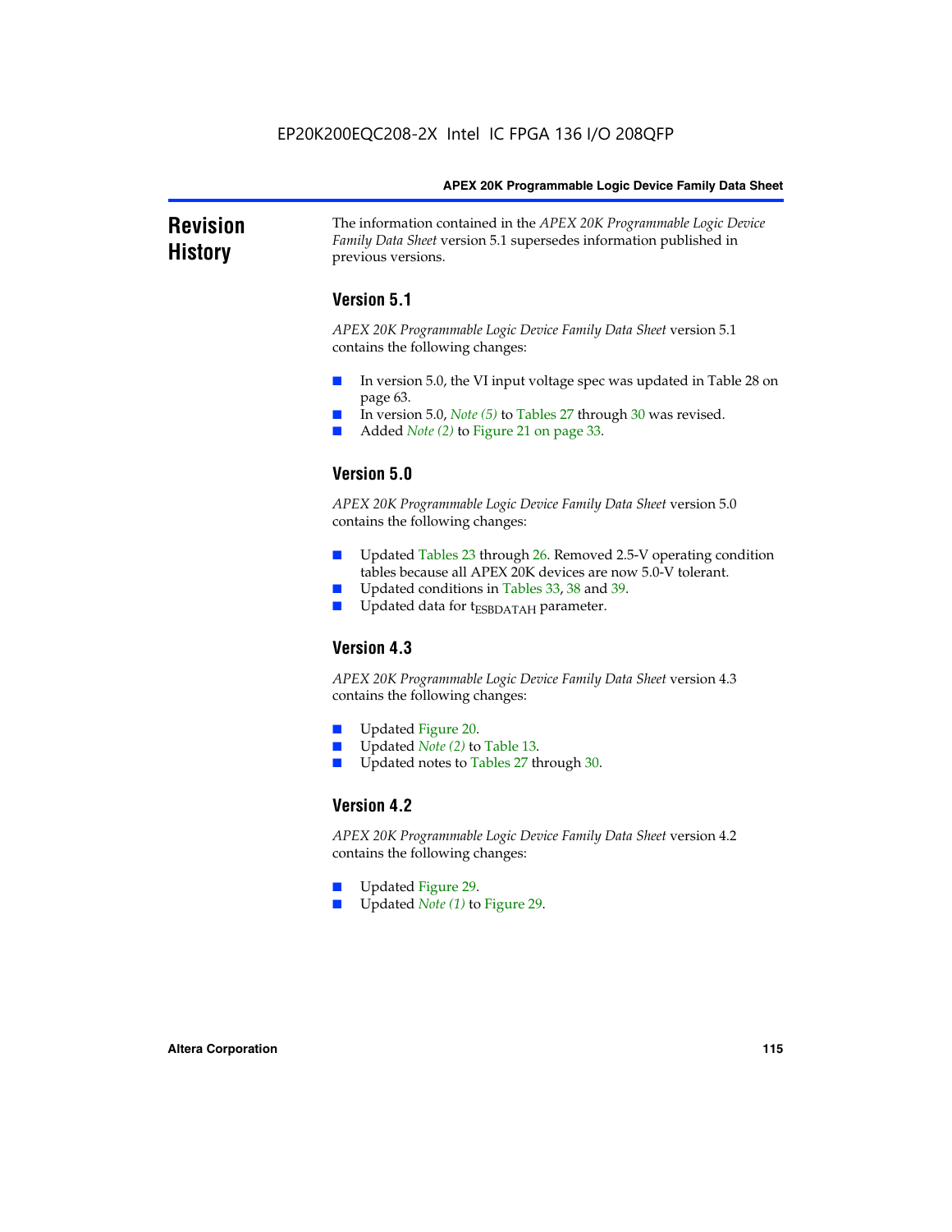## Revision History

The information contained in the *APEX 20K Programmable Logic Device Family Data Sheet* version 5.1 supersedes information published in previous versions.

### Version 5.1

*APEX 20K Programmable Logic Device Family Data Sheet* version 5.1 contains the following changes:

- In version 5.0, the VI input voltage spec was updated in Table 28 on page 63.
- In version 5.0, *Note (5)* to Tables 27 through 30 was revised.
- Added *Note (2)* to Figure 21 on page 33.

### Version 5.0

*APEX 20K Programmable Logic Device Family Data Sheet* version 5.0 contains the following changes:

- Updated Tables 23 through 26. Removed 2.5-V operating condition tables because all APEX 20K devices are now 5.0-V tolerant.
- Updated conditions in Tables 33, 38 and 39.
- Updated data for $t_{ESBDATAH}$ parameter.

### Version 4.3

*APEX 20K Programmable Logic Device Family Data Sheet* version 4.3 contains the following changes:

- Updated Figure 20.
- Updated *Note (2)* to Table 13.
- Updated notes to Tables 27 through 30.

### Version 4.2

*APEX 20K Programmable Logic Device Family Data Sheet* version 4.2 contains the following changes:

- Updated Figure 29.
- Updated *Note (1)* to Figure 29.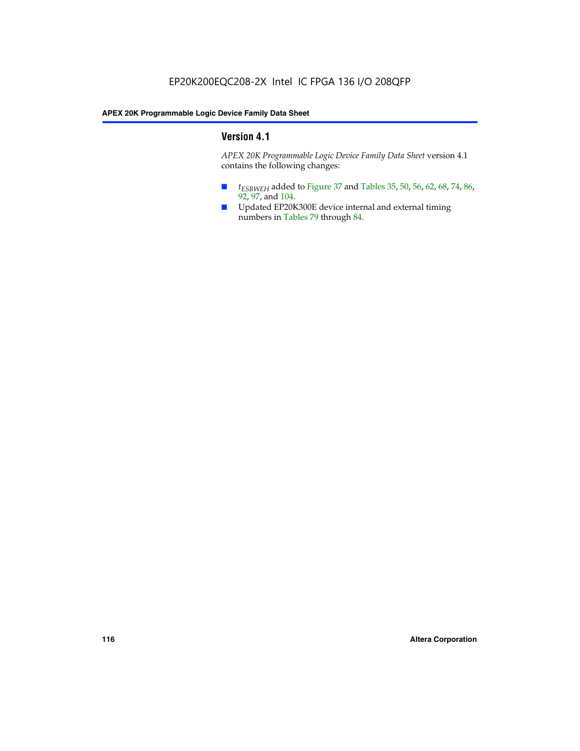## Version 4.1

*APEX 20K Programmable Logic Device Family Data Sheet* version 4.1 contains the following changes:

- $t_{ESBWEH}$ added to Figure 37 and Tables 35, 50, 56, 62, 68, 74, 86, 92, 97, and 104.
- Updated EP20K300E device internal and external timing numbers in Tables 79 through 84.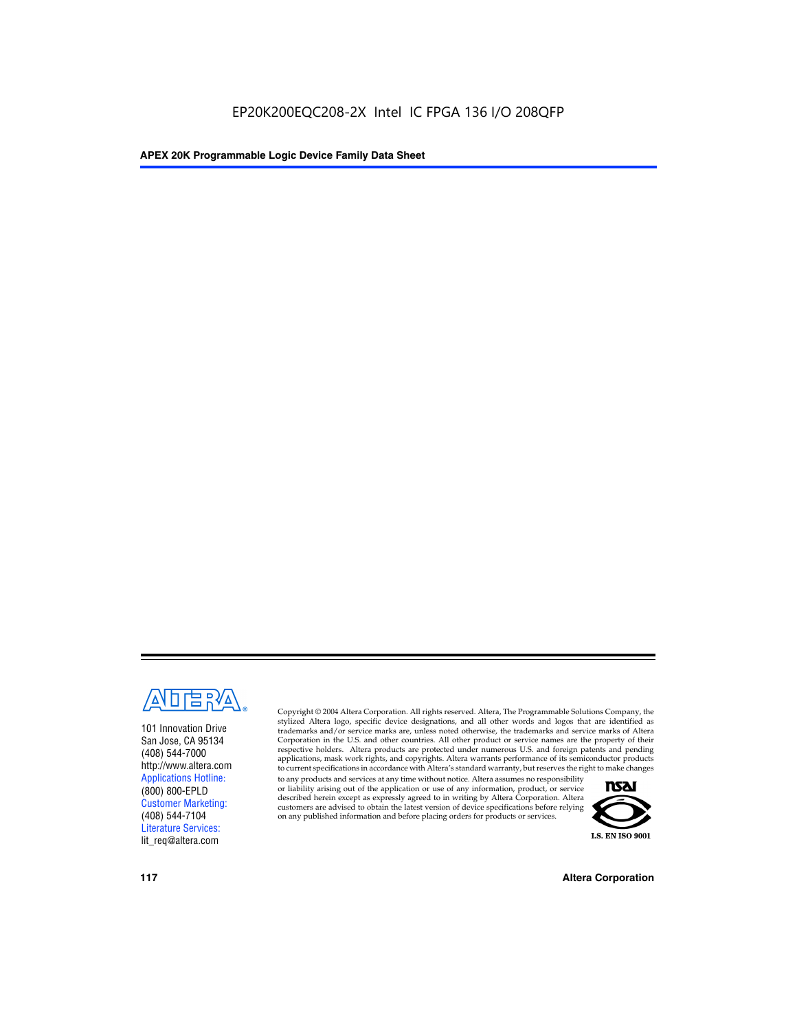101 Innovation Drive
San Jose, CA 95134
(408) 544-7000
http://www.altera.com
Applications Hotline:
(800) 800-EPLD
Customer Marketing:
(408) 544-7104
Literature Services:
lit_req@altera.com

Copyright © 2004 Altera Corporation. All rights reserved. Altera, The Programmable Solutions Company, the stylized Altera logo, specific device designations, and all other words and logos that are identified as trademarks and/or service marks are, unless noted otherwise, the trademarks and service marks of Altera Corporation in the U.S. and other countries. All other product or service names are the property of their respective holders. Altera products are protected under numerous U.S. and foreign patents and pending applications, mask work rights, and copyrights. Altera warrants performance of its semiconductor products to current specifications in accordance with Altera's standard warranty, but reserves the right to make changes to any products and services at any time without notice. Altera assumes no responsibility or liability arising out of the application or use of any information, product, or service described herein except as expressly agreed to in writing by Altera Corporation. Altera customers are advised to obtain the latest version of device specifications before relying on any published information and before placing orders for products or services.

I.S. EN ISO 9001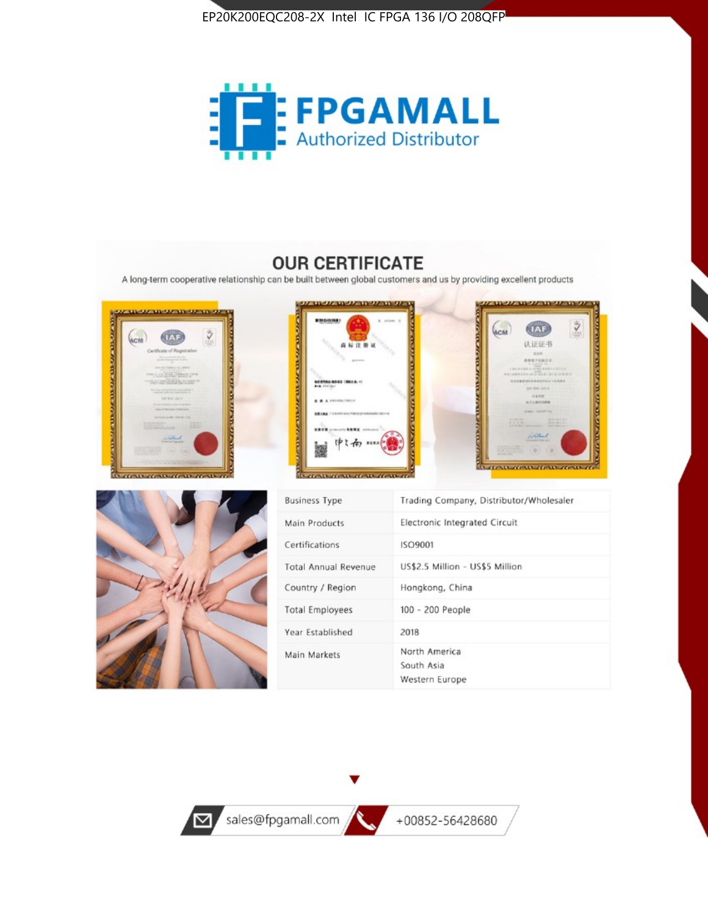FPGAMALL
Authorized Distributor

## OUR CERTIFICATE

A long-term cooperative relationship can be built between global customers and us by providing excellent products

| | |
|---|---|
| Business Type | Trading Company, Distributor/Wholesaler |
| Main Products | Electronic Integrated Circuit |
| Certifications | ISO9001 |
| Total Annual Revenue | US$2.5 Million - US$5 Million |
| Country / Region | Hongkong, China |
| Total Employees | 100 - 200 People |
| Year Established | 2018 |
| Main Markets | North America<br>South Asia<br>Western Europe |

sales@fpgamall.com

+00852-56428680